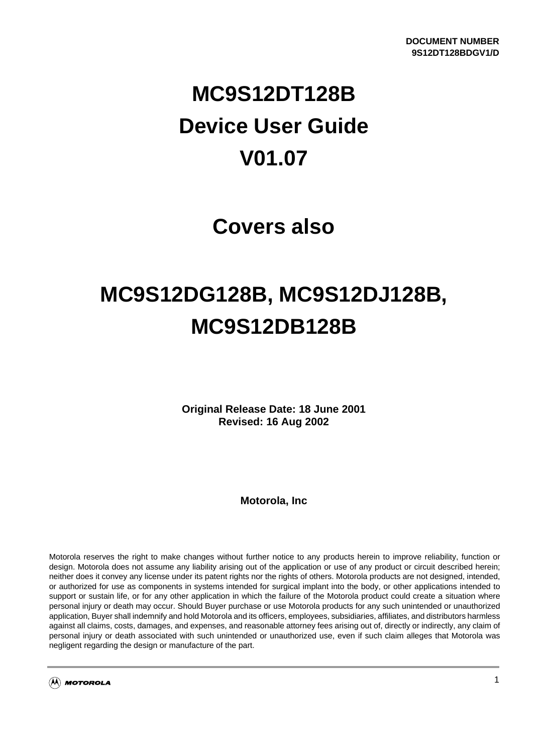DOCUMENT NUMBER
9S12DT128BDGV1/D

# MC9S12DT128B Device User Guide V01.07

# Covers also

# MC9S12DG128B, MC9S12DJ128B, MC9S12DB128B

**Original Release Date: 18 June 2001**
**Revised: 16 Aug 2002**

**Motorola, Inc**

Motorola reserves the right to make changes without further notice to any products herein to improve reliability, function or design. Motorola does not assume any liability arising out of the application or use of any product or circuit described herein; neither does it convey any license under its patent rights nor the rights of others. Motorola products are not designed, intended, or authorized for use as components in systems intended for surgical implant into the body, or other applications intended to support or sustain life, or for any other application in which the failure of the Motorola product could create a situation where personal injury or death may occur. Should Buyer purchase or use Motorola products for any such unintended or unauthorized application, Buyer shall indemnify and hold Motorola and its officers, employees, subsidiaries, affiliates, and distributors harmless against all claims, costs, damages, and expenses, and reasonable attorney fees arising out of, directly or indirectly, any claim of personal injury or death associated with such unintended or unauthorized use, even if such claim alleges that Motorola was negligent regarding the design or manufacture of the part.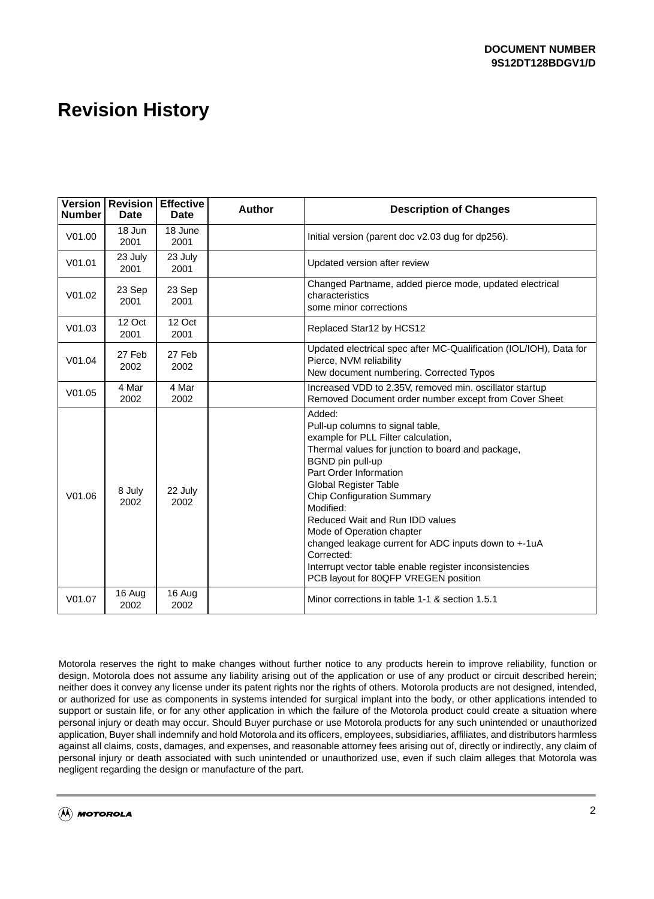DOCUMENT NUMBER
9S12DT128BDGV1/D

# Revision History

| Version Number | Revision Date | Effective Date | Author | Description of Changes |
|---|---|---|---|---|
| V01.00 | 18 Jun 2001 | 18 June 2001 | | Initial version (parent doc v2.03 dug for dp256). |
| V01.01 | 23 July 2001 | 23 July 2001 | | Updated version after review |
| V01.02 | 23 Sep 2001 | 23 Sep 2001 | | Changed Partname, added pierce mode, updated electrical characteristics<br>some minor corrections |
| V01.03 | 12 Oct 2001 | 12 Oct 2001 | | Replaced Star12 by HCS12 |
| V01.04 | 27 Feb 2002 | 27 Feb 2002 | | Updated electrical spec after MC-Qualification (IOL/IOH), Data for Pierce, NVM reliability<br>New document numbering. Corrected Typos |
| V01.05 | 4 Mar 2002 | 4 Mar 2002 | | Increased VDD to 2.35V, removed min. oscillator startup<br>Removed Document order number except from Cover Sheet |
| V01.06 | 8 July 2002 | 22 July 2002 | | Added:<br>Pull-up columns to signal table,<br>example for PLL Filter calculation,<br>Thermal values for junction to board and package,<br>BGND pin pull-up<br>Part Order Information<br>Global Register Table<br>Chip Configuration Summary<br>Modified:<br>Reduced Wait and Run IDD values<br>Mode of Operation chapter<br>changed leakage current for ADC inputs down to +-1uA<br>Corrected:<br>Interrupt vector table enable register inconsistencies<br>PCB layout for 80QFP VREGEN position |
| V01.07 | 16 Aug 2002 | 16 Aug 2002 | | Minor corrections in table 1-1 & section 1.5.1 |

Motorola reserves the right to make changes without further notice to any products herein to improve reliability, function or design. Motorola does not assume any liability arising out of the application or use of any product or circuit described herein; neither does it convey any license under its patent rights nor the rights of others. Motorola products are not designed, intended, or authorized for use as components in systems intended for surgical implant into the body, or other applications intended to support or sustain life, or for any other application in which the failure of the Motorola product could create a situation where personal injury or death may occur. Should Buyer purchase or use Motorola products for any such unintended or unauthorized application, Buyer shall indemnify and hold Motorola and its officers, employees, subsidiaries, affiliates, and distributors harmless against all claims, costs, damages, and expenses, and reasonable attorney fees arising out of, directly or indirectly, any claim of personal injury or death associated with such unintended or unauthorized use, even if such claim alleges that Motorola was negligent regarding the design or manufacture of the part.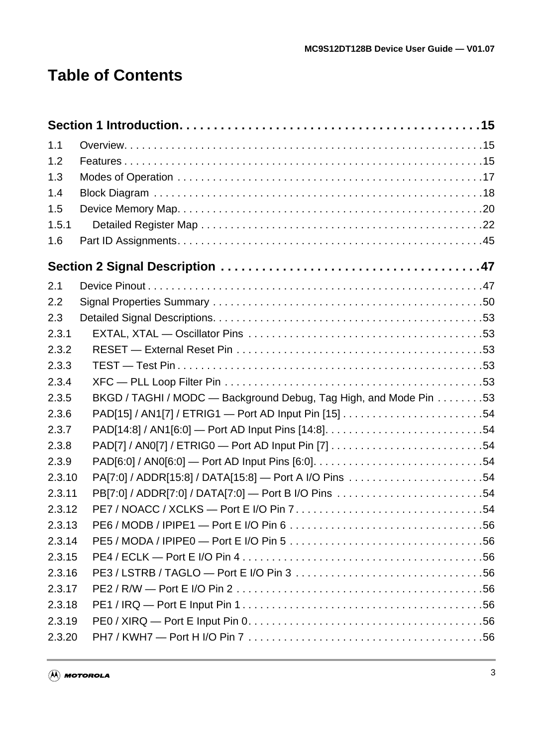# Table of Contents

**Section 1 Introduction. . . . . . . . . . . . . . . . . . . . . . . . . . . . . . . . . . . . . . . . . . 15**

1.1 Overview. . . . . . . . . . . . . . . . . . . . . . . . . . . . . . . . . . . . . . . . . . . . . . . . . . . . . . . . . . . . 15
1.2 Features . . . . . . . . . . . . . . . . . . . . . . . . . . . . . . . . . . . . . . . . . . . . . . . . . . . . . . . . . . . . 15
1.3 Modes of Operation . . . . . . . . . . . . . . . . . . . . . . . . . . . . . . . . . . . . . . . . . . . . . . . . . . . . 17
1.4 Block Diagram . . . . . . . . . . . . . . . . . . . . . . . . . . . . . . . . . . . . . . . . . . . . . . . . . . . . . . . . 18
1.5 Device Memory Map. . . . . . . . . . . . . . . . . . . . . . . . . . . . . . . . . . . . . . . . . . . . . . . . . . . . 20
1.5.1 Detailed Register Map . . . . . . . . . . . . . . . . . . . . . . . . . . . . . . . . . . . . . . . . . . . . . . . . 22
1.6 Part ID Assignments. . . . . . . . . . . . . . . . . . . . . . . . . . . . . . . . . . . . . . . . . . . . . . . . . . . . 45

**Section 2 Signal Description . . . . . . . . . . . . . . . . . . . . . . . . . . . . . . . . . . . . 47**

2.1 Device Pinout . . . . . . . . . . . . . . . . . . . . . . . . . . . . . . . . . . . . . . . . . . . . . . . . . . . . . . . . . 47
2.2 Signal Properties Summary . . . . . . . . . . . . . . . . . . . . . . . . . . . . . . . . . . . . . . . . . . . . . . 50
2.3 Detailed Signal Descriptions. . . . . . . . . . . . . . . . . . . . . . . . . . . . . . . . . . . . . . . . . . . . . . 53
2.3.1 EXTAL, XTAL — Oscillator Pins . . . . . . . . . . . . . . . . . . . . . . . . . . . . . . . . . . . . . . . . 53
2.3.2 RESET — External Reset Pin . . . . . . . . . . . . . . . . . . . . . . . . . . . . . . . . . . . . . . . . . . 53
2.3.3 TEST — Test Pin . . . . . . . . . . . . . . . . . . . . . . . . . . . . . . . . . . . . . . . . . . . . . . . . . . . . 53
2.3.4 XFC — PLL Loop Filter Pin . . . . . . . . . . . . . . . . . . . . . . . . . . . . . . . . . . . . . . . . . . . . 53
2.3.5 BKGD / TAGHI / MODC — Background Debug, Tag High, and Mode Pin . . . . . . . . 53
2.3.6 PAD[15] / AN1[7] / ETRIG1 — Port AD Input Pin [15] . . . . . . . . . . . . . . . . . . . . . . . . 54
2.3.7 PAD[14:8] / AN1[6:0] — Port AD Input Pins [14:8]. . . . . . . . . . . . . . . . . . . . . . . . . . . 54
2.3.8 PAD[7] / AN0[7] / ETRIG0 — Port AD Input Pin [7] . . . . . . . . . . . . . . . . . . . . . . . . . . 54
2.3.9 PAD[6:0] / AN0[6:0] — Port AD Input Pins [6:0]. . . . . . . . . . . . . . . . . . . . . . . . . . . . . 54
2.3.10 PA[7:0] / ADDR[15:8] / DATA[15:8] — Port A I/O Pins . . . . . . . . . . . . . . . . . . . . . . . 54
2.3.11 PB[7:0] / ADDR[7:0] / DATA[7:0] — Port B I/O Pins . . . . . . . . . . . . . . . . . . . . . . . . . 54
2.3.12 PE7 / NOACC / XCLKS — Port E I/O Pin 7 . . . . . . . . . . . . . . . . . . . . . . . . . . . . . . . . 54
2.3.13 PE6 / MODB / IPIPE1 — Port E I/O Pin 6 . . . . . . . . . . . . . . . . . . . . . . . . . . . . . . . . . 56
2.3.14 PE5 / MODA / IPIPE0 — Port E I/O Pin 5 . . . . . . . . . . . . . . . . . . . . . . . . . . . . . . . . . 56
2.3.15 PE4 / ECLK — Port E I/O Pin 4 . . . . . . . . . . . . . . . . . . . . . . . . . . . . . . . . . . . . . . . . . 56
2.3.16 PE3 / LSTRB / TAGLO — Port E I/O Pin 3 . . . . . . . . . . . . . . . . . . . . . . . . . . . . . . . . 56
2.3.17 PE2 / R/W — Port E I/O Pin 2 . . . . . . . . . . . . . . . . . . . . . . . . . . . . . . . . . . . . . . . . . . 56
2.3.18 PE1 / IRQ — Port E Input Pin 1 . . . . . . . . . . . . . . . . . . . . . . . . . . . . . . . . . . . . . . . . . 56
2.3.19 PE0 / XIRQ — Port E Input Pin 0. . . . . . . . . . . . . . . . . . . . . . . . . . . . . . . . . . . . . . . . 56
2.3.20 PH7 / KWH7 — Port H I/O Pin 7 . . . . . . . . . . . . . . . . . . . . . . . . . . . . . . . . . . . . . . . . 56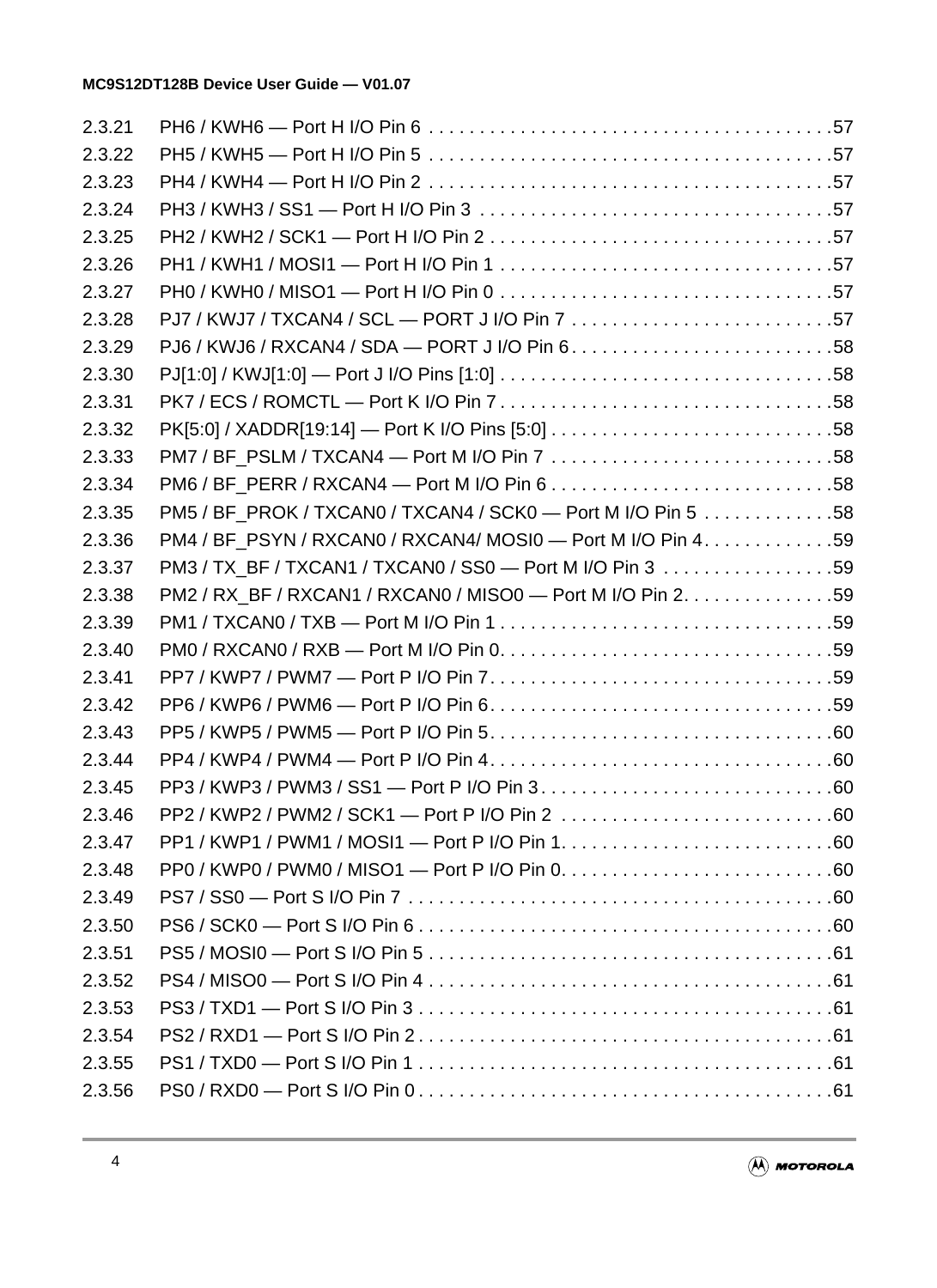2.3.21 PH6 / KWH6 — Port H I/O Pin 6 . . . . . . . . . . . . . . . . . . . . . . . . . . . . . . . . . . . . . . . .57
2.3.22 PH5 / KWH5 — Port H I/O Pin 5 . . . . . . . . . . . . . . . . . . . . . . . . . . . . . . . . . . . . . . . .57
2.3.23 PH4 / KWH4 — Port H I/O Pin 2 . . . . . . . . . . . . . . . . . . . . . . . . . . . . . . . . . . . . . . . .57
2.3.24 PH3 / KWH3 / SS1 — Port H I/O Pin 3 . . . . . . . . . . . . . . . . . . . . . . . . . . . . . . . . . . .57
2.3.25 PH2 / KWH2 / SCK1 — Port H I/O Pin 2 . . . . . . . . . . . . . . . . . . . . . . . . . . . . . . . . . .57
2.3.26 PH1 / KWH1 / MOSI1 — Port H I/O Pin 1 . . . . . . . . . . . . . . . . . . . . . . . . . . . . . . . . .57
2.3.27 PH0 / KWH0 / MISO1 — Port H I/O Pin 0 . . . . . . . . . . . . . . . . . . . . . . . . . . . . . . . . .57
2.3.28 PJ7 / KWJ7 / TXCAN4 / SCL — PORT J I/O Pin 7 . . . . . . . . . . . . . . . . . . . . . . . . . .57
2.3.29 PJ6 / KWJ6 / RXCAN4 / SDA — PORT J I/O Pin 6 . . . . . . . . . . . . . . . . . . . . . . . . . .58
2.3.30 PJ[1:0] / KWJ[1:0] — Port J I/O Pins [1:0] . . . . . . . . . . . . . . . . . . . . . . . . . . . . . . . . .58
2.3.31 PK7 / ECS / ROMCTL — Port K I/O Pin 7 . . . . . . . . . . . . . . . . . . . . . . . . . . . . . . . . .58
2.3.32 PK[5:0] / XADDR[19:14] — Port K I/O Pins [5:0] . . . . . . . . . . . . . . . . . . . . . . . . . . . .58
2.3.33 PM7 / BF_PSLM / TXCAN4 — Port M I/O Pin 7 . . . . . . . . . . . . . . . . . . . . . . . . . . . .58
2.3.34 PM6 / BF_PERR / RXCAN4 — Port M I/O Pin 6 . . . . . . . . . . . . . . . . . . . . . . . . . . . .58
2.3.35 PM5 / BF_PROK / TXCAN0 / TXCAN4 / SCK0 — Port M I/O Pin 5 . . . . . . . . . . . . .58
2.3.36 PM4 / BF_PSYN / RXCAN0 / RXCAN4/ MOSI0 — Port M I/O Pin 4. . . . . . . . . . . . .59
2.3.37 PM3 / TX_BF / TXCAN1 / TXCAN0 / SS0 — Port M I/O Pin 3 . . . . . . . . . . . . . . . . .59
2.3.38 PM2 / RX_BF / RXCAN1 / RXCAN0 / MISO0 — Port M I/O Pin 2. . . . . . . . . . . . . . .59
2.3.39 PM1 / TXCAN0 / TXB — Port M I/O Pin 1 . . . . . . . . . . . . . . . . . . . . . . . . . . . . . . . . .59
2.3.40 PM0 / RXCAN0 / RXB — Port M I/O Pin 0. . . . . . . . . . . . . . . . . . . . . . . . . . . . . . . . .59
2.3.41 PP7 / KWP7 / PWM7 — Port P I/O Pin 7. . . . . . . . . . . . . . . . . . . . . . . . . . . . . . . . . .59
2.3.42 PP6 / KWP6 / PWM6 — Port P I/O Pin 6. . . . . . . . . . . . . . . . . . . . . . . . . . . . . . . . . .59
2.3.43 PP5 / KWP5 / PWM5 — Port P I/O Pin 5. . . . . . . . . . . . . . . . . . . . . . . . . . . . . . . . . .60
2.3.44 PP4 / KWP4 / PWM4 — Port P I/O Pin 4. . . . . . . . . . . . . . . . . . . . . . . . . . . . . . . . . .60
2.3.45 PP3 / KWP3 / PWM3 / SS1 — Port P I/O Pin 3. . . . . . . . . . . . . . . . . . . . . . . . . . . . .60
2.3.46 PP2 / KWP2 / PWM2 / SCK1 — Port P I/O Pin 2 . . . . . . . . . . . . . . . . . . . . . . . . . . .60
2.3.47 PP1 / KWP1 / PWM1 / MOSI1 — Port P I/O Pin 1. . . . . . . . . . . . . . . . . . . . . . . . . . .60
2.3.48 PP0 / KWP0 / PWM0 / MISO1 — Port P I/O Pin 0. . . . . . . . . . . . . . . . . . . . . . . . . . .60
2.3.49 PS7 / SS0 — Port S I/O Pin 7 . . . . . . . . . . . . . . . . . . . . . . . . . . . . . . . . . . . . . . . . . .60
2.3.50 PS6 / SCK0 — Port S I/O Pin 6 . . . . . . . . . . . . . . . . . . . . . . . . . . . . . . . . . . . . . . . . .60
2.3.51 PS5 / MOSI0 — Port S I/O Pin 5 . . . . . . . . . . . . . . . . . . . . . . . . . . . . . . . . . . . . . . . .61
2.3.52 PS4 / MISO0 — Port S I/O Pin 4 . . . . . . . . . . . . . . . . . . . . . . . . . . . . . . . . . . . . . . . .61
2.3.53 PS3 / TXD1 — Port S I/O Pin 3 . . . . . . . . . . . . . . . . . . . . . . . . . . . . . . . . . . . . . . . . .61
2.3.54 PS2 / RXD1 — Port S I/O Pin 2 . . . . . . . . . . . . . . . . . . . . . . . . . . . . . . . . . . . . . . . . .61
2.3.55 PS1 / TXD0 — Port S I/O Pin 1 . . . . . . . . . . . . . . . . . . . . . . . . . . . . . . . . . . . . . . . . .61
2.3.56 PS0 / RXD0 — Port S I/O Pin 0 . . . . . . . . . . . . . . . . . . . . . . . . . . . . . . . . . . . . . . . . .61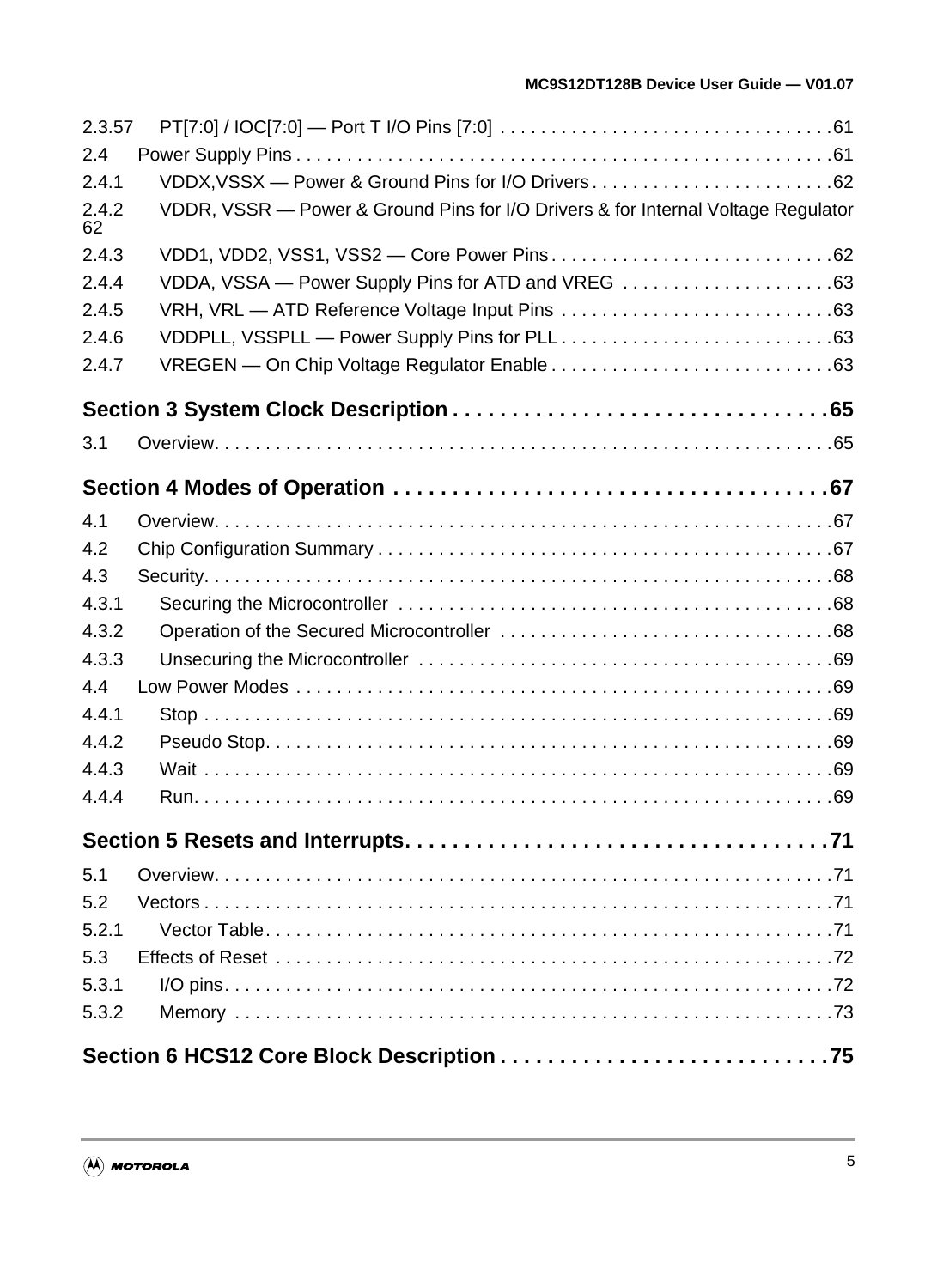2.3.57 PT[7:0] / IOC[7:0] — Port T I/O Pins [7:0] . . . . . . . . . . . . . . . . . . . . . . . . . . . . . . . . .61
2.4 Power Supply Pins . . . . . . . . . . . . . . . . . . . . . . . . . . . . . . . . . . . . . . . . . . . . . . . . . . . . .61
2.4.1 VDDX,VSSX — Power & Ground Pins for I/O Drivers . . . . . . . . . . . . . . . . . . . . . . . .62
2.4.2 VDDR, VSSR — Power & Ground Pins for I/O Drivers & for Internal Voltage Regulator 62
2.4.3 VDD1, VDD2, VSS1, VSS2 — Core Power Pins . . . . . . . . . . . . . . . . . . . . . . . . . . . .62
2.4.4 VDDA, VSSA — Power Supply Pins for ATD and VREG . . . . . . . . . . . . . . . . . . . . .63
2.4.5 VRH, VRL — ATD Reference Voltage Input Pins . . . . . . . . . . . . . . . . . . . . . . . . . . .63
2.4.6 VDDPLL, VSSPLL — Power Supply Pins for PLL . . . . . . . . . . . . . . . . . . . . . . . . . . .63
2.4.7 VREGEN — On Chip Voltage Regulator Enable . . . . . . . . . . . . . . . . . . . . . . . . . . . .63

**Section 3 System Clock Description . . . . . . . . . . . . . . . . . . . . . . . . . . . . . . .65**

3.1 Overview. . . . . . . . . . . . . . . . . . . . . . . . . . . . . . . . . . . . . . . . . . . . . . . . . . . . . . . . . . . .65

**Section 4 Modes of Operation . . . . . . . . . . . . . . . . . . . . . . . . . . . . . . . . . . . .67**

4.1 Overview. . . . . . . . . . . . . . . . . . . . . . . . . . . . . . . . . . . . . . . . . . . . . . . . . . . . . . . . . . . .67
4.2 Chip Configuration Summary . . . . . . . . . . . . . . . . . . . . . . . . . . . . . . . . . . . . . . . . . . . . .67
4.3 Security. . . . . . . . . . . . . . . . . . . . . . . . . . . . . . . . . . . . . . . . . . . . . . . . . . . . . . . . . . . . .68
4.3.1 Securing the Microcontroller . . . . . . . . . . . . . . . . . . . . . . . . . . . . . . . . . . . . . . . . . . .68
4.3.2 Operation of the Secured Microcontroller . . . . . . . . . . . . . . . . . . . . . . . . . . . . . . . . .68
4.3.3 Unsecuring the Microcontroller . . . . . . . . . . . . . . . . . . . . . . . . . . . . . . . . . . . . . . . . .69
4.4 Low Power Modes . . . . . . . . . . . . . . . . . . . . . . . . . . . . . . . . . . . . . . . . . . . . . . . . . . . . .69
4.4.1 Stop . . . . . . . . . . . . . . . . . . . . . . . . . . . . . . . . . . . . . . . . . . . . . . . . . . . . . . . . . . . . .69
4.4.2 Pseudo Stop. . . . . . . . . . . . . . . . . . . . . . . . . . . . . . . . . . . . . . . . . . . . . . . . . . . . . . .69
4.4.3 Wait . . . . . . . . . . . . . . . . . . . . . . . . . . . . . . . . . . . . . . . . . . . . . . . . . . . . . . . . . . . . .69
4.4.4 Run. . . . . . . . . . . . . . . . . . . . . . . . . . . . . . . . . . . . . . . . . . . . . . . . . . . . . . . . . . . . . .69

**Section 5 Resets and Interrupts. . . . . . . . . . . . . . . . . . . . . . . . . . . . . . . . . . .71**

5.1 Overview. . . . . . . . . . . . . . . . . . . . . . . . . . . . . . . . . . . . . . . . . . . . . . . . . . . . . . . . . . . .71
5.2 Vectors . . . . . . . . . . . . . . . . . . . . . . . . . . . . . . . . . . . . . . . . . . . . . . . . . . . . . . . . . . . . .71
5.2.1 Vector Table. . . . . . . . . . . . . . . . . . . . . . . . . . . . . . . . . . . . . . . . . . . . . . . . . . . . . . .71
5.3 Effects of Reset . . . . . . . . . . . . . . . . . . . . . . . . . . . . . . . . . . . . . . . . . . . . . . . . . . . . . .72
5.3.1 I/O pins. . . . . . . . . . . . . . . . . . . . . . . . . . . . . . . . . . . . . . . . . . . . . . . . . . . . . . . . . . .72
5.3.2 Memory . . . . . . . . . . . . . . . . . . . . . . . . . . . . . . . . . . . . . . . . . . . . . . . . . . . . . . . . . .73

**Section 6 HCS12 Core Block Description . . . . . . . . . . . . . . . . . . . . . . . . . . .75**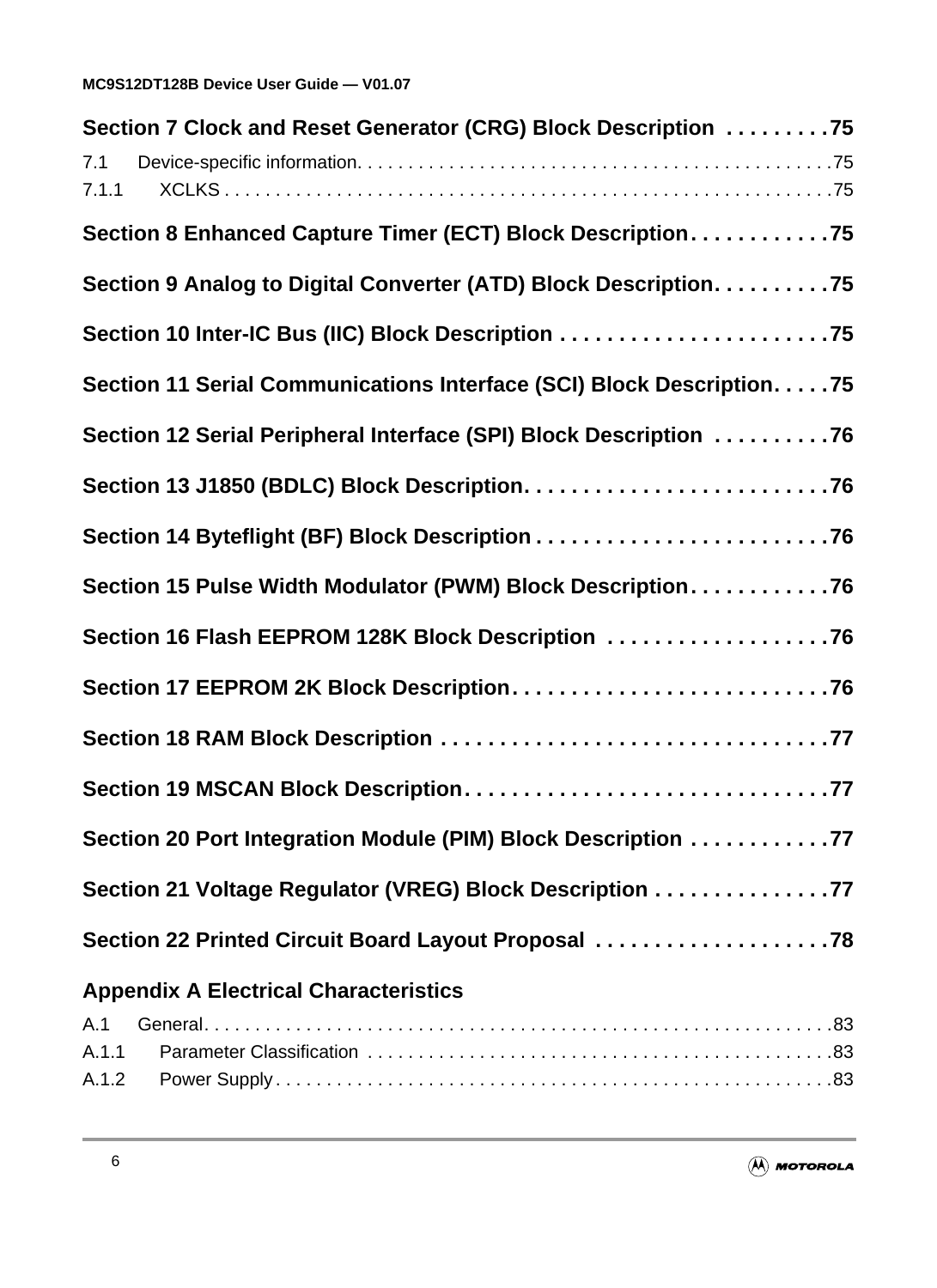**Section 7 Clock and Reset Generator (CRG) Block Description . . . . . . . . . 75**

7.1 Device-specific information. . . . . . . . . . . . . . . . . . . . . . . . . . . . . . . . . . . . . . . . . . . . . . . 75
7.1.1 XCLKS . . . . . . . . . . . . . . . . . . . . . . . . . . . . . . . . . . . . . . . . . . . . . . . . . . . . . . . . . . 75

**Section 8 Enhanced Capture Timer (ECT) Block Description. . . . . . . . . . . . 75**

**Section 9 Analog to Digital Converter (ATD) Block Description. . . . . . . . . . 75**

**Section 10 Inter-IC Bus (IIC) Block Description . . . . . . . . . . . . . . . . . . . . . . . 75**

**Section 11 Serial Communications Interface (SCI) Block Description. . . . . 75**

**Section 12 Serial Peripheral Interface (SPI) Block Description . . . . . . . . . . 76**

**Section 13 J1850 (BDLC) Block Description. . . . . . . . . . . . . . . . . . . . . . . . . . 76**

**Section 14 Byteflight (BF) Block Description . . . . . . . . . . . . . . . . . . . . . . . . . 76**

**Section 15 Pulse Width Modulator (PWM) Block Description. . . . . . . . . . . . 76**

**Section 16 Flash EEPROM 128K Block Description . . . . . . . . . . . . . . . . . . . 76**

**Section 17 EEPROM 2K Block Description. . . . . . . . . . . . . . . . . . . . . . . . . . . 76**

**Section 18 RAM Block Description . . . . . . . . . . . . . . . . . . . . . . . . . . . . . . . . . 77**

**Section 19 MSCAN Block Description. . . . . . . . . . . . . . . . . . . . . . . . . . . . . . . 77**

**Section 20 Port Integration Module (PIM) Block Description . . . . . . . . . . . . 77**

**Section 21 Voltage Regulator (VREG) Block Description . . . . . . . . . . . . . . . 77**

**Section 22 Printed Circuit Board Layout Proposal . . . . . . . . . . . . . . . . . . . . 78**

**Appendix A Electrical Characteristics**

A.1 General. . . . . . . . . . . . . . . . . . . . . . . . . . . . . . . . . . . . . . . . . . . . . . . . . . . . . . . . . . . . . 83
A.1.1 Parameter Classification . . . . . . . . . . . . . . . . . . . . . . . . . . . . . . . . . . . . . . . . . . . . . . 83
A.1.2 Power Supply . . . . . . . . . . . . . . . . . . . . . . . . . . . . . . . . . . . . . . . . . . . . . . . . . . . . . . . 83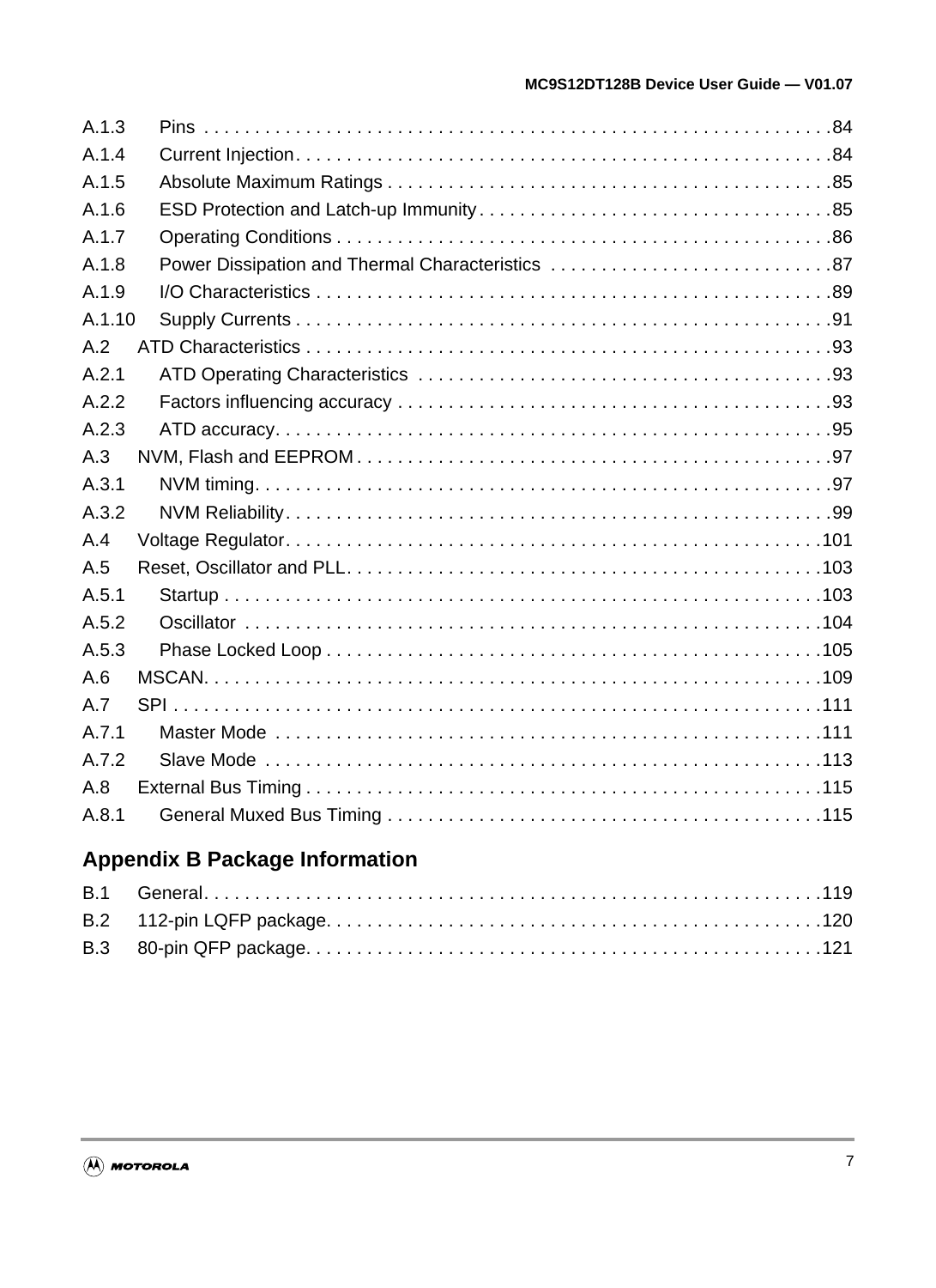A.1.3 Pins . . . . . . . . . . . . . . . . . . . . . . . . . . . . . . . . . . . . . . . . . . . . . . . . . . . . . . . . . . . . . .84
A.1.4 Current Injection. . . . . . . . . . . . . . . . . . . . . . . . . . . . . . . . . . . . . . . . . . . . . . . . . . . . . .84
A.1.5 Absolute Maximum Ratings . . . . . . . . . . . . . . . . . . . . . . . . . . . . . . . . . . . . . . . . . . . .85
A.1.6 ESD Protection and Latch-up Immunity . . . . . . . . . . . . . . . . . . . . . . . . . . . . . . . . . . .85
A.1.7 Operating Conditions . . . . . . . . . . . . . . . . . . . . . . . . . . . . . . . . . . . . . . . . . . . . . . . . .86
A.1.8 Power Dissipation and Thermal Characteristics . . . . . . . . . . . . . . . . . . . . . . . . . . . .87
A.1.9 I/O Characteristics . . . . . . . . . . . . . . . . . . . . . . . . . . . . . . . . . . . . . . . . . . . . . . . . . . .89
A.1.10 Supply Currents . . . . . . . . . . . . . . . . . . . . . . . . . . . . . . . . . . . . . . . . . . . . . . . . . . . . .91
A.2 ATD Characteristics . . . . . . . . . . . . . . . . . . . . . . . . . . . . . . . . . . . . . . . . . . . . . . . . . . . . .93
A.2.1 ATD Operating Characteristics . . . . . . . . . . . . . . . . . . . . . . . . . . . . . . . . . . . . . . . . .93
A.2.2 Factors influencing accuracy . . . . . . . . . . . . . . . . . . . . . . . . . . . . . . . . . . . . . . . . . . .93
A.2.3 ATD accuracy. . . . . . . . . . . . . . . . . . . . . . . . . . . . . . . . . . . . . . . . . . . . . . . . . . . . . . .95
A.3 NVM, Flash and EEPROM . . . . . . . . . . . . . . . . . . . . . . . . . . . . . . . . . . . . . . . . . . . . . . .97
A.3.1 NVM timing. . . . . . . . . . . . . . . . . . . . . . . . . . . . . . . . . . . . . . . . . . . . . . . . . . . . . . . . .97
A.3.2 NVM Reliability. . . . . . . . . . . . . . . . . . . . . . . . . . . . . . . . . . . . . . . . . . . . . . . . . . . . . .99
A.4 Voltage Regulator. . . . . . . . . . . . . . . . . . . . . . . . . . . . . . . . . . . . . . . . . . . . . . . . . . . . . .101
A.5 Reset, Oscillator and PLL. . . . . . . . . . . . . . . . . . . . . . . . . . . . . . . . . . . . . . . . . . . . . . .103
A.5.1 Startup . . . . . . . . . . . . . . . . . . . . . . . . . . . . . . . . . . . . . . . . . . . . . . . . . . . . . . . . . . .103
A.5.2 Oscillator . . . . . . . . . . . . . . . . . . . . . . . . . . . . . . . . . . . . . . . . . . . . . . . . . . . . . . . . .104
A.5.3 Phase Locked Loop . . . . . . . . . . . . . . . . . . . . . . . . . . . . . . . . . . . . . . . . . . . . . . . . .105
A.6 MSCAN. . . . . . . . . . . . . . . . . . . . . . . . . . . . . . . . . . . . . . . . . . . . . . . . . . . . . . . . . . . . .109
A.7 SPI . . . . . . . . . . . . . . . . . . . . . . . . . . . . . . . . . . . . . . . . . . . . . . . . . . . . . . . . . . . . . . . .111
A.7.1 Master Mode . . . . . . . . . . . . . . . . . . . . . . . . . . . . . . . . . . . . . . . . . . . . . . . . . . . . . .111
A.7.2 Slave Mode . . . . . . . . . . . . . . . . . . . . . . . . . . . . . . . . . . . . . . . . . . . . . . . . . . . . . . .113
A.8 External Bus Timing . . . . . . . . . . . . . . . . . . . . . . . . . . . . . . . . . . . . . . . . . . . . . . . . . . .115
A.8.1 General Muxed Bus Timing . . . . . . . . . . . . . . . . . . . . . . . . . . . . . . . . . . . . . . . . . . .115

## Appendix B Package Information

B.1 General. . . . . . . . . . . . . . . . . . . . . . . . . . . . . . . . . . . . . . . . . . . . . . . . . . . . . . . . . . . . .119
B.2 112-pin LQFP package. . . . . . . . . . . . . . . . . . . . . . . . . . . . . . . . . . . . . . . . . . . . . . . . .120
B.3 80-pin QFP package. . . . . . . . . . . . . . . . . . . . . . . . . . . . . . . . . . . . . . . . . . . . . . . . . . .121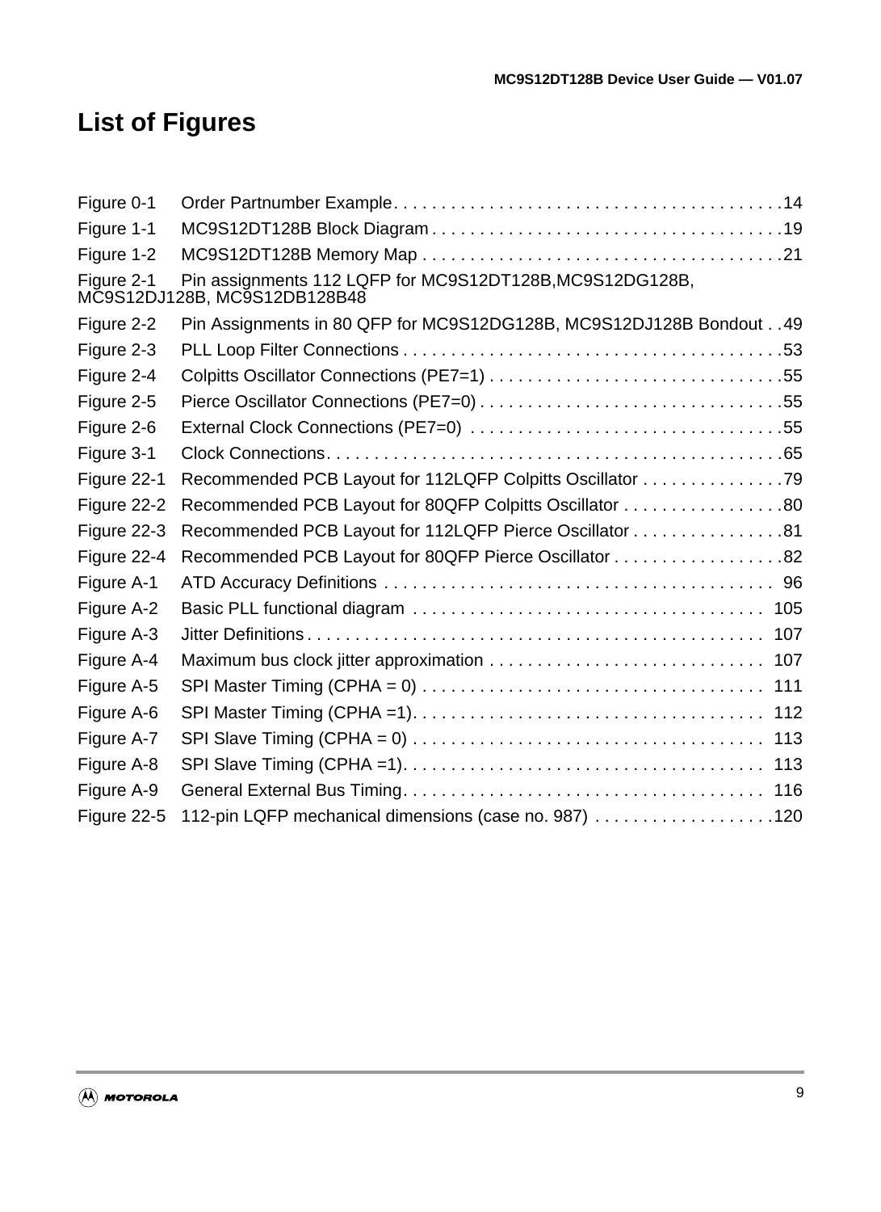# List of Figures

Figure 0-1 Order Partnumber Example . . . . . . . . . . . . . . . . . . . . . . . . . . . . . . . . . . . . . . . . . 14
Figure 1-1 MC9S12DT128B Block Diagram . . . . . . . . . . . . . . . . . . . . . . . . . . . . . . . . . . . . . 19
Figure 1-2 MC9S12DT128B Memory Map . . . . . . . . . . . . . . . . . . . . . . . . . . . . . . . . . . . . . . 21
Figure 2-1 Pin assignments 112 LQFP for MC9S12DT128B,MC9S12DG128B, MC9S12DJ128B, MC9S12DB128B48
Figure 2-2 Pin Assignments in 80 QFP for MC9S12DG128B, MC9S12DJ128B Bondout . . 49
Figure 2-3 PLL Loop Filter Connections . . . . . . . . . . . . . . . . . . . . . . . . . . . . . . . . . . . . . . . . 53
Figure 2-4 Colpitts Oscillator Connections (PE7=1) . . . . . . . . . . . . . . . . . . . . . . . . . . . . . . . 55
Figure 2-5 Pierce Oscillator Connections (PE7=0) . . . . . . . . . . . . . . . . . . . . . . . . . . . . . . . . 55
Figure 2-6 External Clock Connections (PE7=0) . . . . . . . . . . . . . . . . . . . . . . . . . . . . . . . . . 55
Figure 3-1 Clock Connections . . . . . . . . . . . . . . . . . . . . . . . . . . . . . . . . . . . . . . . . . . . . . . . . 65
Figure 22-1 Recommended PCB Layout for 112LQFP Colpitts Oscillator . . . . . . . . . . . . . . . 79
Figure 22-2 Recommended PCB Layout for 80QFP Colpitts Oscillator . . . . . . . . . . . . . . . . . 80
Figure 22-3 Recommended PCB Layout for 112LQFP Pierce Oscillator . . . . . . . . . . . . . . . . 81
Figure 22-4 Recommended PCB Layout for 80QFP Pierce Oscillator . . . . . . . . . . . . . . . . . . 82
Figure A-1 ATD Accuracy Definitions . . . . . . . . . . . . . . . . . . . . . . . . . . . . . . . . . . . . . . . . . 96
Figure A-2 Basic PLL functional diagram . . . . . . . . . . . . . . . . . . . . . . . . . . . . . . . . . . . . . 105
Figure A-3 Jitter Definitions . . . . . . . . . . . . . . . . . . . . . . . . . . . . . . . . . . . . . . . . . . . . . . . . 107
Figure A-4 Maximum bus clock jitter approximation . . . . . . . . . . . . . . . . . . . . . . . . . . . . . 107
Figure A-5 SPI Master Timing (CPHA = 0) . . . . . . . . . . . . . . . . . . . . . . . . . . . . . . . . . . . . 111
Figure A-6 SPI Master Timing (CPHA =1) . . . . . . . . . . . . . . . . . . . . . . . . . . . . . . . . . . . . . 112
Figure A-7 SPI Slave Timing (CPHA = 0) . . . . . . . . . . . . . . . . . . . . . . . . . . . . . . . . . . . . . 113
Figure A-8 SPI Slave Timing (CPHA =1) . . . . . . . . . . . . . . . . . . . . . . . . . . . . . . . . . . . . . . 113
Figure A-9 General External Bus Timing . . . . . . . . . . . . . . . . . . . . . . . . . . . . . . . . . . . . . . 116
Figure 22-5 112-pin LQFP mechanical dimensions (case no. 987) . . . . . . . . . . . . . . . . . . . 120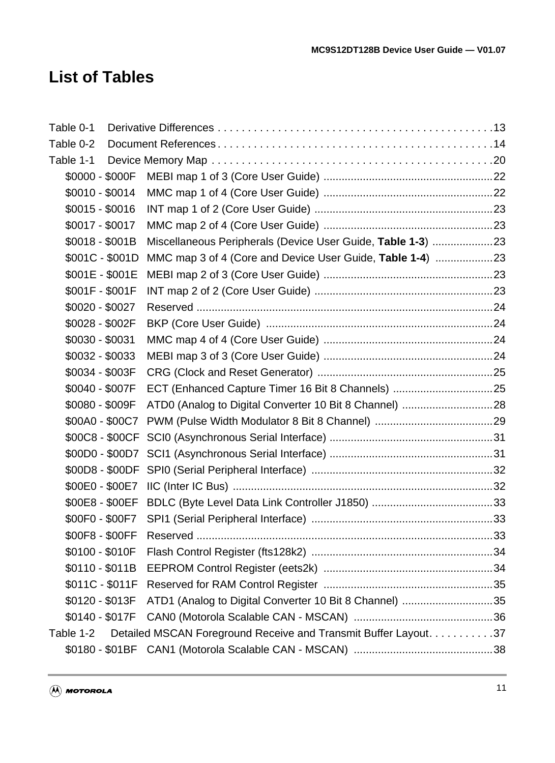# List of Tables

Table 0-1 Derivative Differences . . . . . . . . . . . . . . . . . . . . . . . . . . . . . . . . . . . . . . . . . . . . . . 13
Table 0-2 Document References . . . . . . . . . . . . . . . . . . . . . . . . . . . . . . . . . . . . . . . . . . . . . . 14
Table 1-1 Device Memory Map . . . . . . . . . . . . . . . . . . . . . . . . . . . . . . . . . . . . . . . . . . . . . . 20

- $0000 - $000F MEBI map 1 of 3 (Core User Guide) ........................................................ 22
- $0010 - $0014 MMC map 1 of 4 (Core User Guide) ........................................................ 22
- $0015 - $0016 INT map 1 of 2 (Core User Guide) ........................................................ 23
- $0017 - $0017 MMC map 2 of 4 (Core User Guide) ........................................................ 23
- $0018 - $001B Miscellaneous Peripherals (Device User Guide, **Table 1-3**) .................... 23
- $001C - $001D MMC map 3 of 4 (Core and Device User Guide, **Table 1-4**) .................. 23
- $001E - $001E MEBI map 2 of 3 (Core User Guide) ........................................................ 23
- $001F - $001F INT map 2 of 2 (Core User Guide) ........................................................ 23
- $0020 - $0027 Reserved ........................................................................................ 24
- $0028 - $002F BKP (Core User Guide) ........................................................................ 24
- $0030 - $0031 MMC map 4 of 4 (Core User Guide) ........................................................ 24
- $0032 - $0033 MEBI map 3 of 3 (Core User Guide) ........................................................ 24
- $0034 - $003F CRG (Clock and Reset Generator) ........................................................ 25
- $0040 - $007F ECT (Enhanced Capture Timer 16 Bit 8 Channels) ................................. 25
- $0080 - $009F ATD0 (Analog to Digital Converter 10 Bit 8 Channel) .............................. 28
- $00A0 - $00C7 PWM (Pulse Width Modulator 8 Bit 8 Channel) ....................................... 29
- $00C8 - $00CF SCI0 (Asynchronous Serial Interface) ...................................................... 31
- $00D0 - $00D7 SCI1 (Asynchronous Serial Interface) ...................................................... 31
- $00D8 - $00DF SPI0 (Serial Peripheral Interface) ........................................................... 32
- $00E0 - $00E7 IIC (Inter IC Bus) ........................................................................... 32
- $00E8 - $00EF BDLC (Byte Level Data Link Controller J1850) ........................................ 33
- $00F0 - $00F7 SPI1 (Serial Peripheral Interface) ........................................................... 33
- $00F8 - $00FF Reserved ........................................................................................ 33
- $0100 - $010F Flash Control Register (fts128k2) ........................................................... 34
- $0110 - $011B EEPROM Control Register (eets2k) ........................................................ 34
- $011C - $011F Reserved for RAM Control Register ........................................................ 35
- $0120 - $013F ATD1 (Analog to Digital Converter 10 Bit 8 Channel) .............................. 35
- $0140 - $017F CAN0 (Motorola Scalable CAN - MSCAN) .............................................. 36

Table 1-2 Detailed MSCAN Foreground Receive and Transmit Buffer Layout. . . . . . . . . . . 37

- $0180 - $01BF CAN1 (Motorola Scalable CAN - MSCAN) .............................................. 38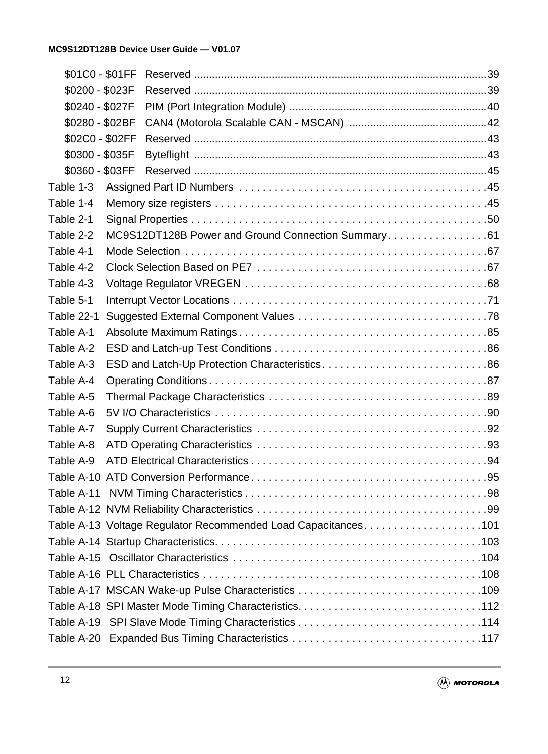$01C0 - $01FF Reserved .....39

$0200 - $023F Reserved .....39

$0240 - $027F PIM (Port Integration Module) .....40

$0280 - $02BF CAN4 (Motorola Scalable CAN - MSCAN) .....42

$02C0 - $02FF Reserved .....43

$0300 - $035F Byteflight .....43

$0360 - $03FF Reserved .....45

Table 1-3 Assigned Part ID Numbers .....45

Table 1-4 Memory size registers .....45

Table 2-1 Signal Properties .....50

Table 2-2 MC9S12DT128B Power and Ground Connection Summary .....61

Table 4-1 Mode Selection .....67

Table 4-2 Clock Selection Based on PE7 .....67

Table 4-3 Voltage Regulator VREGEN .....68

Table 5-1 Interrupt Vector Locations .....71

Table 22-1 Suggested External Component Values .....78

Table A-1 Absolute Maximum Ratings .....85

Table A-2 ESD and Latch-up Test Conditions .....86

Table A-3 ESD and Latch-Up Protection Characteristics .....86

Table A-4 Operating Conditions .....87

Table A-5 Thermal Package Characteristics .....89

Table A-6 5V I/O Characteristics .....90

Table A-7 Supply Current Characteristics .....92

Table A-8 ATD Operating Characteristics .....93

Table A-9 ATD Electrical Characteristics .....94

Table A-10 ATD Conversion Performance .....95

Table A-11 NVM Timing Characteristics .....98

Table A-12 NVM Reliability Characteristics .....99

Table A-13 Voltage Regulator Recommended Load Capacitances .....101

Table A-14 Startup Characteristics .....103

Table A-15 Oscillator Characteristics .....104

Table A-16 PLL Characteristics .....108

Table A-17 MSCAN Wake-up Pulse Characteristics .....109

Table A-18 SPI Master Mode Timing Characteristics .....112

Table A-19 SPI Slave Mode Timing Characteristics .....114

Table A-20 Expanded Bus Timing Characteristics .....117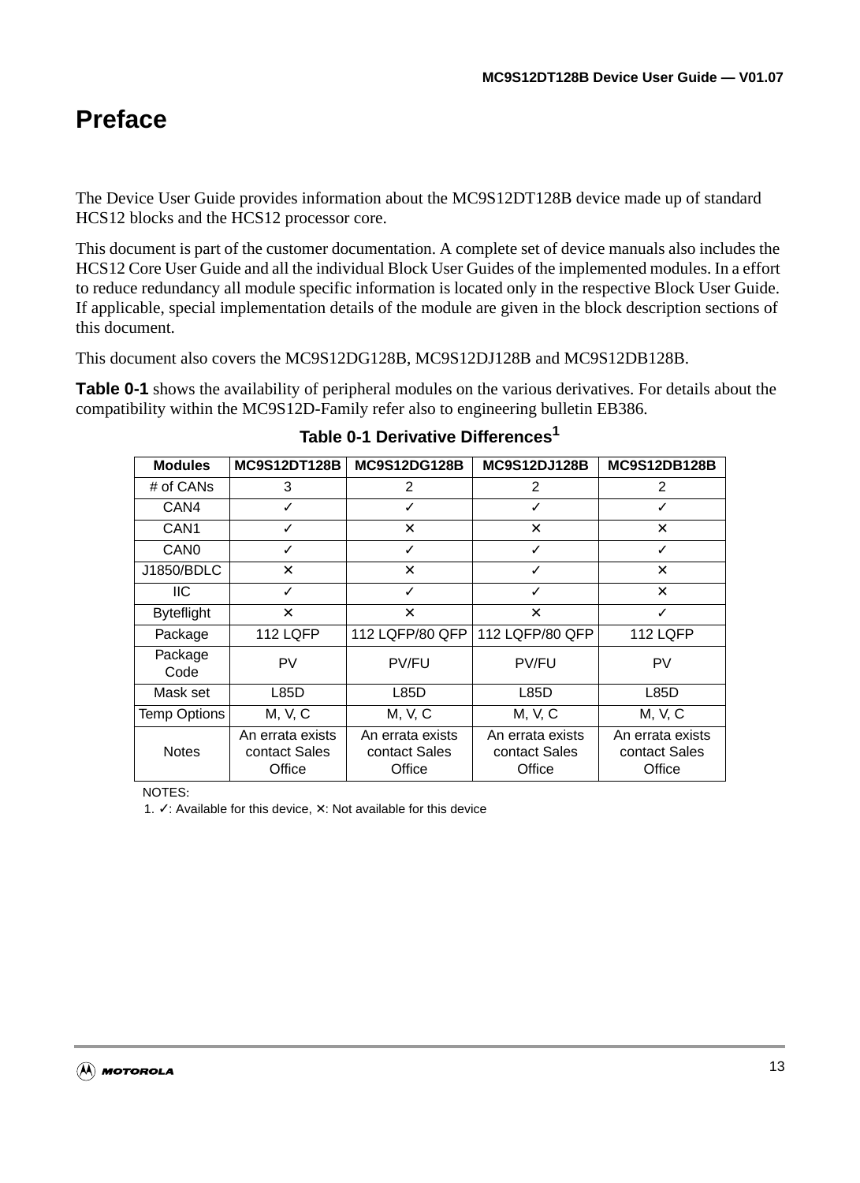# Preface

The Device User Guide provides information about the MC9S12DT128B device made up of standard HCS12 blocks and the HCS12 processor core.

This document is part of the customer documentation. A complete set of device manuals also includes the HCS12 Core User Guide and all the individual Block User Guides of the implemented modules. In a effort to reduce redundancy all module specific information is located only in the respective Block User Guide. If applicable, special implementation details of the module are given in the block description sections of this document.

This document also covers the MC9S12DG128B, MC9S12DJ128B and MC9S12DB128B.

**Table 0-1** shows the availability of peripheral modules on the various derivatives. For details about the compatibility within the MC9S12D-Family refer also to engineering bulletin EB386.

**Table 0-1 Derivative Differences[1]**

| Modules | MC9S12DT128B | MC9S12DG128B | MC9S12DJ128B | MC9S12DB128B |
|---|---|---|---|---|
| # of CANs | 3 | 2 | 2 | 2 |
| CAN4 | ✓ | ✓ | ✓ | ✓ |
| CAN1 | ✓ | ✕ | ✕ | ✕ |
| CAN0 | ✓ | ✓ | ✓ | ✓ |
| J1850/BDLC | ✕ | ✕ | ✓ | ✕ |
| IIC | ✓ | ✓ | ✓ | ✕ |
| Byteflight | ✕ | ✕ | ✕ | ✓ |
| Package | 112 LQFP | 112 LQFP/80 QFP | 112 LQFP/80 QFP | 112 LQFP |
| Package Code | PV | PV/FU | PV/FU | PV |
| Mask set | L85D | L85D | L85D | L85D |
| Temp Options | M, V, C | M, V, C | M, V, C | M, V, C |
| Notes | An errata exists contact Sales Office | An errata exists contact Sales Office | An errata exists contact Sales Office | An errata exists contact Sales Office |

NOTES:
1. ✓: Available for this device, ✕: Not available for this device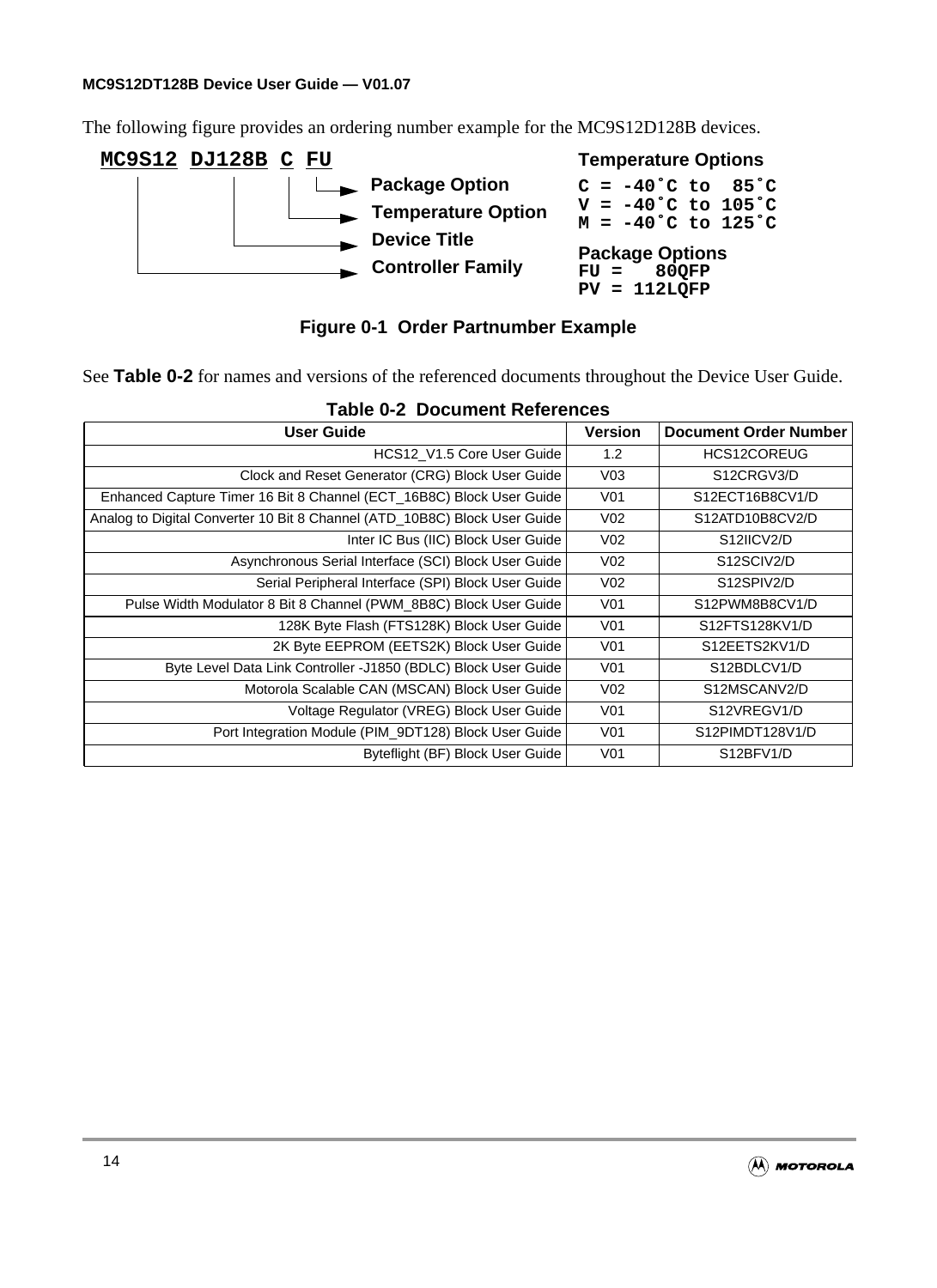The following figure provides an ordering number example for the MC9S12D128B devices.

```
MC9S12 DJ128B C FU
  |      |     |  |
  |      |     |  └──► Package Option
  |      |     └─────► Temperature Option
  |      └───────────► Device Title
  └──────────────────► Controller Family

Temperature Options
C = -40˚C to  85˚C
V = -40˚C to 105˚C
M = -40˚C to 125˚C

Package Options
FU =   80QFP
PV = 112LQFP
```

**Figure 0-1 Order Partnumber Example**

See **Table 0-2** for names and versions of the referenced documents throughout the Device User Guide.

**Table 0-2 Document References**

| User Guide | Version | Document Order Number |
|---|---|---|
| HCS12_V1.5 Core User Guide | 1.2 | HCS12COREUG |
| Clock and Reset Generator (CRG) Block User Guide | V03 | S12CRGV3/D |
| Enhanced Capture Timer 16 Bit 8 Channel (ECT_16B8C) Block User Guide | V01 | S12ECT16B8CV1/D |
| Analog to Digital Converter 10 Bit 8 Channel (ATD_10B8C) Block User Guide | V02 | S12ATD10B8CV2/D |
| Inter IC Bus (IIC) Block User Guide | V02 | S12IICV2/D |
| Asynchronous Serial Interface (SCI) Block User Guide | V02 | S12SCIV2/D |
| Serial Peripheral Interface (SPI) Block User Guide | V02 | S12SPIV2/D |
| Pulse Width Modulator 8 Bit 8 Channel (PWM_8B8C) Block User Guide | V01 | S12PWM8B8CV1/D |
| 128K Byte Flash (FTS128K) Block User Guide | V01 | S12FTS128KV1/D |
| 2K Byte EEPROM (EETS2K) Block User Guide | V01 | S12EETS2KV1/D |
| Byte Level Data Link Controller -J1850 (BDLC) Block User Guide | V01 | S12BDLCV1/D |
| Motorola Scalable CAN (MSCAN) Block User Guide | V02 | S12MSCANV2/D |
| Voltage Regulator (VREG) Block User Guide | V01 | S12VREGV1/D |
| Port Integration Module (PIM_9DT128) Block User Guide | V01 | S12PIMDT128V1/D |
| Byteflight (BF) Block User Guide | V01 | S12BFV1/D |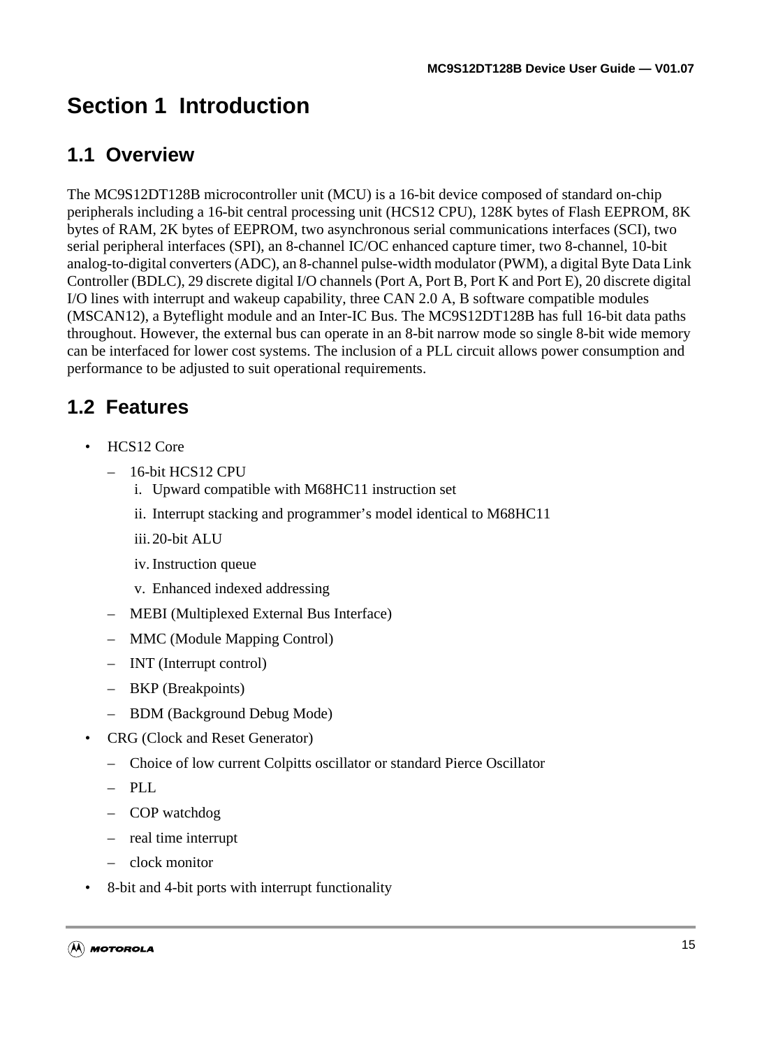# Section 1 Introduction

## 1.1 Overview

The MC9S12DT128B microcontroller unit (MCU) is a 16-bit device composed of standard on-chip peripherals including a 16-bit central processing unit (HCS12 CPU), 128K bytes of Flash EEPROM, 8K bytes of RAM, 2K bytes of EEPROM, two asynchronous serial communications interfaces (SCI), two serial peripheral interfaces (SPI), an 8-channel IC/OC enhanced capture timer, two 8-channel, 10-bit analog-to-digital converters (ADC), an 8-channel pulse-width modulator (PWM), a digital Byte Data Link Controller (BDLC), 29 discrete digital I/O channels (Port A, Port B, Port K and Port E), 20 discrete digital I/O lines with interrupt and wakeup capability, three CAN 2.0 A, B software compatible modules (MSCAN12), a Byteflight module and an Inter-IC Bus. The MC9S12DT128B has full 16-bit data paths throughout. However, the external bus can operate in an 8-bit narrow mode so single 8-bit wide memory can be interfaced for lower cost systems. The inclusion of a PLL circuit allows power consumption and performance to be adjusted to suit operational requirements.

## 1.2 Features

- HCS12 Core
  - 16-bit HCS12 CPU
    1. Upward compatible with M68HC11 instruction set
    2. Interrupt stacking and programmer's model identical to M68HC11
    3. 20-bit ALU
    4. Instruction queue
    5. Enhanced indexed addressing
  - MEBI (Multiplexed External Bus Interface)
  - MMC (Module Mapping Control)
  - INT (Interrupt control)
  - BKP (Breakpoints)
  - BDM (Background Debug Mode)
- CRG (Clock and Reset Generator)
  - Choice of low current Colpitts oscillator or standard Pierce Oscillator
  - PLL
  - COP watchdog
  - real time interrupt
  - clock monitor
- 8-bit and 4-bit ports with interrupt functionality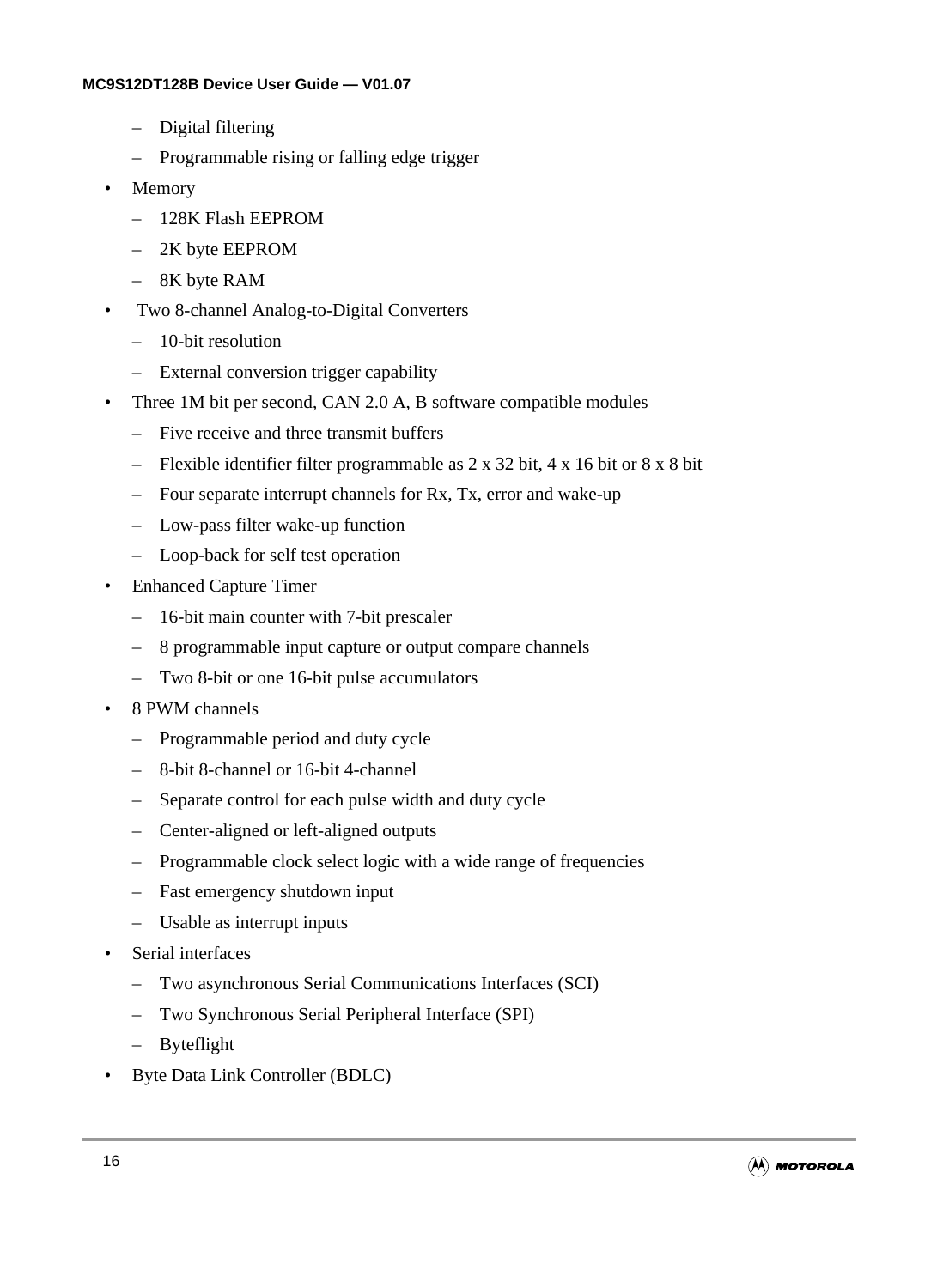- Digital filtering
  - Programmable rising or falling edge trigger
- Memory
  - 128K Flash EEPROM
  - 2K byte EEPROM
  - 8K byte RAM
- Two 8-channel Analog-to-Digital Converters
  - 10-bit resolution
  - External conversion trigger capability
- Three 1M bit per second, CAN 2.0 A, B software compatible modules
  - Five receive and three transmit buffers
  - Flexible identifier filter programmable as 2 x 32 bit, 4 x 16 bit or 8 x 8 bit
  - Four separate interrupt channels for Rx, Tx, error and wake-up
  - Low-pass filter wake-up function
  - Loop-back for self test operation
- Enhanced Capture Timer
  - 16-bit main counter with 7-bit prescaler
  - 8 programmable input capture or output compare channels
  - Two 8-bit or one 16-bit pulse accumulators
- 8 PWM channels
  - Programmable period and duty cycle
  - 8-bit 8-channel or 16-bit 4-channel
  - Separate control for each pulse width and duty cycle
  - Center-aligned or left-aligned outputs
  - Programmable clock select logic with a wide range of frequencies
  - Fast emergency shutdown input
  - Usable as interrupt inputs
- Serial interfaces
  - Two asynchronous Serial Communications Interfaces (SCI)
  - Two Synchronous Serial Peripheral Interface (SPI)
  - Byteflight
- Byte Data Link Controller (BDLC)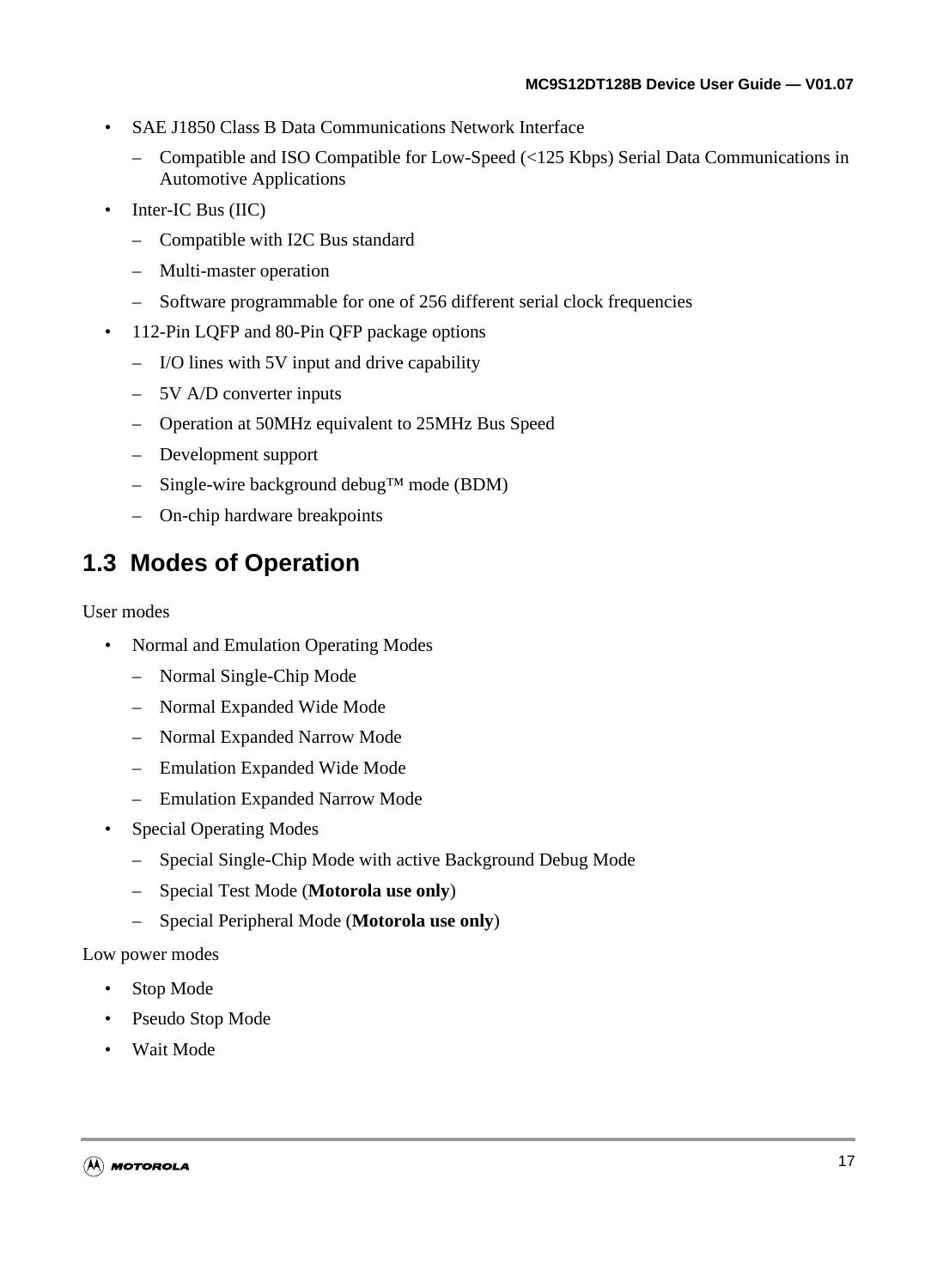- SAE J1850 Class B Data Communications Network Interface
  - Compatible and ISO Compatible for Low-Speed (<125 Kbps) Serial Data Communications in Automotive Applications
- Inter-IC Bus (IIC)
  - Compatible with I2C Bus standard
  - Multi-master operation
  - Software programmable for one of 256 different serial clock frequencies
- 112-Pin LQFP and 80-Pin QFP package options
  - I/O lines with 5V input and drive capability
  - 5V A/D converter inputs
  - Operation at 50MHz equivalent to 25MHz Bus Speed
  - Development support
  - Single-wire background debug™ mode (BDM)
  - On-chip hardware breakpoints

## 1.3 Modes of Operation

User modes

- Normal and Emulation Operating Modes
  - Normal Single-Chip Mode
  - Normal Expanded Wide Mode
  - Normal Expanded Narrow Mode
  - Emulation Expanded Wide Mode
  - Emulation Expanded Narrow Mode
- Special Operating Modes
  - Special Single-Chip Mode with active Background Debug Mode
  - Special Test Mode (**Motorola use only**)
  - Special Peripheral Mode (**Motorola use only**)

Low power modes

- Stop Mode
- Pseudo Stop Mode
- Wait Mode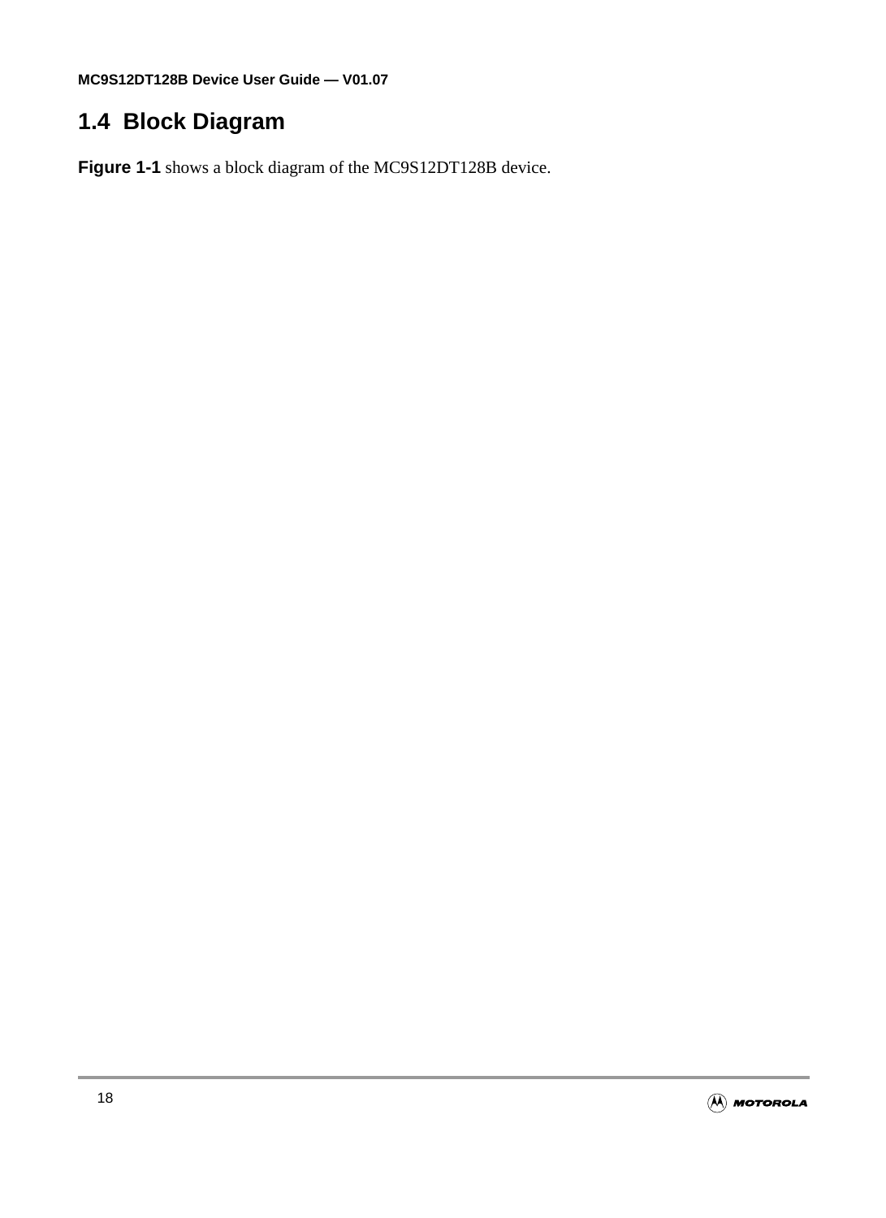## 1.4 Block Diagram

**Figure 1-1** shows a block diagram of the MC9S12DT128B device.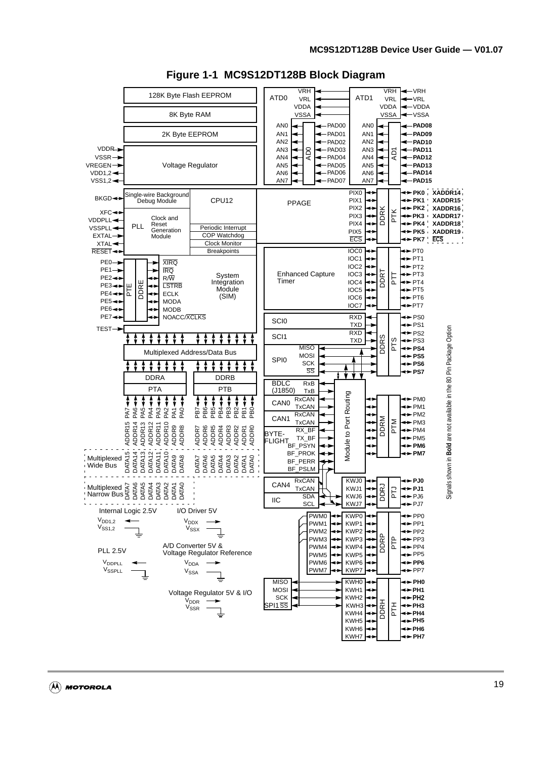**Figure 1-1 MC9S12DT128B Block Diagram**

128K Byte Flash EEPROM

8K Byte RAM

2K Byte EEPROM

VDDR, VSSR, VREGEN, VDD1,2, VSS1,2 — Voltage Regulator

BKGD — Single-wire Background Debug Module — CPU12

XFC, VDDPLL, VSSPLL, EXTAL, XTAL, RESET — PLL — Clock and Reset Generation Module — Periodic Interrupt, COP Watchdog, Clock Monitor, Breakpoints

PE0 – PE7 — PTE / DDRE — XIRQ, IRQ, R/W, LSTRB, ECLK, MODA, MODB, NOACC/XCLKS — System Integration Module (SIM)

TEST

Multiplexed Address/Data Bus

DDRA / PTA: PA7–PA0 (ADDR15–ADDR8)

DDRB / PTB: PB7–PB0 (ADDR7–ADDR0)

Multiplexed Wide Bus: DATA15–DATA8, DATA7–DATA0

Multiplexed Narrow Bus: DATA7–DATA0

ATD0: VRH, VRL, VDDA, VSSA; AN0–AN7 — AD0 — PAD00–PAD07

ATD1: VRH, VRL, VDDA, VSSA; AN0–AN7 — AD1 — **PAD08**–**PAD15**

PPAGE: PIX0–PIX5, ECS — DDRK / PTK — **PK0** (XADDR14), **PK1** (XADDR15), **PK2** (XADDR16), **PK3** (XADDR17), **PK4** (XADDR18), **PK5** (XADDR19), **PK7** (ECS)

Enhanced Capture Timer: IOC0–IOC7 — DDRT / PTT — PT0–PT7

SCI0: RXD, TXD; SCI1: RXD, TXD; SPI0: MISO, MOSI, SCK, SS — DDRS / PTS — PS0, PS1, PS2, PS3, **PS4**, **PS5**, **PS6**, **PS7**

BDLC (J1850): RxB, TxB; CAN0: RxCAN, TxCAN; CAN1: RxCAN, TxCAN; BYTE-FLIGHT: RX_BF, TX_BF, BF_PSYN, BF_PROK, BF_PERR, BF_PSLM — Module to Port Routing — DDRM / PTM — PM0–PM5, **PM6**, **PM7**

CAN4: RxCAN, TxCAN; IIC: SDA, SCL — KWJ0, KWJ1, KWJ6, KWJ7 — DDRJ / PTJ — **PJ0**, **PJ1**, PJ6, PJ7

PWM0–PWM7 — KWP0–KWP7 — DDRP / PTP — PP0–PP5, **PP6**, PP7

SPI1: MISO, MOSI, SCK, SS — KWH0–KWH7 — DDRH / PTH — **PH0**–**PH7**

Internal Logic 2.5V: $V_{DD1,2}$, $V_{SS1,2}$

I/O Driver 5V: $V_{DDX}$, $V_{SSX}$

PLL 2.5V: $V_{DDPLL}$, $V_{SSPLL}$

A/D Converter 5V & Voltage Regulator Reference: $V_{DDA}$, $V_{SSA}$

Voltage Regulator 5V & I/O: $V_{DDR}$, $V_{SSR}$

Signals shown in **Bold** are not available in the 80 Pin Package Option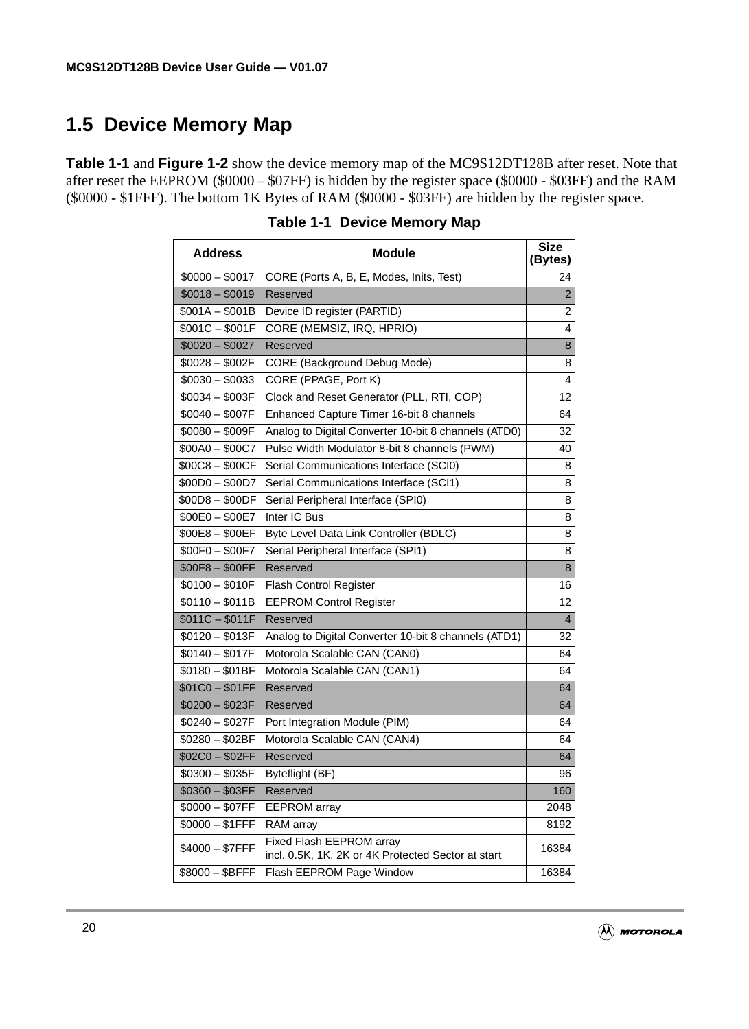## 1.5 Device Memory Map

**Table 1-1** and **Figure 1-2** show the device memory map of the MC9S12DT128B after reset. Note that after reset the EEPROM ($0000 – $07FF) is hidden by the register space ($0000 - $03FF) and the RAM ($0000 - $1FFF). The bottom 1K Bytes of RAM ($0000 - $03FF) are hidden by the register space.

**Table 1-1 Device Memory Map**

| Address | Module | Size (Bytes) |
|---|---|---|
| $0000 – $0017 | CORE (Ports A, B, E, Modes, Inits, Test) | 24 |
| $0018 – $0019 | Reserved | 2 |
| $001A – $001B | Device ID register (PARTID) | 2 |
| $001C – $001F | CORE (MEMSIZ, IRQ, HPRIO) | 4 |
| $0020 – $0027 | Reserved | 8 |
| $0028 – $002F | CORE (Background Debug Mode) | 8 |
| $0030 – $0033 | CORE (PPAGE, Port K) | 4 |
| $0034 – $003F | Clock and Reset Generator (PLL, RTI, COP) | 12 |
| $0040 – $007F | Enhanced Capture Timer 16-bit 8 channels | 64 |
| $0080 – $009F | Analog to Digital Converter 10-bit 8 channels (ATD0) | 32 |
| $00A0 – $00C7 | Pulse Width Modulator 8-bit 8 channels (PWM) | 40 |
| $00C8 – $00CF | Serial Communications Interface (SCI0) | 8 |
| $00D0 – $00D7 | Serial Communications Interface (SCI1) | 8 |
| $00D8 – $00DF | Serial Peripheral Interface (SPI0) | 8 |
| $00E0 – $00E7 | Inter IC Bus | 8 |
| $00E8 – $00EF | Byte Level Data Link Controller (BDLC) | 8 |
| $00F0 – $00F7 | Serial Peripheral Interface (SPI1) | 8 |
| $00F8 – $00FF | Reserved | 8 |
| $0100 – $010F | Flash Control Register | 16 |
| $0110 – $011B | EEPROM Control Register | 12 |
| $011C – $011F | Reserved | 4 |
| $0120 – $013F | Analog to Digital Converter 10-bit 8 channels (ATD1) | 32 |
| $0140 – $017F | Motorola Scalable CAN (CAN0) | 64 |
| $0180 – $01BF | Motorola Scalable CAN (CAN1) | 64 |
| $01C0 – $01FF | Reserved | 64 |
| $0200 – $023F | Reserved | 64 |
| $0240 – $027F | Port Integration Module (PIM) | 64 |
| $0280 – $02BF | Motorola Scalable CAN (CAN4) | 64 |
| $02C0 – $02FF | Reserved | 64 |
| $0300 – $035F | Byteflight (BF) | 96 |
| $0360 – $03FF | Reserved | 160 |
| $0000 – $07FF | EEPROM array | 2048 |
| $0000 – $1FFF | RAM array | 8192 |
| $4000 – $7FFF | Fixed Flash EEPROM array<br>incl. 0.5K, 1K, 2K or 4K Protected Sector at start | 16384 |
| $8000 – $BFFF | Flash EEPROM Page Window | 16384 |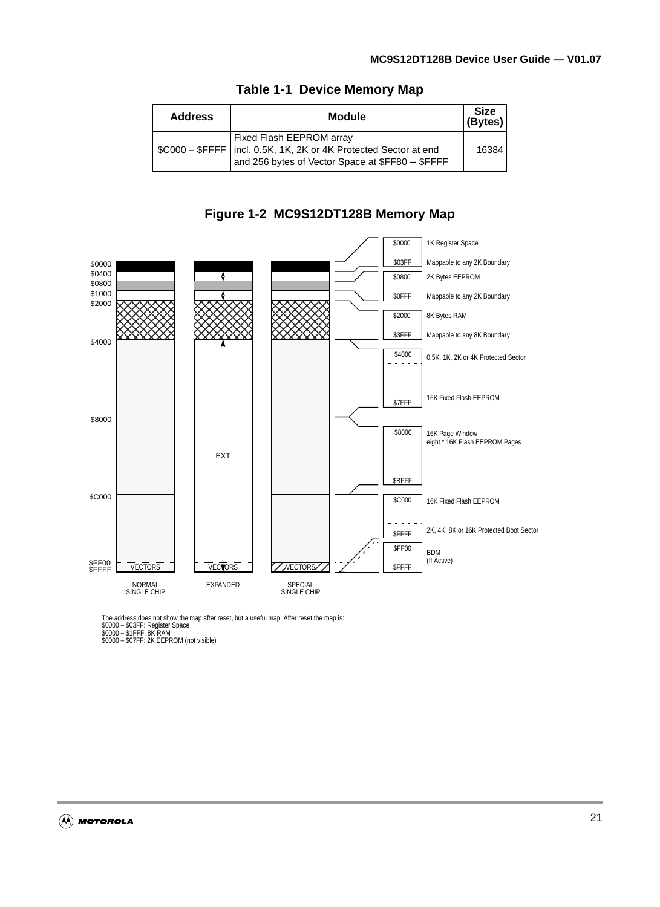**Table 1-1 Device Memory Map**

| Address | Module | Size (Bytes) |
|---|---|---|
| $C000 – $FFFF | Fixed Flash EEPROM array incl. 0.5K, 1K, 2K or 4K Protected Sector at end and 256 bytes of Vector Space at $FF80 – $FFFF | 16384 |

**Figure 1-2 MC9S12DT128B Memory Map**

$0000 – $03FF: 1K Register Space, Mappable to any 2K Boundary

$0800 – $0FFF: 2K Bytes EEPROM, Mappable to any 2K Boundary

$2000 – $3FFF: 8K Bytes RAM, Mappable to any 8K Boundary

$4000 – $7FFF: 0.5K, 1K, 2K or 4K Protected Sector; 16K Fixed Flash EEPROM

$8000 – $BFFF: 16K Page Window, eight * 16K Flash EEPROM Pages

$C000 – $FFFF: 16K Fixed Flash EEPROM; 2K, 4K, 8K or 16K Protected Boot Sector

$FF00 – $FFFF: BDM (If Active)

Address markers: $0000, $0400, $0800, $1000, $2000, $4000, $8000, $C000, $FF00, $FFFF

Modes: NORMAL SINGLE CHIP (VECTORS), EXPANDED (EXT, VECTORS), SPECIAL SINGLE CHIP (VECTORS)

The address does not show the map after reset, but a useful map. After reset the map is:
$0000 – $03FF: Register Space
$0000 – $1FFF: 8K RAM
$0000 – $07FF: 2K EEPROM (not visible)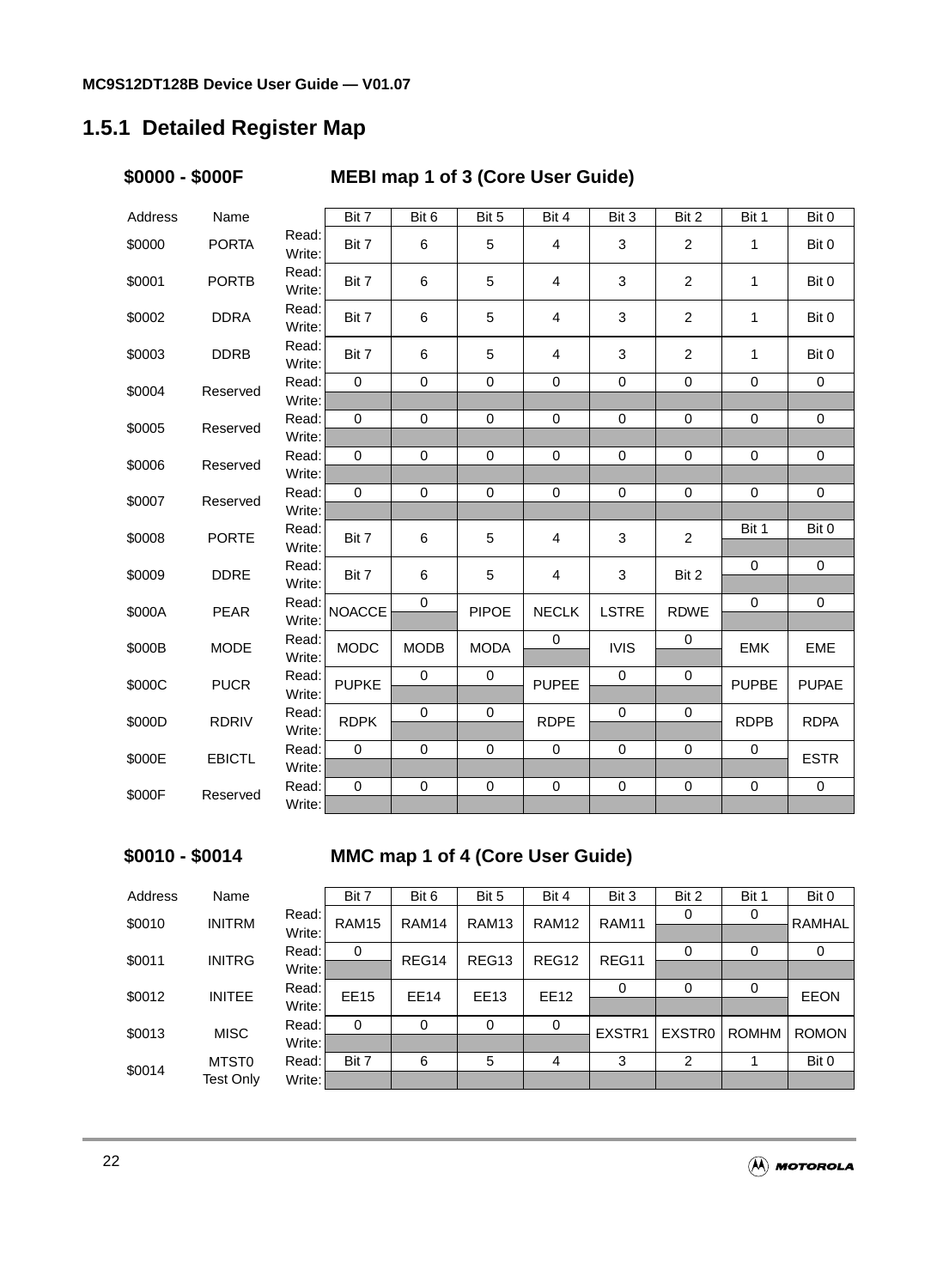## 1.5.1 Detailed Register Map

### $0000 - $000F MEBI map 1 of 3 (Core User Guide)

| Address | Name | | Bit 7 | Bit 6 | Bit 5 | Bit 4 | Bit 3 | Bit 2 | Bit 1 | Bit 0 |
|---|---|---|---|---|---|---|---|---|---|---|
| $0000 | PORTA | Read: | Bit 7 | 6 | 5 | 4 | 3 | 2 | 1 | Bit 0 |
| | | Write: | | | | | | | | |
| $0001 | PORTB | Read: | Bit 7 | 6 | 5 | 4 | 3 | 2 | 1 | Bit 0 |
| | | Write: | | | | | | | | |
| $0002 | DDRA | Read: | Bit 7 | 6 | 5 | 4 | 3 | 2 | 1 | Bit 0 |
| | | Write: | | | | | | | | |
| $0003 | DDRB | Read: | Bit 7 | 6 | 5 | 4 | 3 | 2 | 1 | Bit 0 |
| | | Write: | | | | | | | | |
| $0004 | Reserved | Read: | 0 | 0 | 0 | 0 | 0 | 0 | 0 | 0 |
| | | Write: | | | | | | | | |
| $0005 | Reserved | Read: | 0 | 0 | 0 | 0 | 0 | 0 | 0 | 0 |
| | | Write: | | | | | | | | |
| $0006 | Reserved | Read: | 0 | 0 | 0 | 0 | 0 | 0 | 0 | 0 |
| | | Write: | | | | | | | | |
| $0007 | Reserved | Read: | 0 | 0 | 0 | 0 | 0 | 0 | 0 | 0 |
| | | Write: | | | | | | | | |
| $0008 | PORTE | Read: | Bit 7 | 6 | 5 | 4 | 3 | 2 | Bit 1 | Bit 0 |
| | | Write: | | | | | | | | |
| $0009 | DDRE | Read: | Bit 7 | 6 | 5 | 4 | 3 | Bit 2 | 0 | 0 |
| | | Write: | | | | | | | | |
| $000A | PEAR | Read: | NOACCE | 0 | PIPOE | NECLK | LSTRE | RDWE | 0 | 0 |
| | | Write: | | | | | | | | |
| $000B | MODE | Read: | MODC | MODB | MODA | 0 | IVIS | 0 | EMK | EME |
| | | Write: | | | | | | | | |
| $000C | PUCR | Read: | PUPKE | 0 | 0 | PUPEE | 0 | 0 | PUPBE | PUPAE |
| | | Write: | | | | | | | | |
| $000D | RDRIV | Read: | RDPK | 0 | 0 | RDPE | 0 | 0 | RDPB | RDPA |
| | | Write: | | | | | | | | |
| $000E | EBICTL | Read: | 0 | 0 | 0 | 0 | 0 | 0 | 0 | ESTR |
| | | Write: | | | | | | | | |
| $000F | Reserved | Read: | 0 | 0 | 0 | 0 | 0 | 0 | 0 | 0 |
| | | Write: | | | | | | | | |

### $0010 - $0014 MMC map 1 of 4 (Core User Guide)

| Address | Name | | Bit 7 | Bit 6 | Bit 5 | Bit 4 | Bit 3 | Bit 2 | Bit 1 | Bit 0 |
|---|---|---|---|---|---|---|---|---|---|---|
| $0010 | INITRM | Read: | RAM15 | RAM14 | RAM13 | RAM12 | RAM11 | 0 | 0 | RAMHAL |
| | | Write: | | | | | | | | |
| $0011 | INITRG | Read: | 0 | REG14 | REG13 | REG12 | REG11 | 0 | 0 | 0 |
| | | Write: | | | | | | | | |
| $0012 | INITEE | Read: | EE15 | EE14 | EE13 | EE12 | 0 | 0 | 0 | EEON |
| | | Write: | | | | | | | | |
| $0013 | MISC | Read: | 0 | 0 | 0 | 0 | EXSTR1 | EXSTR0 | ROMHM | ROMON |
| | | Write: | | | | | | | | |
| $0014 | MTST0 Test Only | Read: | Bit 7 | 6 | 5 | 4 | 3 | 2 | 1 | Bit 0 |
| | | Write: | | | | | | | | |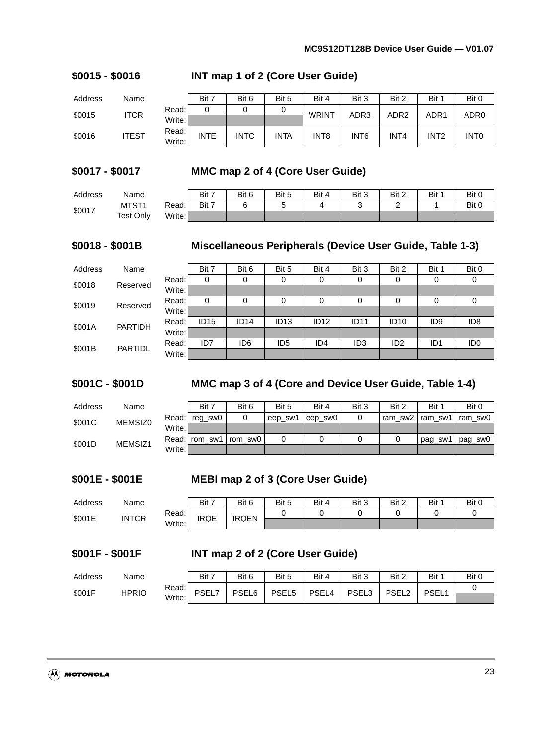## $0015 - $0016 INT map 1 of 2 (Core User Guide)

| Address | Name | | Bit 7 | Bit 6 | Bit 5 | Bit 4 | Bit 3 | Bit 2 | Bit 1 | Bit 0 |
|---|---|---|---|---|---|---|---|---|---|---|
| $0015 | ITCR | Read: | 0 | 0 | 0 | WRINT | ADR3 | ADR2 | ADR1 | ADR0 |
| | | Write: | | | | | | | | |
| $0016 | ITEST | Read:<br>Write: | INTE | INTC | INTA | INT8 | INT6 | INT4 | INT2 | INT0 |

## $0017 - $0017 MMC map 2 of 4 (Core User Guide)

| Address | Name | | Bit 7 | Bit 6 | Bit 5 | Bit 4 | Bit 3 | Bit 2 | Bit 1 | Bit 0 |
|---|---|---|---|---|---|---|---|---|---|---|
| $0017 | MTST1<br>Test Only | Read: | Bit 7 | 6 | 5 | 4 | 3 | 2 | 1 | Bit 0 |
| | | Write: | | | | | | | | |

## $0018 - $001B Miscellaneous Peripherals (Device User Guide, Table 1-3)

| Address | Name | | Bit 7 | Bit 6 | Bit 5 | Bit 4 | Bit 3 | Bit 2 | Bit 1 | Bit 0 |
|---|---|---|---|---|---|---|---|---|---|---|
| $0018 | Reserved | Read: | 0 | 0 | 0 | 0 | 0 | 0 | 0 | 0 |
| | | Write: | | | | | | | | |
| $0019 | Reserved | Read: | 0 | 0 | 0 | 0 | 0 | 0 | 0 | 0 |
| | | Write: | | | | | | | | |
| $001A | PARTIDH | Read: | ID15 | ID14 | ID13 | ID12 | ID11 | ID10 | ID9 | ID8 |
| | | Write: | | | | | | | | |
| $001B | PARTIDL | Read: | ID7 | ID6 | ID5 | ID4 | ID3 | ID2 | ID1 | ID0 |
| | | Write: | | | | | | | | |

## $001C - $001D MMC map 3 of 4 (Core and Device User Guide, Table 1-4)

| Address | Name | | Bit 7 | Bit 6 | Bit 5 | Bit 4 | Bit 3 | Bit 2 | Bit 1 | Bit 0 |
|---|---|---|---|---|---|---|---|---|---|---|
| $001C | MEMSIZ0 | Read: | reg_sw0 | 0 | eep_sw1 | eep_sw0 | 0 | ram_sw2 | ram_sw1 | ram_sw0 |
| | | Write: | | | | | | | | |
| $001D | MEMSIZ1 | Read: | rom_sw1 | rom_sw0 | 0 | 0 | 0 | 0 | pag_sw1 | pag_sw0 |
| | | Write: | | | | | | | | |

## $001E - $001E MEBI map 2 of 3 (Core User Guide)

| Address | Name | | Bit 7 | Bit 6 | Bit 5 | Bit 4 | Bit 3 | Bit 2 | Bit 1 | Bit 0 |
|---|---|---|---|---|---|---|---|---|---|---|
| $001E | INTCR | Read: | IRQE | IRQEN | 0 | 0 | 0 | 0 | 0 | 0 |
| | | Write: | | | | | | | | |

## $001F - $001F INT map 2 of 2 (Core User Guide)

| Address | Name | | Bit 7 | Bit 6 | Bit 5 | Bit 4 | Bit 3 | Bit 2 | Bit 1 | Bit 0 |
|---|---|---|---|---|---|---|---|---|---|---|
| $001F | HPRIO | Read: | PSEL7 | PSEL6 | PSEL5 | PSEL4 | PSEL3 | PSEL2 | PSEL1 | 0 |
| | | Write: | | | | | | | | |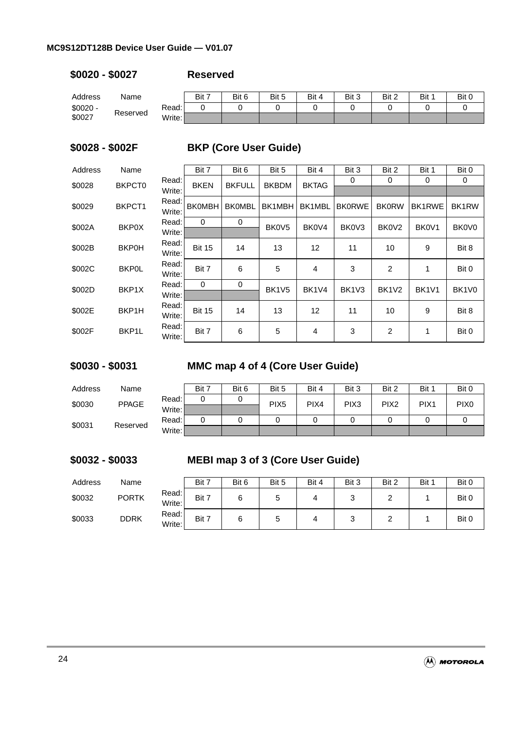### $0020 - $0027 Reserved

| Address | Name | | Bit 7 | Bit 6 | Bit 5 | Bit 4 | Bit 3 | Bit 2 | Bit 1 | Bit 0 |
|---|---|---|---|---|---|---|---|---|---|---|
| $0020 - $0027 | Reserved | Read: | 0 | 0 | 0 | 0 | 0 | 0 | 0 | 0 |
| | | Write: | | | | | | | | |

### $0028 - $002F BKP (Core User Guide)

| Address | Name | | Bit 7 | Bit 6 | Bit 5 | Bit 4 | Bit 3 | Bit 2 | Bit 1 | Bit 0 |
|---|---|---|---|---|---|---|---|---|---|---|
| $0028 | BKPCT0 | Read: | BKEN | BKFULL | BKBDM | BKTAG | 0 | 0 | 0 | 0 |
| | | Write: | | | | | | | | |
| $0029 | BKPCT1 | Read:<br>Write: | BK0MBH | BK0MBL | BK1MBH | BK1MBL | BK0RWE | BK0RW | BK1RWE | BK1RW |
| $002A | BKP0X | Read: | 0 | 0 | BK0V5 | BK0V4 | BK0V3 | BK0V2 | BK0V1 | BK0V0 |
| | | Write: | | | | | | | | |
| $002B | BKP0H | Read:<br>Write: | Bit 15 | 14 | 13 | 12 | 11 | 10 | 9 | Bit 8 |
| $002C | BKP0L | Read:<br>Write: | Bit 7 | 6 | 5 | 4 | 3 | 2 | 1 | Bit 0 |
| $002D | BKP1X | Read: | 0 | 0 | BK1V5 | BK1V4 | BK1V3 | BK1V2 | BK1V1 | BK1V0 |
| | | Write: | | | | | | | | |
| $002E | BKP1H | Read:<br>Write: | Bit 15 | 14 | 13 | 12 | 11 | 10 | 9 | Bit 8 |
| $002F | BKP1L | Read:<br>Write: | Bit 7 | 6 | 5 | 4 | 3 | 2 | 1 | Bit 0 |

### $0030 - $0031 MMC map 4 of 4 (Core User Guide)

| Address | Name | | Bit 7 | Bit 6 | Bit 5 | Bit 4 | Bit 3 | Bit 2 | Bit 1 | Bit 0 |
|---|---|---|---|---|---|---|---|---|---|---|
| $0030 | PPAGE | Read: | 0 | 0 | PIX5 | PIX4 | PIX3 | PIX2 | PIX1 | PIX0 |
| | | Write: | | | | | | | | |
| $0031 | Reserved | Read: | 0 | 0 | 0 | 0 | 0 | 0 | 0 | 0 |
| | | Write: | | | | | | | | |

### $0032 - $0033 MEBI map 3 of 3 (Core User Guide)

| Address | Name | | Bit 7 | Bit 6 | Bit 5 | Bit 4 | Bit 3 | Bit 2 | Bit 1 | Bit 0 |
|---|---|---|---|---|---|---|---|---|---|---|
| $0032 | PORTK | Read:<br>Write: | Bit 7 | 6 | 5 | 4 | 3 | 2 | 1 | Bit 0 |
| $0033 | DDRK | Read:<br>Write: | Bit 7 | 6 | 5 | 4 | 3 | 2 | 1 | Bit 0 |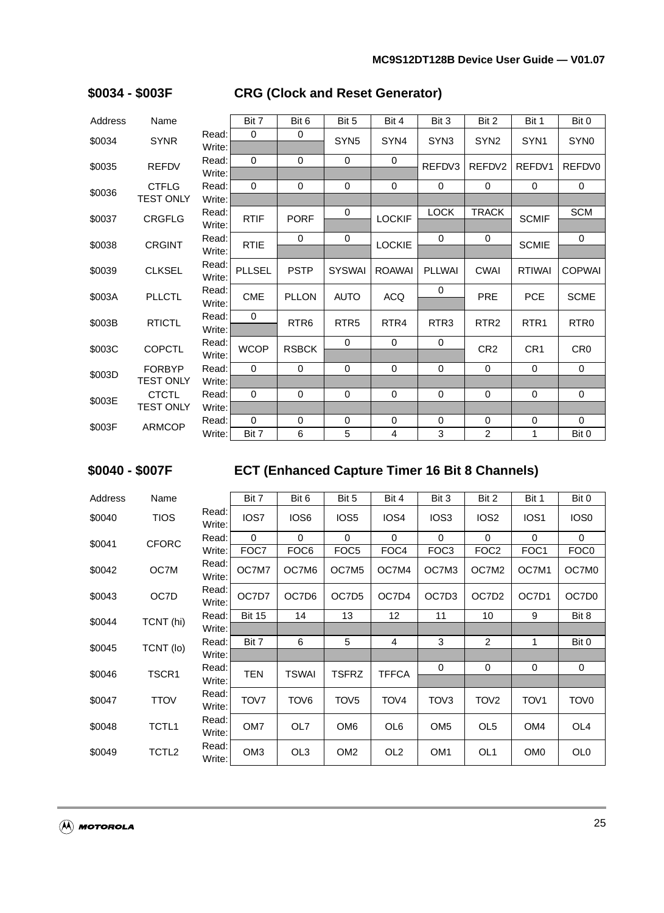## $0034 - $003F CRG (Clock and Reset Generator)

| Address | Name | | Bit 7 | Bit 6 | Bit 5 | Bit 4 | Bit 3 | Bit 2 | Bit 1 | Bit 0 |
|---|---|---|---|---|---|---|---|---|---|---|
| $0034 | SYNR | Read: | 0 | 0 | SYN5 | SYN4 | SYN3 | SYN2 | SYN1 | SYN0 |
| | | Write: | | | | | | | | |
| $0035 | REFDV | Read: | 0 | 0 | 0 | 0 | REFDV3 | REFDV2 | REFDV1 | REFDV0 |
| | | Write: | | | | | | | | |
| $0036 | CTFLG TEST ONLY | Read: | 0 | 0 | 0 | 0 | 0 | 0 | 0 | 0 |
| | | Write: | | | | | | | | |
| $0037 | CRGFLG | Read: | RTIF | PORF | 0 | LOCKIF | LOCK | TRACK | SCMIF | SCM |
| | | Write: | | | | | | | | |
| $0038 | CRGINT | Read: | RTIE | 0 | 0 | LOCKIE | 0 | 0 | SCMIE | 0 |
| | | Write: | | | | | | | | |
| $0039 | CLKSEL | Read: | PLLSEL | PSTP | SYSWAI | ROAWAI | PLLWAI | CWAI | RTIWAI | COPWAI |
| | | Write: | | | | | | | | |
| $003A | PLLCTL | Read: | CME | PLLON | AUTO | ACQ | 0 | PRE | PCE | SCME |
| | | Write: | | | | | | | | |
| $003B | RTICTL | Read: | 0 | RTR6 | RTR5 | RTR4 | RTR3 | RTR2 | RTR1 | RTR0 |
| | | Write: | | | | | | | | |
| $003C | COPCTL | Read: | WCOP | RSBCK | 0 | 0 | 0 | CR2 | CR1 | CR0 |
| | | Write: | | | | | | | | |
| $003D | FORBYP TEST ONLY | Read: | 0 | 0 | 0 | 0 | 0 | 0 | 0 | 0 |
| | | Write: | | | | | | | | |
| $003E | CTCTL TEST ONLY | Read: | 0 | 0 | 0 | 0 | 0 | 0 | 0 | 0 |
| | | Write: | | | | | | | | |
| $003F | ARMCOP | Read: | 0 | 0 | 0 | 0 | 0 | 0 | 0 | 0 |
| | | Write: | Bit 7 | 6 | 5 | 4 | 3 | 2 | 1 | Bit 0 |

## $0040 - $007F ECT (Enhanced Capture Timer 16 Bit 8 Channels)

| Address | Name | | Bit 7 | Bit 6 | Bit 5 | Bit 4 | Bit 3 | Bit 2 | Bit 1 | Bit 0 |
|---|---|---|---|---|---|---|---|---|---|---|
| $0040 | TIOS | Read: | IOS7 | IOS6 | IOS5 | IOS4 | IOS3 | IOS2 | IOS1 | IOS0 |
| | | Write: | | | | | | | | |
| $0041 | CFORC | Read: | 0 | 0 | 0 | 0 | 0 | 0 | 0 | 0 |
| | | Write: | FOC7 | FOC6 | FOC5 | FOC4 | FOC3 | FOC2 | FOC1 | FOC0 |
| $0042 | OC7M | Read: | OC7M7 | OC7M6 | OC7M5 | OC7M4 | OC7M3 | OC7M2 | OC7M1 | OC7M0 |
| | | Write: | | | | | | | | |
| $0043 | OC7D | Read: | OC7D7 | OC7D6 | OC7D5 | OC7D4 | OC7D3 | OC7D2 | OC7D1 | OC7D0 |
| | | Write: | | | | | | | | |
| $0044 | TCNT (hi) | Read: | Bit 15 | 14 | 13 | 12 | 11 | 10 | 9 | Bit 8 |
| | | Write: | | | | | | | | |
| $0045 | TCNT (lo) | Read: | Bit 7 | 6 | 5 | 4 | 3 | 2 | 1 | Bit 0 |
| | | Write: | | | | | | | | |
| $0046 | TSCR1 | Read: | TEN | TSWAI | TSFRZ | TFFCA | 0 | 0 | 0 | 0 |
| | | Write: | | | | | | | | |
| $0047 | TTOV | Read: | TOV7 | TOV6 | TOV5 | TOV4 | TOV3 | TOV2 | TOV1 | TOV0 |
| | | Write: | | | | | | | | |
| $0048 | TCTL1 | Read: | OM7 | OL7 | OM6 | OL6 | OM5 | OL5 | OM4 | OL4 |
| | | Write: | | | | | | | | |
| $0049 | TCTL2 | Read: | OM3 | OL3 | OM2 | OL2 | OM1 | OL1 | OM0 | OL0 |
| | | Write: | | | | | | | | |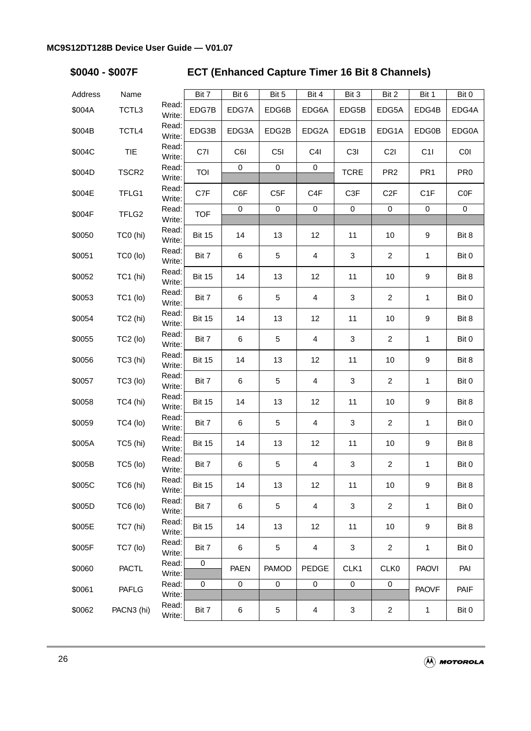## \$0040 - \$007F ECT (Enhanced Capture Timer 16 Bit 8 Channels)

| Address | Name | | Bit 7 | Bit 6 | Bit 5 | Bit 4 | Bit 3 | Bit 2 | Bit 1 | Bit 0 |
|---|---|---|---|---|---|---|---|---|---|---|
| \$004A | TCTL3 | Read:<br>Write: | EDG7B | EDG7A | EDG6B | EDG6A | EDG5B | EDG5A | EDG4B | EDG4A |
| \$004B | TCTL4 | Read:<br>Write: | EDG3B | EDG3A | EDG2B | EDG2A | EDG1B | EDG1A | EDG0B | EDG0A |
| \$004C | TIE | Read:<br>Write: | C7I | C6I | C5I | C4I | C3I | C2I | C1I | C0I |
| \$004D | TSCR2 | Read:<br>Write: | TOI | 0 | 0 | 0 | TCRE | PR2 | PR1 | PR0 |
| \$004E | TFLG1 | Read:<br>Write: | C7F | C6F | C5F | C4F | C3F | C2F | C1F | C0F |
| \$004F | TFLG2 | Read:<br>Write: | TOF | 0 | 0 | 0 | 0 | 0 | 0 | 0 |
| \$0050 | TC0 (hi) | Read:<br>Write: | Bit 15 | 14 | 13 | 12 | 11 | 10 | 9 | Bit 8 |
| \$0051 | TC0 (lo) | Read:<br>Write: | Bit 7 | 6 | 5 | 4 | 3 | 2 | 1 | Bit 0 |
| \$0052 | TC1 (hi) | Read:<br>Write: | Bit 15 | 14 | 13 | 12 | 11 | 10 | 9 | Bit 8 |
| \$0053 | TC1 (lo) | Read:<br>Write: | Bit 7 | 6 | 5 | 4 | 3 | 2 | 1 | Bit 0 |
| \$0054 | TC2 (hi) | Read:<br>Write: | Bit 15 | 14 | 13 | 12 | 11 | 10 | 9 | Bit 8 |
| \$0055 | TC2 (lo) | Read:<br>Write: | Bit 7 | 6 | 5 | 4 | 3 | 2 | 1 | Bit 0 |
| \$0056 | TC3 (hi) | Read:<br>Write: | Bit 15 | 14 | 13 | 12 | 11 | 10 | 9 | Bit 8 |
| \$0057 | TC3 (lo) | Read:<br>Write: | Bit 7 | 6 | 5 | 4 | 3 | 2 | 1 | Bit 0 |
| \$0058 | TC4 (hi) | Read:<br>Write: | Bit 15 | 14 | 13 | 12 | 11 | 10 | 9 | Bit 8 |
| \$0059 | TC4 (lo) | Read:<br>Write: | Bit 7 | 6 | 5 | 4 | 3 | 2 | 1 | Bit 0 |
| \$005A | TC5 (hi) | Read:<br>Write: | Bit 15 | 14 | 13 | 12 | 11 | 10 | 9 | Bit 8 |
| \$005B | TC5 (lo) | Read:<br>Write: | Bit 7 | 6 | 5 | 4 | 3 | 2 | 1 | Bit 0 |
| \$005C | TC6 (hi) | Read:<br>Write: | Bit 15 | 14 | 13 | 12 | 11 | 10 | 9 | Bit 8 |
| \$005D | TC6 (lo) | Read:<br>Write: | Bit 7 | 6 | 5 | 4 | 3 | 2 | 1 | Bit 0 |
| \$005E | TC7 (hi) | Read:<br>Write: | Bit 15 | 14 | 13 | 12 | 11 | 10 | 9 | Bit 8 |
| \$005F | TC7 (lo) | Read:<br>Write: | Bit 7 | 6 | 5 | 4 | 3 | 2 | 1 | Bit 0 |
| \$0060 | PACTL | Read:<br>Write: | 0 | PAEN | PAMOD | PEDGE | CLK1 | CLK0 | PAOVI | PAI |
| \$0061 | PAFLG | Read:<br>Write: | 0 | 0 | 0 | 0 | 0 | 0 | PAOVF | PAIF |
| \$0062 | PACN3 (hi) | Read:<br>Write: | Bit 7 | 6 | 5 | 4 | 3 | 2 | 1 | Bit 0 |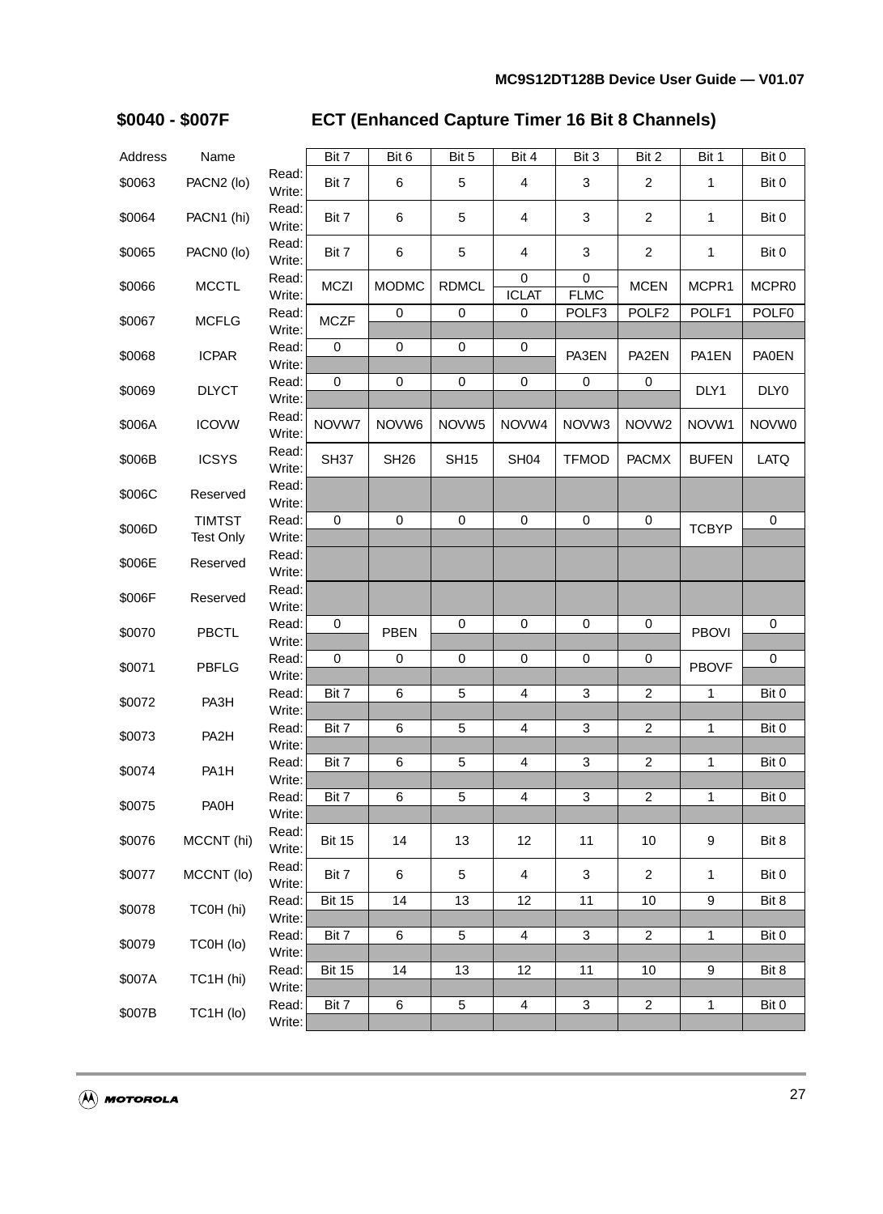**$0040 - $007F ECT (Enhanced Capture Timer 16 Bit 8 Channels)**

| Address | Name | | Bit 7 | Bit 6 | Bit 5 | Bit 4 | Bit 3 | Bit 2 | Bit 1 | Bit 0 |
|---|---|---|---|---|---|---|---|---|---|---|
| $0063 | PACN2 (lo) | Read: | Bit 7 | 6 | 5 | 4 | 3 | 2 | 1 | Bit 0 |
| | | Write: | | | | | | | | |
| $0064 | PACN1 (hi) | Read: | Bit 7 | 6 | 5 | 4 | 3 | 2 | 1 | Bit 0 |
| | | Write: | | | | | | | | |
| $0065 | PACN0 (lo) | Read: | Bit 7 | 6 | 5 | 4 | 3 | 2 | 1 | Bit 0 |
| | | Write: | | | | | | | | |
| $0066 | MCCTL | Read: | MCZI | MODMC | RDMCL | 0 | 0 | MCEN | MCPR1 | MCPR0 |
| | | Write: | | | | ICLAT | FLMC | | | |
| $0067 | MCFLG | Read: | MCZF | 0 | 0 | 0 | POLF3 | POLF2 | POLF1 | POLF0 |
| | | Write: | | | | | | | | |
| $0068 | ICPAR | Read: | 0 | 0 | 0 | 0 | PA3EN | PA2EN | PA1EN | PA0EN |
| | | Write: | | | | | | | | |
| $0069 | DLYCT | Read: | 0 | 0 | 0 | 0 | 0 | 0 | DLY1 | DLY0 |
| | | Write: | | | | | | | | |
| $006A | ICOVW | Read: | NOVW7 | NOVW6 | NOVW5 | NOVW4 | NOVW3 | NOVW2 | NOVW1 | NOVW0 |
| | | Write: | | | | | | | | |
| $006B | ICSYS | Read: | SH37 | SH26 | SH15 | SH04 | TFMOD | PACMX | BUFEN | LATQ |
| | | Write: | | | | | | | | |
| $006C | Reserved | Read: | | | | | | | | |
| | | Write: | | | | | | | | |
| $006D | TIMTST Test Only | Read: | 0 | 0 | 0 | 0 | 0 | 0 | TCBYP | 0 |
| | | Write: | | | | | | | | |
| $006E | Reserved | Read: | | | | | | | | |
| | | Write: | | | | | | | | |
| $006F | Reserved | Read: | | | | | | | | |
| | | Write: | | | | | | | | |
| $0070 | PBCTL | Read: | 0 | PBEN | 0 | 0 | 0 | 0 | PBOVI | 0 |
| | | Write: | | | | | | | | |
| $0071 | PBFLG | Read: | 0 | 0 | 0 | 0 | 0 | 0 | PBOVF | 0 |
| | | Write: | | | | | | | | |
| $0072 | PA3H | Read: | Bit 7 | 6 | 5 | 4 | 3 | 2 | 1 | Bit 0 |
| | | Write: | | | | | | | | |
| $0073 | PA2H | Read: | Bit 7 | 6 | 5 | 4 | 3 | 2 | 1 | Bit 0 |
| | | Write: | | | | | | | | |
| $0074 | PA1H | Read: | Bit 7 | 6 | 5 | 4 | 3 | 2 | 1 | Bit 0 |
| | | Write: | | | | | | | | |
| $0075 | PA0H | Read: | Bit 7 | 6 | 5 | 4 | 3 | 2 | 1 | Bit 0 |
| | | Write: | | | | | | | | |
| $0076 | MCCNT (hi) | Read: | Bit 15 | 14 | 13 | 12 | 11 | 10 | 9 | Bit 8 |
| | | Write: | | | | | | | | |
| $0077 | MCCNT (lo) | Read: | Bit 7 | 6 | 5 | 4 | 3 | 2 | 1 | Bit 0 |
| | | Write: | | | | | | | | |
| $0078 | TC0H (hi) | Read: | Bit 15 | 14 | 13 | 12 | 11 | 10 | 9 | Bit 8 |
| | | Write: | | | | | | | | |
| $0079 | TC0H (lo) | Read: | Bit 7 | 6 | 5 | 4 | 3 | 2 | 1 | Bit 0 |
| | | Write: | | | | | | | | |
| $007A | TC1H (hi) | Read: | Bit 15 | 14 | 13 | 12 | 11 | 10 | 9 | Bit 8 |
| | | Write: | | | | | | | | |
| $007B | TC1H (lo) | Read: | Bit 7 | 6 | 5 | 4 | 3 | 2 | 1 | Bit 0 |
| | | Write: | | | | | | | | |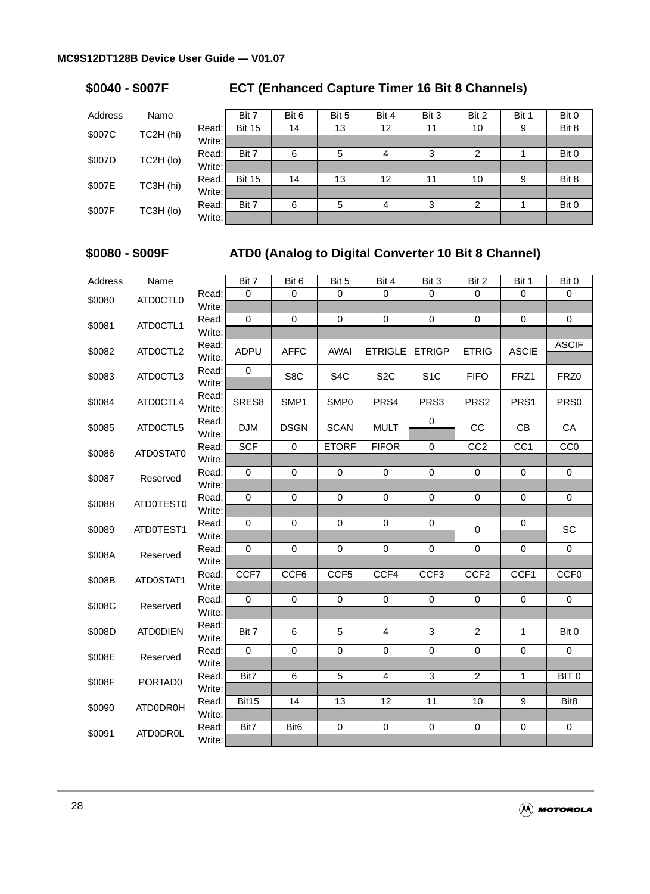## $0040 - $007F ECT (Enhanced Capture Timer 16 Bit 8 Channels)

| Address | Name | | Bit 7 | Bit 6 | Bit 5 | Bit 4 | Bit 3 | Bit 2 | Bit 1 | Bit 0 |
|---|---|---|---|---|---|---|---|---|---|---|
| $007C | TC2H (hi) | Read: | Bit 15 | 14 | 13 | 12 | 11 | 10 | 9 | Bit 8 |
| | | Write: | | | | | | | | |
| $007D | TC2H (lo) | Read: | Bit 7 | 6 | 5 | 4 | 3 | 2 | 1 | Bit 0 |
| | | Write: | | | | | | | | |
| $007E | TC3H (hi) | Read: | Bit 15 | 14 | 13 | 12 | 11 | 10 | 9 | Bit 8 |
| | | Write: | | | | | | | | |
| $007F | TC3H (lo) | Read: | Bit 7 | 6 | 5 | 4 | 3 | 2 | 1 | Bit 0 |
| | | Write: | | | | | | | | |

## $0080 - $009F ATD0 (Analog to Digital Converter 10 Bit 8 Channel)

| Address | Name | | Bit 7 | Bit 6 | Bit 5 | Bit 4 | Bit 3 | Bit 2 | Bit 1 | Bit 0 |
|---|---|---|---|---|---|---|---|---|---|---|
| $0080 | ATD0CTL0 | Read: | 0 | 0 | 0 | 0 | 0 | 0 | 0 | 0 |
| | | Write: | | | | | | | | |
| $0081 | ATD0CTL1 | Read: | 0 | 0 | 0 | 0 | 0 | 0 | 0 | 0 |
| | | Write: | | | | | | | | |
| $0082 | ATD0CTL2 | Read: | ADPU | AFFC | AWAI | ETRIGLE | ETRIGP | ETRIG | ASCIE | ASCIF |
| | | Write: | | | | | | | | |
| $0083 | ATD0CTL3 | Read: | 0 | S8C | S4C | S2C | S1C | FIFO | FRZ1 | FRZ0 |
| | | Write: | | | | | | | | |
| $0084 | ATD0CTL4 | Read: | SRES8 | SMP1 | SMP0 | PRS4 | PRS3 | PRS2 | PRS1 | PRS0 |
| | | Write: | | | | | | | | |
| $0085 | ATD0CTL5 | Read: | DJM | DSGN | SCAN | MULT | 0 | CC | CB | CA |
| | | Write: | | | | | | | | |
| $0086 | ATD0STAT0 | Read: | SCF | 0 | ETORF | FIFOR | 0 | CC2 | CC1 | CC0 |
| | | Write: | | | | | | | | |
| $0087 | Reserved | Read: | 0 | 0 | 0 | 0 | 0 | 0 | 0 | 0 |
| | | Write: | | | | | | | | |
| $0088 | ATD0TEST0 | Read: | 0 | 0 | 0 | 0 | 0 | 0 | 0 | 0 |
| | | Write: | | | | | | | | |
| $0089 | ATD0TEST1 | Read: | 0 | 0 | 0 | 0 | 0 | 0 | 0 | SC |
| | | Write: | | | | | | | | |
| $008A | Reserved | Read: | 0 | 0 | 0 | 0 | 0 | 0 | 0 | 0 |
| | | Write: | | | | | | | | |
| $008B | ATD0STAT1 | Read: | CCF7 | CCF6 | CCF5 | CCF4 | CCF3 | CCF2 | CCF1 | CCF0 |
| | | Write: | | | | | | | | |
| $008C | Reserved | Read: | 0 | 0 | 0 | 0 | 0 | 0 | 0 | 0 |
| | | Write: | | | | | | | | |
| $008D | ATD0DIEN | Read: | Bit 7 | 6 | 5 | 4 | 3 | 2 | 1 | Bit 0 |
| | | Write: | | | | | | | | |
| $008E | Reserved | Read: | 0 | 0 | 0 | 0 | 0 | 0 | 0 | 0 |
| | | Write: | | | | | | | | |
| $008F | PORTAD0 | Read: | Bit7 | 6 | 5 | 4 | 3 | 2 | 1 | BIT 0 |
| | | Write: | | | | | | | | |
| $0090 | ATD0DR0H | Read: | Bit15 | 14 | 13 | 12 | 11 | 10 | 9 | Bit8 |
| | | Write: | | | | | | | | |
| $0091 | ATD0DR0L | Read: | Bit7 | Bit6 | 0 | 0 | 0 | 0 | 0 | 0 |
| | | Write: | | | | | | | | |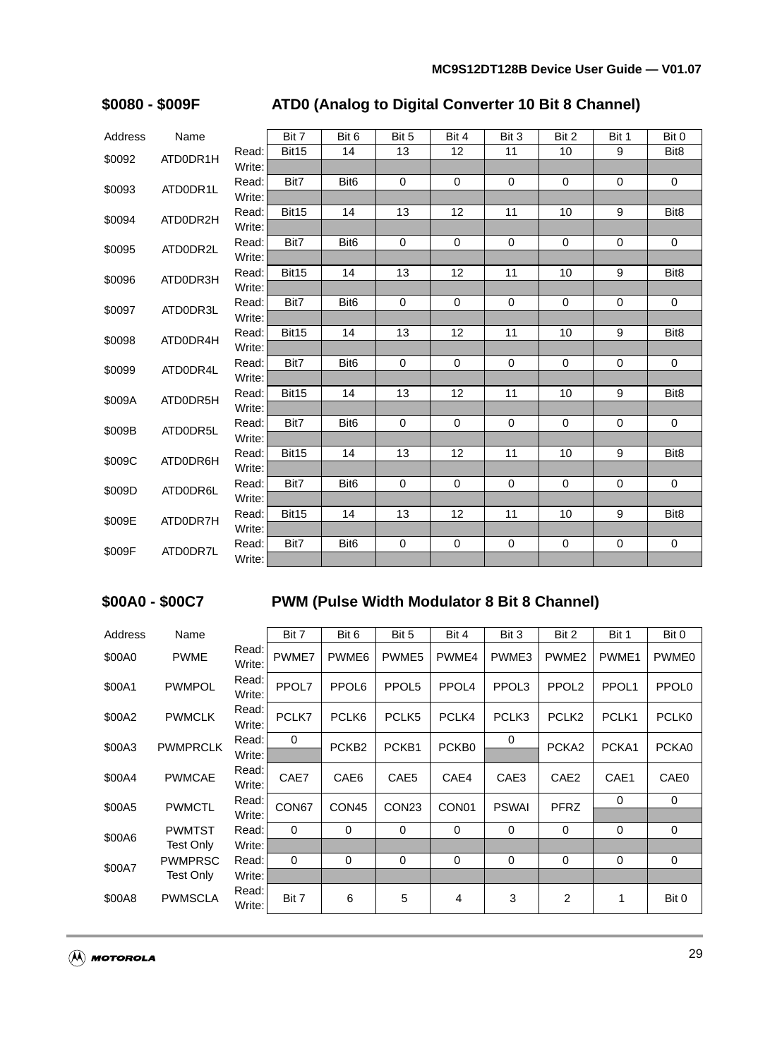## $0080 - $009F ATD0 (Analog to Digital Converter 10 Bit 8 Channel)

| Address | Name | | Bit 7 | Bit 6 | Bit 5 | Bit 4 | Bit 3 | Bit 2 | Bit 1 | Bit 0 |
|---|---|---|---|---|---|---|---|---|---|---|
| $0092 | ATD0DR1H | Read: | Bit15 | 14 | 13 | 12 | 11 | 10 | 9 | Bit8 |
| | | Write: | | | | | | | | |
| $0093 | ATD0DR1L | Read: | Bit7 | Bit6 | 0 | 0 | 0 | 0 | 0 | 0 |
| | | Write: | | | | | | | | |
| $0094 | ATD0DR2H | Read: | Bit15 | 14 | 13 | 12 | 11 | 10 | 9 | Bit8 |
| | | Write: | | | | | | | | |
| $0095 | ATD0DR2L | Read: | Bit7 | Bit6 | 0 | 0 | 0 | 0 | 0 | 0 |
| | | Write: | | | | | | | | |
| $0096 | ATD0DR3H | Read: | Bit15 | 14 | 13 | 12 | 11 | 10 | 9 | Bit8 |
| | | Write: | | | | | | | | |
| $0097 | ATD0DR3L | Read: | Bit7 | Bit6 | 0 | 0 | 0 | 0 | 0 | 0 |
| | | Write: | | | | | | | | |
| $0098 | ATD0DR4H | Read: | Bit15 | 14 | 13 | 12 | 11 | 10 | 9 | Bit8 |
| | | Write: | | | | | | | | |
| $0099 | ATD0DR4L | Read: | Bit7 | Bit6 | 0 | 0 | 0 | 0 | 0 | 0 |
| | | Write: | | | | | | | | |
| $009A | ATD0DR5H | Read: | Bit15 | 14 | 13 | 12 | 11 | 10 | 9 | Bit8 |
| | | Write: | | | | | | | | |
| $009B | ATD0DR5L | Read: | Bit7 | Bit6 | 0 | 0 | 0 | 0 | 0 | 0 |
| | | Write: | | | | | | | | |
| $009C | ATD0DR6H | Read: | Bit15 | 14 | 13 | 12 | 11 | 10 | 9 | Bit8 |
| | | Write: | | | | | | | | |
| $009D | ATD0DR6L | Read: | Bit7 | Bit6 | 0 | 0 | 0 | 0 | 0 | 0 |
| | | Write: | | | | | | | | |
| $009E | ATD0DR7H | Read: | Bit15 | 14 | 13 | 12 | 11 | 10 | 9 | Bit8 |
| | | Write: | | | | | | | | |
| $009F | ATD0DR7L | Read: | Bit7 | Bit6 | 0 | 0 | 0 | 0 | 0 | 0 |
| | | Write: | | | | | | | | |

## $00A0 - $00C7 PWM (Pulse Width Modulator 8 Bit 8 Channel)

| Address | Name | | Bit 7 | Bit 6 | Bit 5 | Bit 4 | Bit 3 | Bit 2 | Bit 1 | Bit 0 |
|---|---|---|---|---|---|---|---|---|---|---|
| $00A0 | PWME | Read:<br>Write: | PWME7 | PWME6 | PWME5 | PWME4 | PWME3 | PWME2 | PWME1 | PWME0 |
| $00A1 | PWMPOL | Read:<br>Write: | PPOL7 | PPOL6 | PPOL5 | PPOL4 | PPOL3 | PPOL2 | PPOL1 | PPOL0 |
| $00A2 | PWMCLK | Read:<br>Write: | PCLK7 | PCLK6 | PCLK5 | PCLK4 | PCLK3 | PCLK2 | PCLK1 | PCLK0 |
| $00A3 | PWMPRCLK | Read: | 0 | PCKB2 | PCKB1 | PCKB0 | 0 | PCKA2 | PCKA1 | PCKA0 |
| | | Write: | | | | | | | | |
| $00A4 | PWMCAE | Read:<br>Write: | CAE7 | CAE6 | CAE5 | CAE4 | CAE3 | CAE2 | CAE1 | CAE0 |
| $00A5 | PWMCTL | Read: | CON67 | CON45 | CON23 | CON01 | PSWAI | PFRZ | 0 | 0 |
| | | Write: | | | | | | | | |
| $00A6 | PWMTST<br>Test Only | Read: | 0 | 0 | 0 | 0 | 0 | 0 | 0 | 0 |
| | | Write: | | | | | | | | |
| $00A7 | PWMPRSC<br>Test Only | Read: | 0 | 0 | 0 | 0 | 0 | 0 | 0 | 0 |
| | | Write: | | | | | | | | |
| $00A8 | PWMSCLA | Read:<br>Write: | Bit 7 | 6 | 5 | 4 | 3 | 2 | 1 | Bit 0 |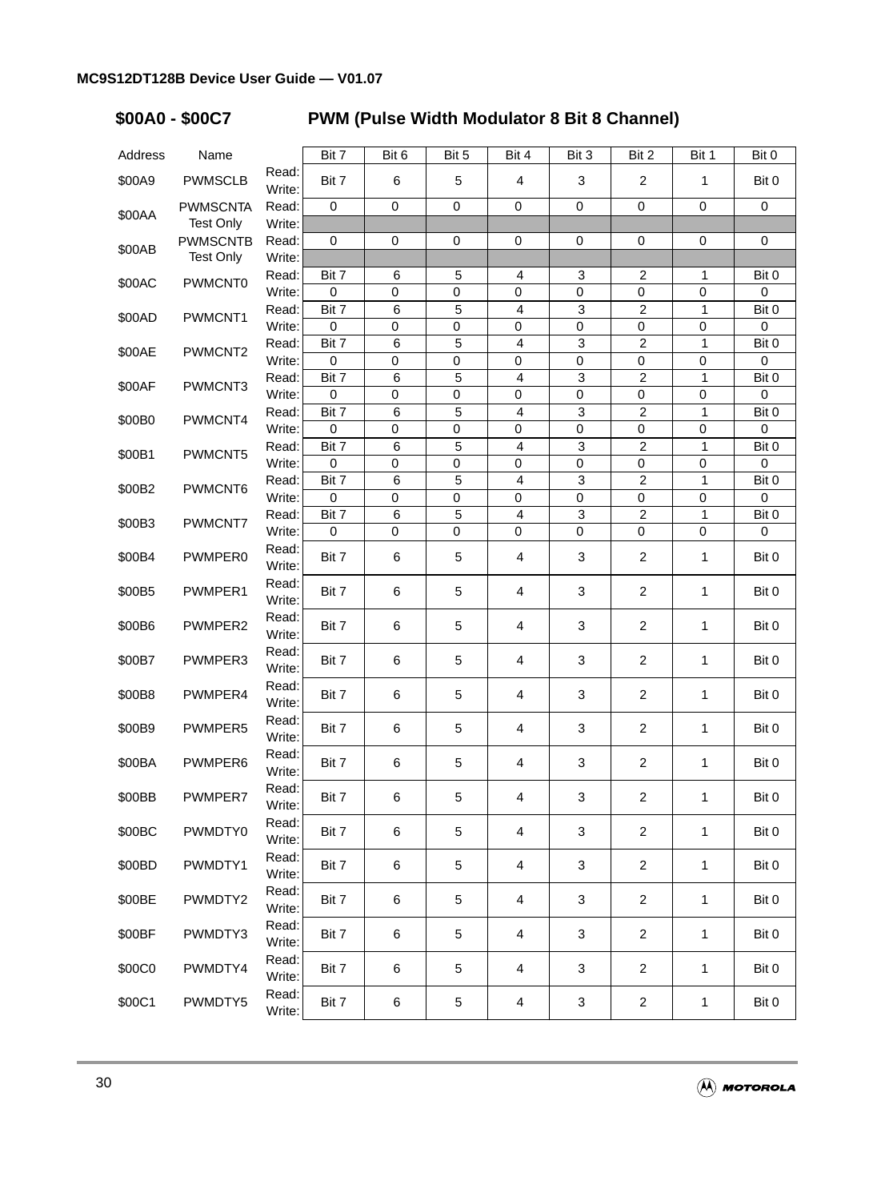## $00A0 - $00C7 PWM (Pulse Width Modulator 8 Bit 8 Channel)

| Address | Name | | Bit 7 | Bit 6 | Bit 5 | Bit 4 | Bit 3 | Bit 2 | Bit 1 | Bit 0 |
|---|---|---|---|---|---|---|---|---|---|---|
| $00A9 | PWMSCLB | Read:<br>Write: | Bit 7 | 6 | 5 | 4 | 3 | 2 | 1 | Bit 0 |
| $00AA | PWMSCNTA Test Only | Read: | 0 | 0 | 0 | 0 | 0 | 0 | 0 | 0 |
| | | Write: | | | | | | | | |
| $00AB | PWMSCNTB Test Only | Read: | 0 | 0 | 0 | 0 | 0 | 0 | 0 | 0 |
| | | Write: | | | | | | | | |
| $00AC | PWMCNT0 | Read: | Bit 7 | 6 | 5 | 4 | 3 | 2 | 1 | Bit 0 |
| | | Write: | 0 | 0 | 0 | 0 | 0 | 0 | 0 | 0 |
| $00AD | PWMCNT1 | Read: | Bit 7 | 6 | 5 | 4 | 3 | 2 | 1 | Bit 0 |
| | | Write: | 0 | 0 | 0 | 0 | 0 | 0 | 0 | 0 |
| $00AE | PWMCNT2 | Read: | Bit 7 | 6 | 5 | 4 | 3 | 2 | 1 | Bit 0 |
| | | Write: | 0 | 0 | 0 | 0 | 0 | 0 | 0 | 0 |
| $00AF | PWMCNT3 | Read: | Bit 7 | 6 | 5 | 4 | 3 | 2 | 1 | Bit 0 |
| | | Write: | 0 | 0 | 0 | 0 | 0 | 0 | 0 | 0 |
| $00B0 | PWMCNT4 | Read: | Bit 7 | 6 | 5 | 4 | 3 | 2 | 1 | Bit 0 |
| | | Write: | 0 | 0 | 0 | 0 | 0 | 0 | 0 | 0 |
| $00B1 | PWMCNT5 | Read: | Bit 7 | 6 | 5 | 4 | 3 | 2 | 1 | Bit 0 |
| | | Write: | 0 | 0 | 0 | 0 | 0 | 0 | 0 | 0 |
| $00B2 | PWMCNT6 | Read: | Bit 7 | 6 | 5 | 4 | 3 | 2 | 1 | Bit 0 |
| | | Write: | 0 | 0 | 0 | 0 | 0 | 0 | 0 | 0 |
| $00B3 | PWMCNT7 | Read: | Bit 7 | 6 | 5 | 4 | 3 | 2 | 1 | Bit 0 |
| | | Write: | 0 | 0 | 0 | 0 | 0 | 0 | 0 | 0 |
| $00B4 | PWMPER0 | Read:<br>Write: | Bit 7 | 6 | 5 | 4 | 3 | 2 | 1 | Bit 0 |
| $00B5 | PWMPER1 | Read:<br>Write: | Bit 7 | 6 | 5 | 4 | 3 | 2 | 1 | Bit 0 |
| $00B6 | PWMPER2 | Read:<br>Write: | Bit 7 | 6 | 5 | 4 | 3 | 2 | 1 | Bit 0 |
| $00B7 | PWMPER3 | Read:<br>Write: | Bit 7 | 6 | 5 | 4 | 3 | 2 | 1 | Bit 0 |
| $00B8 | PWMPER4 | Read:<br>Write: | Bit 7 | 6 | 5 | 4 | 3 | 2 | 1 | Bit 0 |
| $00B9 | PWMPER5 | Read:<br>Write: | Bit 7 | 6 | 5 | 4 | 3 | 2 | 1 | Bit 0 |
| $00BA | PWMPER6 | Read:<br>Write: | Bit 7 | 6 | 5 | 4 | 3 | 2 | 1 | Bit 0 |
| $00BB | PWMPER7 | Read:<br>Write: | Bit 7 | 6 | 5 | 4 | 3 | 2 | 1 | Bit 0 |
| $00BC | PWMDTY0 | Read:<br>Write: | Bit 7 | 6 | 5 | 4 | 3 | 2 | 1 | Bit 0 |
| $00BD | PWMDTY1 | Read:<br>Write: | Bit 7 | 6 | 5 | 4 | 3 | 2 | 1 | Bit 0 |
| $00BE | PWMDTY2 | Read:<br>Write: | Bit 7 | 6 | 5 | 4 | 3 | 2 | 1 | Bit 0 |
| $00BF | PWMDTY3 | Read:<br>Write: | Bit 7 | 6 | 5 | 4 | 3 | 2 | 1 | Bit 0 |
| $00C0 | PWMDTY4 | Read:<br>Write: | Bit 7 | 6 | 5 | 4 | 3 | 2 | 1 | Bit 0 |
| $00C1 | PWMDTY5 | Read:<br>Write: | Bit 7 | 6 | 5 | 4 | 3 | 2 | 1 | Bit 0 |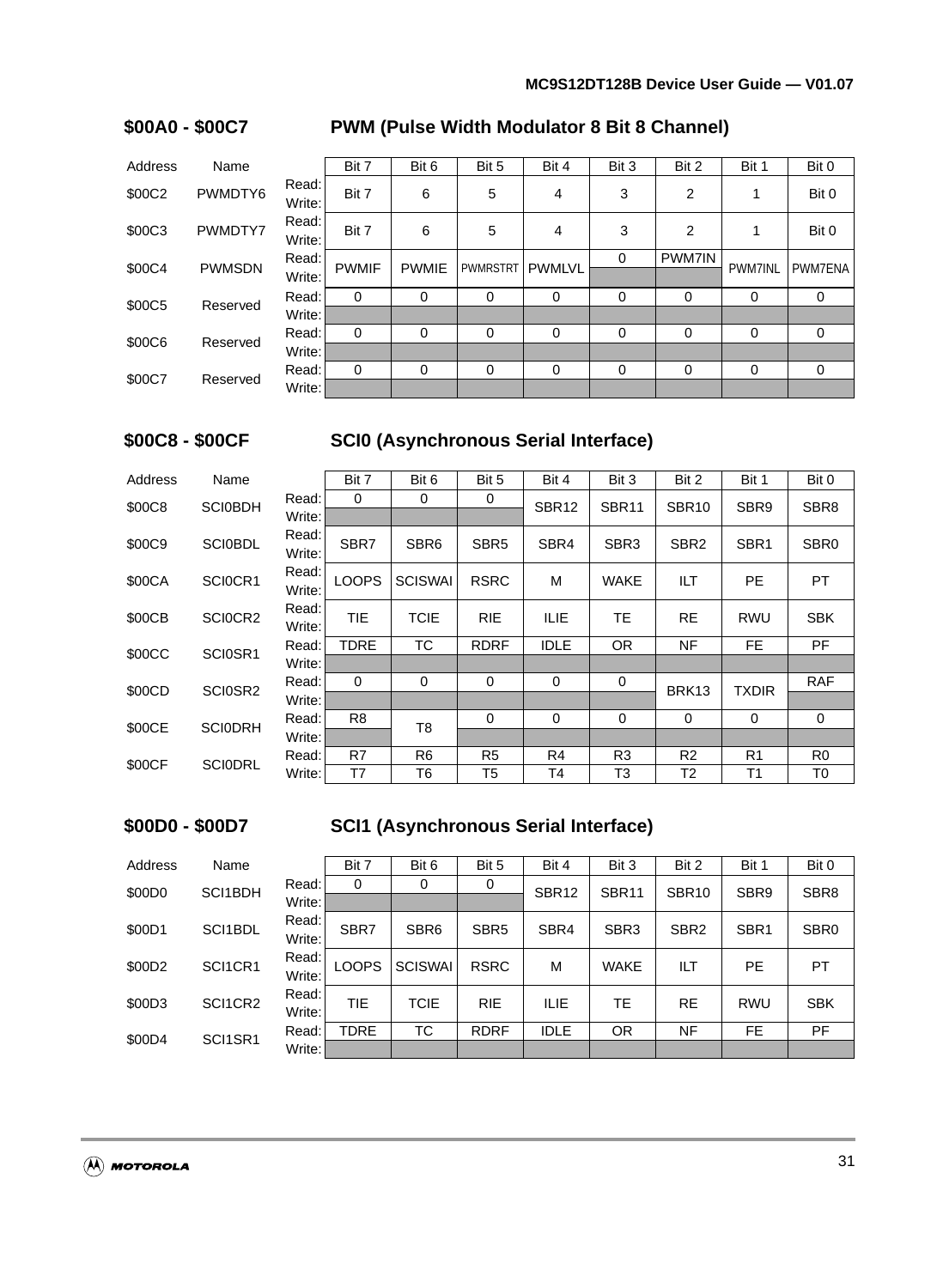## \$00A0 - \$00C7 PWM (Pulse Width Modulator 8 Bit 8 Channel)

| Address | Name | | Bit 7 | Bit 6 | Bit 5 | Bit 4 | Bit 3 | Bit 2 | Bit 1 | Bit 0 |
|---|---|---|---|---|---|---|---|---|---|---|
| \$00C2 | PWMDTY6 | Read: / Write: | Bit 7 | 6 | 5 | 4 | 3 | 2 | 1 | Bit 0 |
| \$00C3 | PWMDTY7 | Read: / Write: | Bit 7 | 6 | 5 | 4 | 3 | 2 | 1 | Bit 0 |
| \$00C4 | PWMSDN | Read: | PWMIF | PWMIE | PWMRSTRT | PWMLVL | 0 | PWM7IN | PWM7INL | PWM7ENA |
| | | Write: | | | | | | | | |
| \$00C5 | Reserved | Read: | 0 | 0 | 0 | 0 | 0 | 0 | 0 | 0 |
| | | Write: | | | | | | | | |
| \$00C6 | Reserved | Read: | 0 | 0 | 0 | 0 | 0 | 0 | 0 | 0 |
| | | Write: | | | | | | | | |
| \$00C7 | Reserved | Read: | 0 | 0 | 0 | 0 | 0 | 0 | 0 | 0 |
| | | Write: | | | | | | | | |

## \$00C8 - \$00CF SCI0 (Asynchronous Serial Interface)

| Address | Name | | Bit 7 | Bit 6 | Bit 5 | Bit 4 | Bit 3 | Bit 2 | Bit 1 | Bit 0 |
|---|---|---|---|---|---|---|---|---|---|---|
| \$00C8 | SCI0BDH | Read: | 0 | 0 | 0 | SBR12 | SBR11 | SBR10 | SBR9 | SBR8 |
| | | Write: | | | | | | | | |
| \$00C9 | SCI0BDL | Read: / Write: | SBR7 | SBR6 | SBR5 | SBR4 | SBR3 | SBR2 | SBR1 | SBR0 |
| \$00CA | SCI0CR1 | Read: / Write: | LOOPS | SCISWAI | RSRC | M | WAKE | ILT | PE | PT |
| \$00CB | SCI0CR2 | Read: / Write: | TIE | TCIE | RIE | ILIE | TE | RE | RWU | SBK |
| \$00CC | SCI0SR1 | Read: | TDRE | TC | RDRF | IDLE | OR | NF | FE | PF |
| | | Write: | | | | | | | | |
| \$00CD | SCI0SR2 | Read: | 0 | 0 | 0 | 0 | 0 | BRK13 | TXDIR | RAF |
| | | Write: | | | | | | | | |
| \$00CE | SCI0DRH | Read: | R8 | T8 | 0 | 0 | 0 | 0 | 0 | 0 |
| | | Write: | | | | | | | | |
| \$00CF | SCI0DRL | Read: | R7 | R6 | R5 | R4 | R3 | R2 | R1 | R0 |
| | | Write: | T7 | T6 | T5 | T4 | T3 | T2 | T1 | T0 |

## \$00D0 - \$00D7 SCI1 (Asynchronous Serial Interface)

| Address | Name | | Bit 7 | Bit 6 | Bit 5 | Bit 4 | Bit 3 | Bit 2 | Bit 1 | Bit 0 |
|---|---|---|---|---|---|---|---|---|---|---|
| \$00D0 | SCI1BDH | Read: | 0 | 0 | 0 | SBR12 | SBR11 | SBR10 | SBR9 | SBR8 |
| | | Write: | | | | | | | | |
| \$00D1 | SCI1BDL | Read: / Write: | SBR7 | SBR6 | SBR5 | SBR4 | SBR3 | SBR2 | SBR1 | SBR0 |
| \$00D2 | SCI1CR1 | Read: / Write: | LOOPS | SCISWAI | RSRC | M | WAKE | ILT | PE | PT |
| \$00D3 | SCI1CR2 | Read: / Write: | TIE | TCIE | RIE | ILIE | TE | RE | RWU | SBK |
| \$00D4 | SCI1SR1 | Read: | TDRE | TC | RDRF | IDLE | OR | NF | FE | PF |
| | | Write: | | | | | | | | |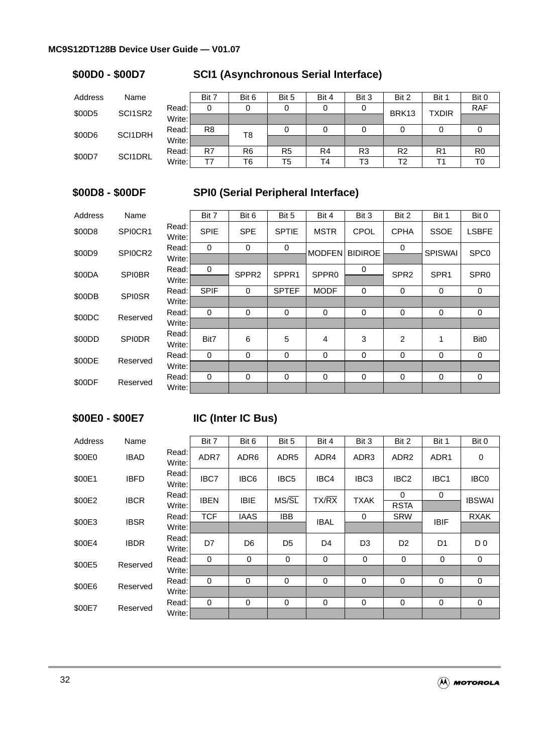### \$00D0 - \$00D7 SCI1 (Asynchronous Serial Interface)

| Address | Name | | Bit 7 | Bit 6 | Bit 5 | Bit 4 | Bit 3 | Bit 2 | Bit 1 | Bit 0 |
|---|---|---|---|---|---|---|---|---|---|---|
| \$00D5 | SCI1SR2 | Read: | 0 | 0 | 0 | 0 | 0 | BRK13 | TXDIR | RAF |
| | | Write: | | | | | | | | |
| \$00D6 | SCI1DRH | Read: | R8 | T8 | 0 | 0 | 0 | 0 | 0 | 0 |
| | | Write: | | | | | | | | |
| \$00D7 | SCI1DRL | Read: | R7 | R6 | R5 | R4 | R3 | R2 | R1 | R0 |
| | | Write: | T7 | T6 | T5 | T4 | T3 | T2 | T1 | T0 |

### \$00D8 - \$00DF SPI0 (Serial Peripheral Interface)

| Address | Name | | Bit 7 | Bit 6 | Bit 5 | Bit 4 | Bit 3 | Bit 2 | Bit 1 | Bit 0 |
|---|---|---|---|---|---|---|---|---|---|---|
| \$00D8 | SPI0CR1 | Read:<br>Write: | SPIE | SPE | SPTIE | MSTR | CPOL | CPHA | SSOE | LSBFE |
| \$00D9 | SPI0CR2 | Read: | 0 | 0 | 0 | MODFEN | BIDIROE | 0 | SPISWAI | SPC0 |
| | | Write: | | | | | | | | |
| \$00DA | SPI0BR | Read: | 0 | SPPR2 | SPPR1 | SPPR0 | 0 | SPR2 | SPR1 | SPR0 |
| | | Write: | | | | | | | | |
| \$00DB | SPI0SR | Read: | SPIF | 0 | SPTEF | MODF | 0 | 0 | 0 | 0 |
| | | Write: | | | | | | | | |
| \$00DC | Reserved | Read: | 0 | 0 | 0 | 0 | 0 | 0 | 0 | 0 |
| | | Write: | | | | | | | | |
| \$00DD | SPI0DR | Read:<br>Write: | Bit7 | 6 | 5 | 4 | 3 | 2 | 1 | Bit0 |
| \$00DE | Reserved | Read: | 0 | 0 | 0 | 0 | 0 | 0 | 0 | 0 |
| | | Write: | | | | | | | | |
| \$00DF | Reserved | Read: | 0 | 0 | 0 | 0 | 0 | 0 | 0 | 0 |
| | | Write: | | | | | | | | |

### \$00E0 - \$00E7 IIC (Inter IC Bus)

| Address | Name | | Bit 7 | Bit 6 | Bit 5 | Bit 4 | Bit 3 | Bit 2 | Bit 1 | Bit 0 |
|---|---|---|---|---|---|---|---|---|---|---|
| \$00E0 | IBAD | Read:<br>Write: | ADR7 | ADR6 | ADR5 | ADR4 | ADR3 | ADR2 | ADR1 | 0 |
| \$00E1 | IBFD | Read:<br>Write: | IBC7 | IBC6 | IBC5 | IBC4 | IBC3 | IBC2 | IBC1 | IBC0 |
| \$00E2 | IBCR | Read: | IBEN | IBIE | MS/$\overline{SL}$ | TX/$\overline{RX}$ | TXAK | 0 | 0 | IBSWAI |
| | | Write: | | | | | | RSTA | | |
| \$00E3 | IBSR | Read: | TCF | IAAS | IBB | IBAL | 0 | SRW | IBIF | RXAK |
| | | Write: | | | | | | | | |
| \$00E4 | IBDR | Read:<br>Write: | D7 | D6 | D5 | D4 | D3 | D2 | D1 | D 0 |
| \$00E5 | Reserved | Read: | 0 | 0 | 0 | 0 | 0 | 0 | 0 | 0 |
| | | Write: | | | | | | | | |
| \$00E6 | Reserved | Read: | 0 | 0 | 0 | 0 | 0 | 0 | 0 | 0 |
| | | Write: | | | | | | | | |
| \$00E7 | Reserved | Read: | 0 | 0 | 0 | 0 | 0 | 0 | 0 | 0 |
| | | Write: | | | | | | | | |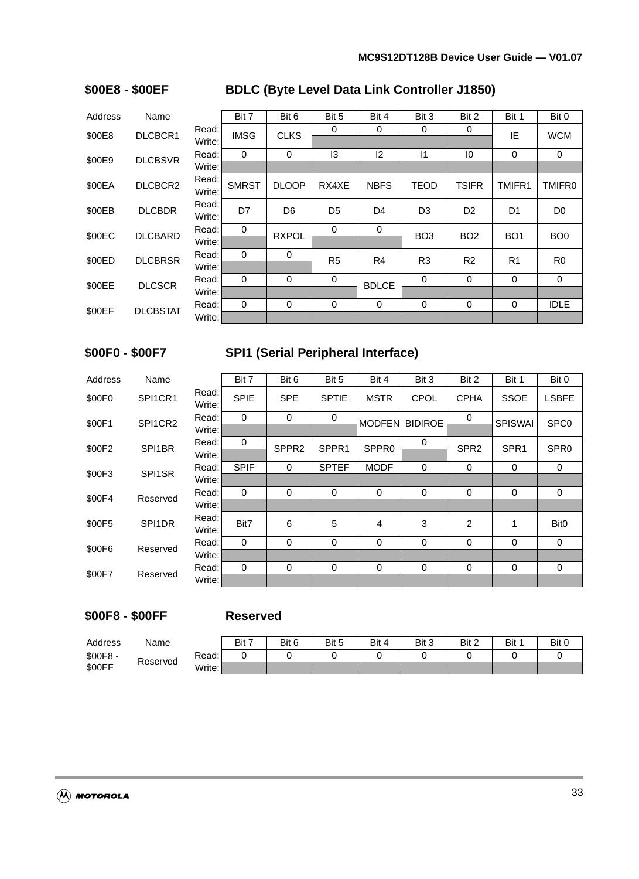## $00E8 - $00EF BDLC (Byte Level Data Link Controller J1850)

| Address | Name | | Bit 7 | Bit 6 | Bit 5 | Bit 4 | Bit 3 | Bit 2 | Bit 1 | Bit 0 |
|---|---|---|---|---|---|---|---|---|---|---|
| $00E8 | DLCBCR1 | Read: | IMSG | CLKS | 0 | 0 | 0 | 0 | IE | WCM |
| | | Write: | | | | | | | | |
| $00E9 | DLCBSVR | Read: | 0 | 0 | I3 | I2 | I1 | I0 | 0 | 0 |
| | | Write: | | | | | | | | |
| $00EA | DLCBCR2 | Read: | SMRST | DLOOP | RX4XE | NBFS | TEOD | TSIFR | TMIFR1 | TMIFR0 |
| | | Write: | | | | | | | | |
| $00EB | DLCBDR | Read: | D7 | D6 | D5 | D4 | D3 | D2 | D1 | D0 |
| | | Write: | | | | | | | | |
| $00EC | DLCBARD | Read: | 0 | RXPOL | 0 | 0 | BO3 | BO2 | BO1 | BO0 |
| | | Write: | | | | | | | | |
| $00ED | DLCBRSR | Read: | 0 | 0 | R5 | R4 | R3 | R2 | R1 | R0 |
| | | Write: | | | | | | | | |
| $00EE | DLCSCR | Read: | 0 | 0 | 0 | BDLCE | 0 | 0 | 0 | 0 |
| | | Write: | | | | | | | | |
| $00EF | DLCBSTAT | Read: | 0 | 0 | 0 | 0 | 0 | 0 | 0 | IDLE |
| | | Write: | | | | | | | | |

## $00F0 - $00F7 SPI1 (Serial Peripheral Interface)

| Address | Name | | Bit 7 | Bit 6 | Bit 5 | Bit 4 | Bit 3 | Bit 2 | Bit 1 | Bit 0 |
|---|---|---|---|---|---|---|---|---|---|---|
| $00F0 | SPI1CR1 | Read: | SPIE | SPE | SPTIE | MSTR | CPOL | CPHA | SSOE | LSBFE |
| | | Write: | | | | | | | | |
| $00F1 | SPI1CR2 | Read: | 0 | 0 | 0 | MODFEN | BIDIROE | 0 | SPISWAI | SPC0 |
| | | Write: | | | | | | | | |
| $00F2 | SPI1BR | Read: | 0 | SPPR2 | SPPR1 | SPPR0 | 0 | SPR2 | SPR1 | SPR0 |
| | | Write: | | | | | | | | |
| $00F3 | SPI1SR | Read: | SPIF | 0 | SPTEF | MODF | 0 | 0 | 0 | 0 |
| | | Write: | | | | | | | | |
| $00F4 | Reserved | Read: | 0 | 0 | 0 | 0 | 0 | 0 | 0 | 0 |
| | | Write: | | | | | | | | |
| $00F5 | SPI1DR | Read: | Bit7 | 6 | 5 | 4 | 3 | 2 | 1 | Bit0 |
| | | Write: | | | | | | | | |
| $00F6 | Reserved | Read: | 0 | 0 | 0 | 0 | 0 | 0 | 0 | 0 |
| | | Write: | | | | | | | | |
| $00F7 | Reserved | Read: | 0 | 0 | 0 | 0 | 0 | 0 | 0 | 0 |
| | | Write: | | | | | | | | |

## $00F8 - $00FF Reserved

| Address | Name | | Bit 7 | Bit 6 | Bit 5 | Bit 4 | Bit 3 | Bit 2 | Bit 1 | Bit 0 |
|---|---|---|---|---|---|---|---|---|---|---|
| $00F8 - $00FF | Reserved | Read: | 0 | 0 | 0 | 0 | 0 | 0 | 0 | 0 |
| | | Write: | | | | | | | | |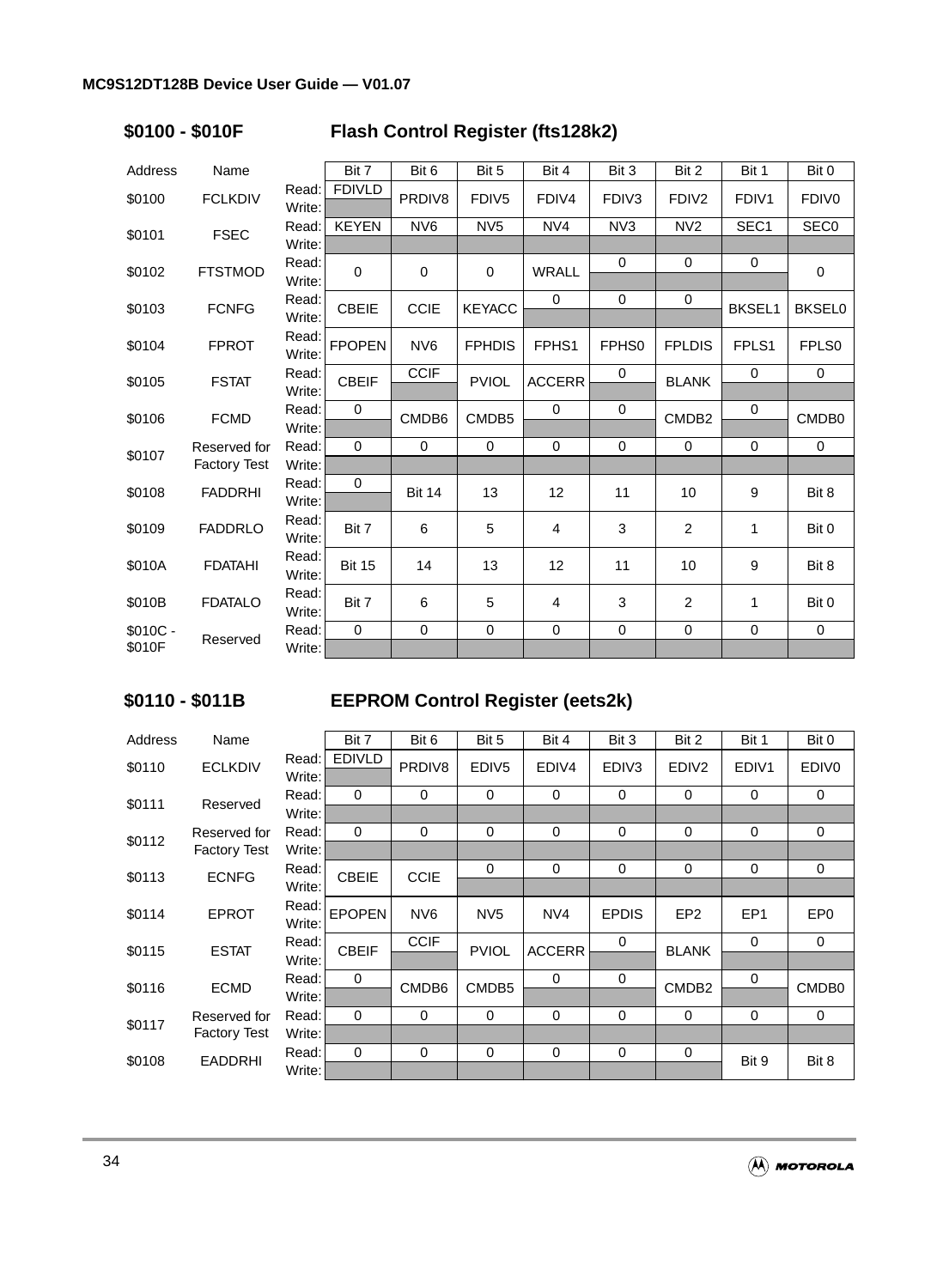## $0100 - $010F Flash Control Register (fts128k2)

| Address | Name | | Bit 7 | Bit 6 | Bit 5 | Bit 4 | Bit 3 | Bit 2 | Bit 1 | Bit 0 |
|---|---|---|---|---|---|---|---|---|---|---|
| $0100 | FCLKDIV | Read: | FDIVLD | PRDIV8 | FDIV5 | FDIV4 | FDIV3 | FDIV2 | FDIV1 | FDIV0 |
| | | Write: | | | | | | | | |
| $0101 | FSEC | Read: | KEYEN | NV6 | NV5 | NV4 | NV3 | NV2 | SEC1 | SEC0 |
| | | Write: | | | | | | | | |
| $0102 | FTSTMOD | Read: | 0 | 0 | 0 | WRALL | 0 | 0 | 0 | 0 |
| | | Write: | | | | | | | | |
| $0103 | FCNFG | Read: | CBEIE | CCIE | KEYACC | 0 | 0 | 0 | BKSEL1 | BKSEL0 |
| | | Write: | | | | | | | | |
| $0104 | FPROT | Read: | FPOPEN | NV6 | FPHDIS | FPHS1 | FPHS0 | FPLDIS | FPLS1 | FPLS0 |
| | | Write: | | | | | | | | |
| $0105 | FSTAT | Read: | CBEIF | CCIF | PVIOL | ACCERR | 0 | BLANK | 0 | 0 |
| | | Write: | | | | | | | | |
| $0106 | FCMD | Read: | 0 | CMDB6 | CMDB5 | 0 | 0 | CMDB2 | 0 | CMDB0 |
| | | Write: | | | | | | | | |
| $0107 | Reserved for Factory Test | Read: | 0 | 0 | 0 | 0 | 0 | 0 | 0 | 0 |
| | | Write: | | | | | | | | |
| $0108 | FADDRHI | Read: | 0 | Bit 14 | 13 | 12 | 11 | 10 | 9 | Bit 8 |
| | | Write: | | | | | | | | |
| $0109 | FADDRLO | Read: | Bit 7 | 6 | 5 | 4 | 3 | 2 | 1 | Bit 0 |
| | | Write: | | | | | | | | |
| $010A | FDATAHI | Read: | Bit 15 | 14 | 13 | 12 | 11 | 10 | 9 | Bit 8 |
| | | Write: | | | | | | | | |
| $010B | FDATALO | Read: | Bit 7 | 6 | 5 | 4 | 3 | 2 | 1 | Bit 0 |
| | | Write: | | | | | | | | |
| $010C - $010F | Reserved | Read: | 0 | 0 | 0 | 0 | 0 | 0 | 0 | 0 |
| | | Write: | | | | | | | | |

## $0110 - $011B EEPROM Control Register (eets2k)

| Address | Name | | Bit 7 | Bit 6 | Bit 5 | Bit 4 | Bit 3 | Bit 2 | Bit 1 | Bit 0 |
|---|---|---|---|---|---|---|---|---|---|---|
| $0110 | ECLKDIV | Read: | EDIVLD | PRDIV8 | EDIV5 | EDIV4 | EDIV3 | EDIV2 | EDIV1 | EDIV0 |
| | | Write: | | | | | | | | |
| $0111 | Reserved | Read: | 0 | 0 | 0 | 0 | 0 | 0 | 0 | 0 |
| | | Write: | | | | | | | | |
| $0112 | Reserved for Factory Test | Read: | 0 | 0 | 0 | 0 | 0 | 0 | 0 | 0 |
| | | Write: | | | | | | | | |
| $0113 | ECNFG | Read: | CBEIE | CCIE | 0 | 0 | 0 | 0 | 0 | 0 |
| | | Write: | | | | | | | | |
| $0114 | EPROT | Read: | EPOPEN | NV6 | NV5 | NV4 | EPDIS | EP2 | EP1 | EP0 |
| | | Write: | | | | | | | | |
| $0115 | ESTAT | Read: | CBEIF | CCIF | PVIOL | ACCERR | 0 | BLANK | 0 | 0 |
| | | Write: | | | | | | | | |
| $0116 | ECMD | Read: | 0 | CMDB6 | CMDB5 | 0 | 0 | CMDB2 | 0 | CMDB0 |
| | | Write: | | | | | | | | |
| $0117 | Reserved for Factory Test | Read: | 0 | 0 | 0 | 0 | 0 | 0 | 0 | 0 |
| | | Write: | | | | | | | | |
| $0108 | EADDRHI | Read: | 0 | 0 | 0 | 0 | 0 | 0 | Bit 9 | Bit 8 |
| | | Write: | | | | | | | | |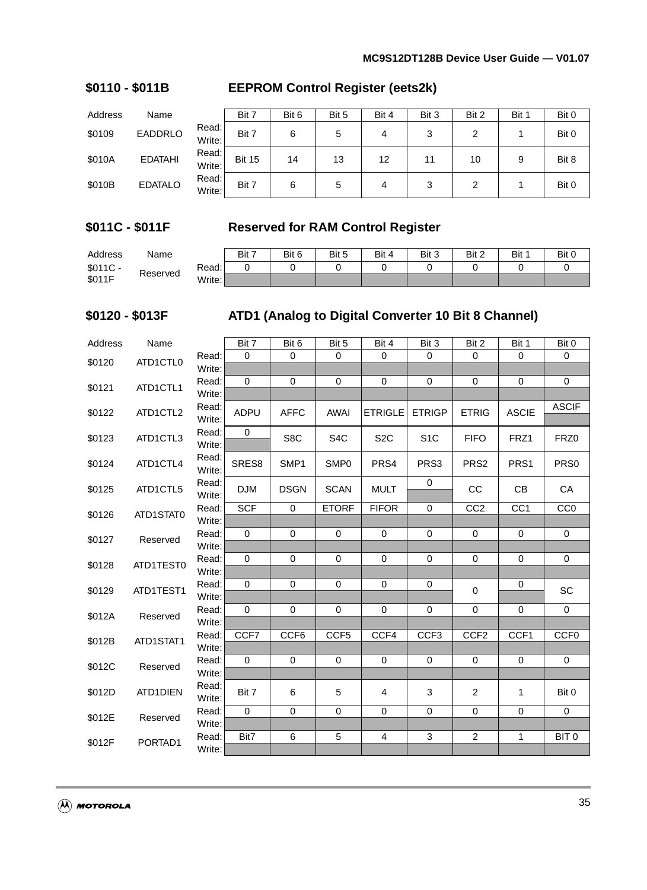## $0110 - $011B EEPROM Control Register (eets2k)

| Address | Name | | Bit 7 | Bit 6 | Bit 5 | Bit 4 | Bit 3 | Bit 2 | Bit 1 | Bit 0 |
|---|---|---|---|---|---|---|---|---|---|---|
| $0109 | EADDRLO | Read:<br>Write: | Bit 7 | 6 | 5 | 4 | 3 | 2 | 1 | Bit 0 |
| $010A | EDATAHI | Read:<br>Write: | Bit 15 | 14 | 13 | 12 | 11 | 10 | 9 | Bit 8 |
| $010B | EDATALO | Read:<br>Write: | Bit 7 | 6 | 5 | 4 | 3 | 2 | 1 | Bit 0 |

## $011C - $011F Reserved for RAM Control Register

| Address | Name | | Bit 7 | Bit 6 | Bit 5 | Bit 4 | Bit 3 | Bit 2 | Bit 1 | Bit 0 |
|---|---|---|---|---|---|---|---|---|---|---|
| $011C - $011F | Reserved | Read: | 0 | 0 | 0 | 0 | 0 | 0 | 0 | 0 |
| | | Write: | | | | | | | | |

## $0120 - $013F ATD1 (Analog to Digital Converter 10 Bit 8 Channel)

| Address | Name | | Bit 7 | Bit 6 | Bit 5 | Bit 4 | Bit 3 | Bit 2 | Bit 1 | Bit 0 |
|---|---|---|---|---|---|---|---|---|---|---|
| $0120 | ATD1CTL0 | Read: | 0 | 0 | 0 | 0 | 0 | 0 | 0 | 0 |
| | | Write: | | | | | | | | |
| $0121 | ATD1CTL1 | Read: | 0 | 0 | 0 | 0 | 0 | 0 | 0 | 0 |
| | | Write: | | | | | | | | |
| $0122 | ATD1CTL2 | Read: | ADPU | AFFC | AWAI | ETRIGLE | ETRIGP | ETRIG | ASCIE | ASCIF |
| | | Write: | | | | | | | | |
| $0123 | ATD1CTL3 | Read: | 0 | S8C | S4C | S2C | S1C | FIFO | FRZ1 | FRZ0 |
| | | Write: | | | | | | | | |
| $0124 | ATD1CTL4 | Read:<br>Write: | SRES8 | SMP1 | SMP0 | PRS4 | PRS3 | PRS2 | PRS1 | PRS0 |
| $0125 | ATD1CTL5 | Read: | DJM | DSGN | SCAN | MULT | 0 | CC | CB | CA |
| | | Write: | | | | | | | | |
| $0126 | ATD1STAT0 | Read: | SCF | 0 | ETORF | FIFOR | 0 | CC2 | CC1 | CC0 |
| | | Write: | | | | | | | | |
| $0127 | Reserved | Read: | 0 | 0 | 0 | 0 | 0 | 0 | 0 | 0 |
| | | Write: | | | | | | | | |
| $0128 | ATD1TEST0 | Read: | 0 | 0 | 0 | 0 | 0 | 0 | 0 | 0 |
| | | Write: | | | | | | | | |
| $0129 | ATD1TEST1 | Read: | 0 | 0 | 0 | 0 | 0 | 0 | 0 | SC |
| | | Write: | | | | | | | | |
| $012A | Reserved | Read: | 0 | 0 | 0 | 0 | 0 | 0 | 0 | 0 |
| | | Write: | | | | | | | | |
| $012B | ATD1STAT1 | Read: | CCF7 | CCF6 | CCF5 | CCF4 | CCF3 | CCF2 | CCF1 | CCF0 |
| | | Write: | | | | | | | | |
| $012C | Reserved | Read: | 0 | 0 | 0 | 0 | 0 | 0 | 0 | 0 |
| | | Write: | | | | | | | | |
| $012D | ATD1DIEN | Read:<br>Write: | Bit 7 | 6 | 5 | 4 | 3 | 2 | 1 | Bit 0 |
| $012E | Reserved | Read: | 0 | 0 | 0 | 0 | 0 | 0 | 0 | 0 |
| | | Write: | | | | | | | | |
| $012F | PORTAD1 | Read: | Bit7 | 6 | 5 | 4 | 3 | 2 | 1 | BIT 0 |
| | | Write: | | | | | | | | |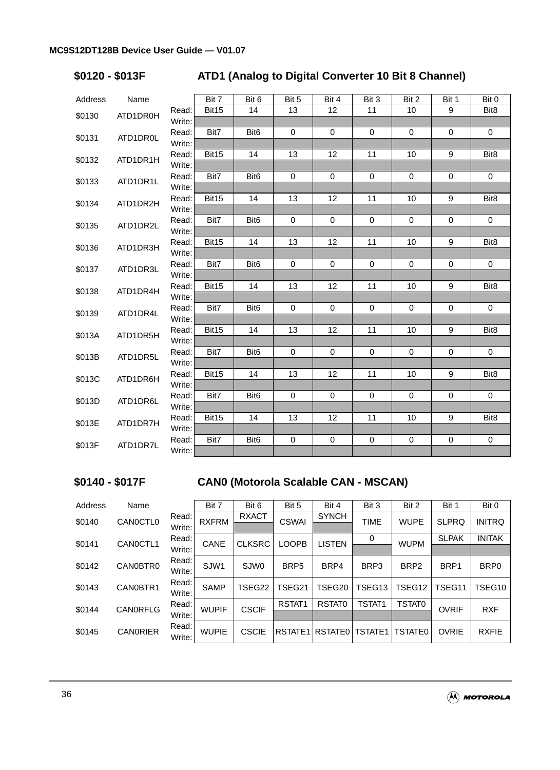## $0120 - $013F ATD1 (Analog to Digital Converter 10 Bit 8 Channel)

| Address | Name | | Bit 7 | Bit 6 | Bit 5 | Bit 4 | Bit 3 | Bit 2 | Bit 1 | Bit 0 |
|---|---|---|---|---|---|---|---|---|---|---|
| $0130 | ATD1DR0H | Read: | Bit15 | 14 | 13 | 12 | 11 | 10 | 9 | Bit8 |
| | | Write: | | | | | | | | |
| $0131 | ATD1DR0L | Read: | Bit7 | Bit6 | 0 | 0 | 0 | 0 | 0 | 0 |
| | | Write: | | | | | | | | |
| $0132 | ATD1DR1H | Read: | Bit15 | 14 | 13 | 12 | 11 | 10 | 9 | Bit8 |
| | | Write: | | | | | | | | |
| $0133 | ATD1DR1L | Read: | Bit7 | Bit6 | 0 | 0 | 0 | 0 | 0 | 0 |
| | | Write: | | | | | | | | |
| $0134 | ATD1DR2H | Read: | Bit15 | 14 | 13 | 12 | 11 | 10 | 9 | Bit8 |
| | | Write: | | | | | | | | |
| $0135 | ATD1DR2L | Read: | Bit7 | Bit6 | 0 | 0 | 0 | 0 | 0 | 0 |
| | | Write: | | | | | | | | |
| $0136 | ATD1DR3H | Read: | Bit15 | 14 | 13 | 12 | 11 | 10 | 9 | Bit8 |
| | | Write: | | | | | | | | |
| $0137 | ATD1DR3L | Read: | Bit7 | Bit6 | 0 | 0 | 0 | 0 | 0 | 0 |
| | | Write: | | | | | | | | |
| $0138 | ATD1DR4H | Read: | Bit15 | 14 | 13 | 12 | 11 | 10 | 9 | Bit8 |
| | | Write: | | | | | | | | |
| $0139 | ATD1DR4L | Read: | Bit7 | Bit6 | 0 | 0 | 0 | 0 | 0 | 0 |
| | | Write: | | | | | | | | |
| $013A | ATD1DR5H | Read: | Bit15 | 14 | 13 | 12 | 11 | 10 | 9 | Bit8 |
| | | Write: | | | | | | | | |
| $013B | ATD1DR5L | Read: | Bit7 | Bit6 | 0 | 0 | 0 | 0 | 0 | 0 |
| | | Write: | | | | | | | | |
| $013C | ATD1DR6H | Read: | Bit15 | 14 | 13 | 12 | 11 | 10 | 9 | Bit8 |
| | | Write: | | | | | | | | |
| $013D | ATD1DR6L | Read: | Bit7 | Bit6 | 0 | 0 | 0 | 0 | 0 | 0 |
| | | Write: | | | | | | | | |
| $013E | ATD1DR7H | Read: | Bit15 | 14 | 13 | 12 | 11 | 10 | 9 | Bit8 |
| | | Write: | | | | | | | | |
| $013F | ATD1DR7L | Read: | Bit7 | Bit6 | 0 | 0 | 0 | 0 | 0 | 0 |
| | | Write: | | | | | | | | |

## $0140 - $017F CAN0 (Motorola Scalable CAN - MSCAN)

| Address | Name | | Bit 7 | Bit 6 | Bit 5 | Bit 4 | Bit 3 | Bit 2 | Bit 1 | Bit 0 |
|---|---|---|---|---|---|---|---|---|---|---|
| $0140 | CAN0CTL0 | Read: | RXFRM | RXACT | CSWAI | SYNCH | TIME | WUPE | SLPRQ | INITRQ |
| | | Write: | | | | | | | | |
| $0141 | CAN0CTL1 | Read: | CANE | CLKSRC | LOOPB | LISTEN | 0 | WUPM | SLPAK | INITAK |
| | | Write: | | | | | | | | |
| $0142 | CAN0BTR0 | Read: | SJW1 | SJW0 | BRP5 | BRP4 | BRP3 | BRP2 | BRP1 | BRP0 |
| | | Write: | | | | | | | | |
| $0143 | CAN0BTR1 | Read: | SAMP | TSEG22 | TSEG21 | TSEG20 | TSEG13 | TSEG12 | TSEG11 | TSEG10 |
| | | Write: | | | | | | | | |
| $0144 | CAN0RFLG | Read: | WUPIF | CSCIF | RSTAT1 | RSTAT0 | TSTAT1 | TSTAT0 | OVRIF | RXF |
| | | Write: | | | | | | | | |
| $0145 | CAN0RIER | Read: | WUPIE | CSCIE | RSTATE1 | RSTATE0 | TSTATE1 | TSTATE0 | OVRIE | RXFIE |
| | | Write: | | | | | | | | |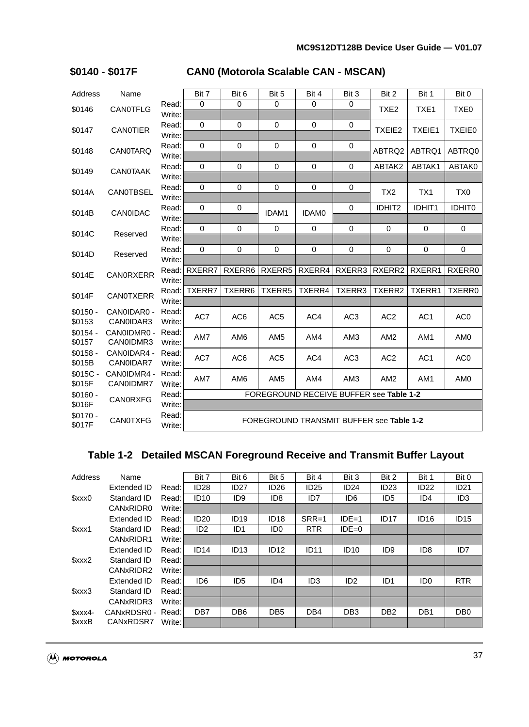## $0140 - $017F CAN0 (Motorola Scalable CAN - MSCAN)

| Address | Name | | Bit 7 | Bit 6 | Bit 5 | Bit 4 | Bit 3 | Bit 2 | Bit 1 | Bit 0 |
|---|---|---|---|---|---|---|---|---|---|---|
| $0146 | CAN0TFLG | Read: | 0 | 0 | 0 | 0 | 0 | TXE2 | TXE1 | TXE0 |
| | | Write: | | | | | | | | |
| $0147 | CAN0TIER | Read: | 0 | 0 | 0 | 0 | 0 | TXEIE2 | TXEIE1 | TXEIE0 |
| | | Write: | | | | | | | | |
| $0148 | CAN0TARQ | Read: | 0 | 0 | 0 | 0 | 0 | ABTRQ2 | ABTRQ1 | ABTRQ0 |
| | | Write: | | | | | | | | |
| $0149 | CAN0TAAK | Read: | 0 | 0 | 0 | 0 | 0 | ABTAK2 | ABTAK1 | ABTAK0 |
| | | Write: | | | | | | | | |
| $014A | CAN0TBSEL | Read: | 0 | 0 | 0 | 0 | 0 | TX2 | TX1 | TX0 |
| | | Write: | | | | | | | | |
| $014B | CAN0IDAC | Read: | 0 | 0 | IDAM1 | IDAM0 | 0 | IDHIT2 | IDHIT1 | IDHIT0 |
| | | Write: | | | | | | | | |
| $014C | Reserved | Read: | 0 | 0 | 0 | 0 | 0 | 0 | 0 | 0 |
| | | Write: | | | | | | | | |
| $014D | Reserved | Read: | 0 | 0 | 0 | 0 | 0 | 0 | 0 | 0 |
| | | Write: | | | | | | | | |
| $014E | CAN0RXERR | Read: | RXERR7 | RXERR6 | RXERR5 | RXERR4 | RXERR3 | RXERR2 | RXERR1 | RXERR0 |
| | | Write: | | | | | | | | |
| $014F | CAN0TXERR | Read: | TXERR7 | TXERR6 | TXERR5 | TXERR4 | TXERR3 | TXERR2 | TXERR1 | TXERR0 |
| | | Write: | | | | | | | | |
| $0150 - $0153 | CAN0IDAR0 - CAN0IDAR3 | Read: Write: | AC7 | AC6 | AC5 | AC4 | AC3 | AC2 | AC1 | AC0 |
| $0154 - $0157 | CAN0IDMR0 - CAN0IDMR3 | Read: Write: | AM7 | AM6 | AM5 | AM4 | AM3 | AM2 | AM1 | AM0 |
| $0158 - $015B | CAN0IDAR4 - CAN0IDAR7 | Read: Write: | AC7 | AC6 | AC5 | AC4 | AC3 | AC2 | AC1 | AC0 |
| $015C - $015F | CAN0IDMR4 - CAN0IDMR7 | Read: Write: | AM7 | AM6 | AM5 | AM4 | AM3 | AM2 | AM1 | AM0 |
| $0160 - $016F | CAN0RXFG | Read: | FOREGROUND RECEIVE BUFFER see **Table 1-2** | | | | | | | |
| | | Write: | | | | | | | | |
| $0170 - $017F | CAN0TXFG | Read: Write: | FOREGROUND TRANSMIT BUFFER see **Table 1-2** | | | | | | | |

## Table 1-2 Detailed MSCAN Foreground Receive and Transmit Buffer Layout

| Address | Name | | Bit 7 | Bit 6 | Bit 5 | Bit 4 | Bit 3 | Bit 2 | Bit 1 | Bit 0 |
|---|---|---|---|---|---|---|---|---|---|---|
| | Extended ID | Read: | ID28 | ID27 | ID26 | ID25 | ID24 | ID23 | ID22 | ID21 |
| $xxx0 | Standard ID | Read: | ID10 | ID9 | ID8 | ID7 | ID6 | ID5 | ID4 | ID3 |
| | CANxRIDR0 | Write: | | | | | | | | |
| | Extended ID | Read: | ID20 | ID19 | ID18 | SRR=1 | IDE=1 | ID17 | ID16 | ID15 |
| $xxx1 | Standard ID | Read: | ID2 | ID1 | ID0 | RTR | IDE=0 | | | |
| | CANxRIDR1 | Write: | | | | | | | | |
| | Extended ID | Read: | ID14 | ID13 | ID12 | ID11 | ID10 | ID9 | ID8 | ID7 |
| $xxx2 | Standard ID | Read: | | | | | | | | |
| | CANxRIDR2 | Write: | | | | | | | | |
| | Extended ID | Read: | ID6 | ID5 | ID4 | ID3 | ID2 | ID1 | ID0 | RTR |
| $xxx3 | Standard ID | Read: | | | | | | | | |
| | CANxRIDR3 | Write: | | | | | | | | |
| $xxx4- $xxxB | CANxRDSR0 - CANxRDSR7 | Read: | DB7 | DB6 | DB5 | DB4 | DB3 | DB2 | DB1 | DB0 |
| | | Write: | | | | | | | | |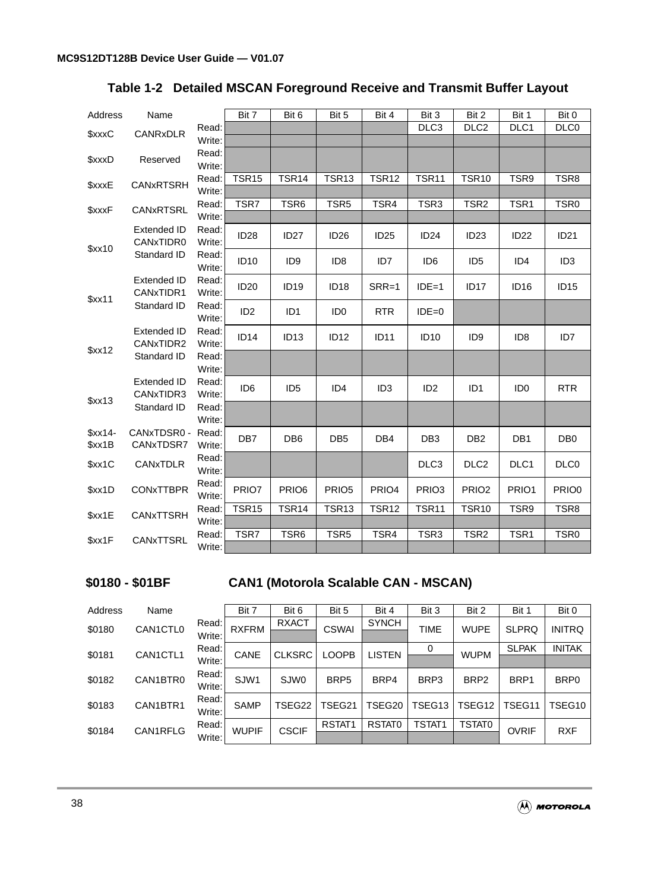### Table 1-2 Detailed MSCAN Foreground Receive and Transmit Buffer Layout

| Address | Name | | Bit 7 | Bit 6 | Bit 5 | Bit 4 | Bit 3 | Bit 2 | Bit 1 | Bit 0 |
|---|---|---|---|---|---|---|---|---|---|---|
| $xxxC | CANRxDLR | Read: | | | | | DLC3 | DLC2 | DLC1 | DLC0 |
| | | Write: | | | | | | | | |
| $xxxD | Reserved | Read: | | | | | | | | |
| | | Write: | | | | | | | | |
| $xxxE | CANxRTSRH | Read: | TSR15 | TSR14 | TSR13 | TSR12 | TSR11 | TSR10 | TSR9 | TSR8 |
| | | Write: | | | | | | | | |
| $xxxF | CANxRTSRL | Read: | TSR7 | TSR6 | TSR5 | TSR4 | TSR3 | TSR2 | TSR1 | TSR0 |
| | | Write: | | | | | | | | |
| $xx10 | Extended ID CANxTIDR0 | Read: Write: | ID28 | ID27 | ID26 | ID25 | ID24 | ID23 | ID22 | ID21 |
| | Standard ID | Read: Write: | ID10 | ID9 | ID8 | ID7 | ID6 | ID5 | ID4 | ID3 |
| $xx11 | Extended ID CANxTIDR1 | Read: Write: | ID20 | ID19 | ID18 | SRR=1 | IDE=1 | ID17 | ID16 | ID15 |
| | Standard ID | Read: Write: | ID2 | ID1 | ID0 | RTR | IDE=0 | | | |
| $xx12 | Extended ID CANxTIDR2 | Read: Write: | ID14 | ID13 | ID12 | ID11 | ID10 | ID9 | ID8 | ID7 |
| | Standard ID | Read: Write: | | | | | | | | |
| $xx13 | Extended ID CANxTIDR3 | Read: Write: | ID6 | ID5 | ID4 | ID3 | ID2 | ID1 | ID0 | RTR |
| | Standard ID | Read: Write: | | | | | | | | |
| $xx14- $xx1B | CANxTDSR0 - CANxTDSR7 | Read: Write: | DB7 | DB6 | DB5 | DB4 | DB3 | DB2 | DB1 | DB0 |
| $xx1C | CANxTDLR | Read: Write: | | | | | DLC3 | DLC2 | DLC1 | DLC0 |
| $xx1D | CONxTTBPR | Read: Write: | PRIO7 | PRIO6 | PRIO5 | PRIO4 | PRIO3 | PRIO2 | PRIO1 | PRIO0 |
| $xx1E | CANxTTSRH | Read: | TSR15 | TSR14 | TSR13 | TSR12 | TSR11 | TSR10 | TSR9 | TSR8 |
| | | Write: | | | | | | | | |
| $xx1F | CANxTTSRL | Read: | TSR7 | TSR6 | TSR5 | TSR4 | TSR3 | TSR2 | TSR1 | TSR0 |
| | | Write: | | | | | | | | |

### $0180 - $01BF CAN1 (Motorola Scalable CAN - MSCAN)

| Address | Name | | Bit 7 | Bit 6 | Bit 5 | Bit 4 | Bit 3 | Bit 2 | Bit 1 | Bit 0 |
|---|---|---|---|---|---|---|---|---|---|---|
| $0180 | CAN1CTL0 | Read: | RXFRM | RXACT | CSWAI | SYNCH | TIME | WUPE | SLPRQ | INITRQ |
| | | Write: | | | | | | | | |
| $0181 | CAN1CTL1 | Read: | CANE | CLKSRC | LOOPB | LISTEN | 0 | WUPM | SLPAK | INITAK |
| | | Write: | | | | | | | | |
| $0182 | CAN1BTR0 | Read: Write: | SJW1 | SJW0 | BRP5 | BRP4 | BRP3 | BRP2 | BRP1 | BRP0 |
| $0183 | CAN1BTR1 | Read: Write: | SAMP | TSEG22 | TSEG21 | TSEG20 | TSEG13 | TSEG12 | TSEG11 | TSEG10 |
| $0184 | CAN1RFLG | Read: | WUPIF | CSCIF | RSTAT1 | RSTAT0 | TSTAT1 | TSTAT0 | OVRIF | RXF |
| | | Write: | | | | | | | | |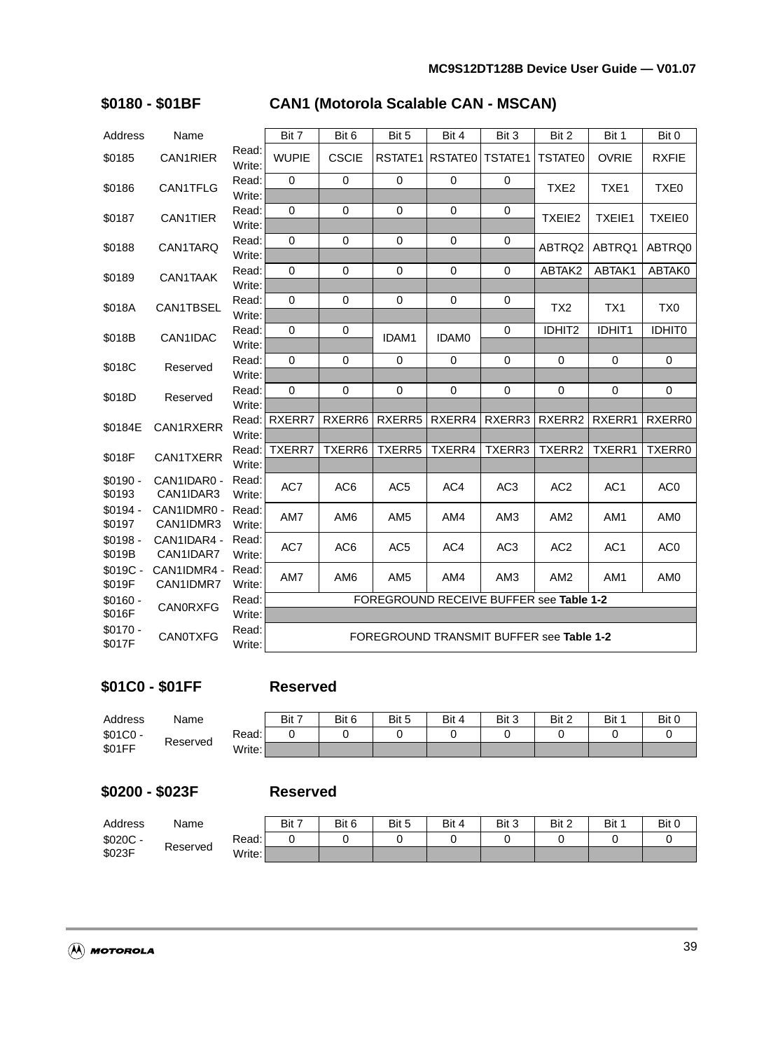## $0180 - $01BF CAN1 (Motorola Scalable CAN - MSCAN)

| Address | Name | | Bit 7 | Bit 6 | Bit 5 | Bit 4 | Bit 3 | Bit 2 | Bit 1 | Bit 0 |
|---|---|---|---|---|---|---|---|---|---|---|
| $0185 | CAN1RIER | Read: / Write: | WUPIE | CSCIE | RSTATE1 | RSTATE0 | TSTATE1 | TSTATE0 | OVRIE | RXFIE |
| $0186 | CAN1TFLG | Read: | 0 | 0 | 0 | 0 | 0 | TXE2 | TXE1 | TXE0 |
| | | Write: | | | | | | | | |
| $0187 | CAN1TIER | Read: | 0 | 0 | 0 | 0 | 0 | TXEIE2 | TXEIE1 | TXEIE0 |
| | | Write: | | | | | | | | |
| $0188 | CAN1TARQ | Read: | 0 | 0 | 0 | 0 | 0 | ABTRQ2 | ABTRQ1 | ABTRQ0 |
| | | Write: | | | | | | | | |
| $0189 | CAN1TAAK | Read: | 0 | 0 | 0 | 0 | 0 | ABTAK2 | ABTAK1 | ABTAK0 |
| | | Write: | | | | | | | | |
| $018A | CAN1TBSEL | Read: | 0 | 0 | 0 | 0 | 0 | TX2 | TX1 | TX0 |
| | | Write: | | | | | | | | |
| $018B | CAN1IDAC | Read: | 0 | 0 | IDAM1 | IDAM0 | 0 | IDHIT2 | IDHIT1 | IDHIT0 |
| | | Write: | | | | | | | | |
| $018C | Reserved | Read: | 0 | 0 | 0 | 0 | 0 | 0 | 0 | 0 |
| | | Write: | | | | | | | | |
| $018D | Reserved | Read: | 0 | 0 | 0 | 0 | 0 | 0 | 0 | 0 |
| | | Write: | | | | | | | | |
| $0184E | CAN1RXERR | Read: | RXERR7 | RXERR6 | RXERR5 | RXERR4 | RXERR3 | RXERR2 | RXERR1 | RXERR0 |
| | | Write: | | | | | | | | |
| $018F | CAN1TXERR | Read: | TXERR7 | TXERR6 | TXERR5 | TXERR4 | TXERR3 | TXERR2 | TXERR1 | TXERR0 |
| | | Write: | | | | | | | | |
| $0190 - $0193 | CAN1IDAR0 - CAN1IDAR3 | Read: / Write: | AC7 | AC6 | AC5 | AC4 | AC3 | AC2 | AC1 | AC0 |
| $0194 - $0197 | CAN1IDMR0 - CAN1IDMR3 | Read: / Write: | AM7 | AM6 | AM5 | AM4 | AM3 | AM2 | AM1 | AM0 |
| $0198 - $019B | CAN1IDAR4 - CAN1IDAR7 | Read: / Write: | AC7 | AC6 | AC5 | AC4 | AC3 | AC2 | AC1 | AC0 |
| $019C - $019F | CAN1IDMR4 - CAN1IDMR7 | Read: / Write: | AM7 | AM6 | AM5 | AM4 | AM3 | AM2 | AM1 | AM0 |
| $0160 - $016F | CAN0RXFG | Read: | FOREGROUND RECEIVE BUFFER see **Table 1-2** | | | | | | | |
| | | Write: | | | | | | | | |
| $0170 - $017F | CAN0TXFG | Read: / Write: | FOREGROUND TRANSMIT BUFFER see **Table 1-2** | | | | | | | |

## $01C0 - $01FF Reserved

| Address | Name | | Bit 7 | Bit 6 | Bit 5 | Bit 4 | Bit 3 | Bit 2 | Bit 1 | Bit 0 |
|---|---|---|---|---|---|---|---|---|---|---|
| $01C0 - $01FF | Reserved | Read: | 0 | 0 | 0 | 0 | 0 | 0 | 0 | 0 |
| | | Write: | | | | | | | | |

## $0200 - $023F Reserved

| Address | Name | | Bit 7 | Bit 6 | Bit 5 | Bit 4 | Bit 3 | Bit 2 | Bit 1 | Bit 0 |
|---|---|---|---|---|---|---|---|---|---|---|
| $020C - $023F | Reserved | Read: | 0 | 0 | 0 | 0 | 0 | 0 | 0 | 0 |
| | | Write: | | | | | | | | |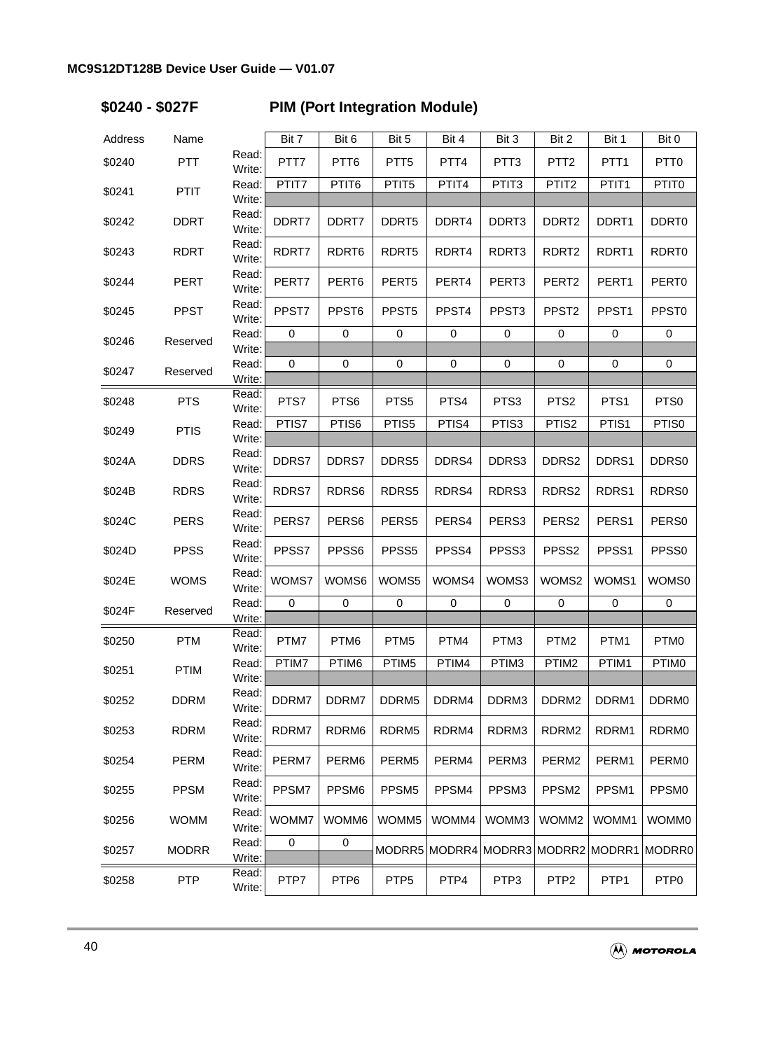## $0240 - $027F PIM (Port Integration Module)

| Address | Name | | Bit 7 | Bit 6 | Bit 5 | Bit 4 | Bit 3 | Bit 2 | Bit 1 | Bit 0 |
|---|---|---|---|---|---|---|---|---|---|---|
| $0240 | PTT | Read:<br>Write: | PTT7 | PTT6 | PTT5 | PTT4 | PTT3 | PTT2 | PTT1 | PTT0 |
| $0241 | PTIT | Read: | PTIT7 | PTIT6 | PTIT5 | PTIT4 | PTIT3 | PTIT2 | PTIT1 | PTIT0 |
| | | Write: | | | | | | | | |
| $0242 | DDRT | Read:<br>Write: | DDRT7 | DDRT7 | DDRT5 | DDRT4 | DDRT3 | DDRT2 | DDRT1 | DDRT0 |
| $0243 | RDRT | Read:<br>Write: | RDRT7 | RDRT6 | RDRT5 | RDRT4 | RDRT3 | RDRT2 | RDRT1 | RDRT0 |
| $0244 | PERT | Read:<br>Write: | PERT7 | PERT6 | PERT5 | PERT4 | PERT3 | PERT2 | PERT1 | PERT0 |
| $0245 | PPST | Read:<br>Write: | PPST7 | PPST6 | PPST5 | PPST4 | PPST3 | PPST2 | PPST1 | PPST0 |
| $0246 | Reserved | Read: | 0 | 0 | 0 | 0 | 0 | 0 | 0 | 0 |
| | | Write: | | | | | | | | |
| $0247 | Reserved | Read: | 0 | 0 | 0 | 0 | 0 | 0 | 0 | 0 |
| | | Write: | | | | | | | | |
| $0248 | PTS | Read:<br>Write: | PTS7 | PTS6 | PTS5 | PTS4 | PTS3 | PTS2 | PTS1 | PTS0 |
| $0249 | PTIS | Read: | PTIS7 | PTIS6 | PTIS5 | PTIS4 | PTIS3 | PTIS2 | PTIS1 | PTIS0 |
| | | Write: | | | | | | | | |
| $024A | DDRS | Read:<br>Write: | DDRS7 | DDRS7 | DDRS5 | DDRS4 | DDRS3 | DDRS2 | DDRS1 | DDRS0 |
| $024B | RDRS | Read:<br>Write: | RDRS7 | RDRS6 | RDRS5 | RDRS4 | RDRS3 | RDRS2 | RDRS1 | RDRS0 |
| $024C | PERS | Read:<br>Write: | PERS7 | PERS6 | PERS5 | PERS4 | PERS3 | PERS2 | PERS1 | PERS0 |
| $024D | PPSS | Read:<br>Write: | PPSS7 | PPSS6 | PPSS5 | PPSS4 | PPSS3 | PPSS2 | PPSS1 | PPSS0 |
| $024E | WOMS | Read:<br>Write: | WOMS7 | WOMS6 | WOMS5 | WOMS4 | WOMS3 | WOMS2 | WOMS1 | WOMS0 |
| $024F | Reserved | Read: | 0 | 0 | 0 | 0 | 0 | 0 | 0 | 0 |
| | | Write: | | | | | | | | |
| $0250 | PTM | Read:<br>Write: | PTM7 | PTM6 | PTM5 | PTM4 | PTM3 | PTM2 | PTM1 | PTM0 |
| $0251 | PTIM | Read: | PTIM7 | PTIM6 | PTIM5 | PTIM4 | PTIM3 | PTIM2 | PTIM1 | PTIM0 |
| | | Write: | | | | | | | | |
| $0252 | DDRM | Read:<br>Write: | DDRM7 | DDRM7 | DDRM5 | DDRM4 | DDRM3 | DDRM2 | DDRM1 | DDRM0 |
| $0253 | RDRM | Read:<br>Write: | RDRM7 | RDRM6 | RDRM5 | RDRM4 | RDRM3 | RDRM2 | RDRM1 | RDRM0 |
| $0254 | PERM | Read:<br>Write: | PERM7 | PERM6 | PERM5 | PERM4 | PERM3 | PERM2 | PERM1 | PERM0 |
| $0255 | PPSM | Read:<br>Write: | PPSM7 | PPSM6 | PPSM5 | PPSM4 | PPSM3 | PPSM2 | PPSM1 | PPSM0 |
| $0256 | WOMM | Read:<br>Write: | WOMM7 | WOMM6 | WOMM5 | WOMM4 | WOMM3 | WOMM2 | WOMM1 | WOMM0 |
| $0257 | MODRR | Read: | 0 | 0 | MODRR5 | MODRR4 | MODRR3 | MODRR2 | MODRR1 | MODRR0 |
| | | Write: | | | | | | | | |
| $0258 | PTP | Read:<br>Write: | PTP7 | PTP6 | PTP5 | PTP4 | PTP3 | PTP2 | PTP1 | PTP0 |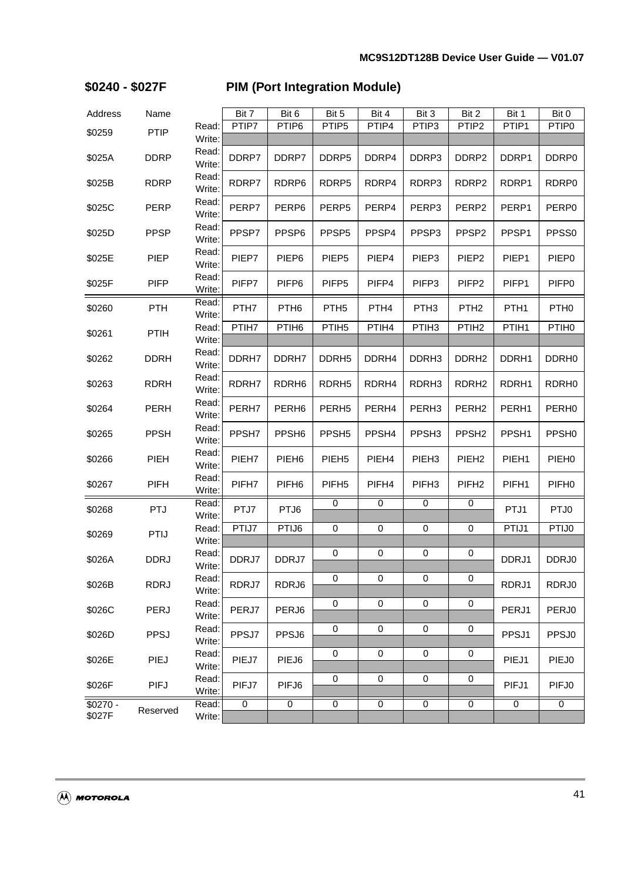## $0240 - $027F PIM (Port Integration Module)

| Address | Name | | Bit 7 | Bit 6 | Bit 5 | Bit 4 | Bit 3 | Bit 2 | Bit 1 | Bit 0 |
|---|---|---|---|---|---|---|---|---|---|---|
| $0259 | PTIP | Read: | PTIP7 | PTIP6 | PTIP5 | PTIP4 | PTIP3 | PTIP2 | PTIP1 | PTIP0 |
| | | Write: | | | | | | | | |
| $025A | DDRP | Read: Write: | DDRP7 | DDRP7 | DDRP5 | DDRP4 | DDRP3 | DDRP2 | DDRP1 | DDRP0 |
| $025B | RDRP | Read: Write: | RDRP7 | RDRP6 | RDRP5 | RDRP4 | RDRP3 | RDRP2 | RDRP1 | RDRP0 |
| $025C | PERP | Read: Write: | PERP7 | PERP6 | PERP5 | PERP4 | PERP3 | PERP2 | PERP1 | PERP0 |
| $025D | PPSP | Read: Write: | PPSP7 | PPSP6 | PPSP5 | PPSP4 | PPSP3 | PPSP2 | PPSP1 | PPSS0 |
| $025E | PIEP | Read: Write: | PIEP7 | PIEP6 | PIEP5 | PIEP4 | PIEP3 | PIEP2 | PIEP1 | PIEP0 |
| $025F | PIFP | Read: Write: | PIFP7 | PIFP6 | PIFP5 | PIFP4 | PIFP3 | PIFP2 | PIFP1 | PIFP0 |
| $0260 | PTH | Read: Write: | PTH7 | PTH6 | PTH5 | PTH4 | PTH3 | PTH2 | PTH1 | PTH0 |
| $0261 | PTIH | Read: | PTIH7 | PTIH6 | PTIH5 | PTIH4 | PTIH3 | PTIH2 | PTIH1 | PTIH0 |
| | | Write: | | | | | | | | |
| $0262 | DDRH | Read: Write: | DDRH7 | DDRH7 | DDRH5 | DDRH4 | DDRH3 | DDRH2 | DDRH1 | DDRH0 |
| $0263 | RDRH | Read: Write: | RDRH7 | RDRH6 | RDRH5 | RDRH4 | RDRH3 | RDRH2 | RDRH1 | RDRH0 |
| $0264 | PERH | Read: Write: | PERH7 | PERH6 | PERH5 | PERH4 | PERH3 | PERH2 | PERH1 | PERH0 |
| $0265 | PPSH | Read: Write: | PPSH7 | PPSH6 | PPSH5 | PPSH4 | PPSH3 | PPSH2 | PPSH1 | PPSH0 |
| $0266 | PIEH | Read: Write: | PIEH7 | PIEH6 | PIEH5 | PIEH4 | PIEH3 | PIEH2 | PIEH1 | PIEH0 |
| $0267 | PIFH | Read: Write: | PIFH7 | PIFH6 | PIFH5 | PIFH4 | PIFH3 | PIFH2 | PIFH1 | PIFH0 |
| $0268 | PTJ | Read: | PTJ7 | PTJ6 | 0 | 0 | 0 | 0 | PTJ1 | PTJ0 |
| | | Write: | | | | | | | | |
| $0269 | PTIJ | Read: | PTIJ7 | PTIJ6 | 0 | 0 | 0 | 0 | PTIJ1 | PTIJ0 |
| | | Write: | | | | | | | | |
| $026A | DDRJ | Read: | DDRJ7 | DDRJ7 | 0 | 0 | 0 | 0 | DDRJ1 | DDRJ0 |
| | | Write: | | | | | | | | |
| $026B | RDRJ | Read: | RDRJ7 | RDRJ6 | 0 | 0 | 0 | 0 | RDRJ1 | RDRJ0 |
| | | Write: | | | | | | | | |
| $026C | PERJ | Read: | PERJ7 | PERJ6 | 0 | 0 | 0 | 0 | PERJ1 | PERJ0 |
| | | Write: | | | | | | | | |
| $026D | PPSJ | Read: | PPSJ7 | PPSJ6 | 0 | 0 | 0 | 0 | PPSJ1 | PPSJ0 |
| | | Write: | | | | | | | | |
| $026E | PIEJ | Read: | PIEJ7 | PIEJ6 | 0 | 0 | 0 | 0 | PIEJ1 | PIEJ0 |
| | | Write: | | | | | | | | |
| $026F | PIFJ | Read: | PIFJ7 | PIFJ6 | 0 | 0 | 0 | 0 | PIFJ1 | PIFJ0 |
| | | Write: | | | | | | | | |
| $0270 - $027F | Reserved | Read: | 0 | 0 | 0 | 0 | 0 | 0 | 0 | 0 |
| | | Write: | | | | | | | | |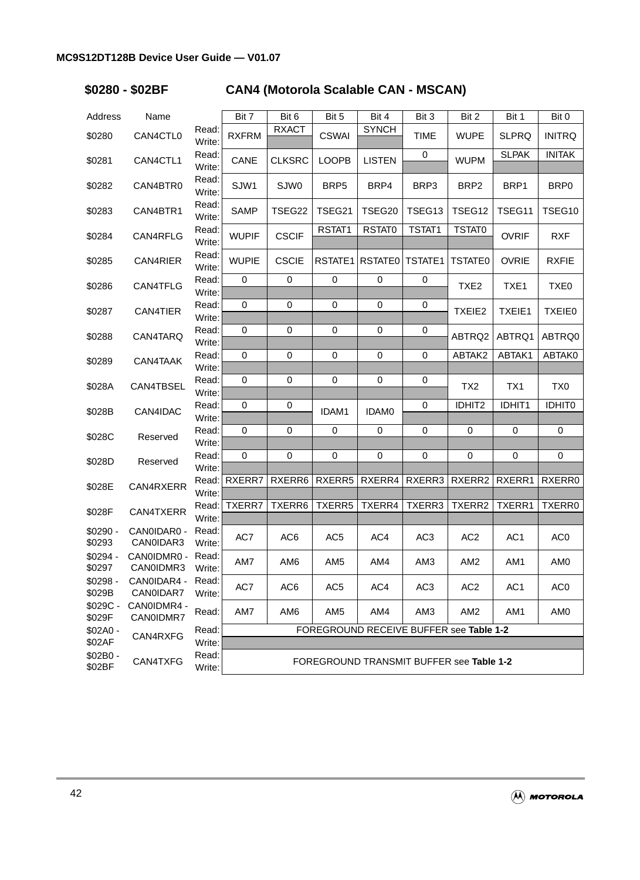## $0280 - $02BF CAN4 (Motorola Scalable CAN - MSCAN)

| Address | Name | | Bit 7 | Bit 6 | Bit 5 | Bit 4 | Bit 3 | Bit 2 | Bit 1 | Bit 0 |
|---|---|---|---|---|---|---|---|---|---|---|
| $0280 | CAN4CTL0 | Read: | RXFRM | RXACT | CSWAI | SYNCH | TIME | WUPE | SLPRQ | INITRQ |
| | | Write: | | | | | | | | |
| $0281 | CAN4CTL1 | Read: | CANE | CLKSRC | LOOPB | LISTEN | 0 | WUPM | SLPAK | INITAK |
| | | Write: | | | | | | | | |
| $0282 | CAN4BTR0 | Read: | SJW1 | SJW0 | BRP5 | BRP4 | BRP3 | BRP2 | BRP1 | BRP0 |
| | | Write: | | | | | | | | |
| $0283 | CAN4BTR1 | Read: | SAMP | TSEG22 | TSEG21 | TSEG20 | TSEG13 | TSEG12 | TSEG11 | TSEG10 |
| | | Write: | | | | | | | | |
| $0284 | CAN4RFLG | Read: | WUPIF | CSCIF | RSTAT1 | RSTAT0 | TSTAT1 | TSTAT0 | OVRIF | RXF |
| | | Write: | | | | | | | | |
| $0285 | CAN4RIER | Read: | WUPIE | CSCIE | RSTATE1 | RSTATE0 | TSTATE1 | TSTATE0 | OVRIE | RXFIE |
| | | Write: | | | | | | | | |
| $0286 | CAN4TFLG | Read: | 0 | 0 | 0 | 0 | 0 | TXE2 | TXE1 | TXE0 |
| | | Write: | | | | | | | | |
| $0287 | CAN4TIER | Read: | 0 | 0 | 0 | 0 | 0 | TXEIE2 | TXEIE1 | TXEIE0 |
| | | Write: | | | | | | | | |
| $0288 | CAN4TARQ | Read: | 0 | 0 | 0 | 0 | 0 | ABTRQ2 | ABTRQ1 | ABTRQ0 |
| | | Write: | | | | | | | | |
| $0289 | CAN4TAAK | Read: | 0 | 0 | 0 | 0 | 0 | ABTAK2 | ABTAK1 | ABTAK0 |
| | | Write: | | | | | | | | |
| $028A | CAN4TBSEL | Read: | 0 | 0 | 0 | 0 | 0 | TX2 | TX1 | TX0 |
| | | Write: | | | | | | | | |
| $028B | CAN4IDAC | Read: | 0 | 0 | IDAM1 | IDAM0 | 0 | IDHIT2 | IDHIT1 | IDHIT0 |
| | | Write: | | | | | | | | |
| $028C | Reserved | Read: | 0 | 0 | 0 | 0 | 0 | 0 | 0 | 0 |
| | | Write: | | | | | | | | |
| $028D | Reserved | Read: | 0 | 0 | 0 | 0 | 0 | 0 | 0 | 0 |
| | | Write: | | | | | | | | |
| $028E | CAN4RXERR | Read: | RXERR7 | RXERR6 | RXERR5 | RXERR4 | RXERR3 | RXERR2 | RXERR1 | RXERR0 |
| | | Write: | | | | | | | | |
| $028F | CAN4TXERR | Read: | TXERR7 | TXERR6 | TXERR5 | TXERR4 | TXERR3 | TXERR2 | TXERR1 | TXERR0 |
| | | Write: | | | | | | | | |
| $0290 - $0293 | CAN0IDAR0 - CAN0IDAR3 | Read: | AC7 | AC6 | AC5 | AC4 | AC3 | AC2 | AC1 | AC0 |
| | | Write: | | | | | | | | |
| $0294 - $0297 | CAN0IDMR0 - CAN0IDMR3 | Read: | AM7 | AM6 | AM5 | AM4 | AM3 | AM2 | AM1 | AM0 |
| | | Write: | | | | | | | | |
| $0298 - $029B | CAN0IDAR4 - CAN0IDAR7 | Read: | AC7 | AC6 | AC5 | AC4 | AC3 | AC2 | AC1 | AC0 |
| | | Write: | | | | | | | | |
| $029C - $029F | CAN0IDMR4 - CAN0IDMR7 | Read: | AM7 | AM6 | AM5 | AM4 | AM3 | AM2 | AM1 | AM0 |
| $02A0 - $02AF | CAN4RXFG | Read: | FOREGROUND RECEIVE BUFFER see **Table 1-2** | | | | | | | |
| | | Write: | | | | | | | | |
| $02B0 - $02BF | CAN4TXFG | Read: | FOREGROUND TRANSMIT BUFFER see **Table 1-2** | | | | | | | |
| | | Write: | | | | | | | | |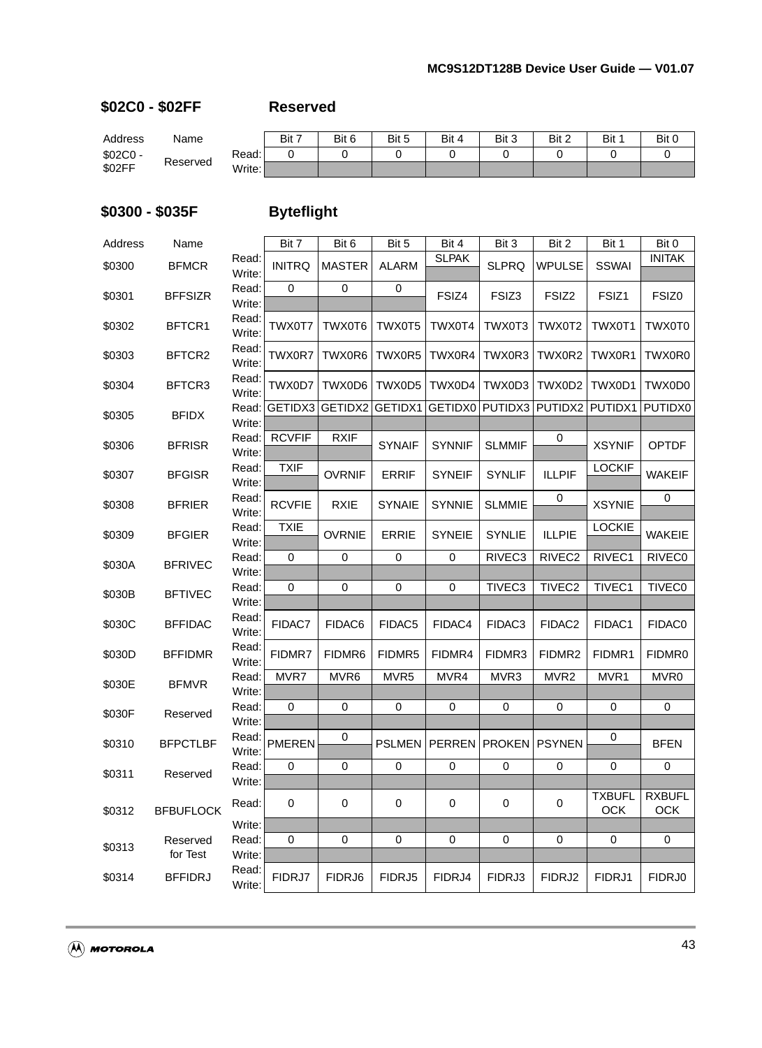## $02C0 - $02FF Reserved

| Address | Name | | Bit 7 | Bit 6 | Bit 5 | Bit 4 | Bit 3 | Bit 2 | Bit 1 | Bit 0 |
|---|---|---|---|---|---|---|---|---|---|---|
| $02C0 - $02FF | Reserved | Read: | 0 | 0 | 0 | 0 | 0 | 0 | 0 | 0 |
| | | Write: | | | | | | | | |

## $0300 - $035F Byteflight

| Address | Name | | Bit 7 | Bit 6 | Bit 5 | Bit 4 | Bit 3 | Bit 2 | Bit 1 | Bit 0 |
|---|---|---|---|---|---|---|---|---|---|---|
| $0300 | BFMCR | Read: | INITRQ | MASTER | ALARM | SLPAK | SLPRQ | WPULSE | SSWAI | INITAK |
| | | Write: | | | | | | | | |
| $0301 | BFFSIZR | Read: | 0 | 0 | 0 | FSIZ4 | FSIZ3 | FSIZ2 | FSIZ1 | FSIZ0 |
| | | Write: | | | | | | | | |
| $0302 | BFTCR1 | Read: | TWX0T7 | TWX0T6 | TWX0T5 | TWX0T4 | TWX0T3 | TWX0T2 | TWX0T1 | TWX0T0 |
| | | Write: | | | | | | | | |
| $0303 | BFTCR2 | Read: | TWX0R7 | TWX0R6 | TWX0R5 | TWX0R4 | TWX0R3 | TWX0R2 | TWX0R1 | TWX0R0 |
| | | Write: | | | | | | | | |
| $0304 | BFTCR3 | Read: | TWX0D7 | TWX0D6 | TWX0D5 | TWX0D4 | TWX0D3 | TWX0D2 | TWX0D1 | TWX0D0 |
| | | Write: | | | | | | | | |
| $0305 | BFIDX | Read: | GETIDX3 | GETIDX2 | GETIDX1 | GETIDX0 | PUTIDX3 | PUTIDX2 | PUTIDX1 | PUTIDX0 |
| | | Write: | | | | | | | | |
| $0306 | BFRISR | Read: | RCVFIF | RXIF | SYNAIF | SYNNIF | SLMMIF | 0 | XSYNIF | OPTDF |
| | | Write: | | | | | | | | |
| $0307 | BFGISR | Read: | TXIF | OVRNIF | ERRIF | SYNEIF | SYNLIF | ILLPIF | LOCKIF | WAKEIF |
| | | Write: | | | | | | | | |
| $0308 | BFRIER | Read: | RCVFIE | RXIE | SYNAIE | SYNNIE | SLMMIE | 0 | XSYNIE | 0 |
| | | Write: | | | | | | | | |
| $0309 | BFGIER | Read: | TXIE | OVRNIE | ERRIE | SYNEIE | SYNLIE | ILLPIE | LOCKIE | WAKEIE |
| | | Write: | | | | | | | | |
| $030A | BFRIVEC | Read: | 0 | 0 | 0 | 0 | RIVEC3 | RIVEC2 | RIVEC1 | RIVEC0 |
| | | Write: | | | | | | | | |
| $030B | BFTIVEC | Read: | 0 | 0 | 0 | 0 | TIVEC3 | TIVEC2 | TIVEC1 | TIVEC0 |
| | | Write: | | | | | | | | |
| $030C | BFFIDAC | Read: | FIDAC7 | FIDAC6 | FIDAC5 | FIDAC4 | FIDAC3 | FIDAC2 | FIDAC1 | FIDAC0 |
| | | Write: | | | | | | | | |
| $030D | BFFIDMR | Read: | FIDMR7 | FIDMR6 | FIDMR5 | FIDMR4 | FIDMR3 | FIDMR2 | FIDMR1 | FIDMR0 |
| | | Write: | | | | | | | | |
| $030E | BFMVR | Read: | MVR7 | MVR6 | MVR5 | MVR4 | MVR3 | MVR2 | MVR1 | MVR0 |
| | | Write: | | | | | | | | |
| $030F | Reserved | Read: | 0 | 0 | 0 | 0 | 0 | 0 | 0 | 0 |
| | | Write: | | | | | | | | |
| $0310 | BFPCTLBF | Read: | PMEREN | 0 | PSLMEN | PERREN | PROKEN | PSYNEN | 0 | BFEN |
| | | Write: | | | | | | | | |
| $0311 | Reserved | Read: | 0 | 0 | 0 | 0 | 0 | 0 | 0 | 0 |
| | | Write: | | | | | | | | |
| $0312 | BFBUFLOCK | Read: | 0 | 0 | 0 | 0 | 0 | 0 | TXBUFLOCK | RXBUFLOCK |
| | | Write: | | | | | | | | |
| $0313 | Reserved for Test | Read: | 0 | 0 | 0 | 0 | 0 | 0 | 0 | 0 |
| | | Write: | | | | | | | | |
| $0314 | BFFIDRJ | Read: | FIDRJ7 | FIDRJ6 | FIDRJ5 | FIDRJ4 | FIDRJ3 | FIDRJ2 | FIDRJ1 | FIDRJ0 |
| | | Write: | | | | | | | | |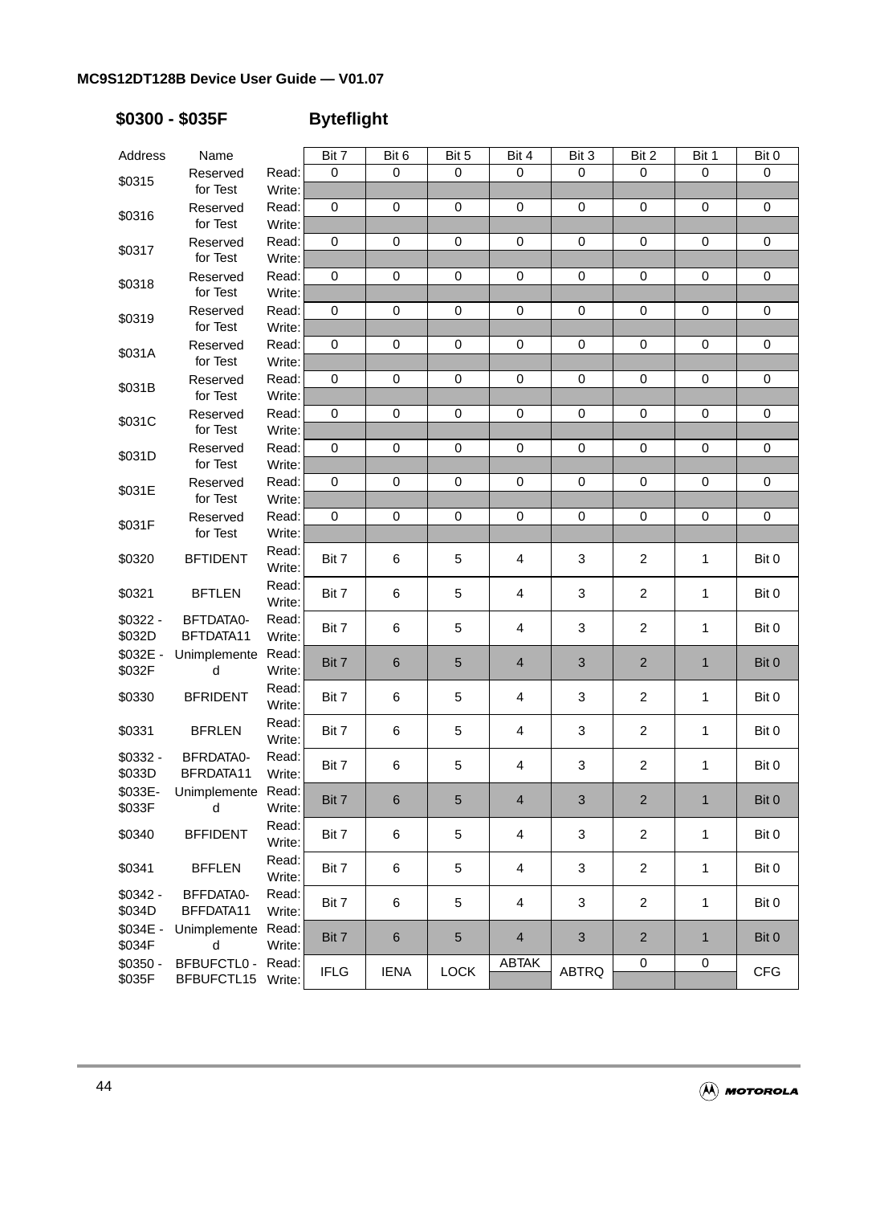**$0300 - $035F Byteflight**

| Address | Name | | Bit 7 | Bit 6 | Bit 5 | Bit 4 | Bit 3 | Bit 2 | Bit 1 | Bit 0 |
|---|---|---|---|---|---|---|---|---|---|---|
| $0315 | Reserved for Test | Read: | 0 | 0 | 0 | 0 | 0 | 0 | 0 | 0 |
| | | Write: | | | | | | | | |
| $0316 | Reserved for Test | Read: | 0 | 0 | 0 | 0 | 0 | 0 | 0 | 0 |
| | | Write: | | | | | | | | |
| $0317 | Reserved for Test | Read: | 0 | 0 | 0 | 0 | 0 | 0 | 0 | 0 |
| | | Write: | | | | | | | | |
| $0318 | Reserved for Test | Read: | 0 | 0 | 0 | 0 | 0 | 0 | 0 | 0 |
| | | Write: | | | | | | | | |
| $0319 | Reserved for Test | Read: | 0 | 0 | 0 | 0 | 0 | 0 | 0 | 0 |
| | | Write: | | | | | | | | |
| $031A | Reserved for Test | Read: | 0 | 0 | 0 | 0 | 0 | 0 | 0 | 0 |
| | | Write: | | | | | | | | |
| $031B | Reserved for Test | Read: | 0 | 0 | 0 | 0 | 0 | 0 | 0 | 0 |
| | | Write: | | | | | | | | |
| $031C | Reserved for Test | Read: | 0 | 0 | 0 | 0 | 0 | 0 | 0 | 0 |
| | | Write: | | | | | | | | |
| $031D | Reserved for Test | Read: | 0 | 0 | 0 | 0 | 0 | 0 | 0 | 0 |
| | | Write: | | | | | | | | |
| $031E | Reserved for Test | Read: | 0 | 0 | 0 | 0 | 0 | 0 | 0 | 0 |
| | | Write: | | | | | | | | |
| $031F | Reserved for Test | Read: | 0 | 0 | 0 | 0 | 0 | 0 | 0 | 0 |
| | | Write: | | | | | | | | |
| $0320 | BFTIDENT | Read: / Write: | Bit 7 | 6 | 5 | 4 | 3 | 2 | 1 | Bit 0 |
| $0321 | BFTLEN | Read: / Write: | Bit 7 | 6 | 5 | 4 | 3 | 2 | 1 | Bit 0 |
| $0322 - $032D | BFTDATA0- BFTDATA11 | Read: / Write: | Bit 7 | 6 | 5 | 4 | 3 | 2 | 1 | Bit 0 |
| $032E - $032F | Unimplemented | Read: / Write: | Bit 7 | 6 | 5 | 4 | 3 | 2 | 1 | Bit 0 |
| $0330 | BFRIDENT | Read: / Write: | Bit 7 | 6 | 5 | 4 | 3 | 2 | 1 | Bit 0 |
| $0331 | BFRLEN | Read: / Write: | Bit 7 | 6 | 5 | 4 | 3 | 2 | 1 | Bit 0 |
| $0332 - $033D | BFRDATA0- BFRDATA11 | Read: / Write: | Bit 7 | 6 | 5 | 4 | 3 | 2 | 1 | Bit 0 |
| $033E- $033F | Unimplemented | Read: / Write: | Bit 7 | 6 | 5 | 4 | 3 | 2 | 1 | Bit 0 |
| $0340 | BFFIDENT | Read: / Write: | Bit 7 | 6 | 5 | 4 | 3 | 2 | 1 | Bit 0 |
| $0341 | BFFLEN | Read: / Write: | Bit 7 | 6 | 5 | 4 | 3 | 2 | 1 | Bit 0 |
| $0342 - $034D | BFFDATA0- BFFDATA11 | Read: / Write: | Bit 7 | 6 | 5 | 4 | 3 | 2 | 1 | Bit 0 |
| $034E - $034F | Unimplemented | Read: / Write: | Bit 7 | 6 | 5 | 4 | 3 | 2 | 1 | Bit 0 |
| $0350 - $035F | BFBUFCTL0 - BFBUFCTL15 | Read: | IFLG | IENA | LOCK | ABTAK | ABTRQ | 0 | 0 | CFG |
| | | Write: | | | | | | | | |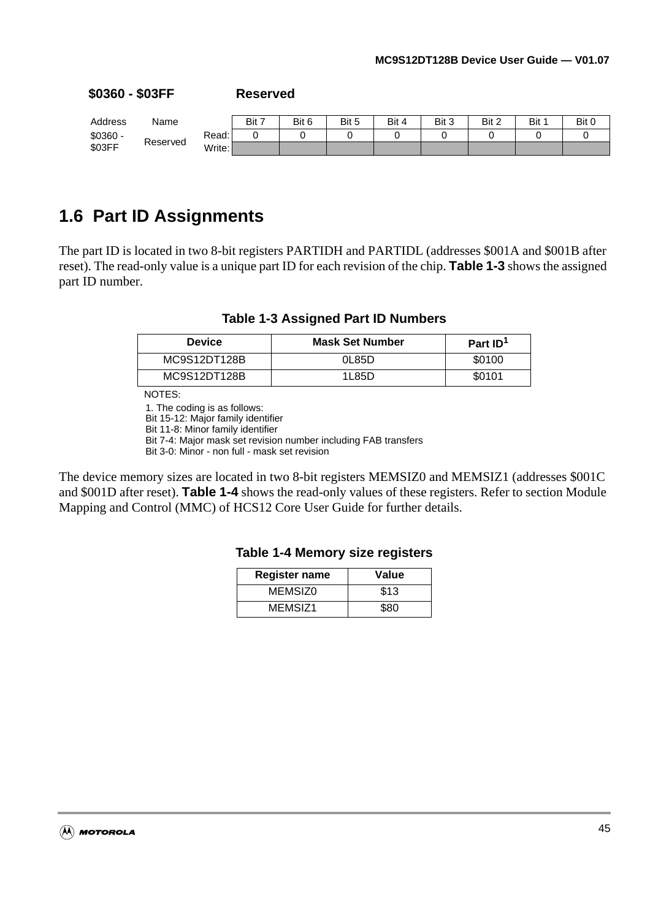**$0360 - $03FF Reserved**

| Address | Name | | Bit 7 | Bit 6 | Bit 5 | Bit 4 | Bit 3 | Bit 2 | Bit 1 | Bit 0 |
|---|---|---|---|---|---|---|---|---|---|---|
| $0360 - $03FF | Reserved | Read: | 0 | 0 | 0 | 0 | 0 | 0 | 0 | 0 |
| | | Write: | | | | | | | | |

## 1.6 Part ID Assignments

The part ID is located in two 8-bit registers PARTIDH and PARTIDL (addresses $001A and $001B after reset). The read-only value is a unique part ID for each revision of the chip. **Table 1-3** shows the assigned part ID number.

**Table 1-3 Assigned Part ID Numbers**

| Device | Mask Set Number | Part ID[1] |
|---|---|---|
| MC9S12DT128B | 0L85D | $0100 |
| MC9S12DT128B | 1L85D | $0101 |

NOTES:
1. The coding is as follows:
Bit 15-12: Major family identifier
Bit 11-8: Minor family identifier
Bit 7-4: Major mask set revision number including FAB transfers
Bit 3-0: Minor - non full - mask set revision

The device memory sizes are located in two 8-bit registers MEMSIZ0 and MEMSIZ1 (addresses $001C and $001D after reset). **Table 1-4** shows the read-only values of these registers. Refer to section Module Mapping and Control (MMC) of HCS12 Core User Guide for further details.

**Table 1-4 Memory size registers**

| Register name | Value |
|---|---|
| MEMSIZ0 | $13 |
| MEMSIZ1 | $80 |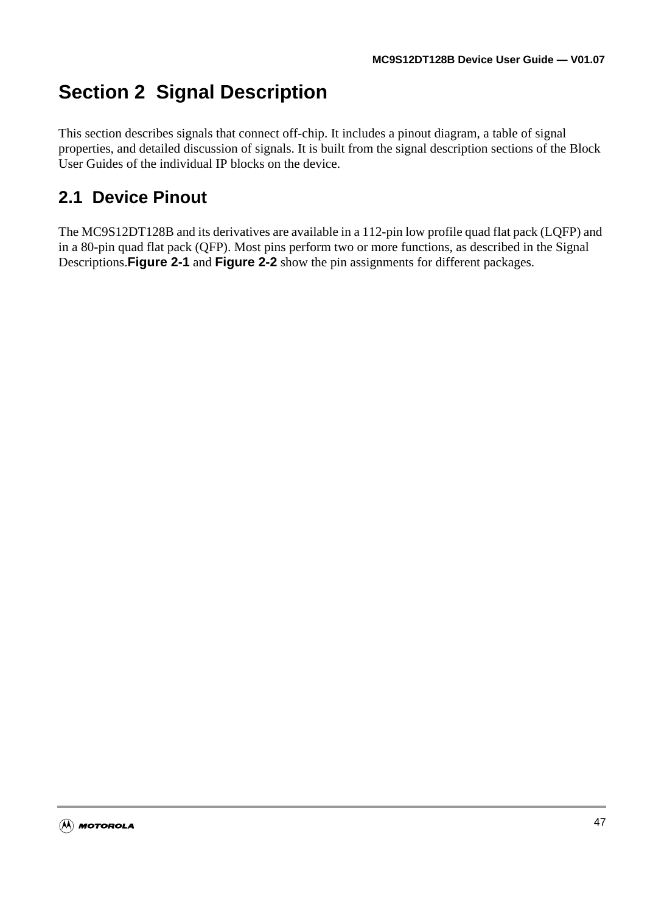# Section 2 Signal Description

This section describes signals that connect off-chip. It includes a pinout diagram, a table of signal properties, and detailed discussion of signals. It is built from the signal description sections of the Block User Guides of the individual IP blocks on the device.

## 2.1 Device Pinout

The MC9S12DT128B and its derivatives are available in a 112-pin low profile quad flat pack (LQFP) and in a 80-pin quad flat pack (QFP). Most pins perform two or more functions, as described in the Signal Descriptions.**Figure 2-1** and **Figure 2-2** show the pin assignments for different packages.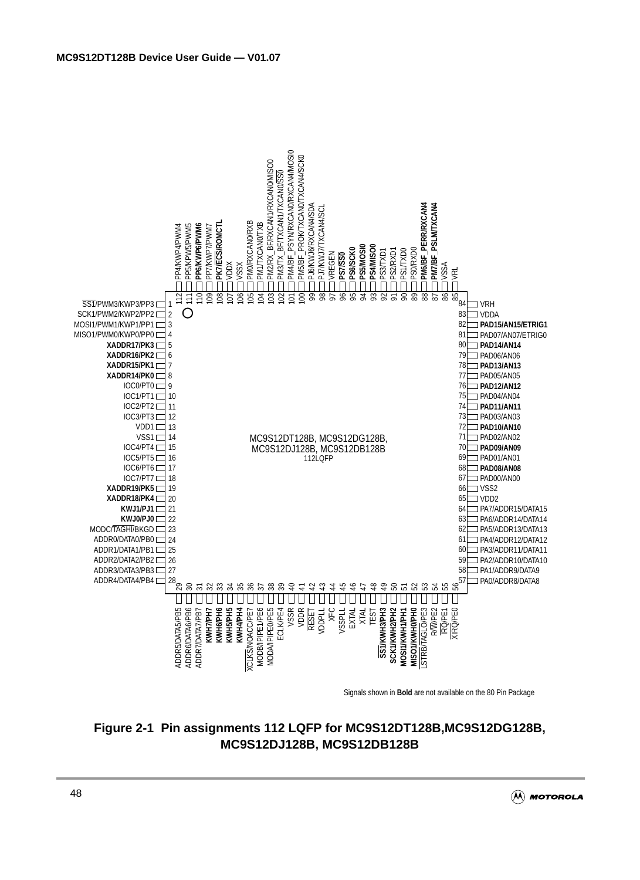Signals shown in **Bold** are not available on the 80 Pin Package

**Figure 2-1 Pin assignments 112 LQFP for MC9S12DT128B,MC9S12DG128B, MC9S12DJ128B, MC9S12DB128B**

| Pin | Signal | Pin | Signal | Pin | Signal | Pin | Signal |
|---|---|---|---|---|---|---|---|
| 1 | SS1/PWM3/KWP3/PP3 | 29 | ADDR5/DATA5/PB5 | 57 | PA0/ADDR8/DATA8 | 85 | VRL |
| 2 | SCK1/PWM2/KWP2/PP2 | 30 | ADDR6/DATA6/PB6 | 58 | PA1/ADDR9/DATA9 | 86 | VSSA |
| 3 | MOSI1/PWM1/KWP1/PP1 | 31 | ADDR7/DATA7/PB7 | 59 | PA2/ADDR10/DATA10 | 87 | **PM7/BF_PSLM/TXCAN4** |
| 4 | MISO1/PWM0/KWP0/PP0 | 32 | **KWH7/PH7** | 60 | PA3/ADDR11/DATA11 | 88 | **PM6/BF_PERR/RXCAN4** |
| 5 | **XADDR17/PK3** | 33 | **KWH6/PH6** | 61 | PA4/ADDR12/DATA12 | 89 | PS0/RXD0 |
| 6 | **XADDR16/PK2** | 34 | **KWH5/PH5** | 62 | PA5/ADDR13/DATA13 | 90 | PS1/TXD0 |
| 7 | **XADDR15/PK1** | 35 | **KWH4/PH4** | 63 | PA6/ADDR14/DATA14 | 91 | PS2/RXD1 |
| 8 | **XADDR14/PK0** | 36 | XCLKS/NOACC/PE7 | 64 | PA7/ADDR15/DATA15 | 92 | PS3/TXD1 |
| 9 | IOC0/PT0 | 37 | MODB/IPIPE1/PE6 | 65 | VDD2 | 93 | **PS4/MISO0** |
| 10 | IOC1/PT1 | 38 | MODA/IPIPE0/PE5 | 66 | VSS2 | 94 | **PS5/MOSI0** |
| 11 | IOC2/PT2 | 39 | ECLK/PE4 | 67 | PAD00/AN00 | 95 | **PS6/SCK0** |
| 12 | IOC3/PT3 | 40 | VSSR | 68 | **PAD08/AN08** | 96 | **PS7/SS0** |
| 13 | VDD1 | 41 | VDDR | 69 | PAD01/AN01 | 97 | VREGEN |
| 14 | VSS1 | 42 | RESET | 70 | **PAD09/AN09** | 98 | PJ7/KWJ7/TXCAN4/SCL |
| 15 | IOC4/PT4 | 43 | VDDPLL | 71 | PAD02/AN02 | 99 | PJ6/KWJ6/RXCAN4/SDA |
| 16 | IOC5/PT5 | 44 | XFC | 72 | **PAD10/AN10** | 100 | PM5/BF_PROK/TXCAN0/TXCAN4/SCK0 |
| 17 | IOC6/PT6 | 45 | VSSPLL | 73 | PAD03/AN03 | 101 | PM4/BF_PSYN/RXCAN0/RXCAN4/MOSI0 |
| 18 | IOC7/PT7 | 46 | EXTAL | 74 | **PAD11/AN11** | 102 | PM3/TX_BF/TXCAN1/TXCAN0/SS0 |
| 19 | **XADDR19/PK5** | 47 | XTAL | 75 | PAD04/AN04 | 103 | PM2/RX_BF/RXCAN1/RXCAN0/MISO0 |
| 20 | **XADDR18/PK4** | 48 | TEST | 76 | **PAD12/AN12** | 104 | PM1/TXCAN0/TXB |
| 21 | **KWJ1/PJ1** | 49 | **SS1/KWH3/PH3** | 77 | PAD05/AN05 | 105 | PM0/RXCAN0/RXB |
| 22 | **KWJ0/PJ0** | 50 | **SCK1/KWH2/PH2** | 78 | **PAD13/AN13** | 106 | VSSX |
| 23 | MODC/TAGHI/BKGD | 51 | **MOSI1/KWH1/PH1** | 79 | PAD06/AN06 | 107 | VDDX |
| 24 | ADDR0/DATA0/PB0 | 52 | **MISO1/KWH0/PH0** | 80 | **PAD14/AN14** | 108 | **PK7/ECS/ROMCTL** |
| 25 | ADDR1/DATA1/PB1 | 53 | LSTRB/TAGLO/PE3 | 81 | PAD07/AN07/ETRIG0 | 109 | PP7/KWP7/PWM7 |
| 26 | ADDR2/DATA2/PB2 | 54 | R/W/PE2 | 82 | **PAD15/AN15/ETRIG1** | 110 | **PP6/KWP6/PWM6** |
| 27 | ADDR3/DATA3/PB3 | 55 | IRQ/PE1 | 83 | VDDA | 111 | PP5/KPW5/PWM5 |
| 28 | ADDR4/DATA4/PB4 | 56 | XIRQ/PE0 | 84 | VRH | 112 | PP4/KWP4/PWM4 |

MC9S12DT128B, MC9S12DG128B, MC9S12DJ128B, MC9S12DB128B 112LQFP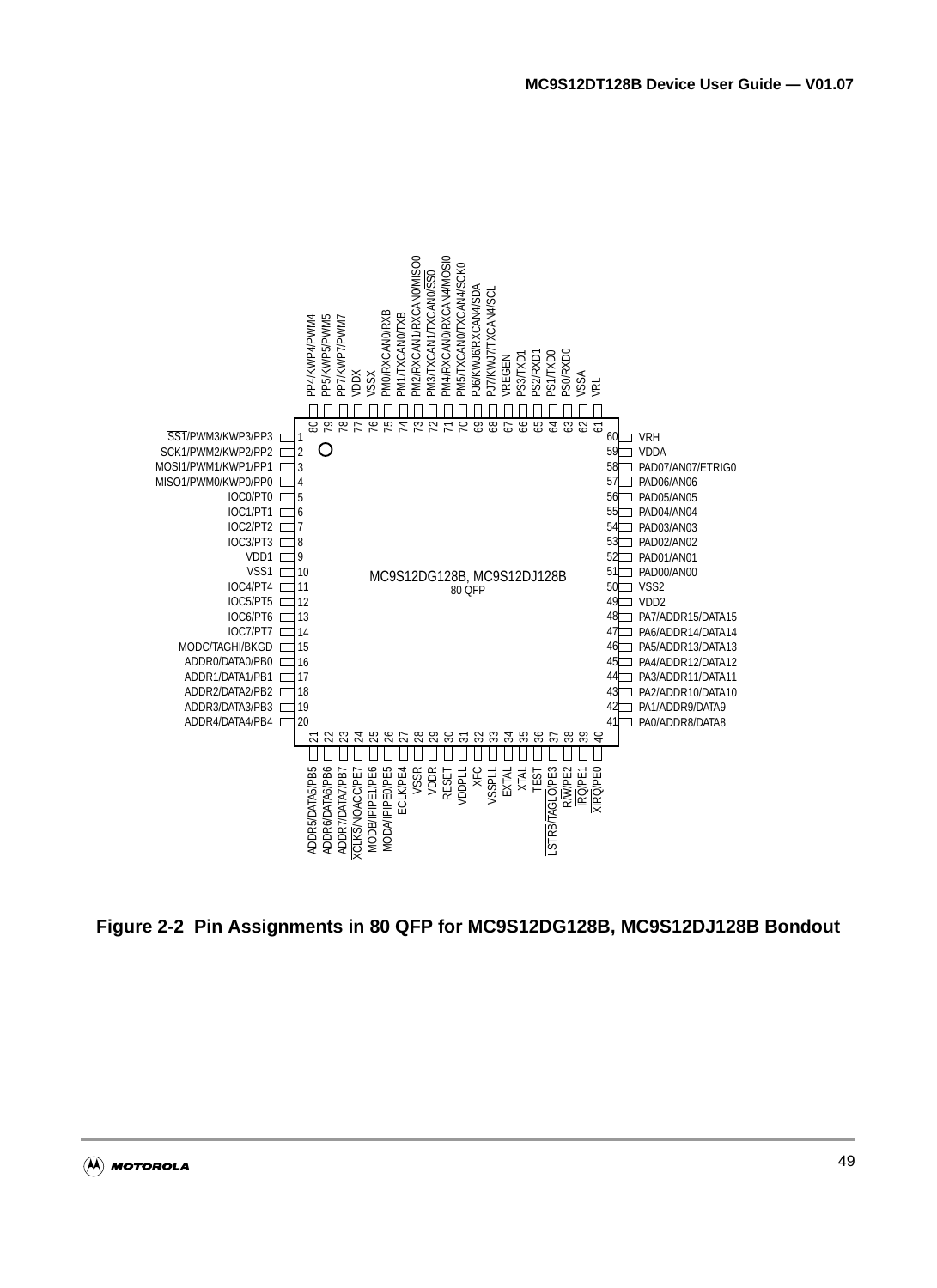MC9S12DG128B, MC9S12DJ128B
80 QFP

| Pin | Function | Pin | Function |
|---|---|---|---|
| 1 | SS1/PWM3/KWP3/PP3 | 41 | PA0/ADDR8/DATA8 |
| 2 | SCK1/PWM2/KWP2/PP2 | 42 | PA1/ADDR9/DATA9 |
| 3 | MOSI1/PWM1/KWP1/PP1 | 43 | PA2/ADDR10/DATA10 |
| 4 | MISO1/PWM0/KWP0/PP0 | 44 | PA3/ADDR11/DATA11 |
| 5 | IOC0/PT0 | 45 | PA4/ADDR12/DATA12 |
| 6 | IOC1/PT1 | 46 | PA5/ADDR13/DATA13 |
| 7 | IOC2/PT2 | 47 | PA6/ADDR14/DATA14 |
| 8 | IOC3/PT3 | 48 | PA7/ADDR15/DATA15 |
| 9 | VDD1 | 49 | VDD2 |
| 10 | VSS1 | 50 | VSS2 |
| 11 | IOC4/PT4 | 51 | PAD00/AN00 |
| 12 | IOC5/PT5 | 52 | PAD01/AN01 |
| 13 | IOC6/PT6 | 53 | PAD02/AN02 |
| 14 | IOC7/PT7 | 54 | PAD03/AN03 |
| 15 | MODC/TAGHI/BKGD | 55 | PAD04/AN04 |
| 16 | ADDR0/DATA0/PB0 | 56 | PAD05/AN05 |
| 17 | ADDR1/DATA1/PB1 | 57 | PAD06/AN06 |
| 18 | ADDR2/DATA2/PB2 | 58 | PAD07/AN07/ETRIG0 |
| 19 | ADDR3/DATA3/PB3 | 59 | VDDA |
| 20 | ADDR4/DATA4/PB4 | 60 | VRH |
| 21 | ADDR5/DATA5/PB5 | 61 | VRL |
| 22 | ADDR6/DATA6/PB6 | 62 | VSSA |
| 23 | ADDR7/DATA7/PB7 | 63 | PS0/RXD0 |
| 24 | XCLKS/NOACC/PE7 | 64 | PS1/TXD0 |
| 25 | MODB/IPIPE1/PE6 | 65 | PS2/RXD1 |
| 26 | MODA/IPIPE0/PE5 | 66 | PS3/TXD1 |
| 27 | ECLK/PE4 | 67 | VREGEN |
| 28 | VSSR | 68 | PJ7/KWJ7/TXCAN4/SCL |
| 29 | VDDR | 69 | PJ6/KWJ6/RXCAN4/SDA |
| 30 | RESET | 70 | PM5/TXCAN0/TXCAN4/SCK0 |
| 31 | VDDPLL | 71 | PM4/RXCAN0/RXCAN4/MOSI0 |
| 32 | XFC | 72 | PM3/TXCAN1/TXCAN0/SS0 |
| 33 | VSSPLL | 73 | PM2/RXCAN1/RXCAN0/MISO0 |
| 34 | EXTAL | 74 | PM1/TXCAN0/TXB |
| 35 | XTAL | 75 | PM0/RXCAN0/RXB |
| 36 | TEST | 76 | VSSX |
| 37 | LSTRB/TAGLO/PE3 | 77 | VDDX |
| 38 | R/W/PE2 | 78 | PP7/KWP7/PWM7 |
| 39 | IRQ/PE1 | 79 | PP5/KWP5/PWM5 |
| 40 | XIRQ/PE0 | 80 | PP4/KWP4/PWM4 |

**Figure 2-2 Pin Assignments in 80 QFP for MC9S12DG128B, MC9S12DJ128B Bondout**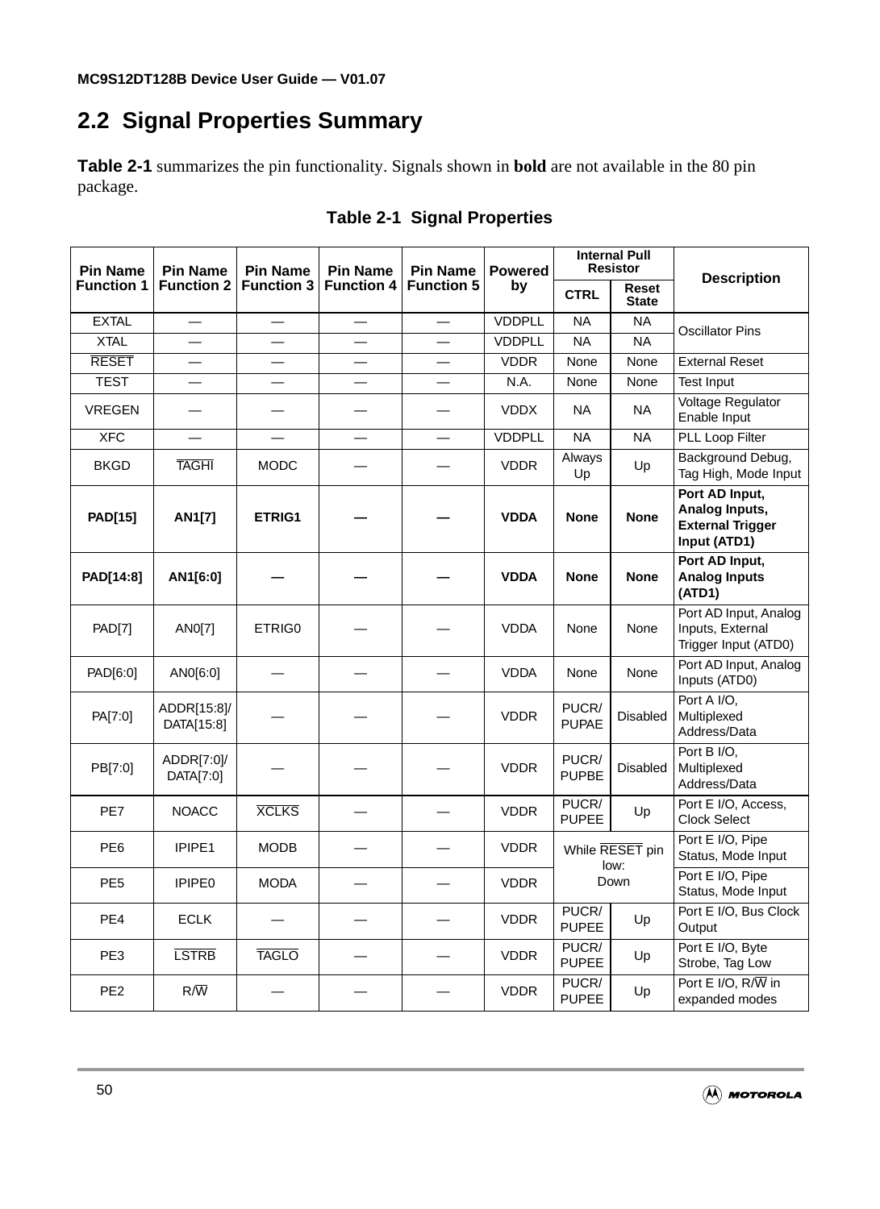## 2.2 Signal Properties Summary

**Table 2-1** summarizes the pin functionality. Signals shown in **bold** are not available in the 80 pin package.

**Table 2-1 Signal Properties**

| Pin Name Function 1 | Pin Name Function 2 | Pin Name Function 3 | Pin Name Function 4 | Pin Name Function 5 | Powered by | Internal Pull Resistor | | Description |
|---|---|---|---|---|---|---|---|---|
| | | | | | | CTRL | Reset State | |
| EXTAL | — | — | — | — | VDDPLL | NA | NA | Oscillator Pins |
| XTAL | — | — | — | — | VDDPLL | NA | NA | |
| $\overline{\text{RESET}}$ | — | — | — | — | VDDR | None | None | External Reset |
| TEST | — | — | — | — | N.A. | None | None | Test Input |
| VREGEN | — | — | — | — | VDDX | NA | NA | Voltage Regulator Enable Input |
| XFC | — | — | — | — | VDDPLL | NA | NA | PLL Loop Filter |
| BKGD | $\overline{\text{TAGHI}}$ | MODC | — | — | VDDR | Always Up | Up | Background Debug, Tag High, Mode Input |
| **PAD[15]** | **AN1[7]** | **ETRIG1** | **—** | **—** | **VDDA** | **None** | **None** | **Port AD Input, Analog Inputs, External Trigger Input (ATD1)** |
| **PAD[14:8]** | **AN1[6:0]** | **—** | **—** | **—** | **VDDA** | **None** | **None** | **Port AD Input, Analog Inputs (ATD1)** |
| PAD[7] | AN0[7] | ETRIG0 | — | — | VDDA | None | None | Port AD Input, Analog Inputs, External Trigger Input (ATD0) |
| PAD[6:0] | AN0[6:0] | — | — | — | VDDA | None | None | Port AD Input, Analog Inputs (ATD0) |
| PA[7:0] | ADDR[15:8]/ DATA[15:8] | — | — | — | VDDR | PUCR/ PUPAE | Disabled | Port A I/O, Multiplexed Address/Data |
| PB[7:0] | ADDR[7:0]/ DATA[7:0] | — | — | — | VDDR | PUCR/ PUPBE | Disabled | Port B I/O, Multiplexed Address/Data |
| PE7 | NOACC | $\overline{\text{XCLKS}}$ | — | — | VDDR | PUCR/ PUPEE | Up | Port E I/O, Access, Clock Select |
| PE6 | IPIPE1 | MODB | — | — | VDDR | While $\overline{\text{RESET}}$ pin low: Down | | Port E I/O, Pipe Status, Mode Input |
| PE5 | IPIPE0 | MODA | — | — | VDDR | | | Port E I/O, Pipe Status, Mode Input |
| PE4 | ECLK | — | — | — | VDDR | PUCR/ PUPEE | Up | Port E I/O, Bus Clock Output |
| PE3 | $\overline{\text{LSTRB}}$ | $\overline{\text{TAGLO}}$ | — | — | VDDR | PUCR/ PUPEE | Up | Port E I/O, Byte Strobe, Tag Low |
| PE2 | R/$\overline{\text{W}}$ | — | — | — | VDDR | PUCR/ PUPEE | Up | Port E I/O, R/$\overline{\text{W}}$ in expanded modes |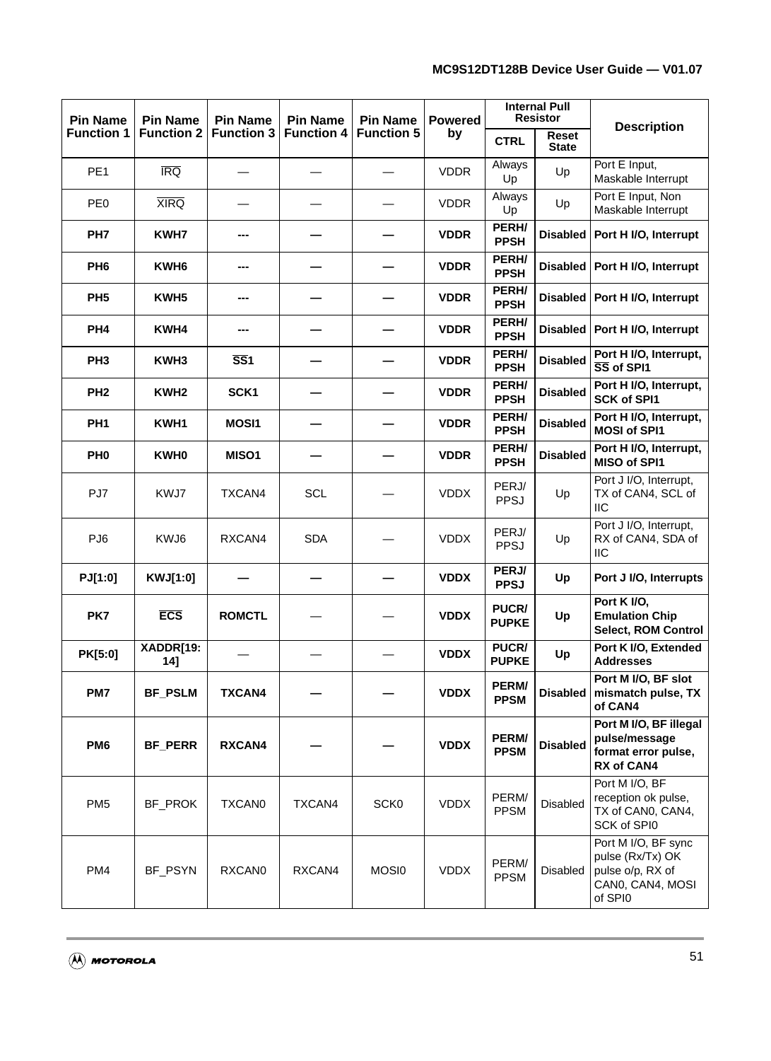| Pin Name Function 1 | Pin Name Function 2 | Pin Name Function 3 | Pin Name Function 4 | Pin Name Function 5 | Powered by | Internal Pull Resistor | | Description |
|---|---|---|---|---|---|---|---|---|
| | | | | | | CTRL | Reset State | |
| PE1 | $\overline{IRQ}$ | — | — | — | VDDR | Always Up | Up | Port E Input, Maskable Interrupt |
| PE0 | $\overline{XIRQ}$ | — | — | — | VDDR | Always Up | Up | Port E Input, Non Maskable Interrupt |
| **PH7** | **KWH7** | **---** | **—** | **—** | **VDDR** | **PERH/ PPSH** | **Disabled** | **Port H I/O, Interrupt** |
| **PH6** | **KWH6** | **---** | **—** | **—** | **VDDR** | **PERH/ PPSH** | **Disabled** | **Port H I/O, Interrupt** |
| **PH5** | **KWH5** | **---** | **—** | **—** | **VDDR** | **PERH/ PPSH** | **Disabled** | **Port H I/O, Interrupt** |
| **PH4** | **KWH4** | **---** | **—** | **—** | **VDDR** | **PERH/ PPSH** | **Disabled** | **Port H I/O, Interrupt** |
| **PH3** | **KWH3** | **$\overline{SS1}$** | **—** | **—** | **VDDR** | **PERH/ PPSH** | **Disabled** | **Port H I/O, Interrupt, $\overline{SS}$ of SPI1** |
| **PH2** | **KWH2** | **SCK1** | **—** | **—** | **VDDR** | **PERH/ PPSH** | **Disabled** | **Port H I/O, Interrupt, SCK of SPI1** |
| **PH1** | **KWH1** | **MOSI1** | **—** | **—** | **VDDR** | **PERH/ PPSH** | **Disabled** | **Port H I/O, Interrupt, MOSI of SPI1** |
| **PH0** | **KWH0** | **MISO1** | **—** | **—** | **VDDR** | **PERH/ PPSH** | **Disabled** | **Port H I/O, Interrupt, MISO of SPI1** |
| PJ7 | KWJ7 | TXCAN4 | SCL | — | VDDX | PERJ/ PPSJ | Up | Port J I/O, Interrupt, TX of CAN4, SCL of IIC |
| PJ6 | KWJ6 | RXCAN4 | SDA | — | VDDX | PERJ/ PPSJ | Up | Port J I/O, Interrupt, RX of CAN4, SDA of IIC |
| **PJ[1:0]** | **KWJ[1:0]** | **—** | **—** | **—** | **VDDX** | **PERJ/ PPSJ** | **Up** | **Port J I/O, Interrupts** |
| **PK7** | **$\overline{ECS}$** | **ROMCTL** | — | — | **VDDX** | **PUCR/ PUPKE** | **Up** | **Port K I/O, Emulation Chip Select, ROM Control** |
| **PK[5:0]** | **XADDR[19:14]** | — | — | — | **VDDX** | **PUCR/ PUPKE** | **Up** | **Port K I/O, Extended Addresses** |
| **PM7** | **BF_PSLM** | **TXCAN4** | **—** | **—** | **VDDX** | **PERM/ PPSM** | **Disabled** | **Port M I/O, BF slot mismatch pulse, TX of CAN4** |
| **PM6** | **BF_PERR** | **RXCAN4** | **—** | **—** | **VDDX** | **PERM/ PPSM** | **Disabled** | **Port M I/O, BF illegal pulse/message format error pulse, RX of CAN4** |
| PM5 | BF_PROK | TXCAN0 | TXCAN4 | SCK0 | VDDX | PERM/ PPSM | Disabled | Port M I/O, BF reception ok pulse, TX of CAN0, CAN4, SCK of SPI0 |
| PM4 | BF_PSYN | RXCAN0 | RXCAN4 | MOSI0 | VDDX | PERM/ PPSM | Disabled | Port M I/O, BF sync pulse (Rx/Tx) OK pulse o/p, RX of CAN0, CAN4, MOSI of SPI0 |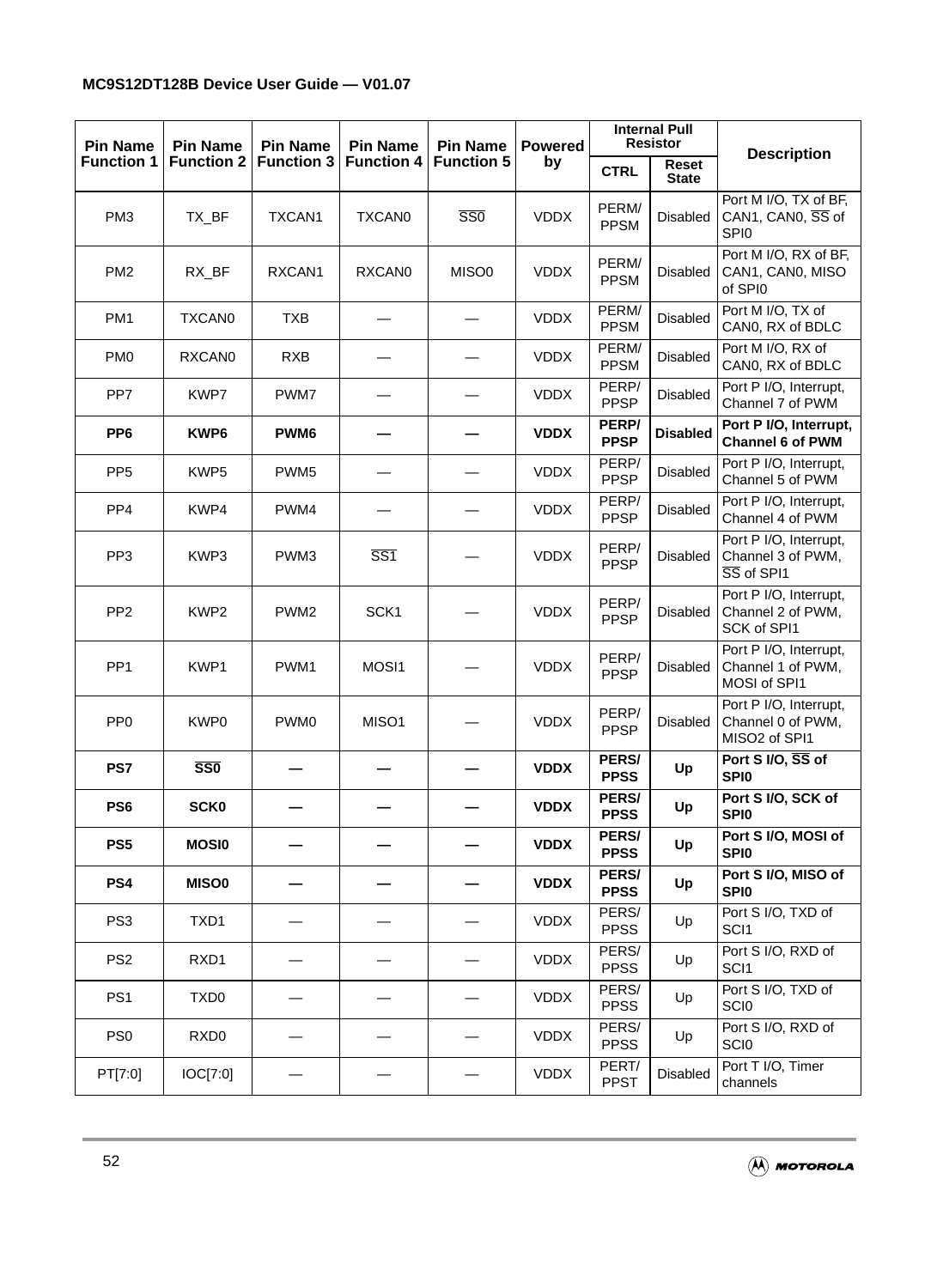| Pin Name Function 1 | Pin Name Function 2 | Pin Name Function 3 | Pin Name Function 4 | Pin Name Function 5 | Powered by | Internal Pull Resistor | | Description |
|---|---|---|---|---|---|---|---|---|
| | | | | | | CTRL | Reset State | |
| PM3 | TX_BF | TXCAN1 | TXCAN0 | $\overline{SS0}$ | VDDX | PERM/ PPSM | Disabled | Port M I/O, TX of BF, CAN1, CAN0, $\overline{SS}$ of SPI0 |
| PM2 | RX_BF | RXCAN1 | RXCAN0 | MISO0 | VDDX | PERM/ PPSM | Disabled | Port M I/O, RX of BF, CAN1, CAN0, MISO of SPI0 |
| PM1 | TXCAN0 | TXB | — | — | VDDX | PERM/ PPSM | Disabled | Port M I/O, TX of CAN0, RX of BDLC |
| PM0 | RXCAN0 | RXB | — | — | VDDX | PERM/ PPSM | Disabled | Port M I/O, RX of CAN0, RX of BDLC |
| PP7 | KWP7 | PWM7 | — | — | VDDX | PERP/ PPSP | Disabled | Port P I/O, Interrupt, Channel 7 of PWM |
| **PP6** | **KWP6** | **PWM6** | **—** | **—** | **VDDX** | **PERP/ PPSP** | **Disabled** | **Port P I/O, Interrupt, Channel 6 of PWM** |
| PP5 | KWP5 | PWM5 | — | — | VDDX | PERP/ PPSP | Disabled | Port P I/O, Interrupt, Channel 5 of PWM |
| PP4 | KWP4 | PWM4 | — | — | VDDX | PERP/ PPSP | Disabled | Port P I/O, Interrupt, Channel 4 of PWM |
| PP3 | KWP3 | PWM3 | $\overline{SS1}$ | — | VDDX | PERP/ PPSP | Disabled | Port P I/O, Interrupt, Channel 3 of PWM, $\overline{SS}$ of SPI1 |
| PP2 | KWP2 | PWM2 | SCK1 | — | VDDX | PERP/ PPSP | Disabled | Port P I/O, Interrupt, Channel 2 of PWM, SCK of SPI1 |
| PP1 | KWP1 | PWM1 | MOSI1 | — | VDDX | PERP/ PPSP | Disabled | Port P I/O, Interrupt, Channel 1 of PWM, MOSI of SPI1 |
| PP0 | KWP0 | PWM0 | MISO1 | — | VDDX | PERP/ PPSP | Disabled | Port P I/O, Interrupt, Channel 0 of PWM, MISO2 of SPI1 |
| **PS7** | **$\overline{SS0}$** | **—** | **—** | **—** | **VDDX** | **PERS/ PPSS** | **Up** | **Port S I/O, $\overline{SS}$ of SPI0** |
| **PS6** | **SCK0** | **—** | **—** | **—** | **VDDX** | **PERS/ PPSS** | **Up** | **Port S I/O, SCK of SPI0** |
| **PS5** | **MOSI0** | **—** | **—** | **—** | **VDDX** | **PERS/ PPSS** | **Up** | **Port S I/O, MOSI of SPI0** |
| **PS4** | **MISO0** | **—** | **—** | **—** | **VDDX** | **PERS/ PPSS** | **Up** | **Port S I/O, MISO of SPI0** |
| PS3 | TXD1 | — | — | — | VDDX | PERS/ PPSS | Up | Port S I/O, TXD of SCI1 |
| PS2 | RXD1 | — | — | — | VDDX | PERS/ PPSS | Up | Port S I/O, RXD of SCI1 |
| PS1 | TXD0 | — | — | — | VDDX | PERS/ PPSS | Up | Port S I/O, TXD of SCI0 |
| PS0 | RXD0 | — | — | — | VDDX | PERS/ PPSS | Up | Port S I/O, RXD of SCI0 |
| PT[7:0] | IOC[7:0] | — | — | — | VDDX | PERT/ PPST | Disabled | Port T I/O, Timer channels |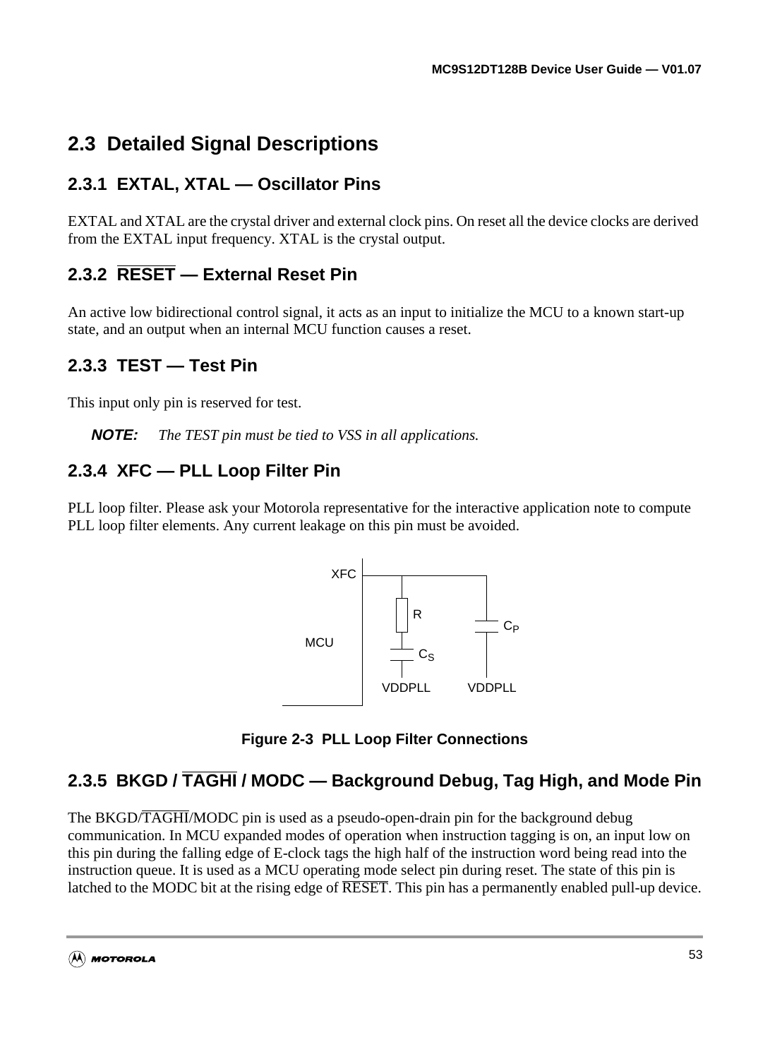## 2.3 Detailed Signal Descriptions

### 2.3.1 EXTAL, XTAL — Oscillator Pins

EXTAL and XTAL are the crystal driver and external clock pins. On reset all the device clocks are derived from the EXTAL input frequency. XTAL is the crystal output.

### 2.3.2 $\overline{\text{RESET}}$ — External Reset Pin

An active low bidirectional control signal, it acts as an input to initialize the MCU to a known start-up state, and an output when an internal MCU function causes a reset.

### 2.3.3 TEST — Test Pin

This input only pin is reserved for test.

**NOTE:** *The TEST pin must be tied to VSS in all applications.*

### 2.3.4 XFC — PLL Loop Filter Pin

PLL loop filter. Please ask your Motorola representative for the interactive application note to compute PLL loop filter elements. Any current leakage on this pin must be avoided.

XFC

MCU

R

$C_S$

$C_P$

VDDPLL VDDPLL

**Figure 2-3 PLL Loop Filter Connections**

### 2.3.5 BKGD / $\overline{\text{TAGHI}}$ / MODC — Background Debug, Tag High, and Mode Pin

The BKGD/$\overline{\text{TAGHI}}$/MODC pin is used as a pseudo-open-drain pin for the background debug communication. In MCU expanded modes of operation when instruction tagging is on, an input low on this pin during the falling edge of E-clock tags the high half of the instruction word being read into the instruction queue. It is used as a MCU operating mode select pin during reset. The state of this pin is latched to the MODC bit at the rising edge of $\overline{\text{RESET}}$. This pin has a permanently enabled pull-up device.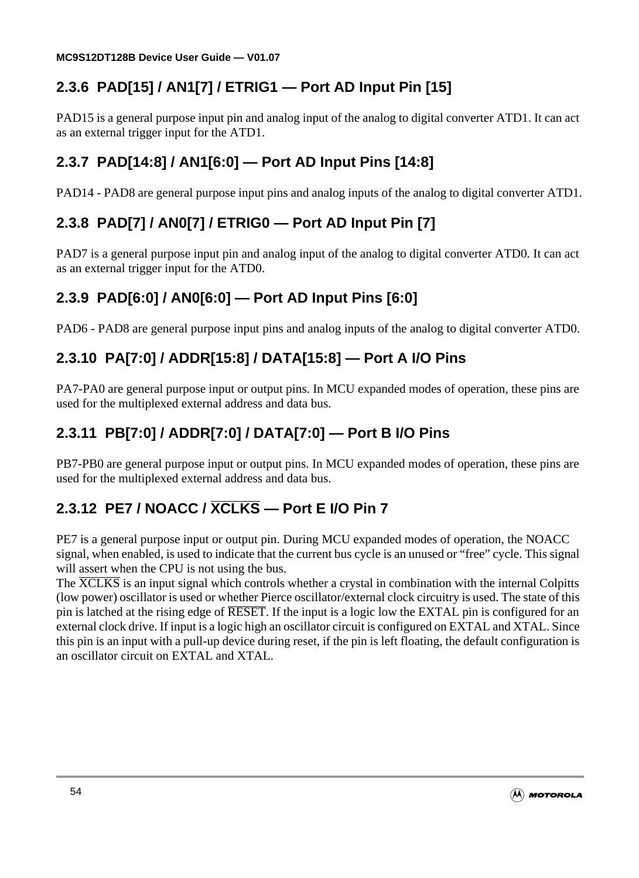### 2.3.6 PAD[15] / AN1[7] / ETRIG1 — Port AD Input Pin [15]

PAD15 is a general purpose input pin and analog input of the analog to digital converter ATD1. It can act as an external trigger input for the ATD1.

### 2.3.7 PAD[14:8] / AN1[6:0] — Port AD Input Pins [14:8]

PAD14 - PAD8 are general purpose input pins and analog inputs of the analog to digital converter ATD1.

### 2.3.8 PAD[7] / AN0[7] / ETRIG0 — Port AD Input Pin [7]

PAD7 is a general purpose input pin and analog input of the analog to digital converter ATD0. It can act as an external trigger input for the ATD0.

### 2.3.9 PAD[6:0] / AN0[6:0] — Port AD Input Pins [6:0]

PAD6 - PAD8 are general purpose input pins and analog inputs of the analog to digital converter ATD0.

### 2.3.10 PA[7:0] / ADDR[15:8] / DATA[15:8] — Port A I/O Pins

PA7-PA0 are general purpose input or output pins. In MCU expanded modes of operation, these pins are used for the multiplexed external address and data bus.

### 2.3.11 PB[7:0] / ADDR[7:0] / DATA[7:0] — Port B I/O Pins

PB7-PB0 are general purpose input or output pins. In MCU expanded modes of operation, these pins are used for the multiplexed external address and data bus.

### 2.3.12 PE7 / NOACC / $\overline{\text{XCLKS}}$ — Port E I/O Pin 7

PE7 is a general purpose input or output pin. During MCU expanded modes of operation, the NOACC signal, when enabled, is used to indicate that the current bus cycle is an unused or “free” cycle. This signal will assert when the CPU is not using the bus.
The $\overline{\text{XCLKS}}$ is an input signal which controls whether a crystal in combination with the internal Colpitts (low power) oscillator is used or whether Pierce oscillator/external clock circuitry is used. The state of this pin is latched at the rising edge of $\overline{\text{RESET}}$. If the input is a logic low the EXTAL pin is configured for an external clock drive. If input is a logic high an oscillator circuit is configured on EXTAL and XTAL. Since this pin is an input with a pull-up device during reset, if the pin is left floating, the default configuration is an oscillator circuit on EXTAL and XTAL.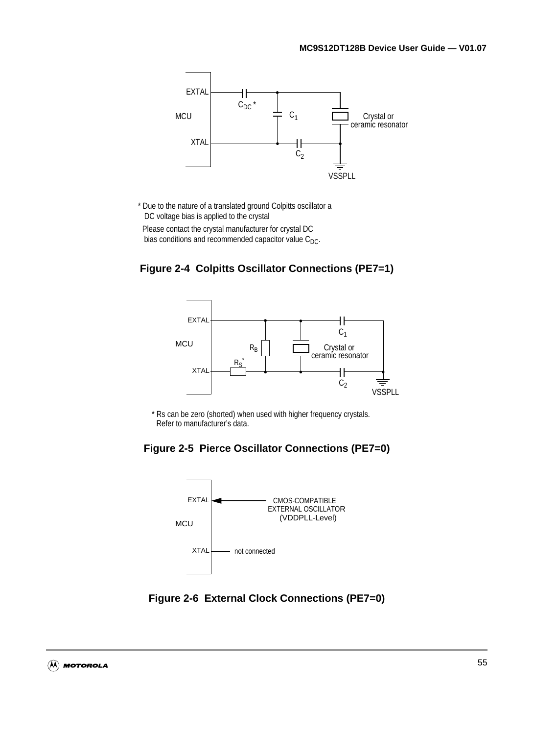EXTAL

MCU

XTAL

$C_{DC}$ *

$C_1$

$C_2$

Crystal or ceramic resonator

VSSPLL

* Due to the nature of a translated ground Colpitts oscillator a DC voltage bias is applied to the crystal

Please contact the crystal manufacturer for crystal DC bias conditions and recommended capacitor value $C_{DC}$.

**Figure 2-4 Colpitts Oscillator Connections (PE7=1)**

EXTAL

MCU

XTAL

$R_B$

$R_S$*

Crystal or ceramic resonator

$C_1$

$C_2$

VSSPLL

* Rs can be zero (shorted) when used with higher frequency crystals. Refer to manufacturer's data.

**Figure 2-5 Pierce Oscillator Connections (PE7=0)**

EXTAL

MCU

XTAL

CMOS-COMPATIBLE EXTERNAL OSCILLATOR (VDDPLL-Level)

not connected

**Figure 2-6 External Clock Connections (PE7=0)**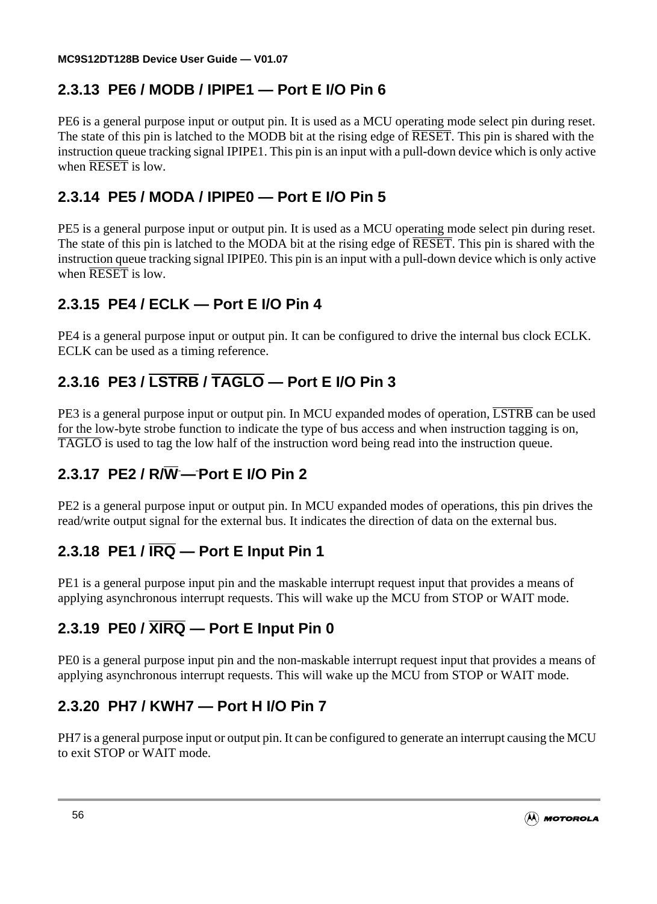### 2.3.13 PE6 / MODB / IPIPE1 — Port E I/O Pin 6

PE6 is a general purpose input or output pin. It is used as a MCU operating mode select pin during reset. The state of this pin is latched to the MODB bit at the rising edge of $\overline{\text{RESET}}$. This pin is shared with the instruction queue tracking signal IPIPE1. This pin is an input with a pull-down device which is only active when $\overline{\text{RESET}}$ is low.

### 2.3.14 PE5 / MODA / IPIPE0 — Port E I/O Pin 5

PE5 is a general purpose input or output pin. It is used as a MCU operating mode select pin during reset. The state of this pin is latched to the MODA bit at the rising edge of $\overline{\text{RESET}}$. This pin is shared with the instruction queue tracking signal IPIPE0. This pin is an input with a pull-down device which is only active when $\overline{\text{RESET}}$ is low.

### 2.3.15 PE4 / ECLK — Port E I/O Pin 4

PE4 is a general purpose input or output pin. It can be configured to drive the internal bus clock ECLK. ECLK can be used as a timing reference.

### 2.3.16 PE3 / $\overline{\text{LSTRB}}$ / $\overline{\text{TAGLO}}$ — Port E I/O Pin 3

PE3 is a general purpose input or output pin. In MCU expanded modes of operation, $\overline{\text{LSTRB}}$ can be used for the low-byte strobe function to indicate the type of bus access and when instruction tagging is on, $\overline{\text{TAGLO}}$ is used to tag the low half of the instruction word being read into the instruction queue.

### 2.3.17 PE2 / R/$\overline{\text{W}}$ — Port E I/O Pin 2

PE2 is a general purpose input or output pin. In MCU expanded modes of operations, this pin drives the read/write output signal for the external bus. It indicates the direction of data on the external bus.

### 2.3.18 PE1 / $\overline{\text{IRQ}}$ — Port E Input Pin 1

PE1 is a general purpose input pin and the maskable interrupt request input that provides a means of applying asynchronous interrupt requests. This will wake up the MCU from STOP or WAIT mode.

### 2.3.19 PE0 / $\overline{\text{XIRQ}}$ — Port E Input Pin 0

PE0 is a general purpose input pin and the non-maskable interrupt request input that provides a means of applying asynchronous interrupt requests. This will wake up the MCU from STOP or WAIT mode.

### 2.3.20 PH7 / KWH7 — Port H I/O Pin 7

PH7 is a general purpose input or output pin. It can be configured to generate an interrupt causing the MCU to exit STOP or WAIT mode.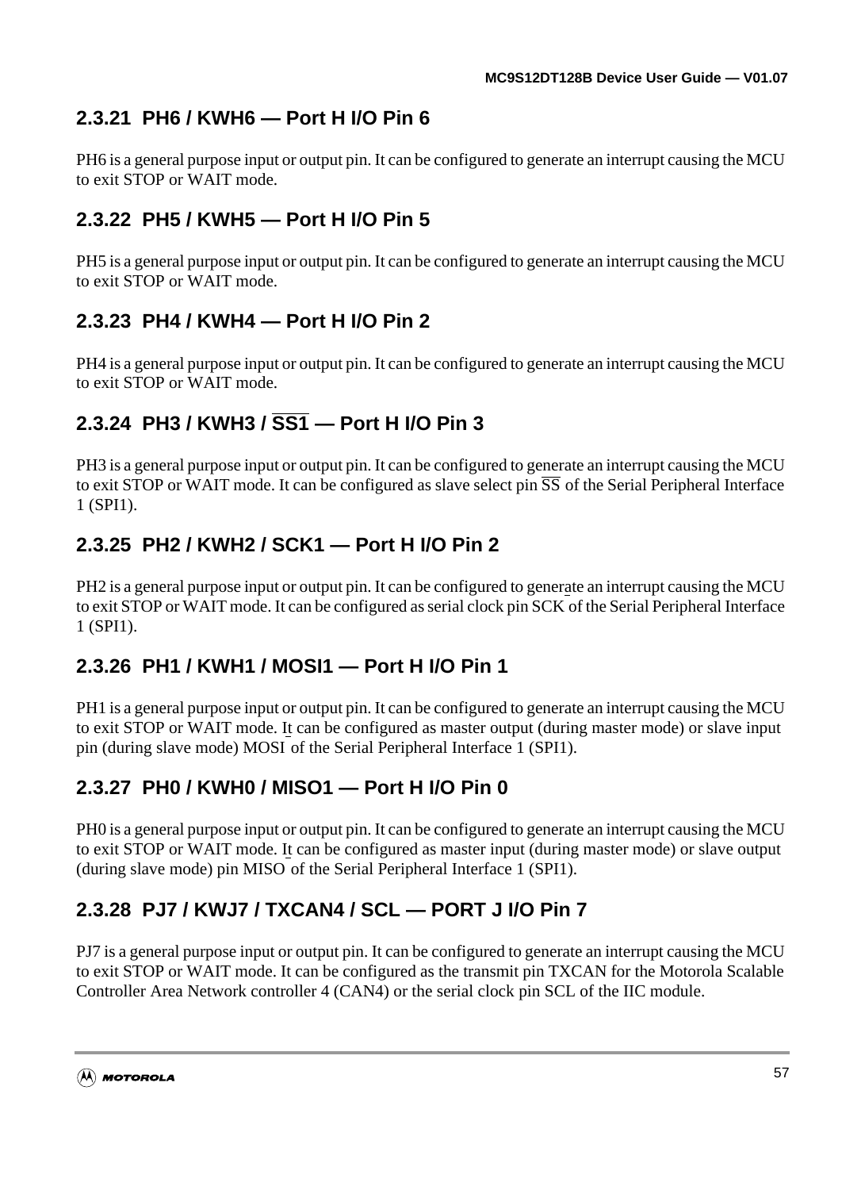### 2.3.21 PH6 / KWH6 — Port H I/O Pin 6

PH6 is a general purpose input or output pin. It can be configured to generate an interrupt causing the MCU to exit STOP or WAIT mode.

### 2.3.22 PH5 / KWH5 — Port H I/O Pin 5

PH5 is a general purpose input or output pin. It can be configured to generate an interrupt causing the MCU to exit STOP or WAIT mode.

### 2.3.23 PH4 / KWH4 — Port H I/O Pin 2

PH4 is a general purpose input or output pin. It can be configured to generate an interrupt causing the MCU to exit STOP or WAIT mode.

### 2.3.24 PH3 / KWH3 / $\overline{\text{SS1}}$ — Port H I/O Pin 3

PH3 is a general purpose input or output pin. It can be configured to generate an interrupt causing the MCU to exit STOP or WAIT mode. It can be configured as slave select pin $\overline{\text{SS}}$ of the Serial Peripheral Interface 1 (SPI1).

### 2.3.25 PH2 / KWH2 / SCK1 — Port H I/O Pin 2

PH2 is a general purpose input or output pin. It can be configured to generate an interrupt causing the MCU to exit STOP or WAIT mode. It can be configured as serial clock pin SCK of the Serial Peripheral Interface 1 (SPI1).

### 2.3.26 PH1 / KWH1 / MOSI1 — Port H I/O Pin 1

PH1 is a general purpose input or output pin. It can be configured to generate an interrupt causing the MCU to exit STOP or WAIT mode. It can be configured as master output (during master mode) or slave input pin (during slave mode) MOSI of the Serial Peripheral Interface 1 (SPI1).

### 2.3.27 PH0 / KWH0 / MISO1 — Port H I/O Pin 0

PH0 is a general purpose input or output pin. It can be configured to generate an interrupt causing the MCU to exit STOP or WAIT mode. It can be configured as master input (during master mode) or slave output (during slave mode) pin MISO of the Serial Peripheral Interface 1 (SPI1).

### 2.3.28 PJ7 / KWJ7 / TXCAN4 / SCL — PORT J I/O Pin 7

PJ7 is a general purpose input or output pin. It can be configured to generate an interrupt causing the MCU to exit STOP or WAIT mode. It can be configured as the transmit pin TXCAN for the Motorola Scalable Controller Area Network controller 4 (CAN4) or the serial clock pin SCL of the IIC module.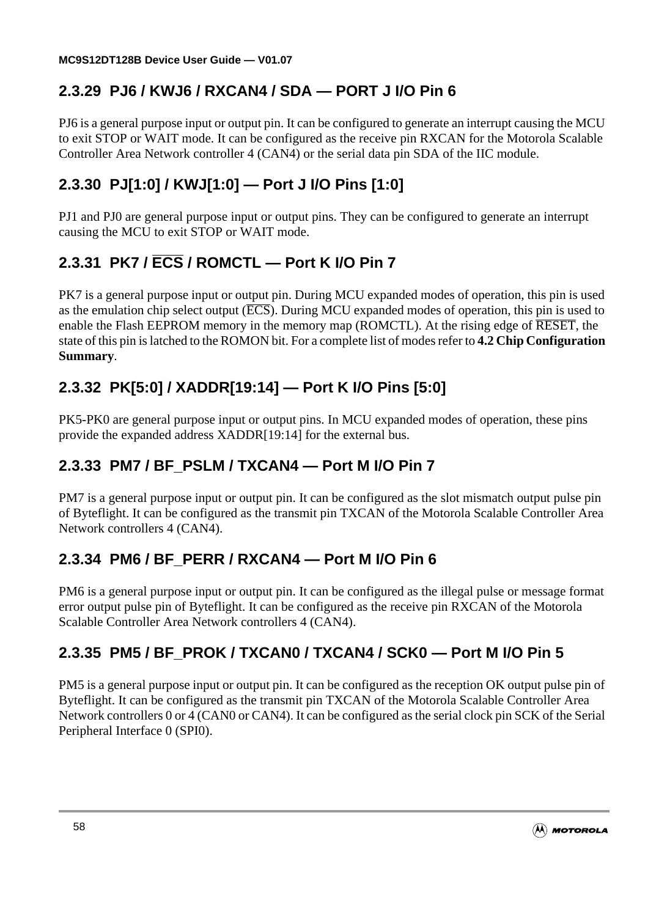### 2.3.29 PJ6 / KWJ6 / RXCAN4 / SDA — PORT J I/O Pin 6

PJ6 is a general purpose input or output pin. It can be configured to generate an interrupt causing the MCU to exit STOP or WAIT mode. It can be configured as the receive pin RXCAN for the Motorola Scalable Controller Area Network controller 4 (CAN4) or the serial data pin SDA of the IIC module.

### 2.3.30 PJ[1:0] / KWJ[1:0] — Port J I/O Pins [1:0]

PJ1 and PJ0 are general purpose input or output pins. They can be configured to generate an interrupt causing the MCU to exit STOP or WAIT mode.

### 2.3.31 PK7 / $\overline{\text{ECS}}$ / ROMCTL — Port K I/O Pin 7

PK7 is a general purpose input or output pin. During MCU expanded modes of operation, this pin is used as the emulation chip select output ($\overline{\text{ECS}}$). During MCU expanded modes of operation, this pin is used to enable the Flash EEPROM memory in the memory map (ROMCTL). At the rising edge of $\overline{\text{RESET}}$, the state of this pin is latched to the ROMON bit. For a complete list of modes refer to **4.2 Chip Configuration Summary**.

### 2.3.32 PK[5:0] / XADDR[19:14] — Port K I/O Pins [5:0]

PK5-PK0 are general purpose input or output pins. In MCU expanded modes of operation, these pins provide the expanded address XADDR[19:14] for the external bus.

### 2.3.33 PM7 / BF_PSLM / TXCAN4 — Port M I/O Pin 7

PM7 is a general purpose input or output pin. It can be configured as the slot mismatch output pulse pin of Byteflight. It can be configured as the transmit pin TXCAN of the Motorola Scalable Controller Area Network controllers 4 (CAN4).

### 2.3.34 PM6 / BF_PERR / RXCAN4 — Port M I/O Pin 6

PM6 is a general purpose input or output pin. It can be configured as the illegal pulse or message format error output pulse pin of Byteflight. It can be configured as the receive pin RXCAN of the Motorola Scalable Controller Area Network controllers 4 (CAN4).

### 2.3.35 PM5 / BF_PROK / TXCAN0 / TXCAN4 / SCK0 — Port M I/O Pin 5

PM5 is a general purpose input or output pin. It can be configured as the reception OK output pulse pin of Byteflight. It can be configured as the transmit pin TXCAN of the Motorola Scalable Controller Area Network controllers 0 or 4 (CAN0 or CAN4). It can be configured as the serial clock pin SCK of the Serial Peripheral Interface 0 (SPI0).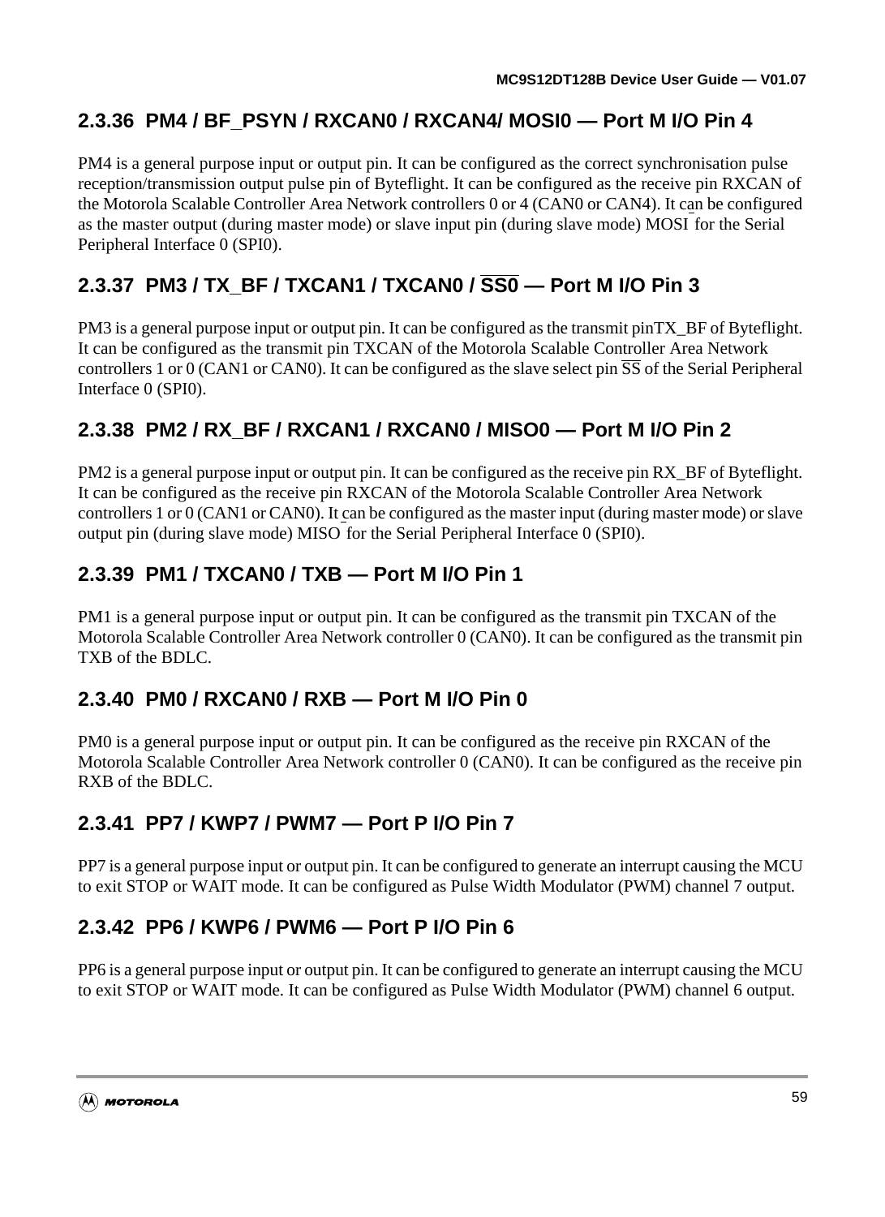### 2.3.36 PM4 / BF_PSYN / RXCAN0 / RXCAN4/ MOSI0 — Port M I/O Pin 4

PM4 is a general purpose input or output pin. It can be configured as the correct synchronisation pulse reception/transmission output pulse pin of Byteflight. It can be configured as the receive pin RXCAN of the Motorola Scalable Controller Area Network controllers 0 or 4 (CAN0 or CAN4). It can be configured as the master output (during master mode) or slave input pin (during slave mode) MOSI for the Serial Peripheral Interface 0 (SPI0).

### 2.3.37 PM3 / TX_BF / TXCAN1 / TXCAN0 / $\overline{SS0}$ — Port M I/O Pin 3

PM3 is a general purpose input or output pin. It can be configured as the transmit pinTX_BF of Byteflight. It can be configured as the transmit pin TXCAN of the Motorola Scalable Controller Area Network controllers 1 or 0 (CAN1 or CAN0). It can be configured as the slave select pin $\overline{SS}$ of the Serial Peripheral Interface 0 (SPI0).

### 2.3.38 PM2 / RX_BF / RXCAN1 / RXCAN0 / MISO0 — Port M I/O Pin 2

PM2 is a general purpose input or output pin. It can be configured as the receive pin RX_BF of Byteflight. It can be configured as the receive pin RXCAN of the Motorola Scalable Controller Area Network controllers 1 or 0 (CAN1 or CAN0). It can be configured as the master input (during master mode) or slave output pin (during slave mode) MISO for the Serial Peripheral Interface 0 (SPI0).

### 2.3.39 PM1 / TXCAN0 / TXB — Port M I/O Pin 1

PM1 is a general purpose input or output pin. It can be configured as the transmit pin TXCAN of the Motorola Scalable Controller Area Network controller 0 (CAN0). It can be configured as the transmit pin TXB of the BDLC.

### 2.3.40 PM0 / RXCAN0 / RXB — Port M I/O Pin 0

PM0 is a general purpose input or output pin. It can be configured as the receive pin RXCAN of the Motorola Scalable Controller Area Network controller 0 (CAN0). It can be configured as the receive pin RXB of the BDLC.

### 2.3.41 PP7 / KWP7 / PWM7 — Port P I/O Pin 7

PP7 is a general purpose input or output pin. It can be configured to generate an interrupt causing the MCU to exit STOP or WAIT mode. It can be configured as Pulse Width Modulator (PWM) channel 7 output.

### 2.3.42 PP6 / KWP6 / PWM6 — Port P I/O Pin 6

PP6 is a general purpose input or output pin. It can be configured to generate an interrupt causing the MCU to exit STOP or WAIT mode. It can be configured as Pulse Width Modulator (PWM) channel 6 output.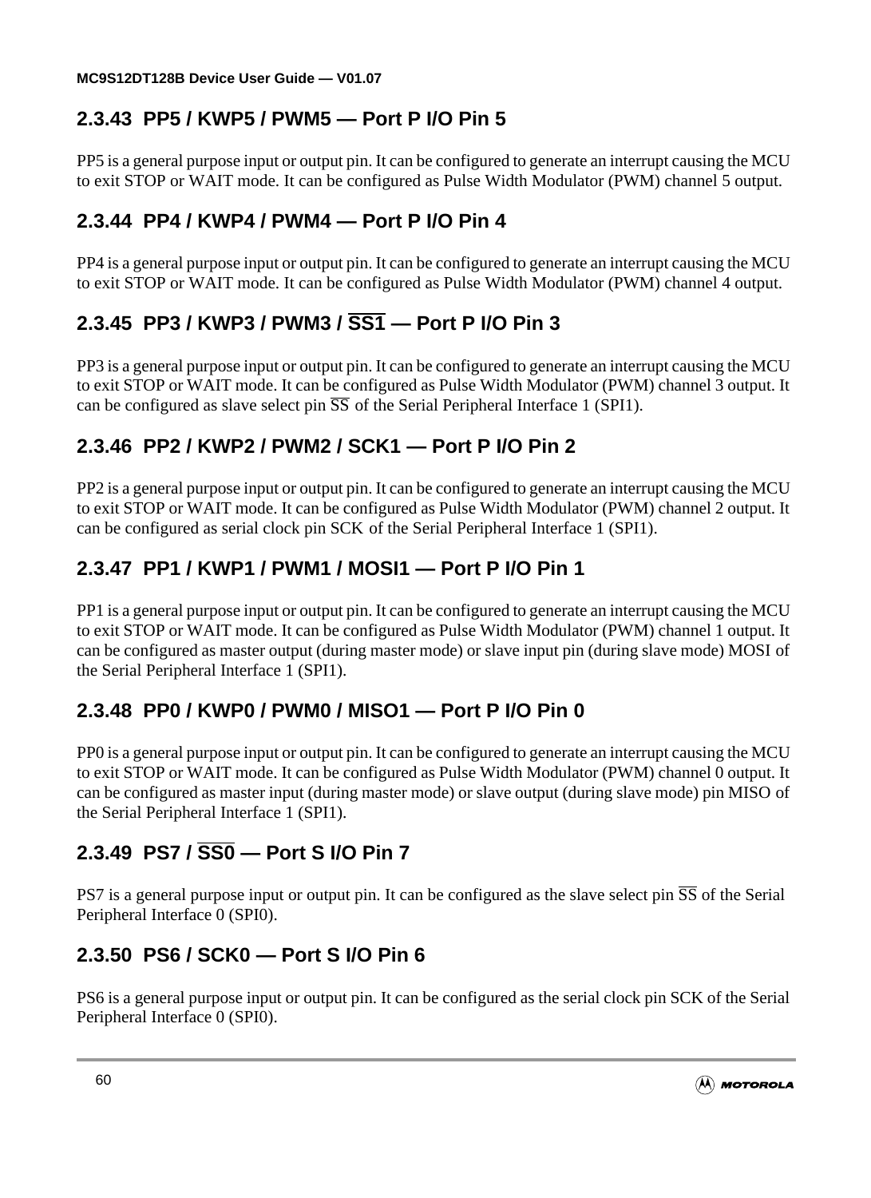### 2.3.43 PP5 / KWP5 / PWM5 — Port P I/O Pin 5

PP5 is a general purpose input or output pin. It can be configured to generate an interrupt causing the MCU to exit STOP or WAIT mode. It can be configured as Pulse Width Modulator (PWM) channel 5 output.

### 2.3.44 PP4 / KWP4 / PWM4 — Port P I/O Pin 4

PP4 is a general purpose input or output pin. It can be configured to generate an interrupt causing the MCU to exit STOP or WAIT mode. It can be configured as Pulse Width Modulator (PWM) channel 4 output.

### 2.3.45 PP3 / KWP3 / PWM3 / $\overline{SS1}$ — Port P I/O Pin 3

PP3 is a general purpose input or output pin. It can be configured to generate an interrupt causing the MCU to exit STOP or WAIT mode. It can be configured as Pulse Width Modulator (PWM) channel 3 output. It can be configured as slave select pin $\overline{SS}$ of the Serial Peripheral Interface 1 (SPI1).

### 2.3.46 PP2 / KWP2 / PWM2 / SCK1 — Port P I/O Pin 2

PP2 is a general purpose input or output pin. It can be configured to generate an interrupt causing the MCU to exit STOP or WAIT mode. It can be configured as Pulse Width Modulator (PWM) channel 2 output. It can be configured as serial clock pin SCK of the Serial Peripheral Interface 1 (SPI1).

### 2.3.47 PP1 / KWP1 / PWM1 / MOSI1 — Port P I/O Pin 1

PP1 is a general purpose input or output pin. It can be configured to generate an interrupt causing the MCU to exit STOP or WAIT mode. It can be configured as Pulse Width Modulator (PWM) channel 1 output. It can be configured as master output (during master mode) or slave input pin (during slave mode) MOSI of the Serial Peripheral Interface 1 (SPI1).

### 2.3.48 PP0 / KWP0 / PWM0 / MISO1 — Port P I/O Pin 0

PP0 is a general purpose input or output pin. It can be configured to generate an interrupt causing the MCU to exit STOP or WAIT mode. It can be configured as Pulse Width Modulator (PWM) channel 0 output. It can be configured as master input (during master mode) or slave output (during slave mode) pin MISO of the Serial Peripheral Interface 1 (SPI1).

### 2.3.49 PS7 / $\overline{SS0}$ — Port S I/O Pin 7

PS7 is a general purpose input or output pin. It can be configured as the slave select pin $\overline{SS}$ of the Serial Peripheral Interface 0 (SPI0).

### 2.3.50 PS6 / SCK0 — Port S I/O Pin 6

PS6 is a general purpose input or output pin. It can be configured as the serial clock pin SCK of the Serial Peripheral Interface 0 (SPI0).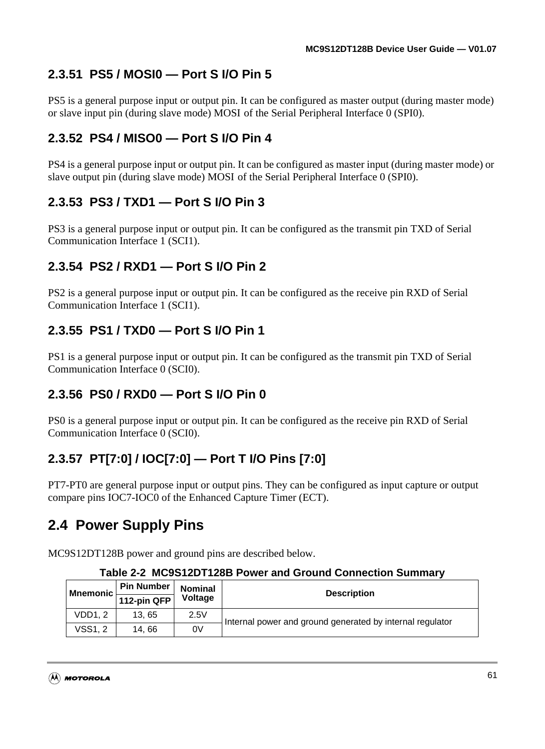### 2.3.51 PS5 / MOSI0 — Port S I/O Pin 5

PS5 is a general purpose input or output pin. It can be configured as master output (during master mode) or slave input pin (during slave mode) MOSI of the Serial Peripheral Interface 0 (SPI0).

### 2.3.52 PS4 / MISO0 — Port S I/O Pin 4

PS4 is a general purpose input or output pin. It can be configured as master input (during master mode) or slave output pin (during slave mode) MOSI of the Serial Peripheral Interface 0 (SPI0).

### 2.3.53 PS3 / TXD1 — Port S I/O Pin 3

PS3 is a general purpose input or output pin. It can be configured as the transmit pin TXD of Serial Communication Interface 1 (SCI1).

### 2.3.54 PS2 / RXD1 — Port S I/O Pin 2

PS2 is a general purpose input or output pin. It can be configured as the receive pin RXD of Serial Communication Interface 1 (SCI1).

### 2.3.55 PS1 / TXD0 — Port S I/O Pin 1

PS1 is a general purpose input or output pin. It can be configured as the transmit pin TXD of Serial Communication Interface 0 (SCI0).

### 2.3.56 PS0 / RXD0 — Port S I/O Pin 0

PS0 is a general purpose input or output pin. It can be configured as the receive pin RXD of Serial Communication Interface 0 (SCI0).

### 2.3.57 PT[7:0] / IOC[7:0] — Port T I/O Pins [7:0]

PT7-PT0 are general purpose input or output pins. They can be configured as input capture or output compare pins IOC7-IOC0 of the Enhanced Capture Timer (ECT).

## 2.4 Power Supply Pins

MC9S12DT128B power and ground pins are described below.

**Table 2-2 MC9S12DT128B Power and Ground Connection Summary**

| Mnemonic | Pin Number | Nominal Voltage | Description |
|---|---|---|---|
| | 112-pin QFP | | |
| VDD1, 2 | 13, 65 | 2.5V | Internal power and ground generated by internal regulator |
| VSS1, 2 | 14, 66 | 0V | |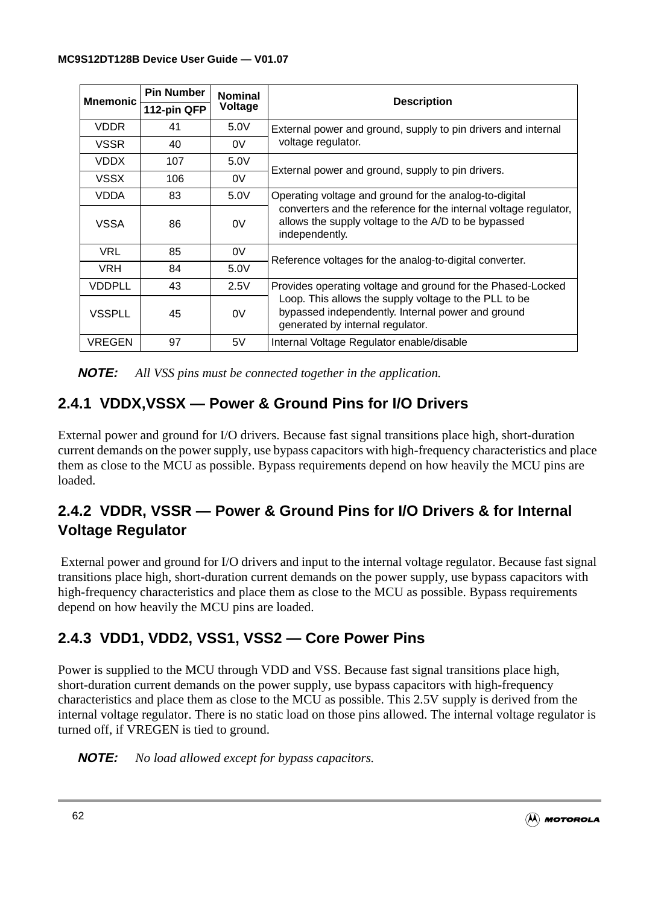| Mnemonic | Pin Number | Nominal Voltage | Description |
|---|---|---|---|
| | 112-pin QFP | | |
| VDDR | 41 | 5.0V | External power and ground, supply to pin drivers and internal voltage regulator. |
| VSSR | 40 | 0V | |
| VDDX | 107 | 5.0V | External power and ground, supply to pin drivers. |
| VSSX | 106 | 0V | |
| VDDA | 83 | 5.0V | Operating voltage and ground for the analog-to-digital converters and the reference for the internal voltage regulator, allows the supply voltage to the A/D to be bypassed independently. |
| VSSA | 86 | 0V | |
| VRL | 85 | 0V | Reference voltages for the analog-to-digital converter. |
| VRH | 84 | 5.0V | |
| VDDPLL | 43 | 2.5V | Provides operating voltage and ground for the Phased-Locked Loop. This allows the supply voltage to the PLL to be bypassed independently. Internal power and ground generated by internal regulator. |
| VSSPLL | 45 | 0V | |
| VREGEN | 97 | 5V | Internal Voltage Regulator enable/disable |

***NOTE:*** *All VSS pins must be connected together in the application.*

### 2.4.1 VDDX,VSSX — Power & Ground Pins for I/O Drivers

External power and ground for I/O drivers. Because fast signal transitions place high, short-duration current demands on the power supply, use bypass capacitors with high-frequency characteristics and place them as close to the MCU as possible. Bypass requirements depend on how heavily the MCU pins are loaded.

### 2.4.2 VDDR, VSSR — Power & Ground Pins for I/O Drivers & for Internal Voltage Regulator

External power and ground for I/O drivers and input to the internal voltage regulator. Because fast signal transitions place high, short-duration current demands on the power supply, use bypass capacitors with high-frequency characteristics and place them as close to the MCU as possible. Bypass requirements depend on how heavily the MCU pins are loaded.

### 2.4.3 VDD1, VDD2, VSS1, VSS2 — Core Power Pins

Power is supplied to the MCU through VDD and VSS. Because fast signal transitions place high, short-duration current demands on the power supply, use bypass capacitors with high-frequency characteristics and place them as close to the MCU as possible. This 2.5V supply is derived from the internal voltage regulator. There is no static load on those pins allowed. The internal voltage regulator is turned off, if VREGEN is tied to ground.

***NOTE:*** *No load allowed except for bypass capacitors.*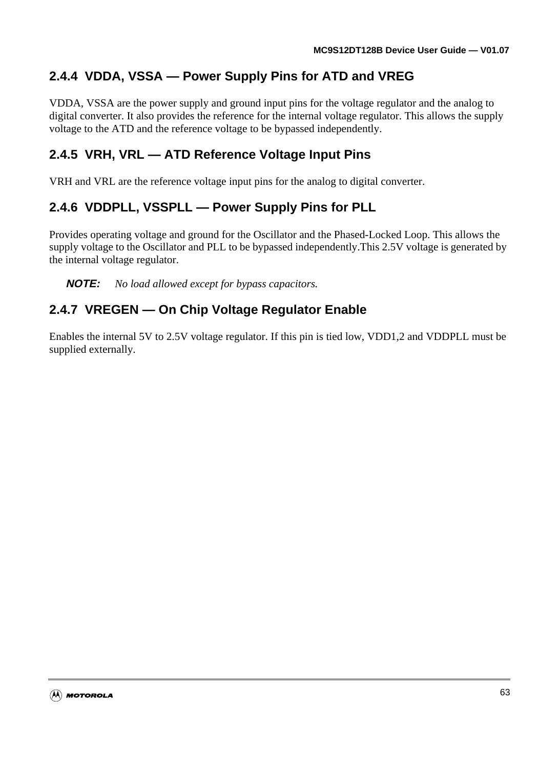### 2.4.4 VDDA, VSSA — Power Supply Pins for ATD and VREG

VDDA, VSSA are the power supply and ground input pins for the voltage regulator and the analog to digital converter. It also provides the reference for the internal voltage regulator. This allows the supply voltage to the ATD and the reference voltage to be bypassed independently.

### 2.4.5 VRH, VRL — ATD Reference Voltage Input Pins

VRH and VRL are the reference voltage input pins for the analog to digital converter.

### 2.4.6 VDDPLL, VSSPLL — Power Supply Pins for PLL

Provides operating voltage and ground for the Oscillator and the Phased-Locked Loop. This allows the supply voltage to the Oscillator and PLL to be bypassed independently.This 2.5V voltage is generated by the internal voltage regulator.

**NOTE:** *No load allowed except for bypass capacitors.*

### 2.4.7 VREGEN — On Chip Voltage Regulator Enable

Enables the internal 5V to 2.5V voltage regulator. If this pin is tied low, VDD1,2 and VDDPLL must be supplied externally.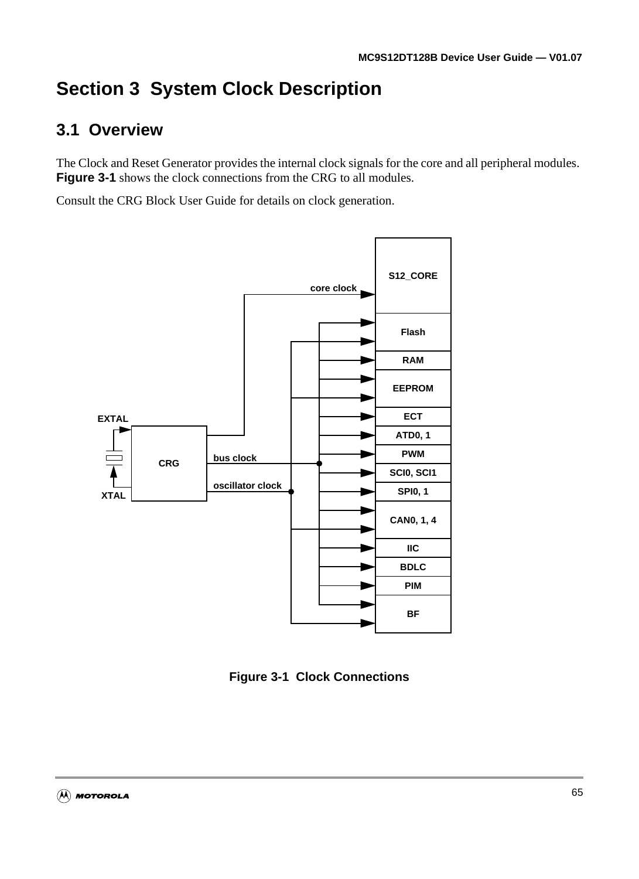# Section 3 System Clock Description

## 3.1 Overview

The Clock and Reset Generator provides the internal clock signals for the core and all peripheral modules. **Figure 3-1** shows the clock connections from the CRG to all modules.

Consult the CRG Block User Guide for details on clock generation.

**Figure 3-1 Clock Connections**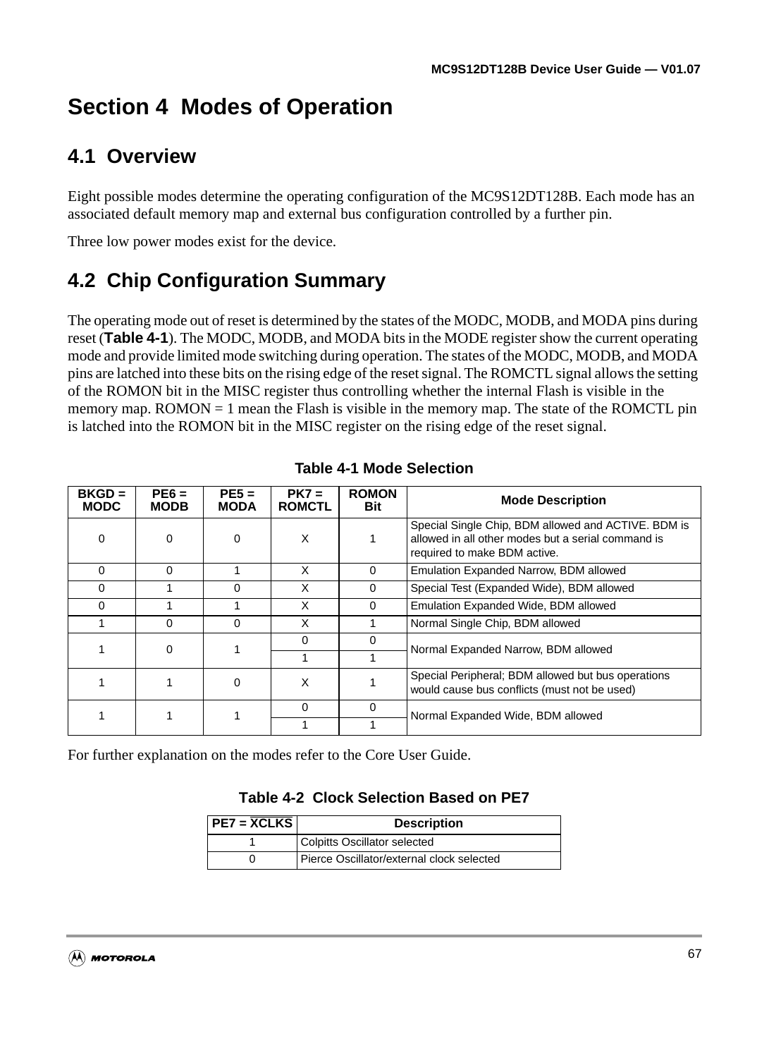# Section 4 Modes of Operation

## 4.1 Overview

Eight possible modes determine the operating configuration of the MC9S12DT128B. Each mode has an associated default memory map and external bus configuration controlled by a further pin.

Three low power modes exist for the device.

## 4.2 Chip Configuration Summary

The operating mode out of reset is determined by the states of the MODC, MODB, and MODA pins during reset (**Table 4-1**). The MODC, MODB, and MODA bits in the MODE register show the current operating mode and provide limited mode switching during operation. The states of the MODC, MODB, and MODA pins are latched into these bits on the rising edge of the reset signal. The ROMCTL signal allows the setting of the ROMON bit in the MISC register thus controlling whether the internal Flash is visible in the memory map. ROMON = 1 mean the Flash is visible in the memory map. The state of the ROMCTL pin is latched into the ROMON bit in the MISC register on the rising edge of the reset signal.

**Table 4-1 Mode Selection**

| BKGD = MODC | PE6 = MODB | PE5 = MODA | PK7 = ROMCTL | ROMON Bit | Mode Description |
|---|---|---|---|---|---|
| 0 | 0 | 0 | X | 1 | Special Single Chip, BDM allowed and ACTIVE. BDM is allowed in all other modes but a serial command is required to make BDM active. |
| 0 | 0 | 1 | X | 0 | Emulation Expanded Narrow, BDM allowed |
| 0 | 1 | 0 | X | 0 | Special Test (Expanded Wide), BDM allowed |
| 0 | 1 | 1 | X | 0 | Emulation Expanded Wide, BDM allowed |
| 1 | 0 | 0 | X | 1 | Normal Single Chip, BDM allowed |
| 1 | 0 | 1 | 0 | 0 | Normal Expanded Narrow, BDM allowed |
| | | | 1 | 1 | |
| 1 | 1 | 0 | X | 1 | Special Peripheral; BDM allowed but bus operations would cause bus conflicts (must not be used) |
| 1 | 1 | 1 | 0 | 0 | Normal Expanded Wide, BDM allowed |
| | | | 1 | 1 | |

For further explanation on the modes refer to the Core User Guide.

**Table 4-2 Clock Selection Based on PE7**

| PE7 = $\overline{\text{XCLKS}}$ | Description |
|---|---|
| 1 | Colpitts Oscillator selected |
| 0 | Pierce Oscillator/external clock selected |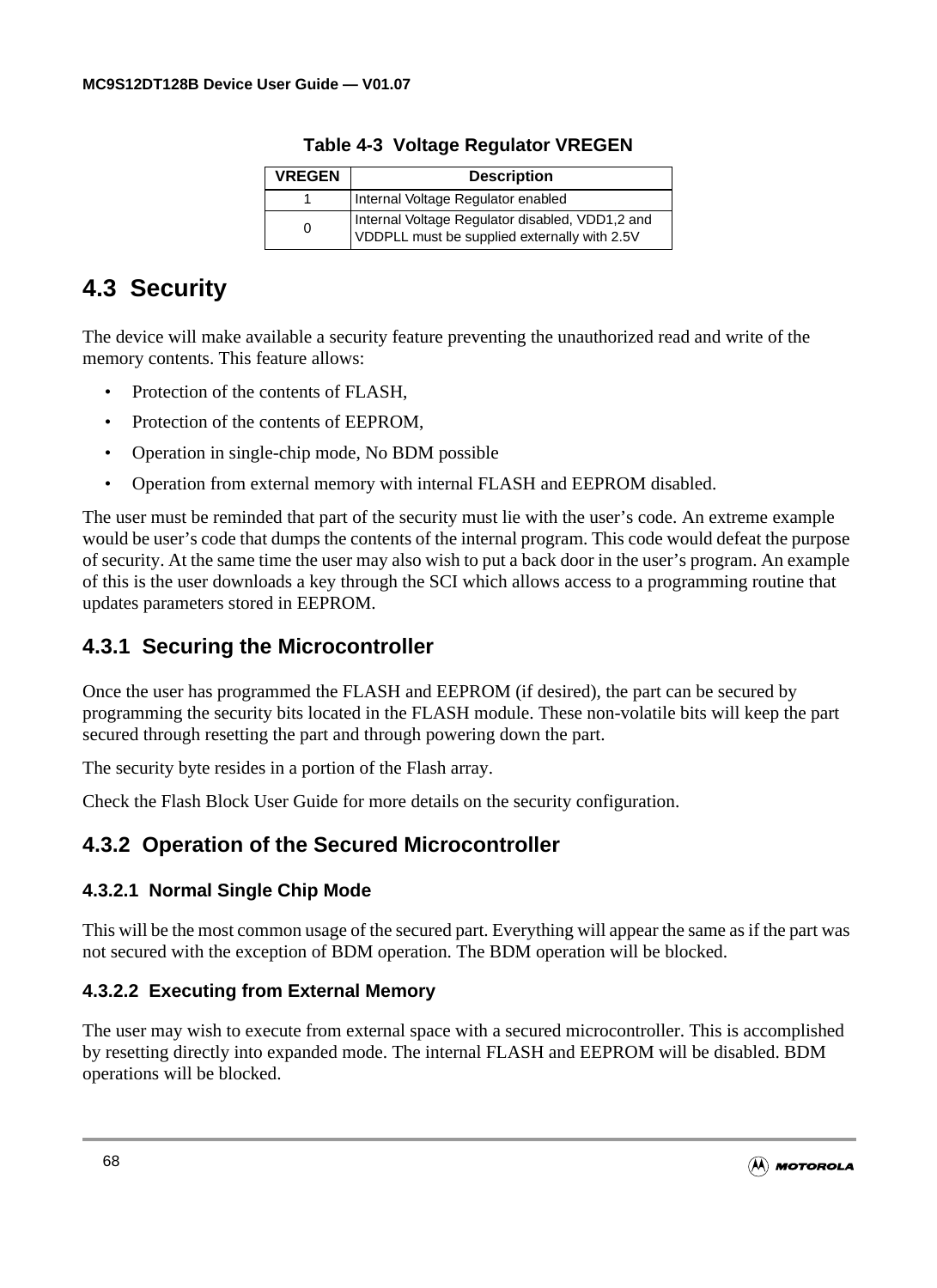**Table 4-3 Voltage Regulator VREGEN**

| VREGEN | Description |
|---|---|
| 1 | Internal Voltage Regulator enabled |
| 0 | Internal Voltage Regulator disabled, VDD1,2 and VDDPLL must be supplied externally with 2.5V |

## 4.3 Security

The device will make available a security feature preventing the unauthorized read and write of the memory contents. This feature allows:

- Protection of the contents of FLASH,
- Protection of the contents of EEPROM,
- Operation in single-chip mode, No BDM possible
- Operation from external memory with internal FLASH and EEPROM disabled.

The user must be reminded that part of the security must lie with the user's code. An extreme example would be user's code that dumps the contents of the internal program. This code would defeat the purpose of security. At the same time the user may also wish to put a back door in the user's program. An example of this is the user downloads a key through the SCI which allows access to a programming routine that updates parameters stored in EEPROM.

### 4.3.1 Securing the Microcontroller

Once the user has programmed the FLASH and EEPROM (if desired), the part can be secured by programming the security bits located in the FLASH module. These non-volatile bits will keep the part secured through resetting the part and through powering down the part.

The security byte resides in a portion of the Flash array.

Check the Flash Block User Guide for more details on the security configuration.

### 4.3.2 Operation of the Secured Microcontroller

#### 4.3.2.1 Normal Single Chip Mode

This will be the most common usage of the secured part. Everything will appear the same as if the part was not secured with the exception of BDM operation. The BDM operation will be blocked.

#### 4.3.2.2 Executing from External Memory

The user may wish to execute from external space with a secured microcontroller. This is accomplished by resetting directly into expanded mode. The internal FLASH and EEPROM will be disabled. BDM operations will be blocked.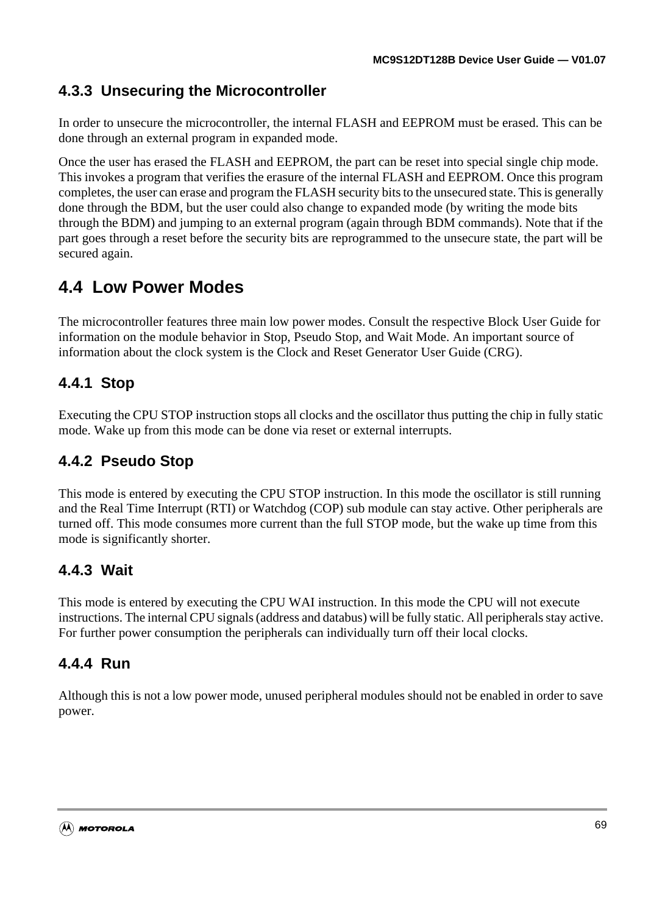### 4.3.3 Unsecuring the Microcontroller

In order to unsecure the microcontroller, the internal FLASH and EEPROM must be erased. This can be done through an external program in expanded mode.

Once the user has erased the FLASH and EEPROM, the part can be reset into special single chip mode. This invokes a program that verifies the erasure of the internal FLASH and EEPROM. Once this program completes, the user can erase and program the FLASH security bits to the unsecured state. This is generally done through the BDM, but the user could also change to expanded mode (by writing the mode bits through the BDM) and jumping to an external program (again through BDM commands). Note that if the part goes through a reset before the security bits are reprogrammed to the unsecure state, the part will be secured again.

## 4.4 Low Power Modes

The microcontroller features three main low power modes. Consult the respective Block User Guide for information on the module behavior in Stop, Pseudo Stop, and Wait Mode. An important source of information about the clock system is the Clock and Reset Generator User Guide (CRG).

### 4.4.1 Stop

Executing the CPU STOP instruction stops all clocks and the oscillator thus putting the chip in fully static mode. Wake up from this mode can be done via reset or external interrupts.

### 4.4.2 Pseudo Stop

This mode is entered by executing the CPU STOP instruction. In this mode the oscillator is still running and the Real Time Interrupt (RTI) or Watchdog (COP) sub module can stay active. Other peripherals are turned off. This mode consumes more current than the full STOP mode, but the wake up time from this mode is significantly shorter.

### 4.4.3 Wait

This mode is entered by executing the CPU WAI instruction. In this mode the CPU will not execute instructions. The internal CPU signals (address and databus) will be fully static. All peripherals stay active. For further power consumption the peripherals can individually turn off their local clocks.

### 4.4.4 Run

Although this is not a low power mode, unused peripheral modules should not be enabled in order to save power.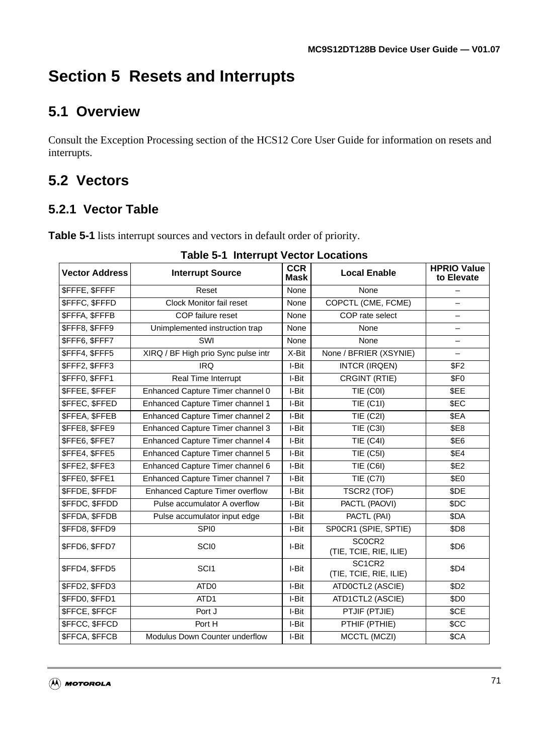# Section 5 Resets and Interrupts

## 5.1 Overview

Consult the Exception Processing section of the HCS12 Core User Guide for information on resets and interrupts.

## 5.2 Vectors

### 5.2.1 Vector Table

**Table 5-1** lists interrupt sources and vectors in default order of priority.

**Table 5-1 Interrupt Vector Locations**

| Vector Address | Interrupt Source | CCR Mask | Local Enable | HPRIO Value to Elevate |
|---|---|---|---|---|
| $FFFE, $FFFF | Reset | None | None | – |
| $FFFC, $FFFD | Clock Monitor fail reset | None | COPCTL (CME, FCME) | – |
| $FFFA, $FFFB | COP failure reset | None | COP rate select | – |
| $FFF8, $FFF9 | Unimplemented instruction trap | None | None | – |
| $FFF6, $FFF7 | SWI | None | None | – |
| $FFF4, $FFF5 | XIRQ / BF High prio Sync pulse intr | X-Bit | None / BFRIER (XSYNIE) | – |
| $FFF2, $FFF3 | IRQ | I-Bit | INTCR (IRQEN) | $F2 |
| $FFF0, $FFF1 | Real Time Interrupt | I-Bit | CRGINT (RTIE) | $F0 |
| $FFEE, $FFEF | Enhanced Capture Timer channel 0 | I-Bit | TIE (C0I) | $EE |
| $FFEC, $FFED | Enhanced Capture Timer channel 1 | I-Bit | TIE (C1I) | $EC |
| $FFEA, $FFEB | Enhanced Capture Timer channel 2 | I-Bit | TIE (C2I) | $EA |
| $FFE8, $FFE9 | Enhanced Capture Timer channel 3 | I-Bit | TIE (C3I) | $E8 |
| $FFE6, $FFE7 | Enhanced Capture Timer channel 4 | I-Bit | TIE (C4I) | $E6 |
| $FFE4, $FFE5 | Enhanced Capture Timer channel 5 | I-Bit | TIE (C5I) | $E4 |
| $FFE2, $FFE3 | Enhanced Capture Timer channel 6 | I-Bit | TIE (C6I) | $E2 |
| $FFE0, $FFE1 | Enhanced Capture Timer channel 7 | I-Bit | TIE (C7I) | $E0 |
| $FFDE, $FFDF | Enhanced Capture Timer overflow | I-Bit | TSCR2 (TOF) | $DE |
| $FFDC, $FFDD | Pulse accumulator A overflow | I-Bit | PACTL (PAOVI) | $DC |
| $FFDA, $FFDB | Pulse accumulator input edge | I-Bit | PACTL (PAI) | $DA |
| $FFD8, $FFD9 | SPI0 | I-Bit | SP0CR1 (SPIE, SPTIE) | $D8 |
| $FFD6, $FFD7 | SCI0 | I-Bit | SC0CR2 (TIE, TCIE, RIE, ILIE) | $D6 |
| $FFD4, $FFD5 | SCI1 | I-Bit | SC1CR2 (TIE, TCIE, RIE, ILIE) | $D4 |
| $FFD2, $FFD3 | ATD0 | I-Bit | ATD0CTL2 (ASCIE) | $D2 |
| $FFD0, $FFD1 | ATD1 | I-Bit | ATD1CTL2 (ASCIE) | $D0 |
| $FFCE, $FFCF | Port J | I-Bit | PTJIF (PTJIE) | $CE |
| $FFCC, $FFCD | Port H | I-Bit | PTHIF (PTHIE) | $CC |
| $FFCA, $FFCB | Modulus Down Counter underflow | I-Bit | MCCTL (MCZI) | $CA |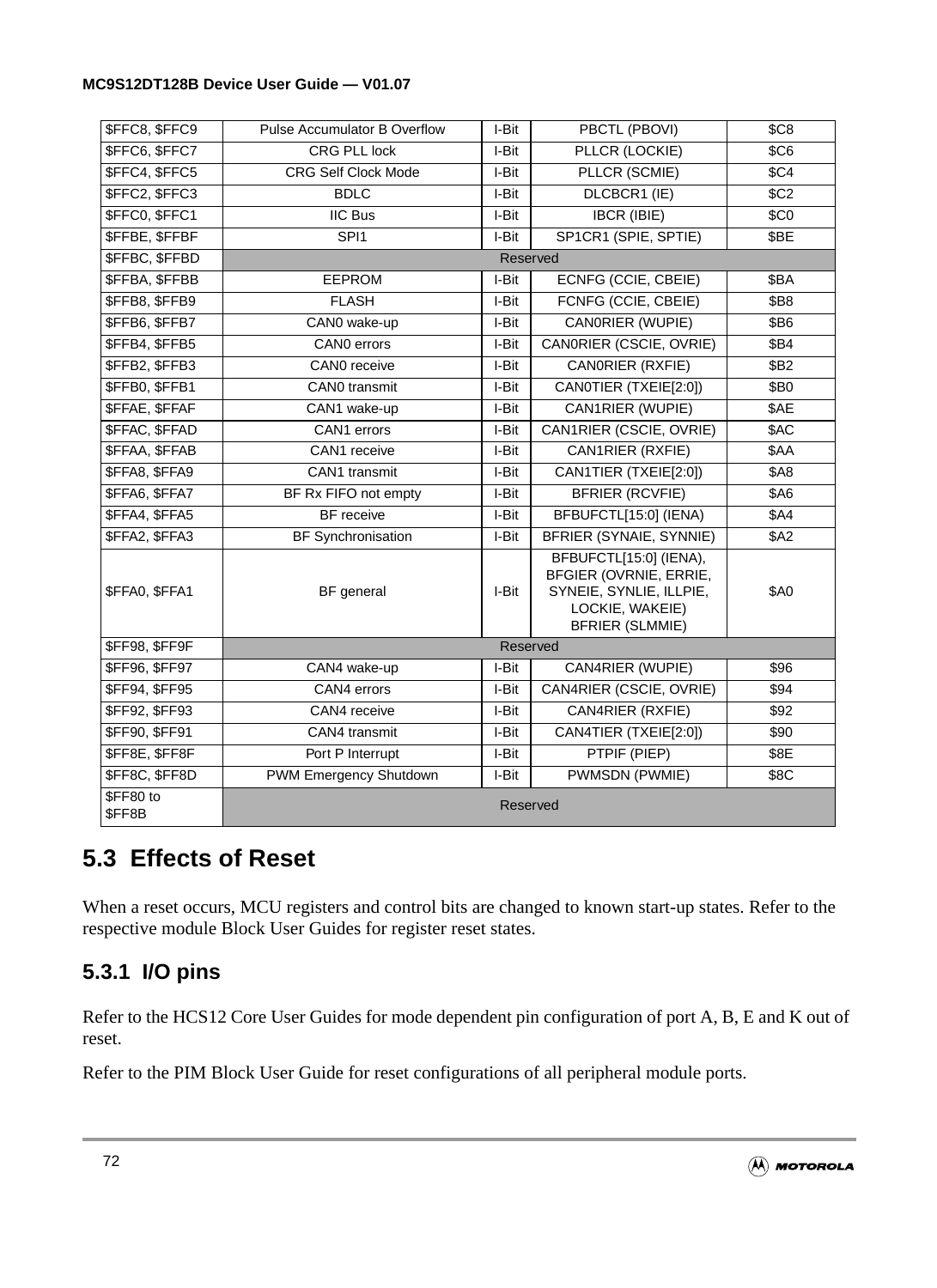| | | | | |
|---|---|---|---|---|
| $FFC8, $FFC9 | Pulse Accumulator B Overflow | I-Bit | PBCTL (PBOVI) | $C8 |
| $FFC6, $FFC7 | CRG PLL lock | I-Bit | PLLCR (LOCKIE) | $C6 |
| $FFC4, $FFC5 | CRG Self Clock Mode | I-Bit | PLLCR (SCMIE) | $C4 |
| $FFC2, $FFC3 | BDLC | I-Bit | DLCBCR1 (IE) | $C2 |
| $FFC0, $FFC1 | IIC Bus | I-Bit | IBCR (IBIE) | $C0 |
| $FFBE, $FFBF | SPI1 | I-Bit | SP1CR1 (SPIE, SPTIE) | $BE |
| $FFBC, $FFBD | Reserved | | | |
| $FFBA, $FFBB | EEPROM | I-Bit | ECNFG (CCIE, CBEIE) | $BA |
| $FFB8, $FFB9 | FLASH | I-Bit | FCNFG (CCIE, CBEIE) | $B8 |
| $FFB6, $FFB7 | CAN0 wake-up | I-Bit | CAN0RIER (WUPIE) | $B6 |
| $FFB4, $FFB5 | CAN0 errors | I-Bit | CAN0RIER (CSCIE, OVRIE) | $B4 |
| $FFB2, $FFB3 | CAN0 receive | I-Bit | CAN0RIER (RXFIE) | $B2 |
| $FFB0, $FFB1 | CAN0 transmit | I-Bit | CAN0TIER (TXEIE[2:0]) | $B0 |
| $FFAE, $FFAF | CAN1 wake-up | I-Bit | CAN1RIER (WUPIE) | $AE |
| $FFAC, $FFAD | CAN1 errors | I-Bit | CAN1RIER (CSCIE, OVRIE) | $AC |
| $FFAA, $FFAB | CAN1 receive | I-Bit | CAN1RIER (RXFIE) | $AA |
| $FFA8, $FFA9 | CAN1 transmit | I-Bit | CAN1TIER (TXEIE[2:0]) | $A8 |
| $FFA6, $FFA7 | BF Rx FIFO not empty | I-Bit | BFRIER (RCVFIE) | $A6 |
| $FFA4, $FFA5 | BF receive | I-Bit | BFBUFCTL[15:0] (IENA) | $A4 |
| $FFA2, $FFA3 | BF Synchronisation | I-Bit | BFRIER (SYNAIE, SYNNIE) | $A2 |
| $FFA0, $FFA1 | BF general | I-Bit | BFBUFCTL[15:0] (IENA), BFGIER (OVRNIE, ERRIE, SYNEIE, SYNLIE, ILLPIE, LOCKIE, WAKEIE) BFRIER (SLMMIE) | $A0 |
| $FF98, $FF9F | Reserved | | | |
| $FF96, $FF97 | CAN4 wake-up | I-Bit | CAN4RIER (WUPIE) | $96 |
| $FF94, $FF95 | CAN4 errors | I-Bit | CAN4RIER (CSCIE, OVRIE) | $94 |
| $FF92, $FF93 | CAN4 receive | I-Bit | CAN4RIER (RXFIE) | $92 |
| $FF90, $FF91 | CAN4 transmit | I-Bit | CAN4TIER (TXEIE[2:0]) | $90 |
| $FF8E, $FF8F | Port P Interrupt | I-Bit | PTPIF (PIEP) | $8E |
| $FF8C, $FF8D | PWM Emergency Shutdown | I-Bit | PWMSDN (PWMIE) | $8C |
| $FF80 to $FF8B | Reserved | | | |

## 5.3 Effects of Reset

When a reset occurs, MCU registers and control bits are changed to known start-up states. Refer to the respective module Block User Guides for register reset states.

### 5.3.1 I/O pins

Refer to the HCS12 Core User Guides for mode dependent pin configuration of port A, B, E and K out of reset.

Refer to the PIM Block User Guide for reset configurations of all peripheral module ports.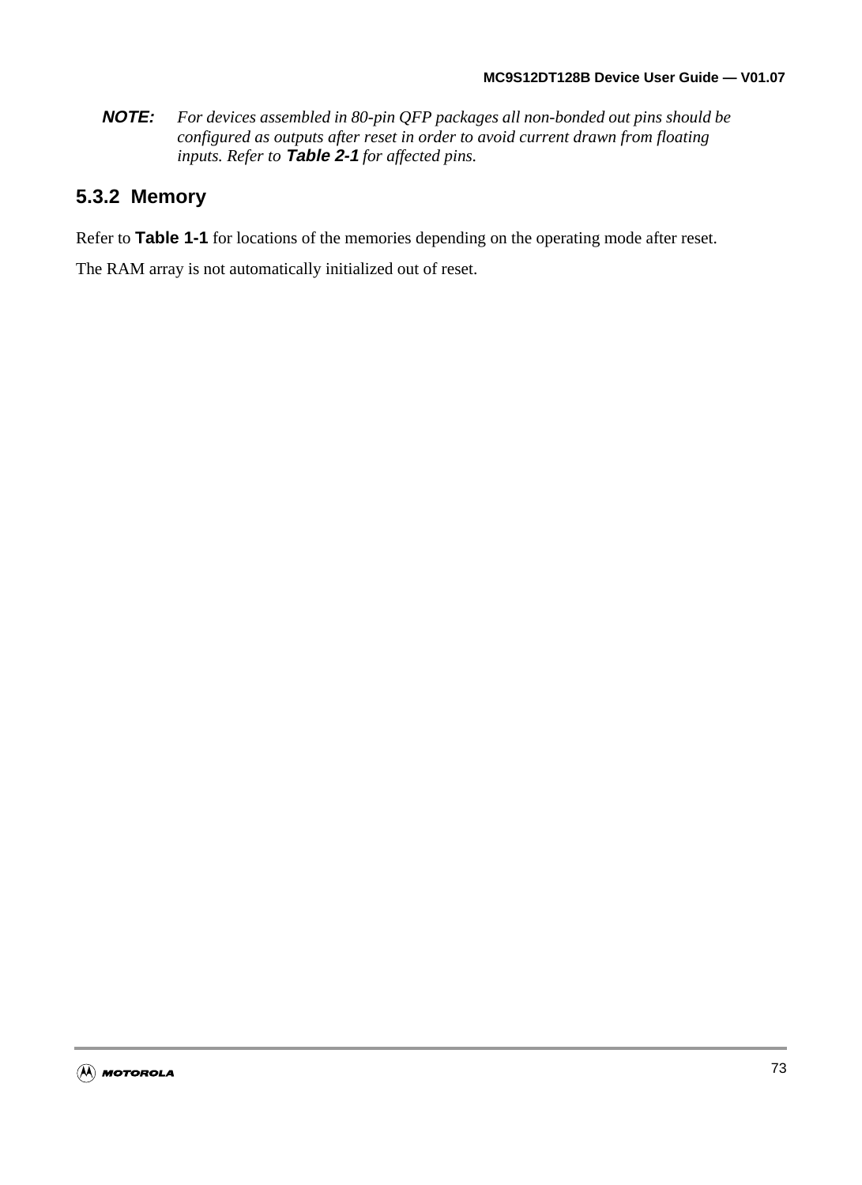**NOTE:** *For devices assembled in 80-pin QFP packages all non-bonded out pins should be configured as outputs after reset in order to avoid current drawn from floating inputs. Refer to* ***Table 2-1*** *for affected pins.*

### 5.3.2 Memory

Refer to **Table 1-1** for locations of the memories depending on the operating mode after reset.

The RAM array is not automatically initialized out of reset.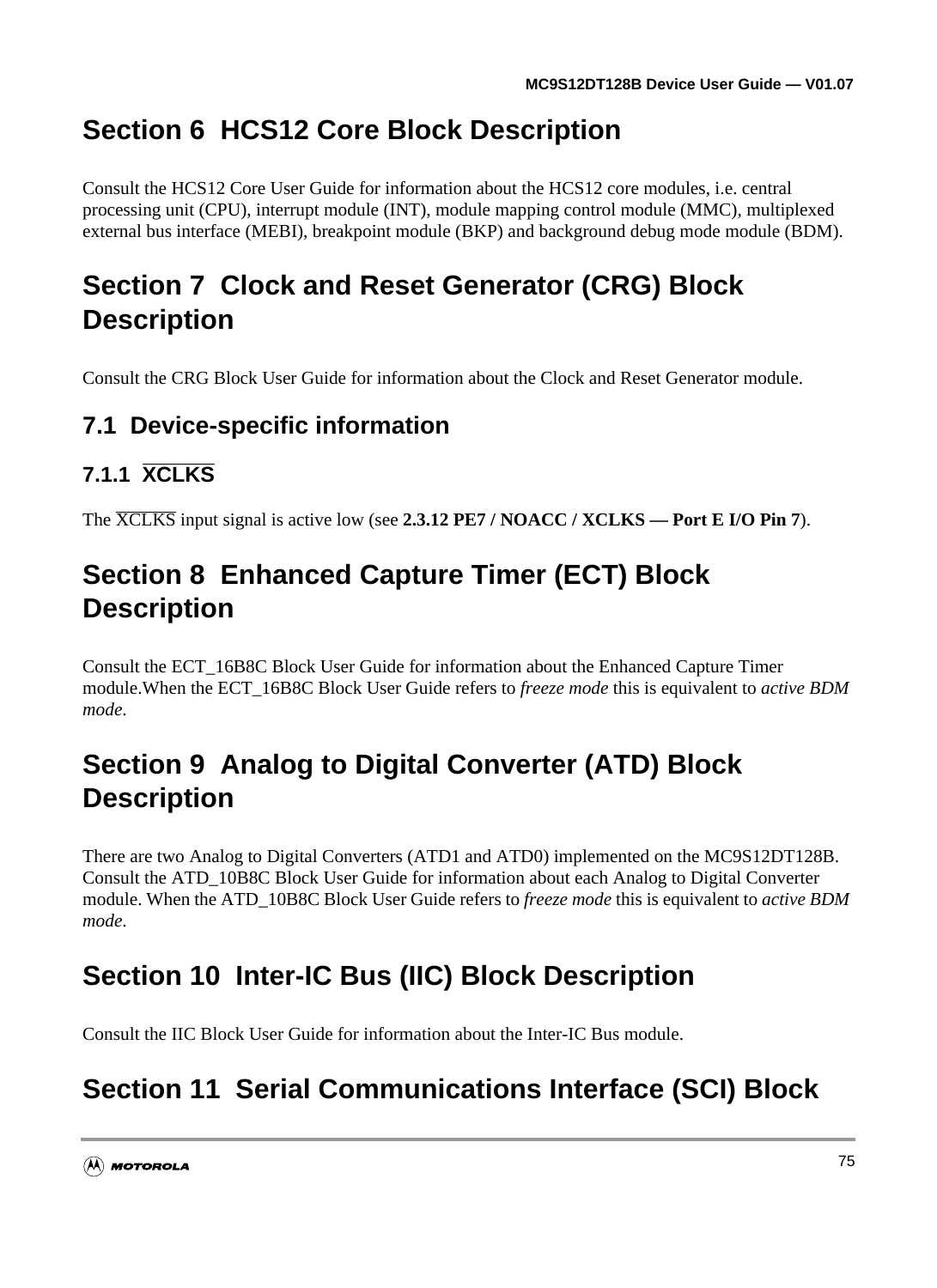# Section 6 HCS12 Core Block Description

Consult the HCS12 Core User Guide for information about the HCS12 core modules, i.e. central processing unit (CPU), interrupt module (INT), module mapping control module (MMC), multiplexed external bus interface (MEBI), breakpoint module (BKP) and background debug mode module (BDM).

# Section 7 Clock and Reset Generator (CRG) Block Description

Consult the CRG Block User Guide for information about the Clock and Reset Generator module.

## 7.1 Device-specific information

### 7.1.1 $\overline{\text{XCLKS}}$

The $\overline{\text{XCLKS}}$ input signal is active low (see **2.3.12 PE7 / NOACC / XCLKS — Port E I/O Pin 7**).

# Section 8 Enhanced Capture Timer (ECT) Block Description

Consult the ECT_16B8C Block User Guide for information about the Enhanced Capture Timer module.When the ECT_16B8C Block User Guide refers to *freeze mode* this is equivalent to *active BDM mode*.

# Section 9 Analog to Digital Converter (ATD) Block Description

There are two Analog to Digital Converters (ATD1 and ATD0) implemented on the MC9S12DT128B. Consult the ATD_10B8C Block User Guide for information about each Analog to Digital Converter module. When the ATD_10B8C Block User Guide refers to *freeze mode* this is equivalent to *active BDM mode*.

# Section 10 Inter-IC Bus (IIC) Block Description

Consult the IIC Block User Guide for information about the Inter-IC Bus module.

# Section 11 Serial Communications Interface (SCI) Block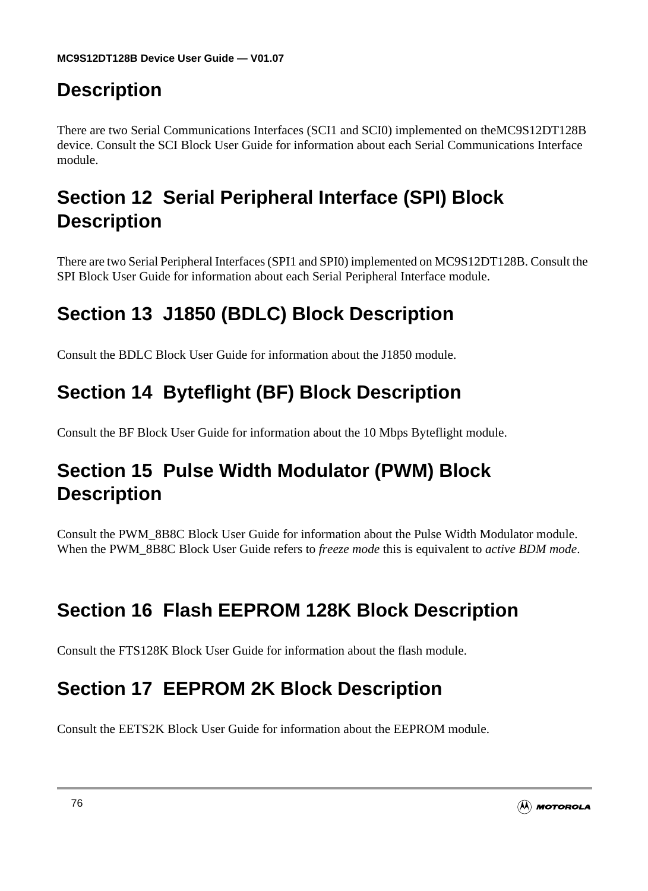## Description

There are two Serial Communications Interfaces (SCI1 and SCI0) implemented on theMC9S12DT128B device. Consult the SCI Block User Guide for information about each Serial Communications Interface module.

# Section 12 Serial Peripheral Interface (SPI) Block Description

There are two Serial Peripheral Interfaces (SPI1 and SPI0) implemented on MC9S12DT128B. Consult the SPI Block User Guide for information about each Serial Peripheral Interface module.

# Section 13 J1850 (BDLC) Block Description

Consult the BDLC Block User Guide for information about the J1850 module.

# Section 14 Byteflight (BF) Block Description

Consult the BF Block User Guide for information about the 10 Mbps Byteflight module.

# Section 15 Pulse Width Modulator (PWM) Block Description

Consult the PWM_8B8C Block User Guide for information about the Pulse Width Modulator module. When the PWM_8B8C Block User Guide refers to *freeze mode* this is equivalent to *active BDM mode*.

# Section 16 Flash EEPROM 128K Block Description

Consult the FTS128K Block User Guide for information about the flash module.

# Section 17 EEPROM 2K Block Description

Consult the EETS2K Block User Guide for information about the EEPROM module.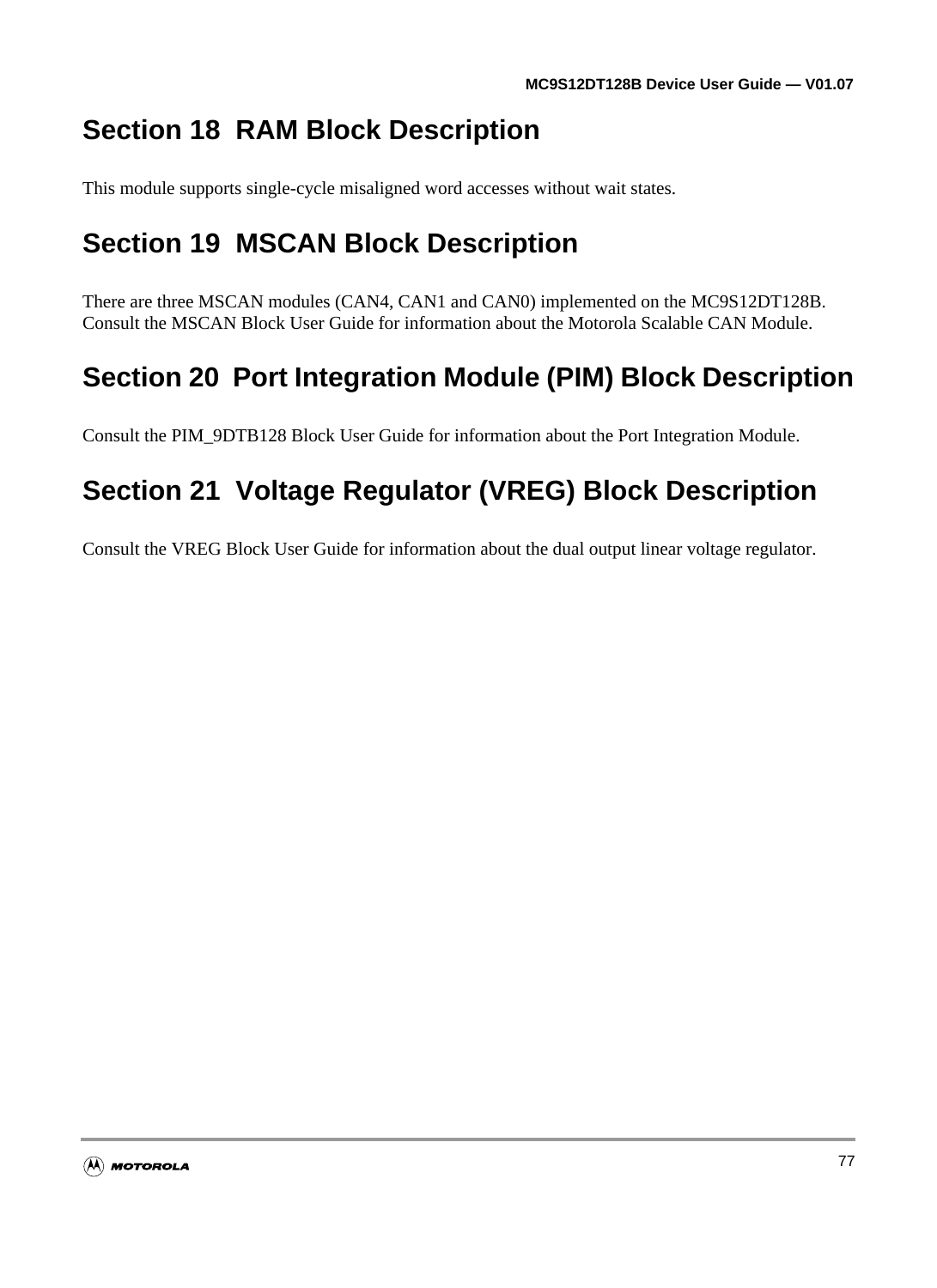# Section 18 RAM Block Description

This module supports single-cycle misaligned word accesses without wait states.

# Section 19 MSCAN Block Description

There are three MSCAN modules (CAN4, CAN1 and CAN0) implemented on the MC9S12DT128B. Consult the MSCAN Block User Guide for information about the Motorola Scalable CAN Module.

# Section 20 Port Integration Module (PIM) Block Description

Consult the PIM_9DTB128 Block User Guide for information about the Port Integration Module.

# Section 21 Voltage Regulator (VREG) Block Description

Consult the VREG Block User Guide for information about the dual output linear voltage regulator.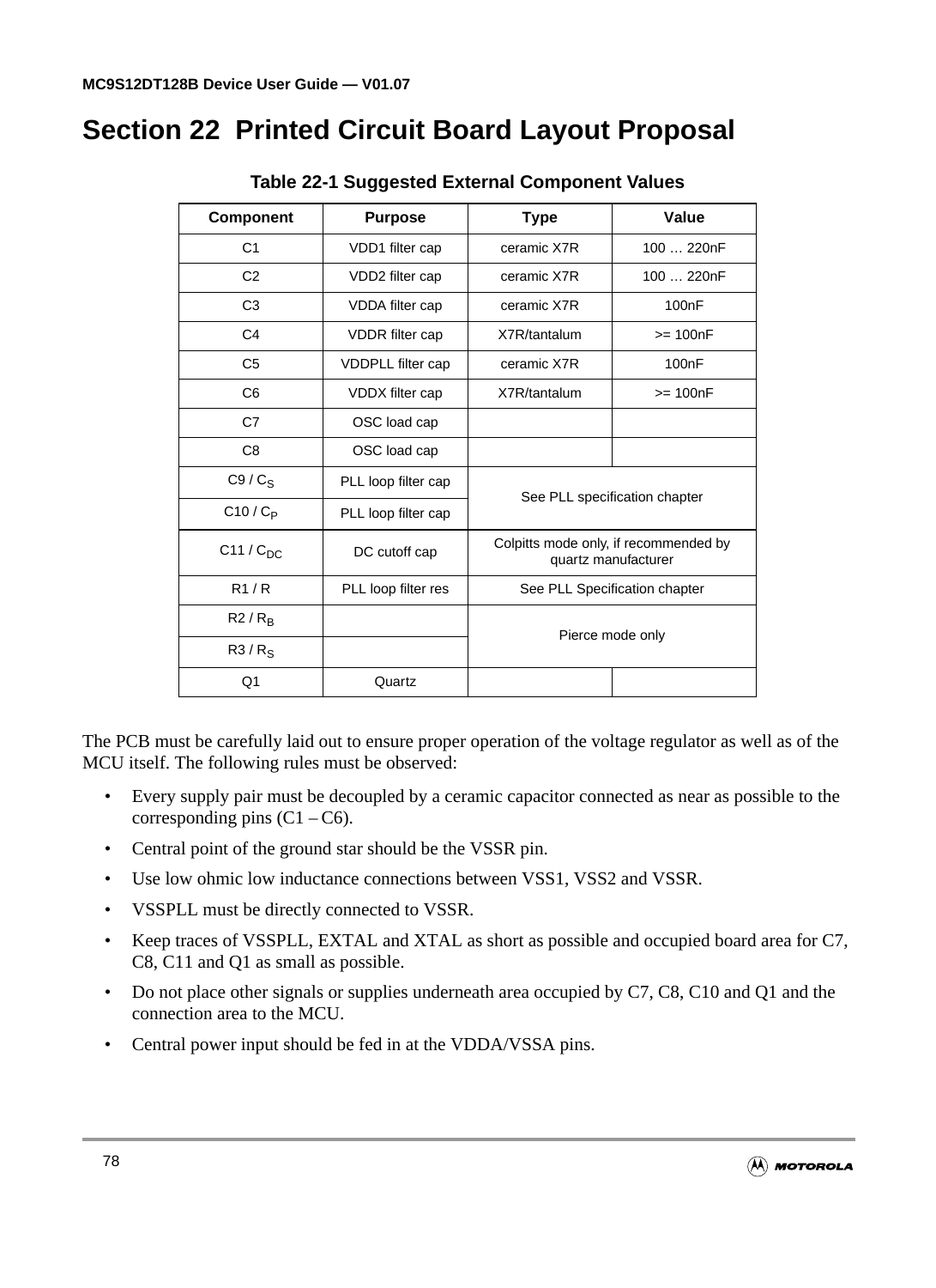# Section 22 Printed Circuit Board Layout Proposal

**Table 22-1 Suggested External Component Values**

| Component | Purpose | Type | Value |
|---|---|---|---|
| C1 | VDD1 filter cap | ceramic X7R | 100 … 220nF |
| C2 | VDD2 filter cap | ceramic X7R | 100 … 220nF |
| C3 | VDDA filter cap | ceramic X7R | 100nF |
| C4 | VDDR filter cap | X7R/tantalum | >= 100nF |
| C5 | VDDPLL filter cap | ceramic X7R | 100nF |
| C6 | VDDX filter cap | X7R/tantalum | >= 100nF |
| C7 | OSC load cap | | |
| C8 | OSC load cap | | |
| C9 / $C_S$ | PLL loop filter cap | See PLL specification chapter | |
| C10 / $C_P$ | PLL loop filter cap | | |
| C11 / $C_{DC}$ | DC cutoff cap | Colpitts mode only, if recommended by quartz manufacturer | |
| R1 / R | PLL loop filter res | See PLL Specification chapter | |
| R2 / $R_B$ | | Pierce mode only | |
| R3 / $R_S$ | | | |
| Q1 | Quartz | | |

The PCB must be carefully laid out to ensure proper operation of the voltage regulator as well as of the MCU itself. The following rules must be observed:

- Every supply pair must be decoupled by a ceramic capacitor connected as near as possible to the corresponding pins (C1 – C6).
- Central point of the ground star should be the VSSR pin.
- Use low ohmic low inductance connections between VSS1, VSS2 and VSSR.
- VSSPLL must be directly connected to VSSR.
- Keep traces of VSSPLL, EXTAL and XTAL as short as possible and occupied board area for C7, C8, C11 and Q1 as small as possible.
- Do not place other signals or supplies underneath area occupied by C7, C8, C10 and Q1 and the connection area to the MCU.
- Central power input should be fed in at the VDDA/VSSA pins.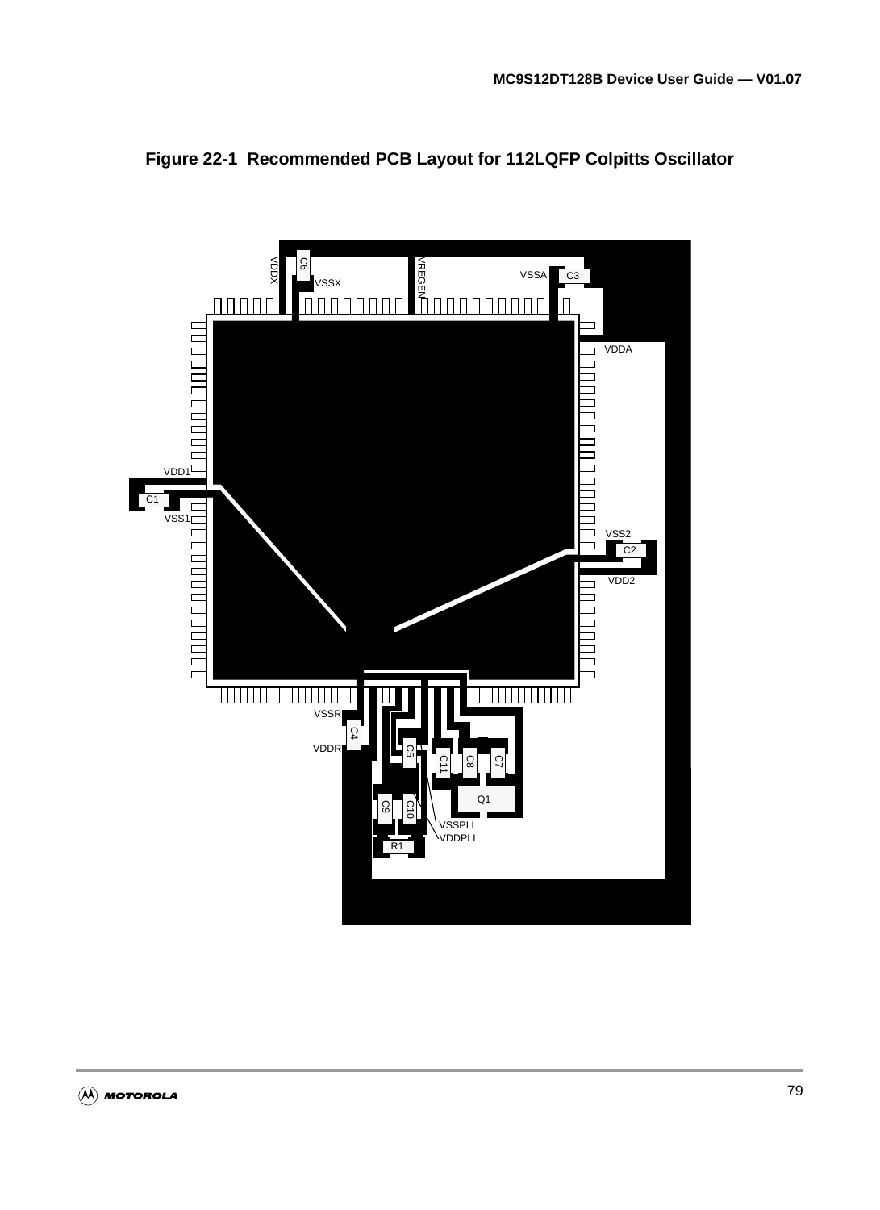**Figure 22-1 Recommended PCB Layout for 112LQFP Colpitts Oscillator**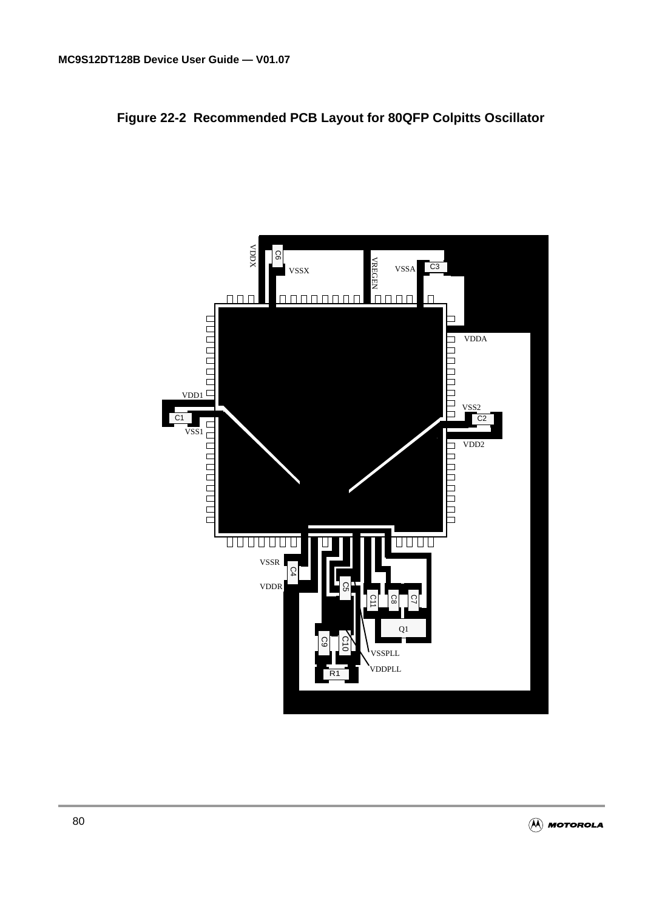**Figure 22-2 Recommended PCB Layout for 80QFP Colpitts Oscillator**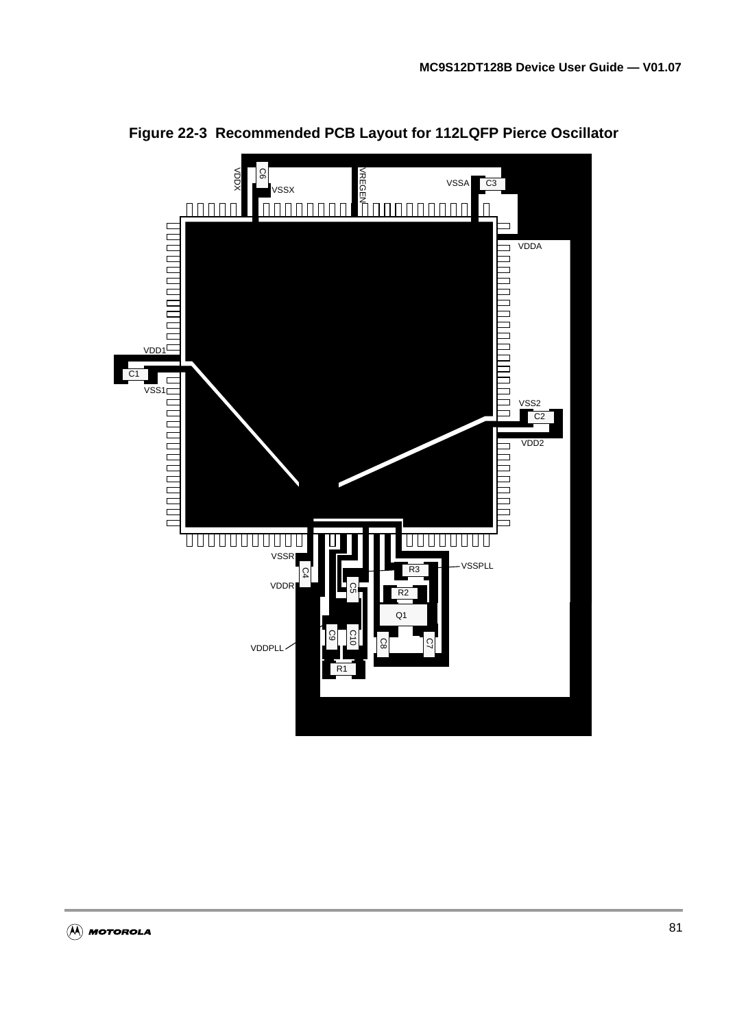**Figure 22-3 Recommended PCB Layout for 112LQFP Pierce Oscillator**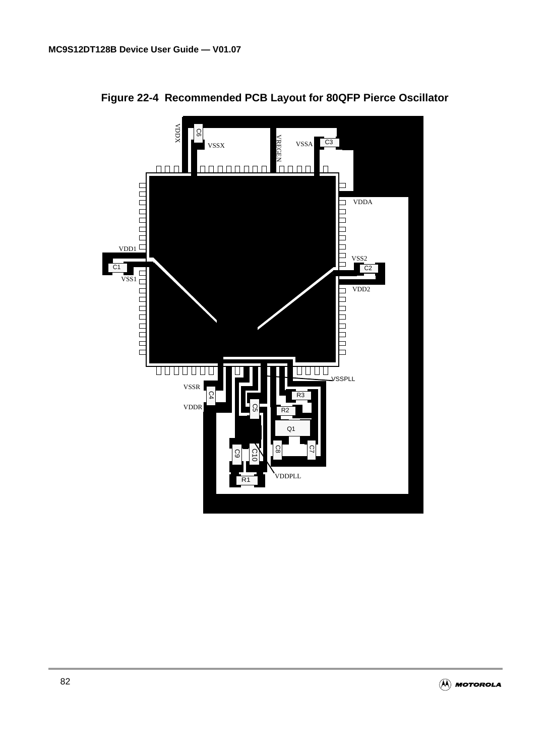**Figure 22-4 Recommended PCB Layout for 80QFP Pierce Oscillator**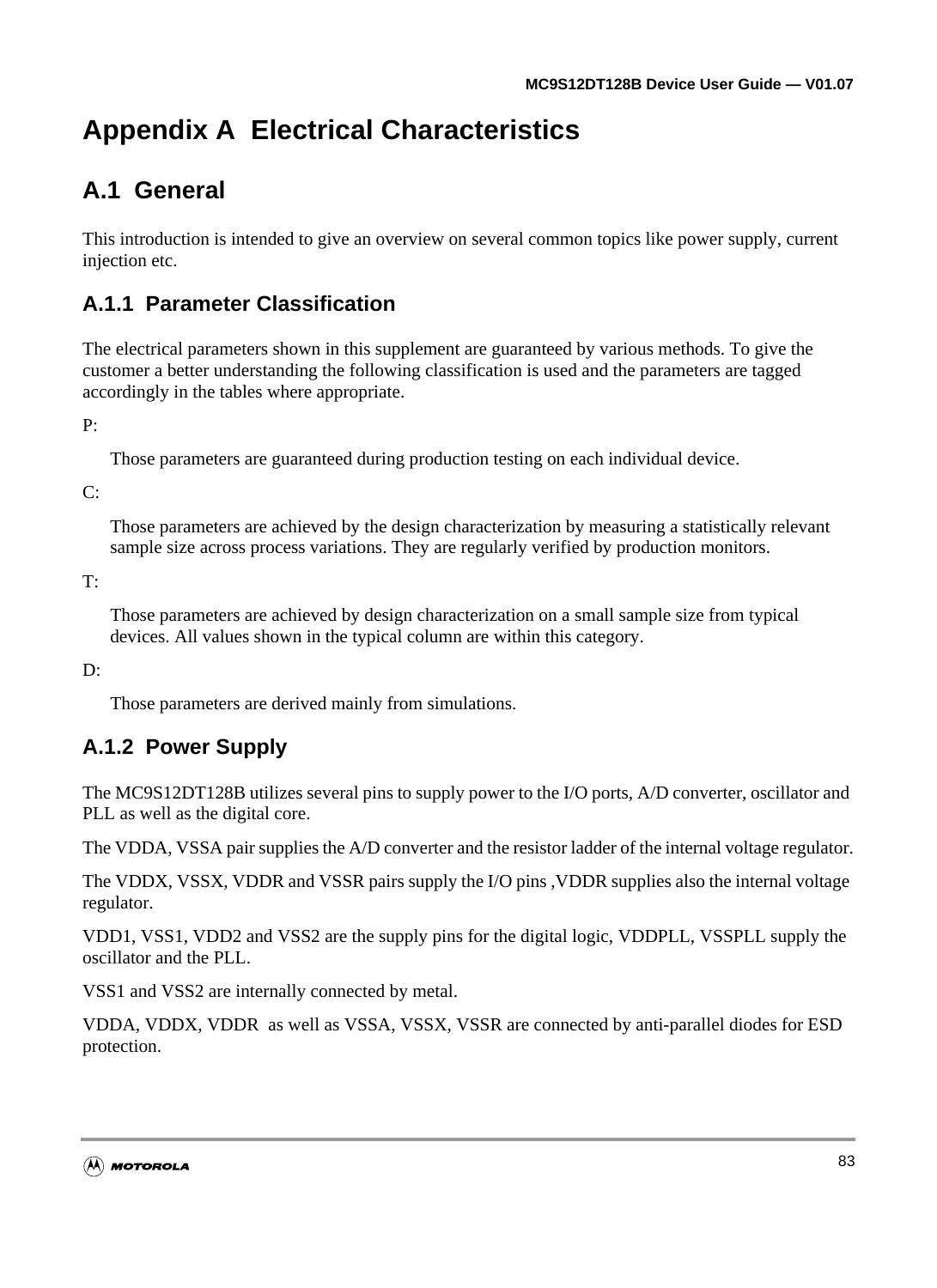# Appendix A  Electrical Characteristics

## A.1  General

This introduction is intended to give an overview on several common topics like power supply, current injection etc.

### A.1.1  Parameter Classification

The electrical parameters shown in this supplement are guaranteed by various methods. To give the customer a better understanding the following classification is used and the parameters are tagged accordingly in the tables where appropriate.

P:

Those parameters are guaranteed during production testing on each individual device.

C:

Those parameters are achieved by the design characterization by measuring a statistically relevant sample size across process variations. They are regularly verified by production monitors.

T:

Those parameters are achieved by design characterization on a small sample size from typical devices. All values shown in the typical column are within this category.

D:

Those parameters are derived mainly from simulations.

### A.1.2  Power Supply

The MC9S12DT128B utilizes several pins to supply power to the I/O ports, A/D converter, oscillator and PLL as well as the digital core.

The VDDA, VSSA pair supplies the A/D converter and the resistor ladder of the internal voltage regulator.

The VDDX, VSSX, VDDR and VSSR pairs supply the I/O pins ,VDDR supplies also the internal voltage regulator.

VDD1, VSS1, VDD2 and VSS2 are the supply pins for the digital logic, VDDPLL, VSSPLL supply the oscillator and the PLL.

VSS1 and VSS2 are internally connected by metal.

VDDA, VDDX, VDDR  as well as VSSA, VSSX, VSSR are connected by anti-parallel diodes for ESD protection.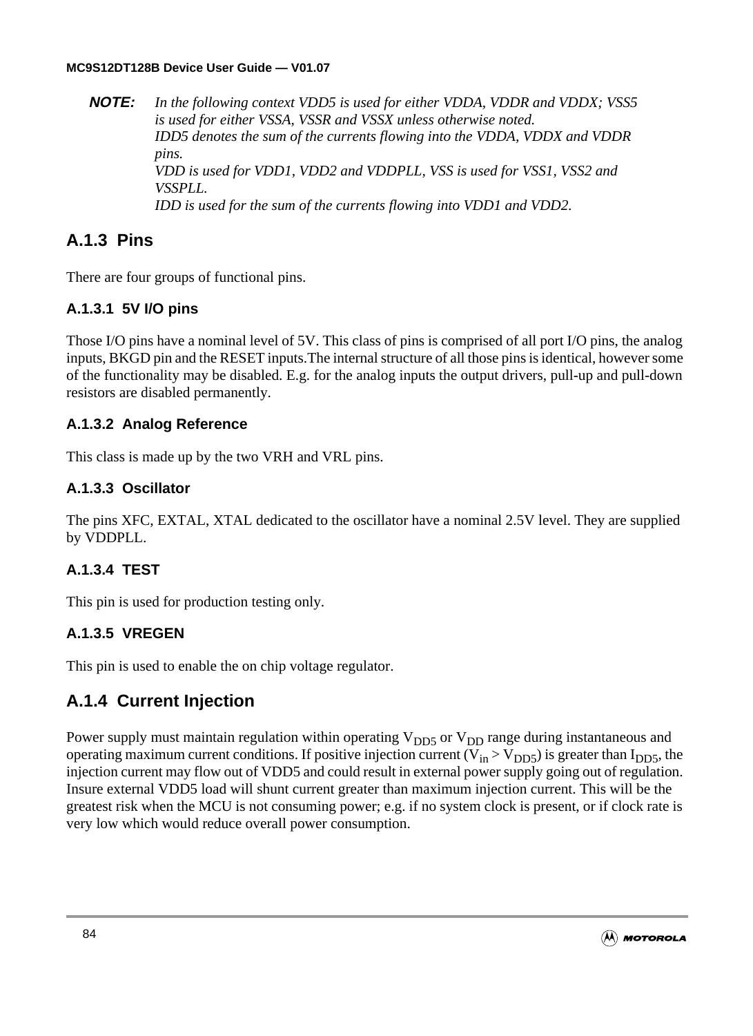**NOTE:** *In the following context VDD5 is used for either VDDA, VDDR and VDDX; VSS5 is used for either VSSA, VSSR and VSSX unless otherwise noted.*
*IDD5 denotes the sum of the currents flowing into the VDDA, VDDX and VDDR pins.*
*VDD is used for VDD1, VDD2 and VDDPLL, VSS is used for VSS1, VSS2 and VSSPLL.*
*IDD is used for the sum of the currents flowing into VDD1 and VDD2.*

## A.1.3 Pins

There are four groups of functional pins.

### A.1.3.1 5V I/O pins

Those I/O pins have a nominal level of 5V. This class of pins is comprised of all port I/O pins, the analog inputs, BKGD pin and the RESET inputs.The internal structure of all those pins is identical, however some of the functionality may be disabled. E.g. for the analog inputs the output drivers, pull-up and pull-down resistors are disabled permanently.

### A.1.3.2 Analog Reference

This class is made up by the two VRH and VRL pins.

### A.1.3.3 Oscillator

The pins XFC, EXTAL, XTAL dedicated to the oscillator have a nominal 2.5V level. They are supplied by VDDPLL.

### A.1.3.4 TEST

This pin is used for production testing only.

### A.1.3.5 VREGEN

This pin is used to enable the on chip voltage regulator.

## A.1.4 Current Injection

Power supply must maintain regulation within operating $V_{DD5}$ or $V_{DD}$ range during instantaneous and operating maximum current conditions. If positive injection current ($V_{in} > V_{DD5}$) is greater than $I_{DD5}$, the injection current may flow out of VDD5 and could result in external power supply going out of regulation. Insure external VDD5 load will shunt current greater than maximum injection current. This will be the greatest risk when the MCU is not consuming power; e.g. if no system clock is present, or if clock rate is very low which would reduce overall power consumption.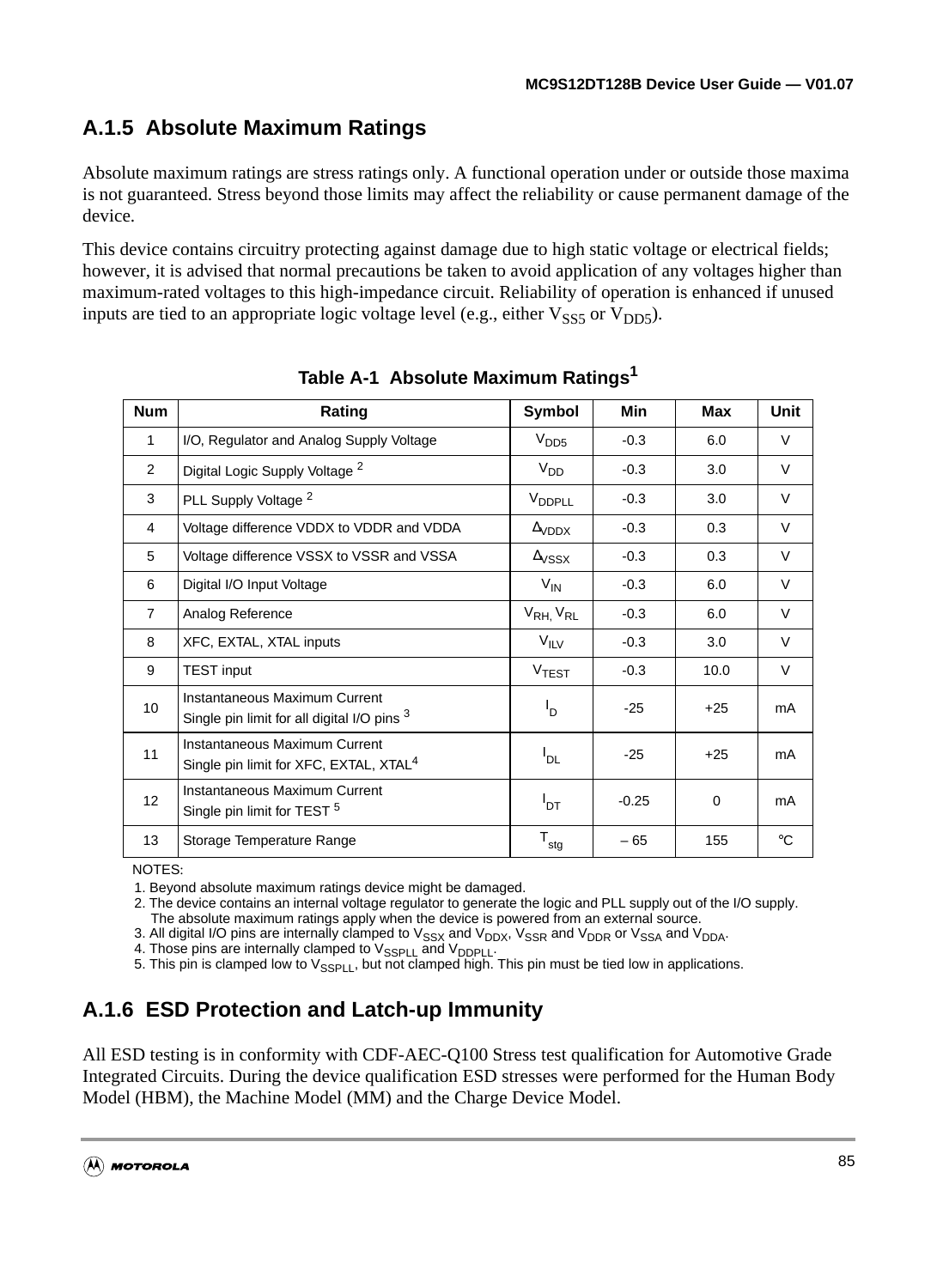## A.1.5 Absolute Maximum Ratings

Absolute maximum ratings are stress ratings only. A functional operation under or outside those maxima is not guaranteed. Stress beyond those limits may affect the reliability or cause permanent damage of the device.

This device contains circuitry protecting against damage due to high static voltage or electrical fields; however, it is advised that normal precautions be taken to avoid application of any voltages higher than maximum-rated voltages to this high-impedance circuit. Reliability of operation is enhanced if unused inputs are tied to an appropriate logic voltage level (e.g., either $V_{SS5}$ or $V_{DD5}$).

**Table A-1 Absolute Maximum Ratings[1]**

| Num | Rating | Symbol | Min | Max | Unit |
|---|---|---|---|---|---|
| 1 | I/O, Regulator and Analog Supply Voltage | $V_{DD5}$ | -0.3 | 6.0 | V |
| 2 | Digital Logic Supply Voltage [2] | $V_{DD}$ | -0.3 | 3.0 | V |
| 3 | PLL Supply Voltage [2] | $V_{DDPLL}$ | -0.3 | 3.0 | V |
| 4 | Voltage difference VDDX to VDDR and VDDA | $\Delta_{VDDX}$ | -0.3 | 0.3 | V |
| 5 | Voltage difference VSSX to VSSR and VSSA | $\Delta_{VSSX}$ | -0.3 | 0.3 | V |
| 6 | Digital I/O Input Voltage | $V_{IN}$ | -0.3 | 6.0 | V |
| 7 | Analog Reference | $V_{RH,}$ $V_{RL}$ | -0.3 | 6.0 | V |
| 8 | XFC, EXTAL, XTAL inputs | $V_{ILV}$ | -0.3 | 3.0 | V |
| 9 | TEST input | $V_{TEST}$ | -0.3 | 10.0 | V |
| 10 | Instantaneous Maximum Current<br>Single pin limit for all digital I/O pins [3] | $I_D$ | -25 | +25 | mA |
| 11 | Instantaneous Maximum Current<br>Single pin limit for XFC, EXTAL, XTAL[4] | $I_{DL}$ | -25 | +25 | mA |
| 12 | Instantaneous Maximum Current<br>Single pin limit for TEST [5] | $I_{DT}$ | -0.25 | 0 | mA |
| 13 | Storage Temperature Range | $T_{stg}$ | – 65 | 155 | °C |

NOTES:
1. Beyond absolute maximum ratings device might be damaged.
2. The device contains an internal voltage regulator to generate the logic and PLL supply out of the I/O supply. The absolute maximum ratings apply when the device is powered from an external source.
3. All digital I/O pins are internally clamped to $V_{SSX}$ and $V_{DDX}$, $V_{SSR}$ and $V_{DDR}$ or $V_{SSA}$ and $V_{DDA}$.
4. Those pins are internally clamped to $V_{SSPLL}$ and $V_{DDPLL}$.
5. This pin is clamped low to $V_{SSPLL}$, but not clamped high. This pin must be tied low in applications.

## A.1.6 ESD Protection and Latch-up Immunity

All ESD testing is in conformity with CDF-AEC-Q100 Stress test qualification for Automotive Grade Integrated Circuits. During the device qualification ESD stresses were performed for the Human Body Model (HBM), the Machine Model (MM) and the Charge Device Model.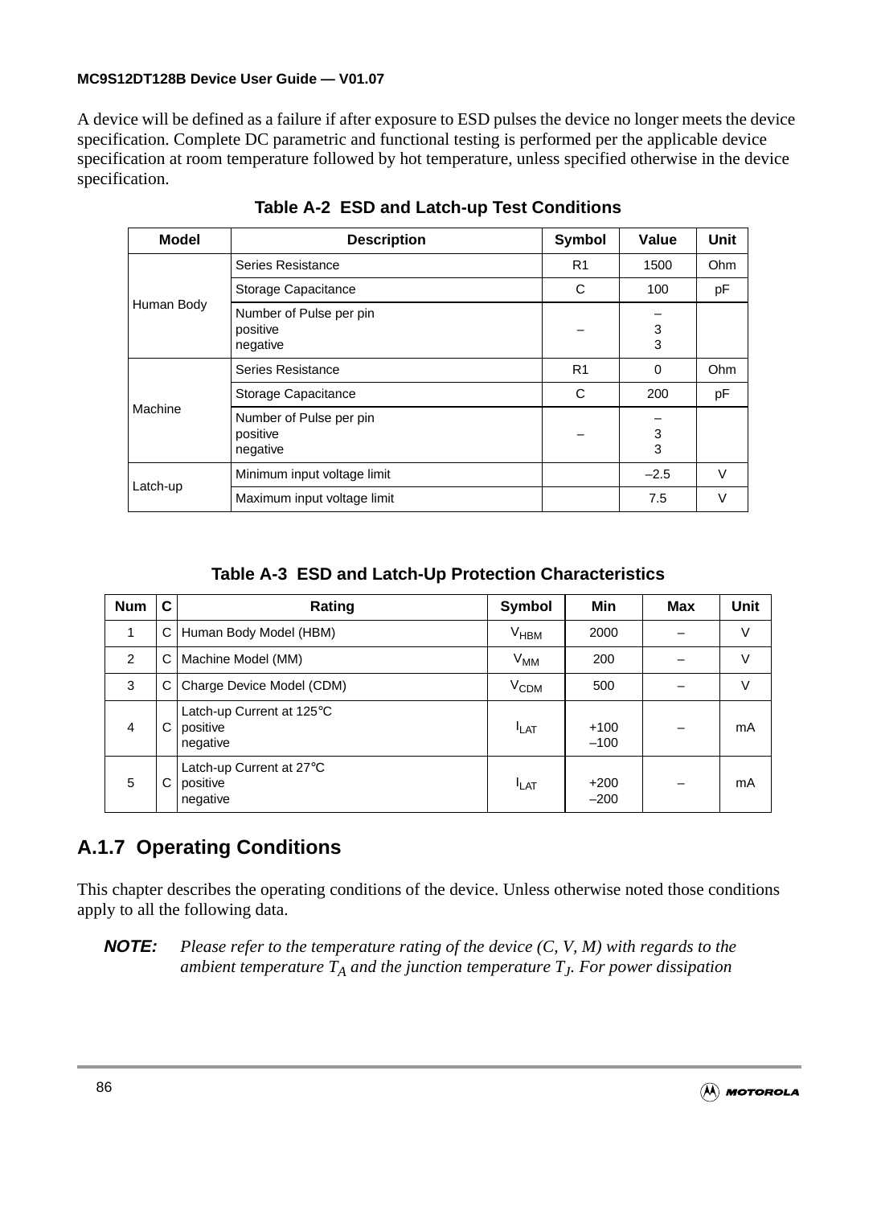A device will be defined as a failure if after exposure to ESD pulses the device no longer meets the device specification. Complete DC parametric and functional testing is performed per the applicable device specification at room temperature followed by hot temperature, unless specified otherwise in the device specification.

**Table A-2 ESD and Latch-up Test Conditions**

| Model | Description | Symbol | Value | Unit |
|---|---|---|---|---|
| Human Body | Series Resistance | R1 | 1500 | Ohm |
| | Storage Capacitance | C | 100 | pF |
| | Number of Pulse per pin<br>positive<br>negative | – | –<br>3<br>3 | |
| Machine | Series Resistance | R1 | 0 | Ohm |
| | Storage Capacitance | C | 200 | pF |
| | Number of Pulse per pin<br>positive<br>negative | – | –<br>3<br>3 | |
| Latch-up | Minimum input voltage limit | | –2.5 | V |
| | Maximum input voltage limit | | 7.5 | V |

**Table A-3 ESD and Latch-Up Protection Characteristics**

| Num | C | Rating | Symbol | Min | Max | Unit |
|---|---|---|---|---|---|---|
| 1 | C | Human Body Model (HBM) | $V_{HBM}$ | 2000 | – | V |
| 2 | C | Machine Model (MM) | $V_{MM}$ | 200 | – | V |
| 3 | C | Charge Device Model (CDM) | $V_{CDM}$ | 500 | – | V |
| 4 | C | Latch-up Current at 125°C<br>positive<br>negative | $I_{LAT}$ | +100<br>–100 | – | mA |
| 5 | C | Latch-up Current at 27°C<br>positive<br>negative | $I_{LAT}$ | +200<br>–200 | – | mA |

## A.1.7 Operating Conditions

This chapter describes the operating conditions of the device. Unless otherwise noted those conditions apply to all the following data.

***NOTE:*** *Please refer to the temperature rating of the device (C, V, M) with regards to the ambient temperature $T_A$ and the junction temperature $T_J$. For power dissipation*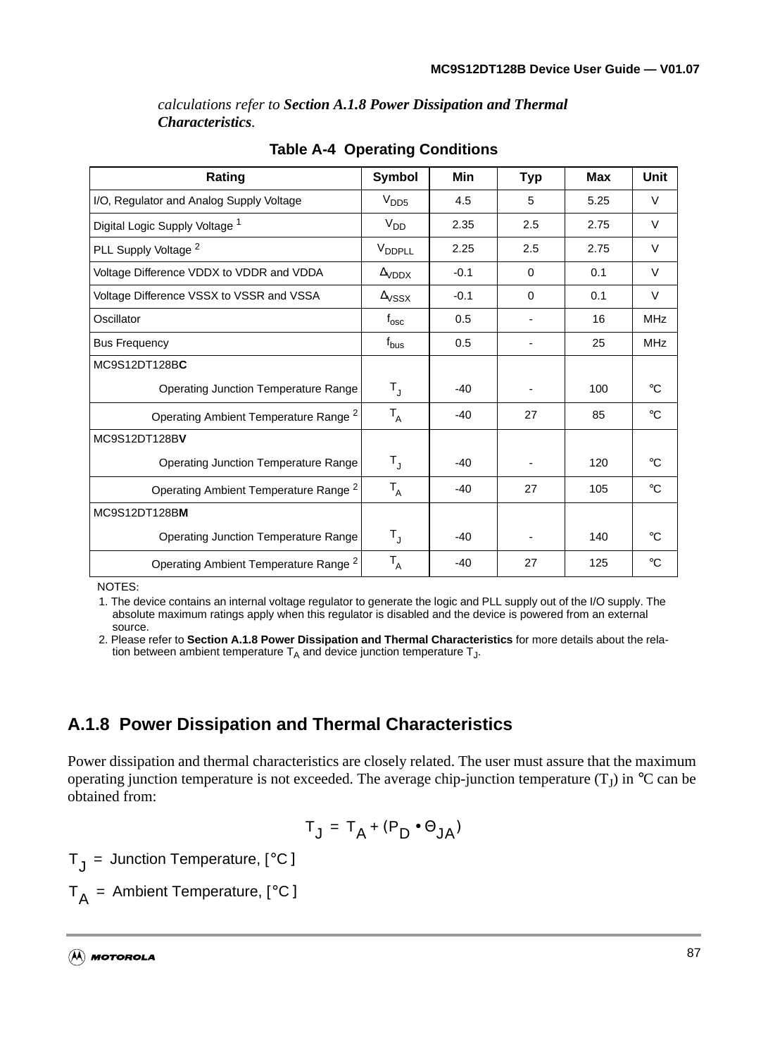*calculations refer to* ***Section A.1.8 Power Dissipation and Thermal Characteristics****.*

**Table A-4 Operating Conditions**

| Rating | Symbol | Min | Typ | Max | Unit |
|---|---|---|---|---|---|
| I/O, Regulator and Analog Supply Voltage | $V_{DD5}$ | 4.5 | 5 | 5.25 | V |
| Digital Logic Supply Voltage [1] | $V_{DD}$ | 2.35 | 2.5 | 2.75 | V |
| PLL Supply Voltage [2] | $V_{DDPLL}$ | 2.25 | 2.5 | 2.75 | V |
| Voltage Difference VDDX to VDDR and VDDA | $\Delta_{VDDX}$ | -0.1 | 0 | 0.1 | V |
| Voltage Difference VSSX to VSSR and VSSA | $\Delta_{VSSX}$ | -0.1 | 0 | 0.1 | V |
| Oscillator | $f_{osc}$ | 0.5 | - | 16 | MHz |
| Bus Frequency | $f_{bus}$ | 0.5 | - | 25 | MHz |
| MC9S12DT128B**C** | | | | | |
| Operating Junction Temperature Range | $T_J$ | -40 | - | 100 | °C |
| Operating Ambient Temperature Range [2] | $T_A$ | -40 | 27 | 85 | °C |
| MC9S12DT128B**V** | | | | | |
| Operating Junction Temperature Range | $T_J$ | -40 | - | 120 | °C |
| Operating Ambient Temperature Range [2] | $T_A$ | -40 | 27 | 105 | °C |
| MC9S12DT128B**M** | | | | | |
| Operating Junction Temperature Range | $T_J$ | -40 | - | 140 | °C |
| Operating Ambient Temperature Range [2] | $T_A$ | -40 | 27 | 125 | °C |

NOTES:

1. The device contains an internal voltage regulator to generate the logic and PLL supply out of the I/O supply. The absolute maximum ratings apply when this regulator is disabled and the device is powered from an external source.
2. Please refer to **Section A.1.8 Power Dissipation and Thermal Characteristics** for more details about the relation between ambient temperature $T_A$ and device junction temperature $T_J$.

## A.1.8 Power Dissipation and Thermal Characteristics

Power dissipation and thermal characteristics are closely related. The user must assure that the maximum operating junction temperature is not exceeded. The average chip-junction temperature ($T_J$) in °C can be obtained from:

$$T_J = T_A + (P_D \bullet \Theta_{JA})$$

$T_J$ = Junction Temperature, [°C]

$T_A$ = Ambient Temperature, [°C]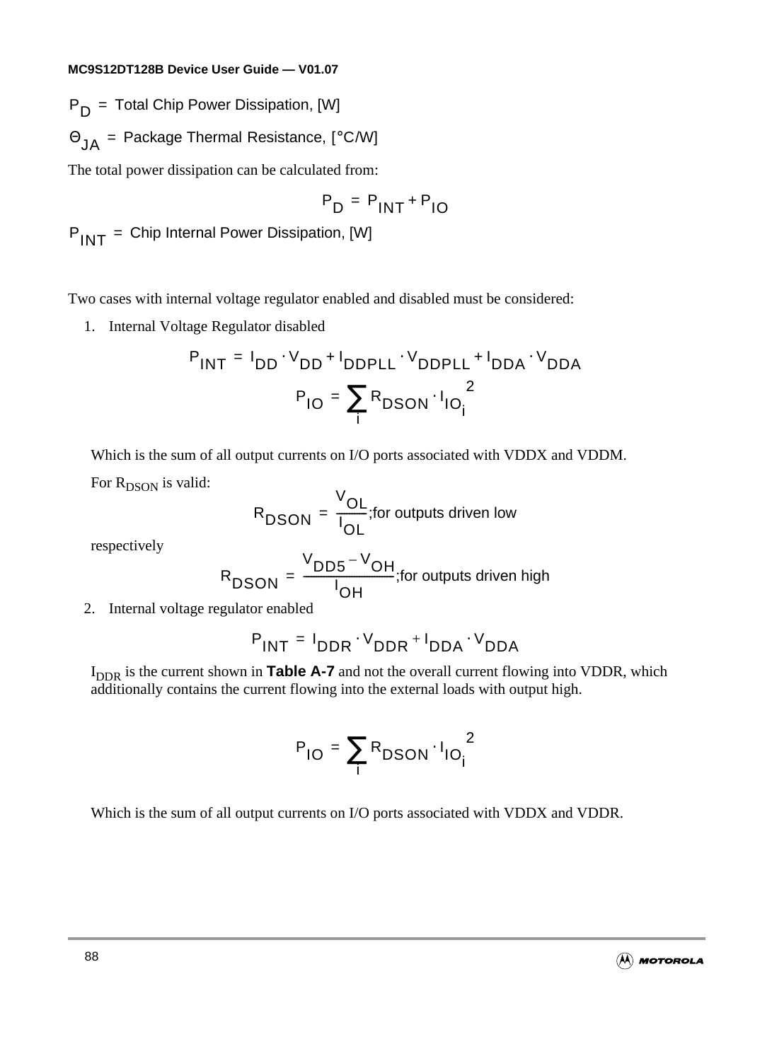$P_D$ = Total Chip Power Dissipation, [W]

$\Theta_{JA}$ = Package Thermal Resistance, [°C/W]

The total power dissipation can be calculated from:

$$P_D = P_{INT} + P_{IO}$$

$P_{INT}$ = Chip Internal Power Dissipation, [W]

Two cases with internal voltage regulator enabled and disabled must be considered:

1. Internal Voltage Regulator disabled

$$P_{INT} = I_{DD} \cdot V_{DD} + I_{DDPLL} \cdot V_{DDPLL} + I_{DDA} \cdot V_{DDA}$$

$$P_{IO} = \sum_i R_{DSON} \cdot I_{IO_i}^{\;2}$$

Which is the sum of all output currents on I/O ports associated with VDDX and VDDM.

For $R_{DSON}$ is valid:

$$R_{DSON} = \frac{V_{OL}}{I_{OL}};\text{for outputs driven low}$$

respectively

$$R_{DSON} = \frac{V_{DD5} - V_{OH}}{I_{OH}};\text{for outputs driven high}$$

2. Internal voltage regulator enabled

$$P_{INT} = I_{DDR} \cdot V_{DDR} + I_{DDA} \cdot V_{DDA}$$

$I_{DDR}$ is the current shown in **Table A-7** and not the overall current flowing into VDDR, which additionally contains the current flowing into the external loads with output high.

$$P_{IO} = \sum_i R_{DSON} \cdot I_{IO_i}^{\;2}$$

Which is the sum of all output currents on I/O ports associated with VDDX and VDDR.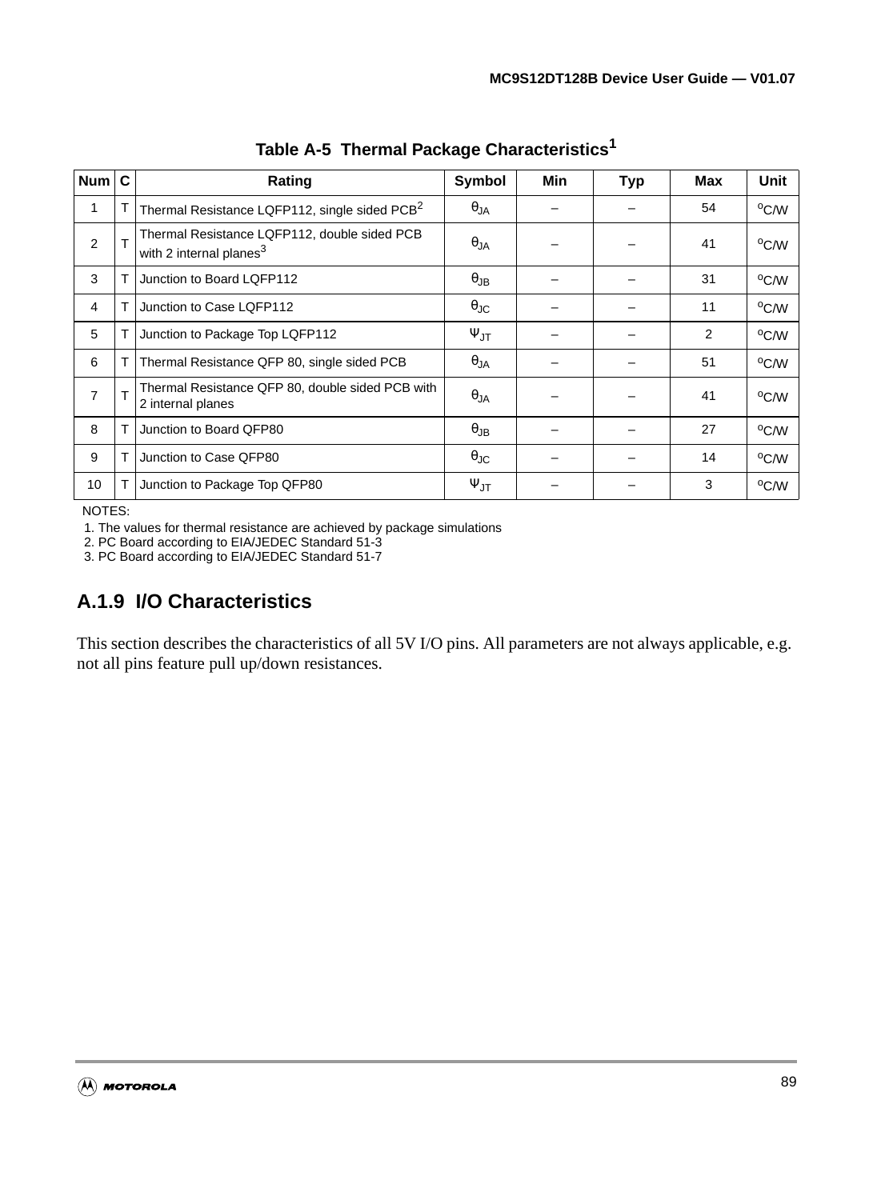**Table A-5 Thermal Package Characteristics[1]**

| Num | C | Rating | Symbol | Min | Typ | Max | Unit |
|---|---|---|---|---|---|---|---|
| 1 | T | Thermal Resistance LQFP112, single sided PCB[2] | $\theta_{JA}$ | – | – | 54 | $^{o}C/W$ |
| 2 | T | Thermal Resistance LQFP112, double sided PCB with 2 internal planes[3] | $\theta_{JA}$ | – | – | 41 | $^{o}C/W$ |
| 3 | T | Junction to Board LQFP112 | $\theta_{JB}$ | – | – | 31 | $^{o}C/W$ |
| 4 | T | Junction to Case LQFP112 | $\theta_{JC}$ | – | – | 11 | $^{o}C/W$ |
| 5 | T | Junction to Package Top LQFP112 | $\Psi_{JT}$ | – | – | 2 | $^{o}C/W$ |
| 6 | T | Thermal Resistance QFP 80, single sided PCB | $\theta_{JA}$ | – | – | 51 | $^{o}C/W$ |
| 7 | T | Thermal Resistance QFP 80, double sided PCB with 2 internal planes | $\theta_{JA}$ | – | – | 41 | $^{o}C/W$ |
| 8 | T | Junction to Board QFP80 | $\theta_{JB}$ | – | – | 27 | $^{o}C/W$ |
| 9 | T | Junction to Case QFP80 | $\theta_{JC}$ | – | – | 14 | $^{o}C/W$ |
| 10 | T | Junction to Package Top QFP80 | $\Psi_{JT}$ | – | – | 3 | $^{o}C/W$ |

NOTES:
1. The values for thermal resistance are achieved by package simulations
2. PC Board according to EIA/JEDEC Standard 51-3
3. PC Board according to EIA/JEDEC Standard 51-7

### A.1.9 I/O Characteristics

This section describes the characteristics of all 5V I/O pins. All parameters are not always applicable, e.g. not all pins feature pull up/down resistances.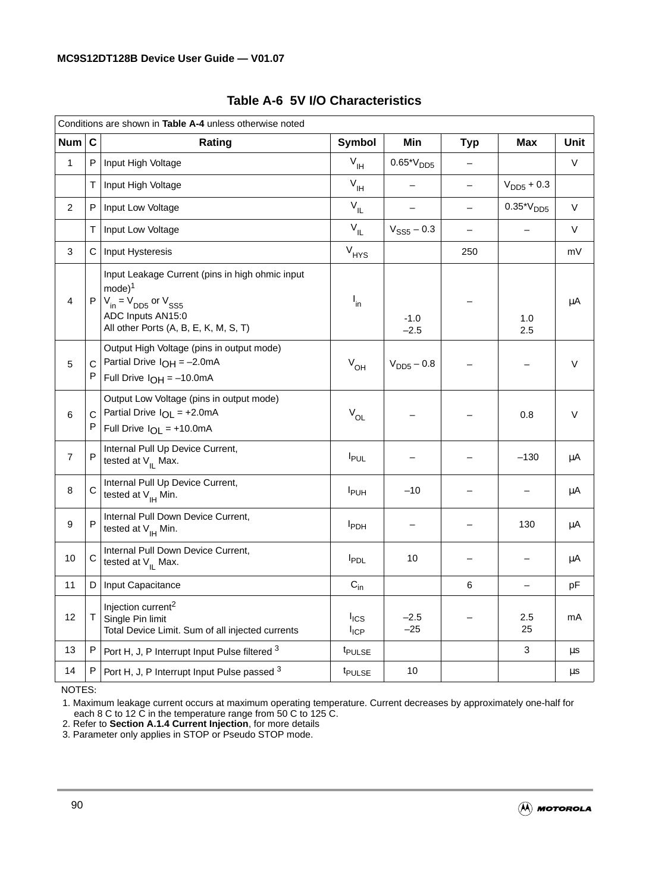## Table A-6 5V I/O Characteristics

| Conditions are shown in **Table A-4** unless otherwise noted | | | | | | | |
|---|---|---|---|---|---|---|---|
| **Num** | **C** | **Rating** | **Symbol** | **Min** | **Typ** | **Max** | **Unit** |
| 1 | P | Input High Voltage | $V_{IH}$ | $0.65{*}V_{DD5}$ | – | | V |
| | T | Input High Voltage | $V_{IH}$ | – | – | $V_{DD5} + 0.3$ | |
| 2 | P | Input Low Voltage | $V_{IL}$ | – | – | $0.35{*}V_{DD5}$ | V |
| | T | Input Low Voltage | $V_{IL}$ | $V_{SS5} - 0.3$ | – | – | V |
| 3 | C | Input Hysteresis | $V_{HYS}$ | | 250 | | mV |
| 4 | P | Input Leakage Current (pins in high ohmic input mode)[1] $V_{in} = V_{DD5}$ or $V_{SS5}$<br>ADC Inputs AN15:0<br>All other Ports (A, B, E, K, M, S, T) | $I_{in}$ | <br>-1.0<br>–2.5 | – | <br>1.0<br>2.5 | µA |
| 5 | C<br>P | Output High Voltage (pins in output mode)<br>Partial Drive $I_{OH}$ = –2.0mA<br>Full Drive $I_{OH}$ = –10.0mA | $V_{OH}$ | $V_{DD5} - 0.8$ | – | – | V |
| 6 | C<br>P | Output Low Voltage (pins in output mode)<br>Partial Drive $I_{OL}$ = +2.0mA<br>Full Drive $I_{OL}$ = +10.0mA | $V_{OL}$ | – | – | 0.8 | V |
| 7 | P | Internal Pull Up Device Current, tested at $V_{IL}$ Max. | $I_{PUL}$ | – | – | –130 | µA |
| 8 | C | Internal Pull Up Device Current, tested at $V_{IH}$ Min. | $I_{PUH}$ | –10 | – | – | µA |
| 9 | P | Internal Pull Down Device Current, tested at $V_{IH}$ Min. | $I_{PDH}$ | – | – | 130 | µA |
| 10 | C | Internal Pull Down Device Current, tested at $V_{IL}$ Max. | $I_{PDL}$ | 10 | – | – | µA |
| 11 | D | Input Capacitance | $C_{in}$ | | 6 | – | pF |
| 12 | T | Injection current[2]<br>Single Pin limit<br>Total Device Limit. Sum of all injected currents | <br>$I_{ICS}$<br>$I_{ICP}$ | <br>–2.5<br>–25 | – | <br>2.5<br>25 | mA |
| 13 | P | Port H, J, P Interrupt Input Pulse filtered [3] | $t_{PULSE}$ | | | 3 | µs |
| 14 | P | Port H, J, P Interrupt Input Pulse passed [3] | $t_{PULSE}$ | 10 | | | µs |

NOTES:

1. Maximum leakage current occurs at maximum operating temperature. Current decreases by approximately one-half for each 8 C to 12 C in the temperature range from 50 C to 125 C.
2. Refer to **Section A.1.4 Current Injection**, for more details
3. Parameter only applies in STOP or Pseudo STOP mode.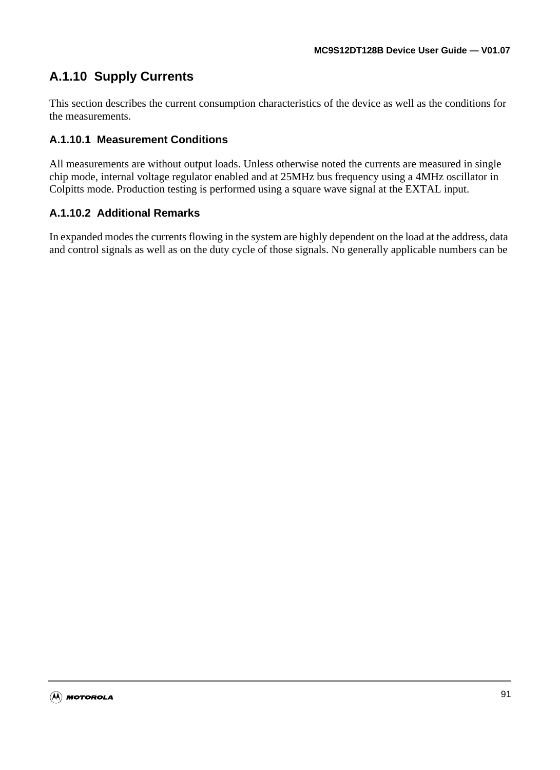### A.1.10 Supply Currents

This section describes the current consumption characteristics of the device as well as the conditions for the measurements.

#### A.1.10.1 Measurement Conditions

All measurements are without output loads. Unless otherwise noted the currents are measured in single chip mode, internal voltage regulator enabled and at 25MHz bus frequency using a 4MHz oscillator in Colpitts mode. Production testing is performed using a square wave signal at the EXTAL input.

#### A.1.10.2 Additional Remarks

In expanded modes the currents flowing in the system are highly dependent on the load at the address, data and control signals as well as on the duty cycle of those signals. No generally applicable numbers can be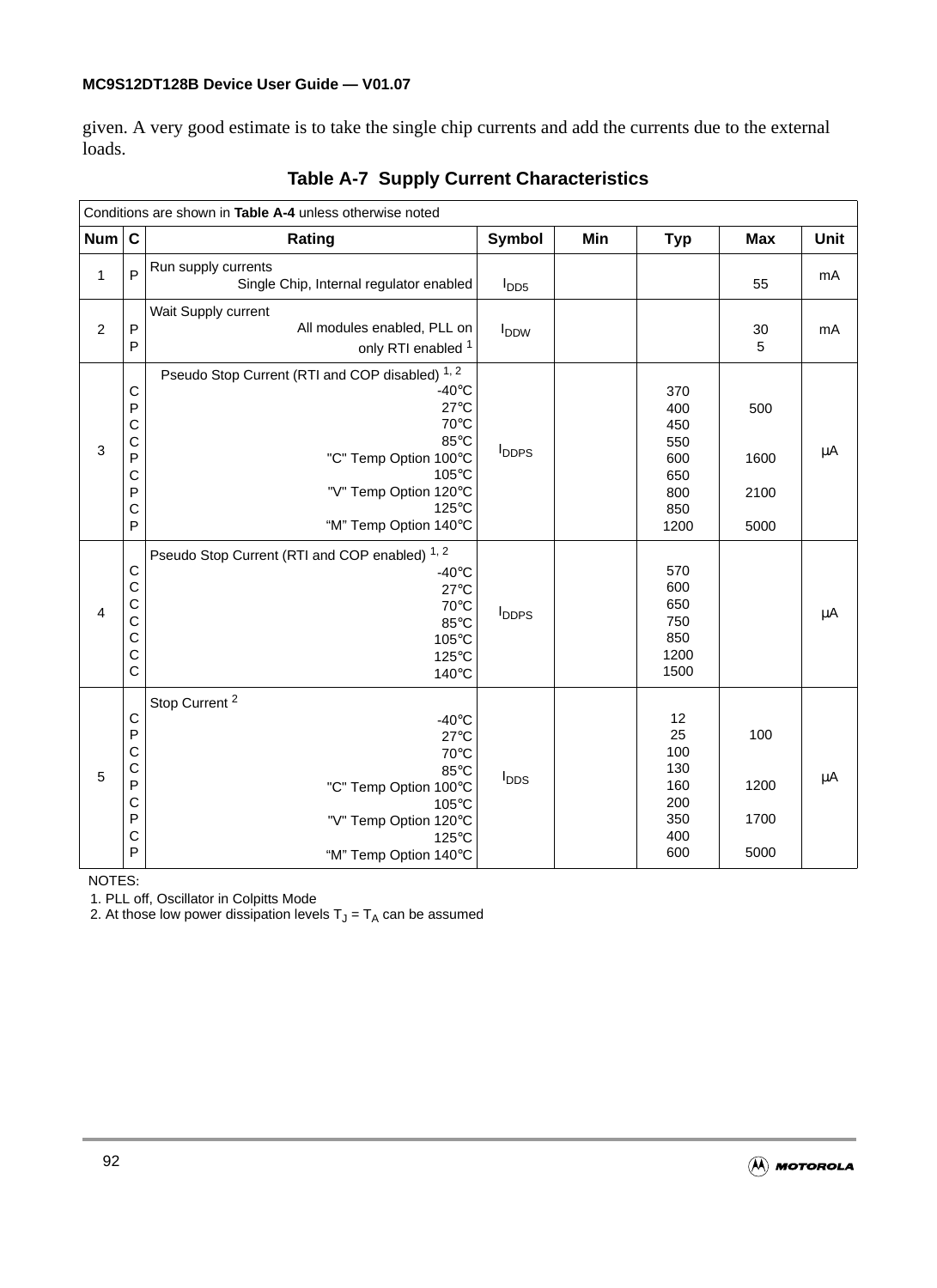given. A very good estimate is to take the single chip currents and add the currents due to the external loads.

**Table A-7 Supply Current Characteristics**

| Conditions are shown in **Table A-4** unless otherwise noted | | | | | | | |
|---|---|---|---|---|---|---|---|
| **Num** | **C** | **Rating** | **Symbol** | **Min** | **Typ** | **Max** | **Unit** |
| 1 | P | Run supply currents<br>Single Chip, Internal regulator enabled | $I_{DD5}$ | | | 55 | mA |
| 2 | P<br>P | Wait Supply current<br>All modules enabled, PLL on<br>only RTI enabled [1] | $I_{DDW}$ | | | 30<br>5 | mA |
| 3 | C<br>P<br>C<br>C<br>P<br>C<br>P<br>C<br>P | Pseudo Stop Current (RTI and COP disabled) [1, 2]<br>-40°C<br>27°C<br>70°C<br>85°C<br>"C" Temp Option 100°C<br>105°C<br>"V" Temp Option 120°C<br>125°C<br>"M" Temp Option 140°C | $I_{DDPS}$ | | 370<br>400<br>450<br>550<br>600<br>650<br>800<br>850<br>1200 | 500<br><br><br>1600<br><br>2100<br><br>5000 | µA |
| 4 | C<br>C<br>C<br>C<br>C<br>C<br>C | Pseudo Stop Current (RTI and COP enabled) [1, 2]<br>-40°C<br>27°C<br>70°C<br>85°C<br>105°C<br>125°C<br>140°C | $I_{DDPS}$ | | 570<br>600<br>650<br>750<br>850<br>1200<br>1500 | | µA |
| 5 | C<br>P<br>C<br>C<br>P<br>C<br>P<br>C<br>P | Stop Current [2]<br>-40°C<br>27°C<br>70°C<br>85°C<br>"C" Temp Option 100°C<br>105°C<br>"V" Temp Option 120°C<br>125°C<br>"M" Temp Option 140°C | $I_{DDS}$ | | 12<br>25<br>100<br>130<br>160<br>200<br>350<br>400<br>600 | 100<br><br><br>1200<br><br>1700<br><br>5000 | µA |

NOTES:
1. PLL off, Oscillator in Colpitts Mode
2. At those low power dissipation levels $T_J = T_A$ can be assumed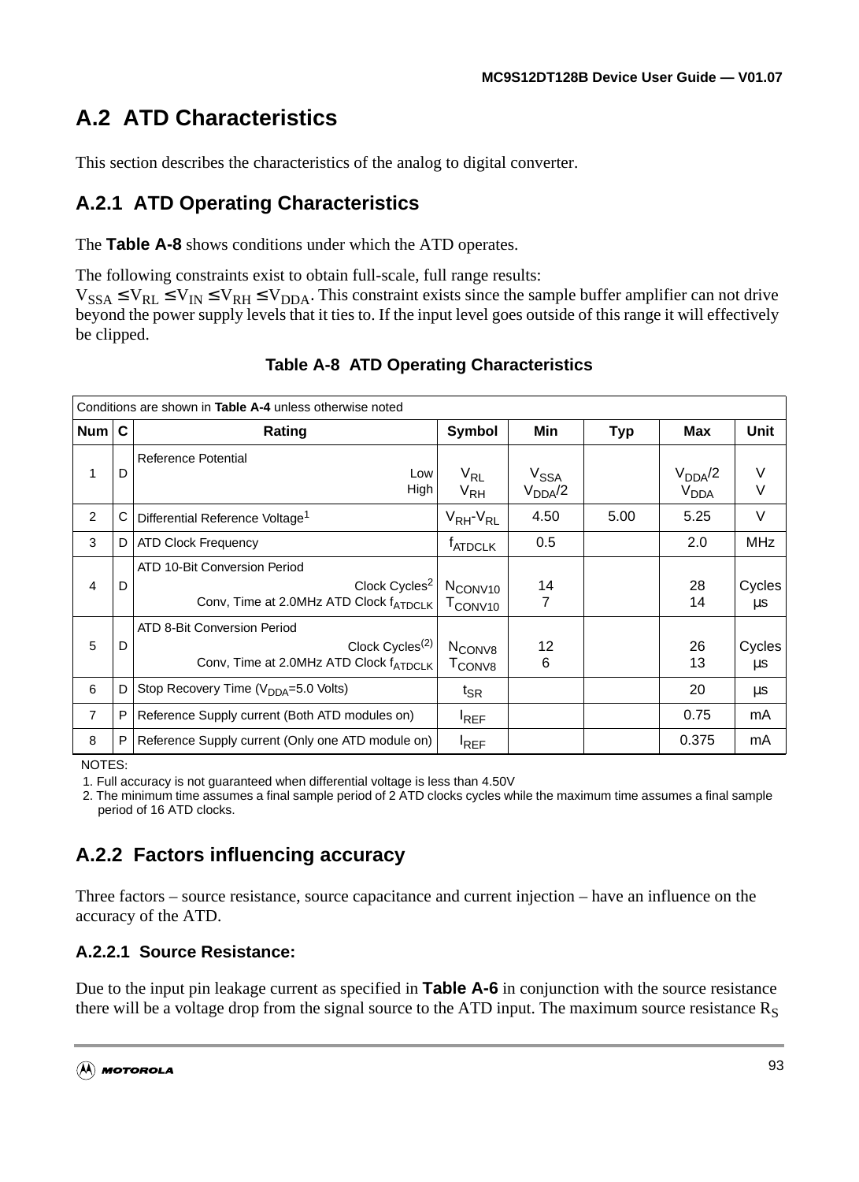## A.2 ATD Characteristics

This section describes the characteristics of the analog to digital converter.

### A.2.1 ATD Operating Characteristics

The **Table A-8** shows conditions under which the ATD operates.

The following constraints exist to obtain full-scale, full range results:
$V_{SSA} \le V_{RL} \le V_{IN} \le V_{RH} \le V_{DDA}$. This constraint exists since the sample buffer amplifier can not drive beyond the power supply levels that it ties to. If the input level goes outside of this range it will effectively be clipped.

**Table A-8 ATD Operating Characteristics**

| Conditions are shown in **Table A-4** unless otherwise noted | | | | | | | |
|---|---|---|---|---|---|---|---|
| **Num** | **C** | **Rating** | **Symbol** | **Min** | **Typ** | **Max** | **Unit** |
| 1 | D | Reference Potential<br>Low<br>High | $V_{RL}$<br>$V_{RH}$ | $V_{SSA}$<br>$V_{DDA}/2$ | | $V_{DDA}/2$<br>$V_{DDA}$ | V<br>V |
| 2 | C | Differential Reference Voltage[1] | $V_{RH}$-$V_{RL}$ | 4.50 | 5.00 | 5.25 | V |
| 3 | D | ATD Clock Frequency | $f_{ATDCLK}$ | 0.5 | | 2.0 | MHz |
| 4 | D | ATD 10-Bit Conversion Period<br>Clock Cycles[2]<br>Conv, Time at 2.0MHz ATD Clock $f_{ATDCLK}$ | $N_{CONV10}$<br>$T_{CONV10}$ | 14<br>7 | | 28<br>14 | Cycles<br>μs |
| 5 | D | ATD 8-Bit Conversion Period<br>Clock Cycles[(2)]<br>Conv, Time at 2.0MHz ATD Clock $f_{ATDCLK}$ | $N_{CONV8}$<br>$T_{CONV8}$ | 12<br>6 | | 26<br>13 | Cycles<br>μs |
| 6 | D | Stop Recovery Time ($V_{DDA}$=5.0 Volts) | $t_{SR}$ | | | 20 | μs |
| 7 | P | Reference Supply current (Both ATD modules on) | $I_{REF}$ | | | 0.75 | mA |
| 8 | P | Reference Supply current (Only one ATD module on) | $I_{REF}$ | | | 0.375 | mA |

NOTES:
1. Full accuracy is not guaranteed when differential voltage is less than 4.50V
2. The minimum time assumes a final sample period of 2 ATD clocks cycles while the maximum time assumes a final sample period of 16 ATD clocks.

### A.2.2 Factors influencing accuracy

Three factors – source resistance, source capacitance and current injection – have an influence on the accuracy of the ATD.

#### A.2.2.1 Source Resistance:

Due to the input pin leakage current as specified in **Table A-6** in conjunction with the source resistance there will be a voltage drop from the signal source to the ATD input. The maximum source resistance $R_S$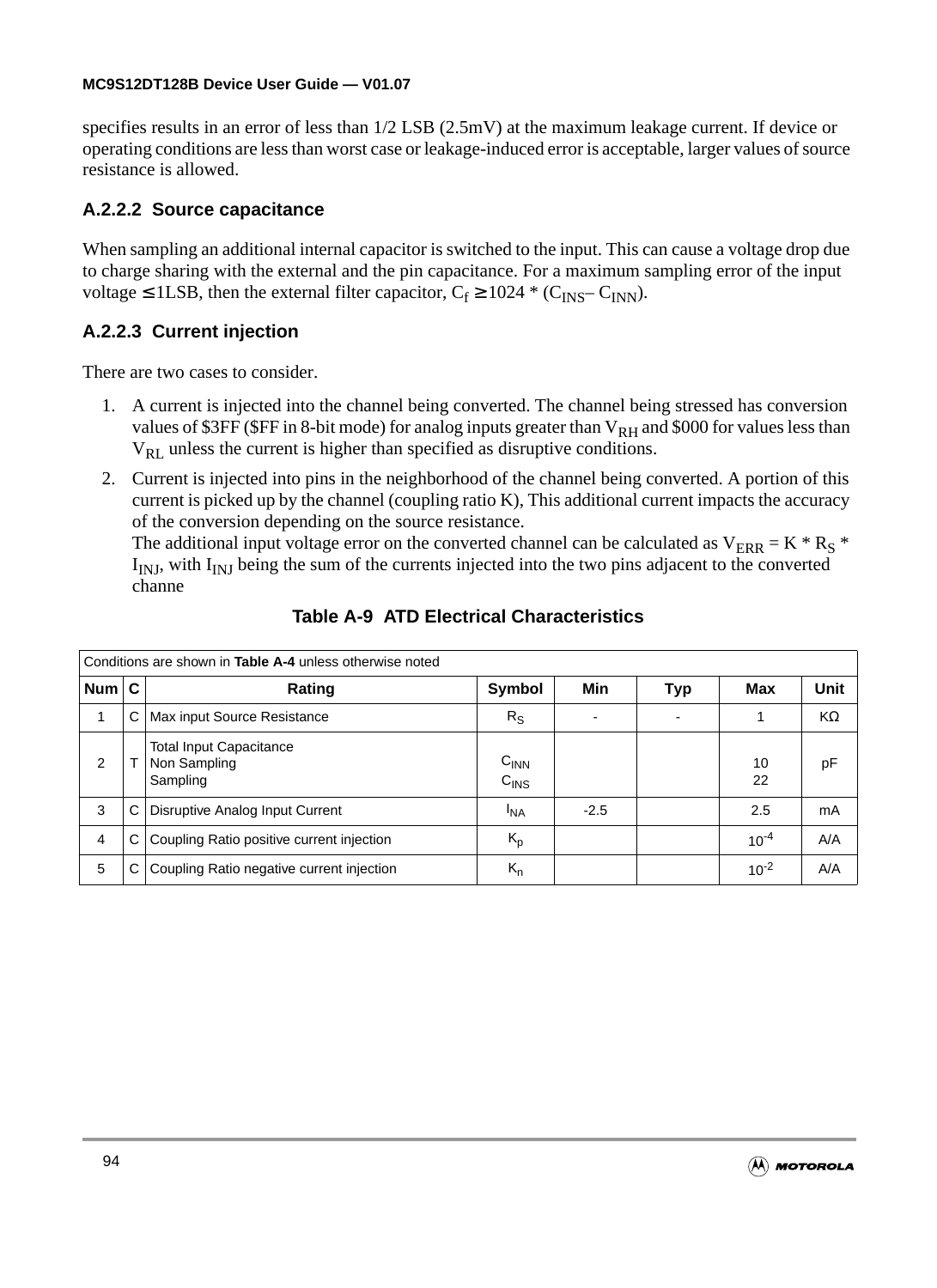specifies results in an error of less than 1/2 LSB (2.5mV) at the maximum leakage current. If device or operating conditions are less than worst case or leakage-induced error is acceptable, larger values of source resistance is allowed.

### A.2.2.2 Source capacitance

When sampling an additional internal capacitor is switched to the input. This can cause a voltage drop due to charge sharing with the external and the pin capacitance. For a maximum sampling error of the input voltage ≤ 1LSB, then the external filter capacitor, $C_f \geq 1024 * (C_{INS} - C_{INN})$.

### A.2.2.3 Current injection

There are two cases to consider.

1. A current is injected into the channel being converted. The channel being stressed has conversion values of $3FF ($FF in 8-bit mode) for analog inputs greater than $V_{RH}$ and $000 for values less than $V_{RL}$ unless the current is higher than specified as disruptive conditions.
2. Current is injected into pins in the neighborhood of the channel being converted. A portion of this current is picked up by the channel (coupling ratio K), This additional current impacts the accuracy of the conversion depending on the source resistance.
   The additional input voltage error on the converted channel can be calculated as $V_{ERR} = K * R_S * I_{INJ}$, with $I_{INJ}$ being the sum of the currents injected into the two pins adjacent to the converted channe

**Table A-9 ATD Electrical Characteristics**

| Conditions are shown in **Table A-4** unless otherwise noted | | | | | | | |
|---|---|---|---|---|---|---|---|
| **Num** | **C** | **Rating** | **Symbol** | **Min** | **Typ** | **Max** | **Unit** |
| 1 | C | Max input Source Resistance | $R_S$ | - | - | 1 | KΩ |
| 2 | T | Total Input Capacitance<br>Non Sampling<br>Sampling | <br>$C_{INN}$<br>$C_{INS}$ | | | <br>10<br>22 | pF |
| 3 | C | Disruptive Analog Input Current | $I_{NA}$ | -2.5 | | 2.5 | mA |
| 4 | C | Coupling Ratio positive current injection | $K_p$ | | | $10^{-4}$ | A/A |
| 5 | C | Coupling Ratio negative current injection | $K_n$ | | | $10^{-2}$ | A/A |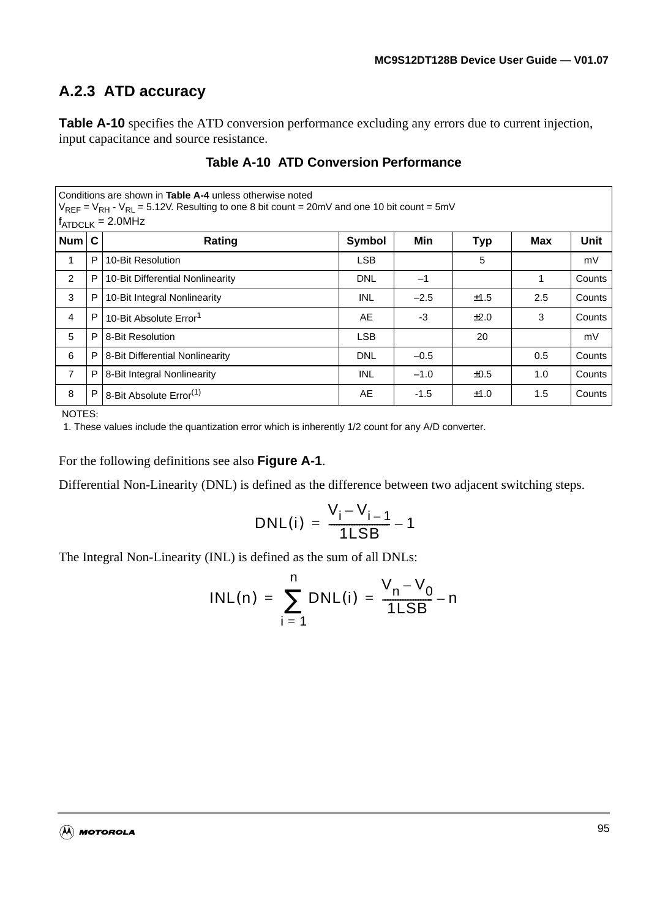## A.2.3 ATD accuracy

**Table A-10** specifies the ATD conversion performance excluding any errors due to current injection, input capacitance and source resistance.

**Table A-10 ATD Conversion Performance**

| Conditions are shown in **Table A-4** unless otherwise noted<br>$V_{REF} = V_{RH} - V_{RL} = 5.12V$. Resulting to one 8 bit count = 20mV and one 10 bit count = 5mV<br>$f_{ATDCLK} = 2.0MHz$ | | | | | | | |
|---|---|---|---|---|---|---|---|
| **Num** | **C** | **Rating** | **Symbol** | **Min** | **Typ** | **Max** | **Unit** |
| 1 | P | 10-Bit Resolution | LSB | | 5 | | mV |
| 2 | P | 10-Bit Differential Nonlinearity | DNL | –1 | | 1 | Counts |
| 3 | P | 10-Bit Integral Nonlinearity | INL | –2.5 | ±1.5 | 2.5 | Counts |
| 4 | P | 10-Bit Absolute Error[1] | AE | -3 | ±2.0 | 3 | Counts |
| 5 | P | 8-Bit Resolution | LSB | | 20 | | mV |
| 6 | P | 8-Bit Differential Nonlinearity | DNL | –0.5 | | 0.5 | Counts |
| 7 | P | 8-Bit Integral Nonlinearity | INL | –1.0 | ±0.5 | 1.0 | Counts |
| 8 | P | 8-Bit Absolute Error[(1)] | AE | -1.5 | ±1.0 | 1.5 | Counts |

NOTES:
1. These values include the quantization error which is inherently 1/2 count for any A/D converter.

For the following definitions see also **Figure A-1**.

Differential Non-Linearity (DNL) is defined as the difference between two adjacent switching steps.

$$DNL(i) = \frac{V_i - V_{i-1}}{1LSB} - 1$$

The Integral Non-Linearity (INL) is defined as the sum of all DNLs:

$$INL(n) = \sum_{i=1}^{n} DNL(i) = \frac{V_n - V_0}{1LSB} - n$$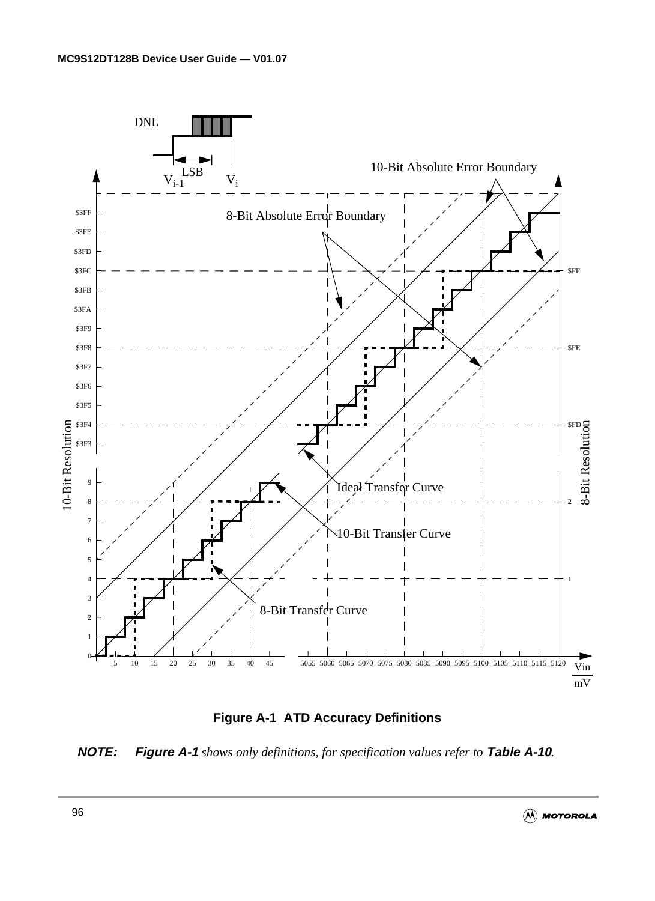**Figure A-1 ATD Accuracy Definitions**

***NOTE:*** ***Figure A-1*** *shows only definitions, for specification values refer to* ***Table A-10****.*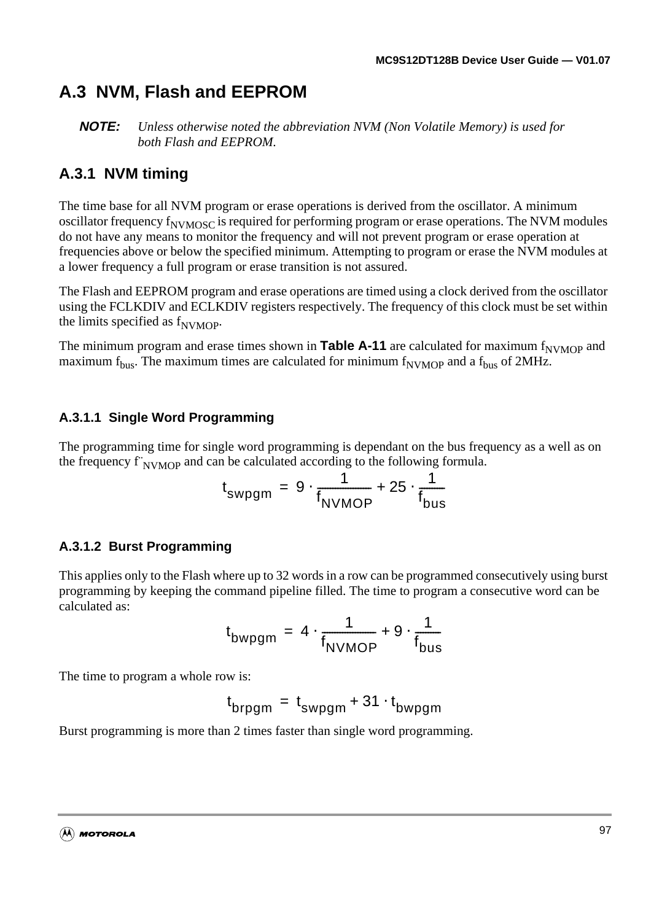## A.3 NVM, Flash and EEPROM

**NOTE:** *Unless otherwise noted the abbreviation NVM (Non Volatile Memory) is used for both Flash and EEPROM.*

### A.3.1 NVM timing

The time base for all NVM program or erase operations is derived from the oscillator. A minimum oscillator frequency $f_{NVMOSC}$ is required for performing program or erase operations. The NVM modules do not have any means to monitor the frequency and will not prevent program or erase operation at frequencies above or below the specified minimum. Attempting to program or erase the NVM modules at a lower frequency a full program or erase transition is not assured.

The Flash and EEPROM program and erase operations are timed using a clock derived from the oscillator using the FCLKDIV and ECLKDIV registers respectively. The frequency of this clock must be set within the limits specified as $f_{NVMOP}$.

The minimum program and erase times shown in **Table A-11** are calculated for maximum $f_{NVMOP}$ and maximum $f_{bus}$. The maximum times are calculated for minimum $f_{NVMOP}$ and a $f_{bus}$ of 2MHz.

#### A.3.1.1 Single Word Programming

The programming time for single word programming is dependant on the bus frequency as a well as on the frequency $f_{NVMOP}$ and can be calculated according to the following formula.

$$t_{swpgm} = 9 \cdot \frac{1}{f_{NVMOP}} + 25 \cdot \frac{1}{f_{bus}}$$

#### A.3.1.2 Burst Programming

This applies only to the Flash where up to 32 words in a row can be programmed consecutively using burst programming by keeping the command pipeline filled. The time to program a consecutive word can be calculated as:

$$t_{bwpgm} = 4 \cdot \frac{1}{f_{NVMOP}} + 9 \cdot \frac{1}{f_{bus}}$$

The time to program a whole row is:

$$t_{brpgm} = t_{swpgm} + 31 \cdot t_{bwpgm}$$

Burst programming is more than 2 times faster than single word programming.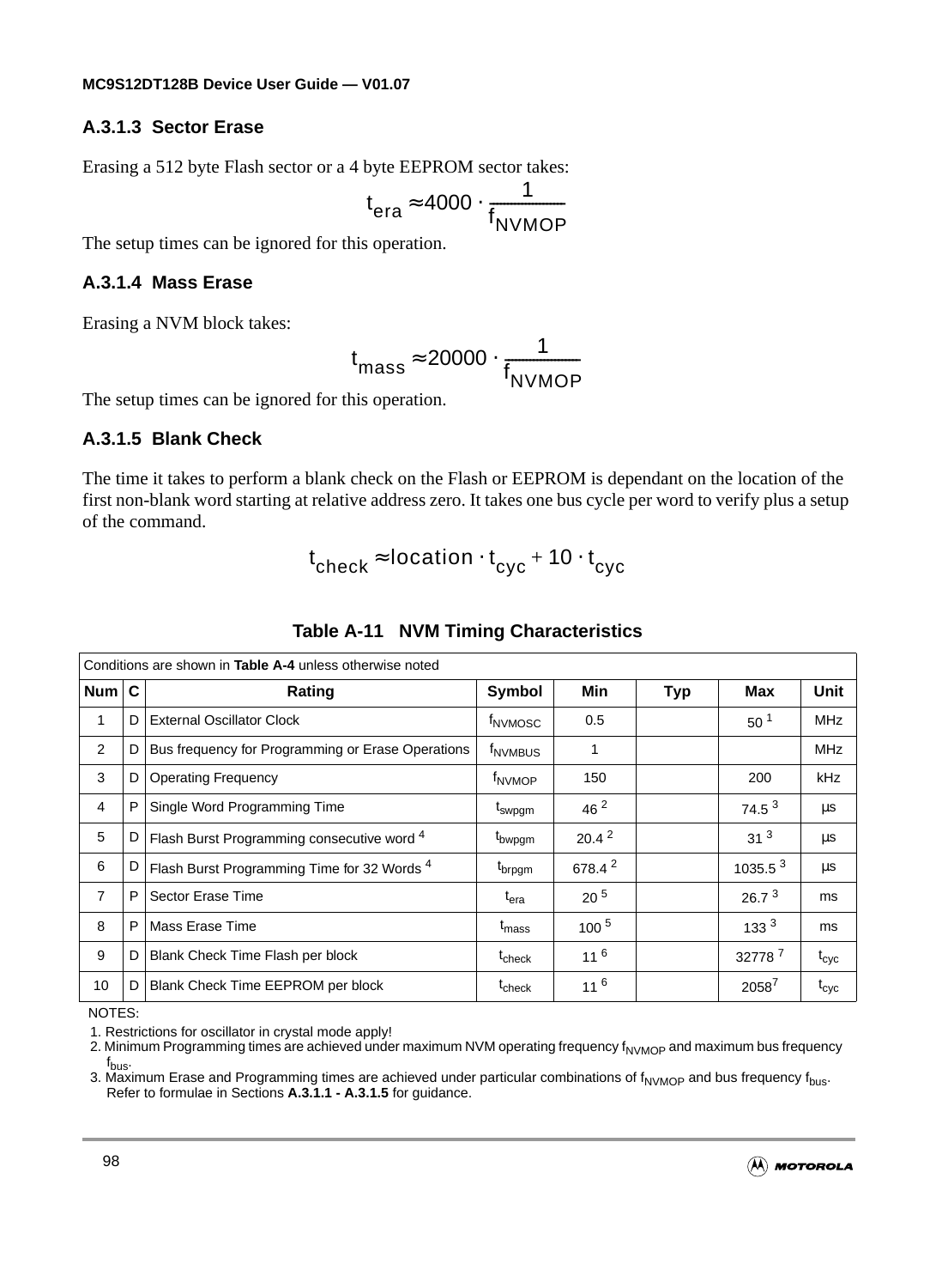### A.3.1.3 Sector Erase

Erasing a 512 byte Flash sector or a 4 byte EEPROM sector takes:

$$t_{era} \approx 4000 \cdot \frac{1}{f_{NVMOP}}$$

The setup times can be ignored for this operation.

### A.3.1.4 Mass Erase

Erasing a NVM block takes:

$$t_{mass} \approx 20000 \cdot \frac{1}{f_{NVMOP}}$$

The setup times can be ignored for this operation.

### A.3.1.5 Blank Check

The time it takes to perform a blank check on the Flash or EEPROM is dependant on the location of the first non-blank word starting at relative address zero. It takes one bus cycle per word to verify plus a setup of the command.

$$t_{check} \approx location \cdot t_{cyc} + 10 \cdot t_{cyc}$$

**Table A-11 NVM Timing Characteristics**

| Conditions are shown in **Table A-4** unless otherwise noted | | | | | | | |
|---|---|---|---|---|---|---|---|
| **Num** | **C** | **Rating** | **Symbol** | **Min** | **Typ** | **Max** | **Unit** |
| 1 | D | External Oscillator Clock | $f_{NVMOSC}$ | 0.5 | | 50 [1] | MHz |
| 2 | D | Bus frequency for Programming or Erase Operations | $f_{NVMBUS}$ | 1 | | | MHz |
| 3 | D | Operating Frequency | $f_{NVMOP}$ | 150 | | 200 | kHz |
| 4 | P | Single Word Programming Time | $t_{swpgm}$ | 46 [2] | | 74.5 [3] | µs |
| 5 | D | Flash Burst Programming consecutive word [4] | $t_{bwpgm}$ | 20.4 [2] | | 31 [3] | µs |
| 6 | D | Flash Burst Programming Time for 32 Words [4] | $t_{brpgm}$ | 678.4 [2] | | 1035.5 [3] | µs |
| 7 | P | Sector Erase Time | $t_{era}$ | 20 [5] | | 26.7 [3] | ms |
| 8 | P | Mass Erase Time | $t_{mass}$ | 100 [5] | | 133 [3] | ms |
| 9 | D | Blank Check Time Flash per block | $t_{check}$ | 11 [6] | | 32778 [7] | $t_{cyc}$ |
| 10 | D | Blank Check Time EEPROM per block | $t_{check}$ | 11 [6] | | 2058 [7] | $t_{cyc}$ |

NOTES:

1. Restrictions for oscillator in crystal mode apply!
2. Minimum Programming times are achieved under maximum NVM operating frequency $f_{NVMOP}$ and maximum bus frequency $f_{bus}$.
3. Maximum Erase and Programming times are achieved under particular combinations of $f_{NVMOP}$ and bus frequency $f_{bus}$. Refer to formulae in Sections **A.3.1.1 - A.3.1.5** for guidance.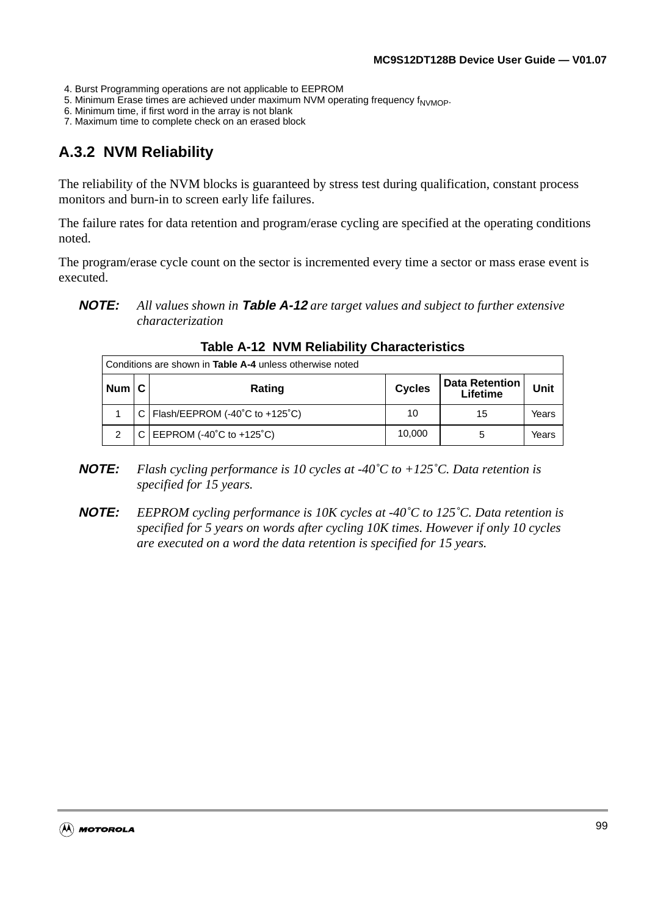4. Burst Programming operations are not applicable to EEPROM
5. Minimum Erase times are achieved under maximum NVM operating frequency $f_{NVMOP}$.
6. Minimum time, if first word in the array is not blank
7. Maximum time to complete check on an erased block

## A.3.2 NVM Reliability

The reliability of the NVM blocks is guaranteed by stress test during qualification, constant process monitors and burn-in to screen early life failures.

The failure rates for data retention and program/erase cycling are specified at the operating conditions noted.

The program/erase cycle count on the sector is incremented every time a sector or mass erase event is executed.

**NOTE:** *All values shown in **Table A-12** are target values and subject to further extensive characterization*

**Table A-12 NVM Reliability Characteristics**

| Conditions are shown in **Table A-4** unless otherwise noted | | | | | |
|---|---|---|---|---|---|
| **Num** | **C** | **Rating** | **Cycles** | **Data Retention Lifetime** | **Unit** |
| 1 | C | Flash/EEPROM (-40˚C to +125˚C) | 10 | 15 | Years |
| 2 | C | EEPROM (-40˚C to +125˚C) | 10,000 | 5 | Years |

**NOTE:** *Flash cycling performance is 10 cycles at -40˚C to +125˚C. Data retention is specified for 15 years.*

**NOTE:** *EEPROM cycling performance is 10K cycles at -40˚C to 125˚C. Data retention is specified for 5 years on words after cycling 10K times. However if only 10 cycles are executed on a word the data retention is specified for 15 years.*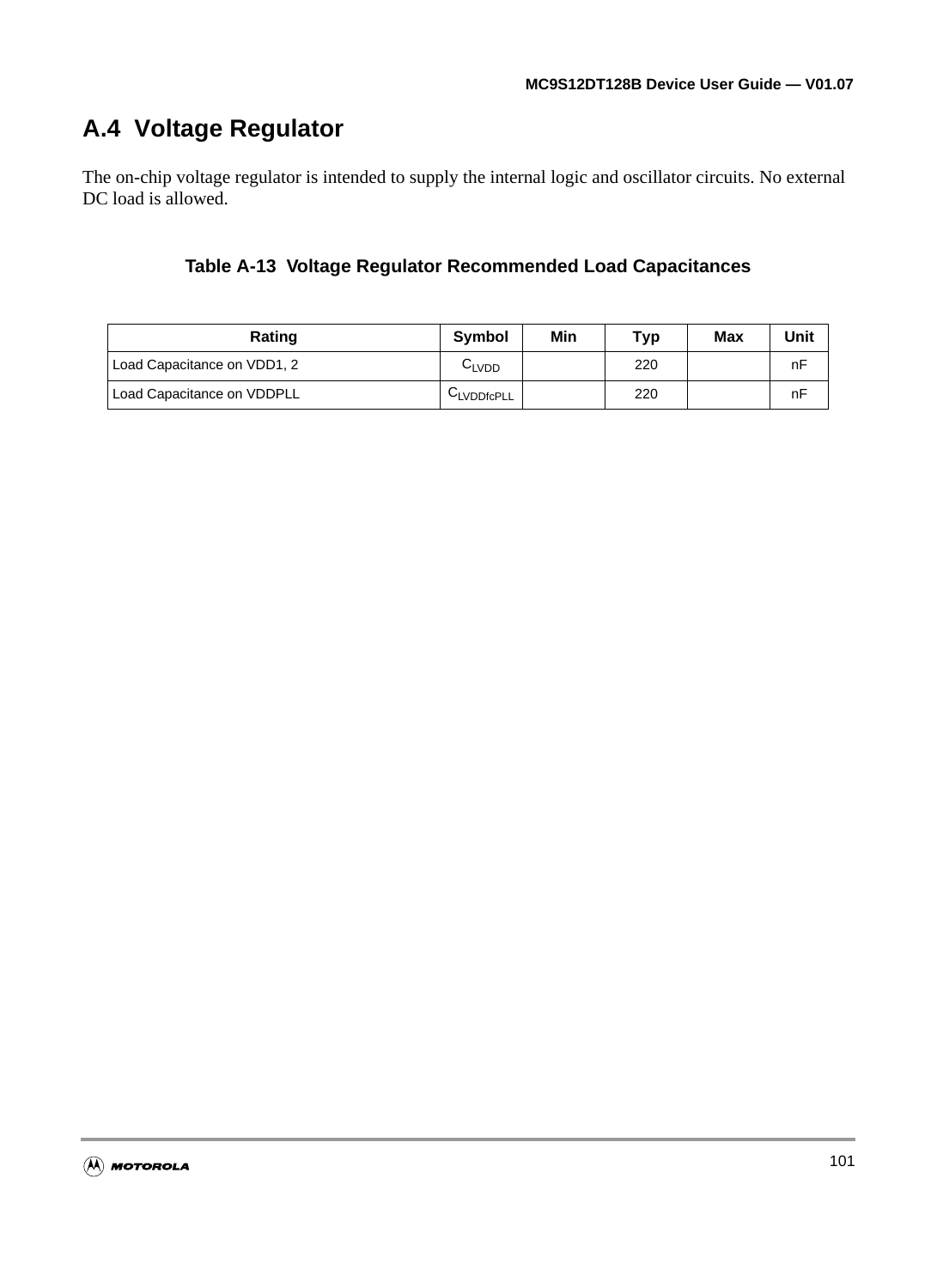## A.4 Voltage Regulator

The on-chip voltage regulator is intended to supply the internal logic and oscillator circuits. No external DC load is allowed.

**Table A-13 Voltage Regulator Recommended Load Capacitances**

| Rating | Symbol | Min | Typ | Max | Unit |
|---|---|---|---|---|---|
| Load Capacitance on VDD1, 2 | $C_{LVDD}$ | | 220 | | nF |
| Load Capacitance on VDDPLL | $C_{LVDDfcPLL}$ | | 220 | | nF |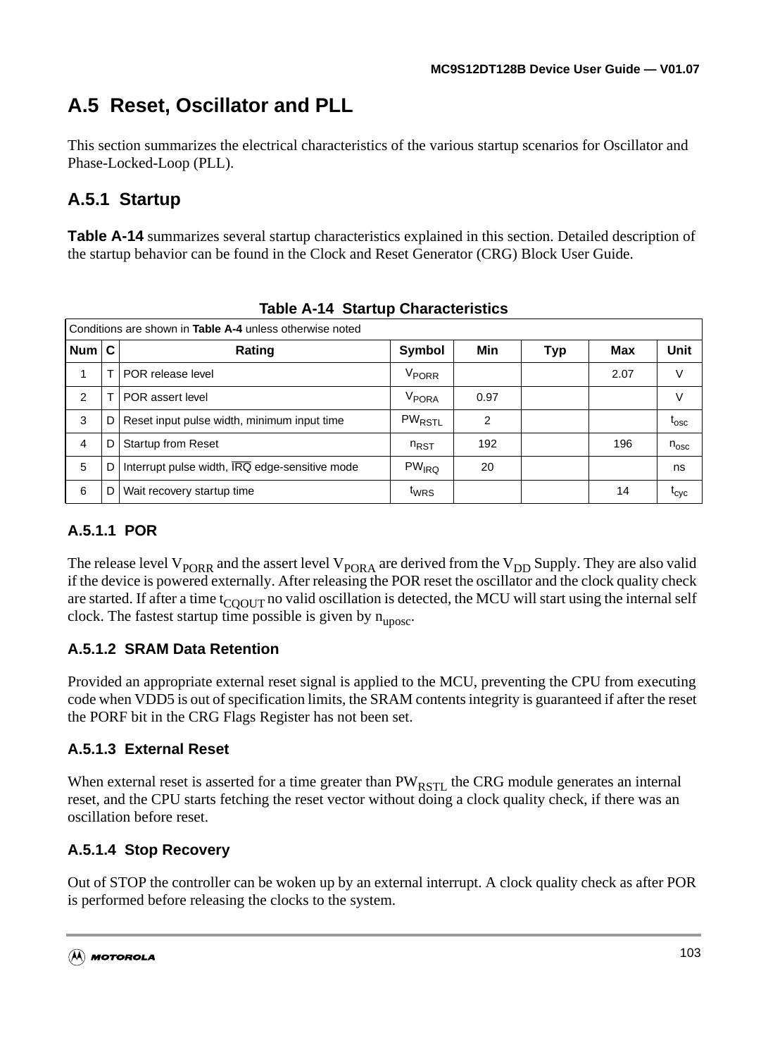# A.5 Reset, Oscillator and PLL

This section summarizes the electrical characteristics of the various startup scenarios for Oscillator and Phase-Locked-Loop (PLL).

## A.5.1 Startup

**Table A-14** summarizes several startup characteristics explained in this section. Detailed description of the startup behavior can be found in the Clock and Reset Generator (CRG) Block User Guide.

**Table A-14 Startup Characteristics**

| Conditions are shown in **Table A-4** unless otherwise noted | | | | | | | |
|---|---|---|---|---|---|---|---|
| **Num** | **C** | **Rating** | **Symbol** | **Min** | **Typ** | **Max** | **Unit** |
| 1 | T | POR release level | $V_{PORR}$ | | | 2.07 | V |
| 2 | T | POR assert level | $V_{PORA}$ | 0.97 | | | V |
| 3 | D | Reset input pulse width, minimum input time | $PW_{RSTL}$ | 2 | | | $t_{osc}$ |
| 4 | D | Startup from Reset | $n_{RST}$ | 192 | | 196 | $n_{osc}$ |
| 5 | D | Interrupt pulse width, $\overline{IRQ}$ edge-sensitive mode | $PW_{IRQ}$ | 20 | | | ns |
| 6 | D | Wait recovery startup time | $t_{WRS}$ | | | 14 | $t_{cyc}$ |

### A.5.1.1 POR

The release level $V_{PORR}$ and the assert level $V_{PORA}$ are derived from the $V_{DD}$ Supply. They are also valid if the device is powered externally. After releasing the POR reset the oscillator and the clock quality check are started. If after a time $t_{CQOUT}$ no valid oscillation is detected, the MCU will start using the internal self clock. The fastest startup time possible is given by $n_{uposc}$.

### A.5.1.2 SRAM Data Retention

Provided an appropriate external reset signal is applied to the MCU, preventing the CPU from executing code when VDD5 is out of specification limits, the SRAM contents integrity is guaranteed if after the reset the PORF bit in the CRG Flags Register has not been set.

### A.5.1.3 External Reset

When external reset is asserted for a time greater than $PW_{RSTL}$ the CRG module generates an internal reset, and the CPU starts fetching the reset vector without doing a clock quality check, if there was an oscillation before reset.

### A.5.1.4 Stop Recovery

Out of STOP the controller can be woken up by an external interrupt. A clock quality check as after POR is performed before releasing the clocks to the system.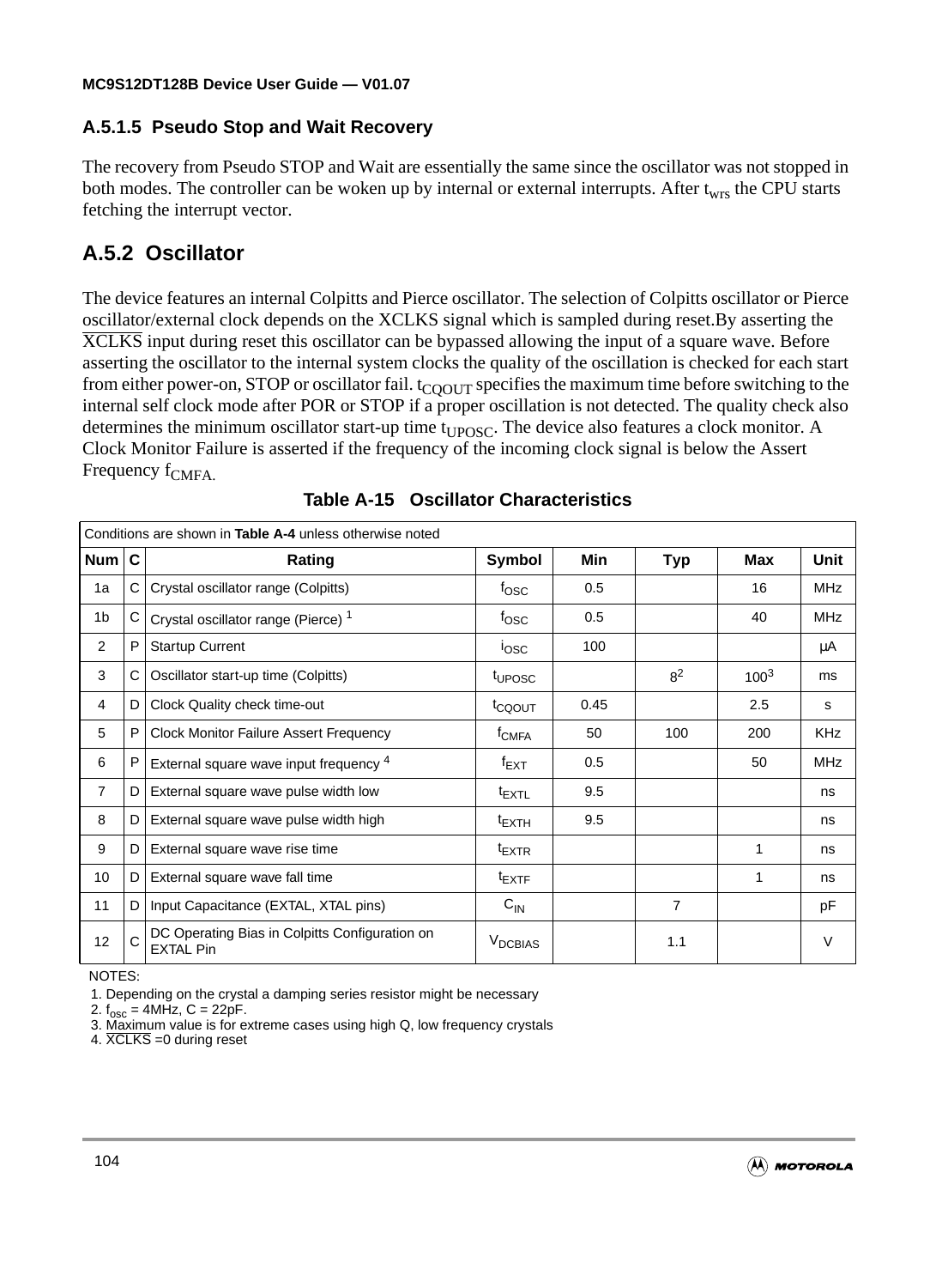### A.5.1.5 Pseudo Stop and Wait Recovery

The recovery from Pseudo STOP and Wait are essentially the same since the oscillator was not stopped in both modes. The controller can be woken up by internal or external interrupts. After $t_{wrs}$ the CPU starts fetching the interrupt vector.

## A.5.2 Oscillator

The device features an internal Colpitts and Pierce oscillator. The selection of Colpitts oscillator or Pierce oscillator/external clock depends on the XCLKS signal which is sampled during reset.By asserting the $\overline{XCLKS}$ input during reset this oscillator can be bypassed allowing the input of a square wave. Before asserting the oscillator to the internal system clocks the quality of the oscillation is checked for each start from either power-on, STOP or oscillator fail. $t_{CQOUT}$ specifies the maximum time before switching to the internal self clock mode after POR or STOP if a proper oscillation is not detected. The quality check also determines the minimum oscillator start-up time $t_{UPOSC}$. The device also features a clock monitor. A Clock Monitor Failure is asserted if the frequency of the incoming clock signal is below the Assert Frequency $f_{CMFA.}$

**Table A-15 Oscillator Characteristics**

| Conditions are shown in **Table A-4** unless otherwise noted | | | | | | | |
|---|---|---|---|---|---|---|---|
| **Num** | **C** | **Rating** | **Symbol** | **Min** | **Typ** | **Max** | **Unit** |
| 1a | C | Crystal oscillator range (Colpitts) | $f_{OSC}$ | 0.5 | | 16 | MHz |
| 1b | C | Crystal oscillator range (Pierce) [1] | $f_{OSC}$ | 0.5 | | 40 | MHz |
| 2 | P | Startup Current | $i_{OSC}$ | 100 | | | µA |
| 3 | C | Oscillator start-up time (Colpitts) | $t_{UPOSC}$ | | 8[2] | 100[3] | ms |
| 4 | D | Clock Quality check time-out | $t_{CQOUT}$ | 0.45 | | 2.5 | s |
| 5 | P | Clock Monitor Failure Assert Frequency | $f_{CMFA}$ | 50 | 100 | 200 | KHz |
| 6 | P | External square wave input frequency [4] | $f_{EXT}$ | 0.5 | | 50 | MHz |
| 7 | D | External square wave pulse width low | $t_{EXTL}$ | 9.5 | | | ns |
| 8 | D | External square wave pulse width high | $t_{EXTH}$ | 9.5 | | | ns |
| 9 | D | External square wave rise time | $t_{EXTR}$ | | | 1 | ns |
| 10 | D | External square wave fall time | $t_{EXTF}$ | | | 1 | ns |
| 11 | D | Input Capacitance (EXTAL, XTAL pins) | $C_{IN}$ | | 7 | | pF |
| 12 | C | DC Operating Bias in Colpitts Configuration on EXTAL Pin | $V_{DCBIAS}$ | | 1.1 | | V |

NOTES:
1. Depending on the crystal a damping series resistor might be necessary
2. $f_{osc}$ = 4MHz, C = 22pF.
3. Maximum value is for extreme cases using high Q, low frequency crystals
4. $\overline{XCLKS}$ =0 during reset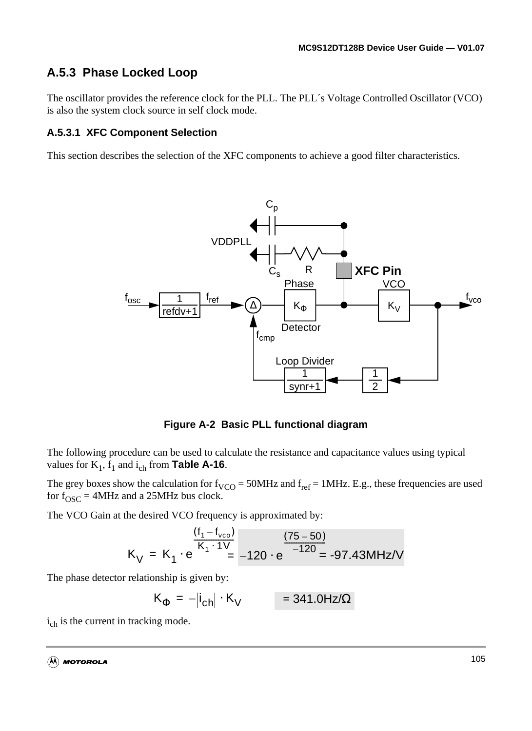## A.5.3 Phase Locked Loop

The oscillator provides the reference clock for the PLL. The PLL´s Voltage Controlled Oscillator (VCO) is also the system clock source in self clock mode.

### A.5.3.1 XFC Component Selection

This section describes the selection of the XFC components to achieve a good filter characteristics.

**Figure A-2 Basic PLL functional diagram**

The following procedure can be used to calculate the resistance and capacitance values using typical values for $K_1$, $f_1$ and $i_{ch}$ from **Table A-16**.

The grey boxes show the calculation for $f_{VCO}$ = 50MHz and $f_{ref}$ = 1MHz. E.g., these frequencies are used for $f_{OSC}$ = 4MHz and a 25MHz bus clock.

The VCO Gain at the desired VCO frequency is approximated by:

$$K_V = K_1 \cdot e^{\frac{(f_1 - f_{vco})}{K_1 \cdot 1V}} = -120 \cdot e^{\frac{(75-50)}{-120}} = \text{-97.43MHz/V}$$

The phase detector relationship is given by:

$$K_\Phi = -|i_{ch}| \cdot K_V \quad = 341.0\text{Hz}/\Omega$$

$i_{ch}$ is the current in tracking mode.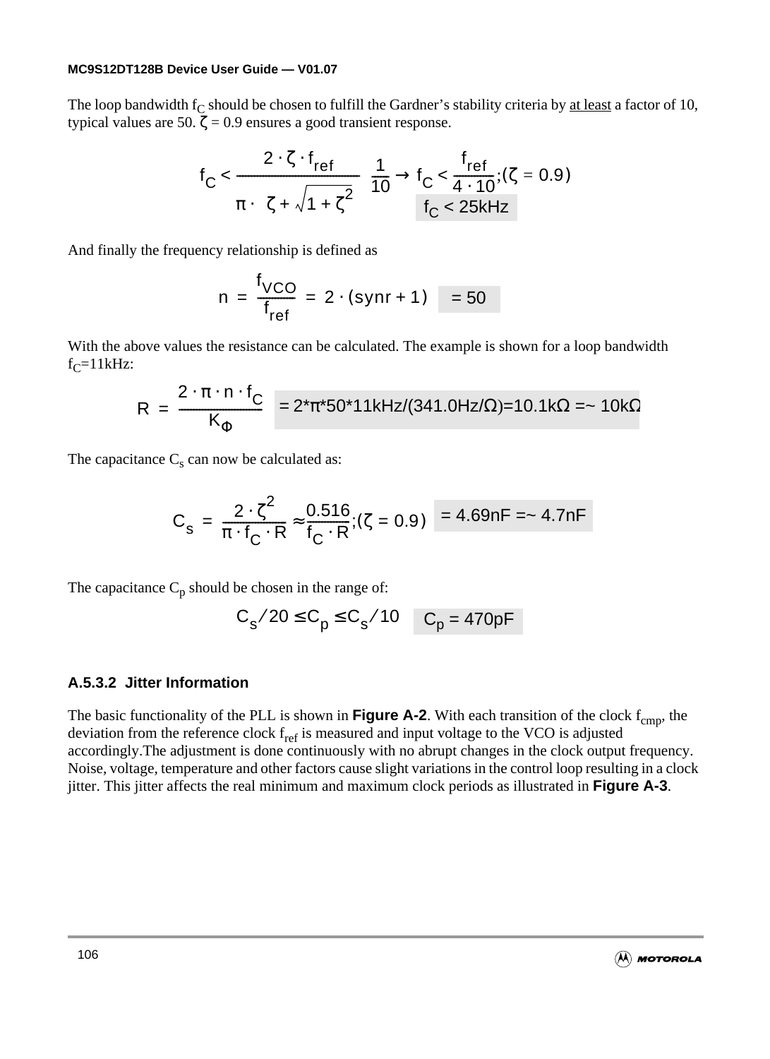The loop bandwidth $f_C$ should be chosen to fulfill the Gardner's stability criteria by <u>at least</u> a factor of 10, typical values are 50. $\zeta = 0.9$ ensures a good transient response.

$$f_C < \frac{2 \cdot \zeta \cdot f_{ref}}{\pi \cdot \left(\zeta + \sqrt{1 + \zeta^2}\right)} \cdot \frac{1}{10} \rightarrow f_C < \frac{f_{ref}}{4 \cdot 10};(\zeta = 0.9)$$

$$f_C < 25kHz$$

And finally the frequency relationship is defined as

$$n = \frac{f_{VCO}}{f_{ref}} = 2 \cdot (synr + 1) \quad = 50$$

With the above values the resistance can be calculated. The example is shown for a loop bandwidth $f_C$=11kHz:

$$R = \frac{2 \cdot \pi \cdot n \cdot f_C}{K_\Phi} \quad = 2*\pi*50*11kHz/(341.0Hz/\Omega)=10.1k\Omega =\sim 10k\Omega$$

The capacitance $C_s$ can now be calculated as:

$$C_s = \frac{2 \cdot \zeta^2}{\pi \cdot f_C \cdot R} \approx \frac{0.516}{f_C \cdot R};(\zeta = 0.9) \quad = 4.69nF =\sim 4.7nF$$

The capacitance $C_p$ should be chosen in the range of:

$$C_s/20 \le C_p \le C_s/10 \quad C_p = 470pF$$

### A.5.3.2 Jitter Information

The basic functionality of the PLL is shown in **Figure A-2**. With each transition of the clock $f_{cmp}$, the deviation from the reference clock $f_{ref}$ is measured and input voltage to the VCO is adjusted accordingly.The adjustment is done continuously with no abrupt changes in the clock output frequency. Noise, voltage, temperature and other factors cause slight variations in the control loop resulting in a clock jitter. This jitter affects the real minimum and maximum clock periods as illustrated in **Figure A-3**.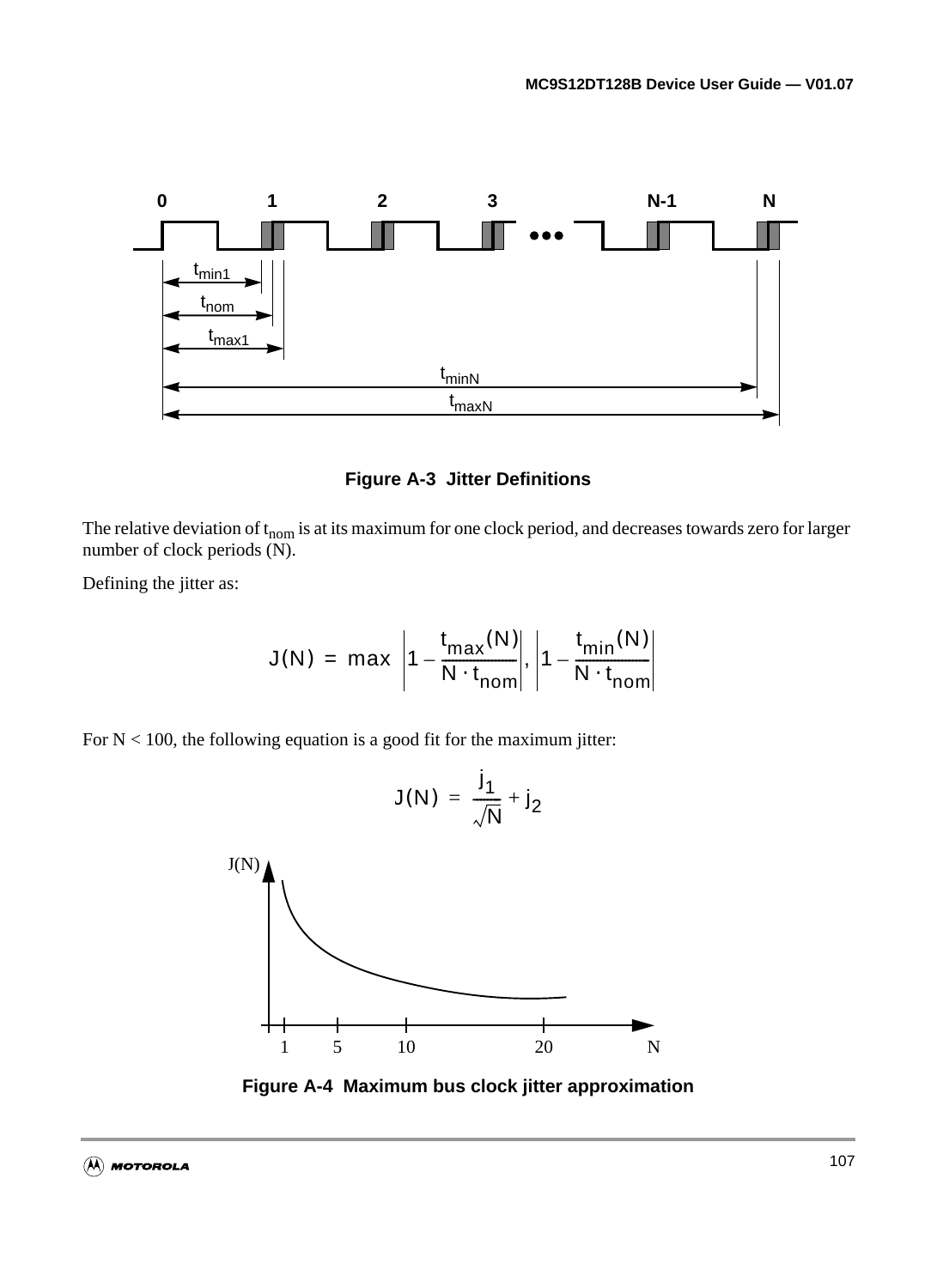Figure A-3 Jitter Definitions

The relative deviation of $t_{nom}$ is at its maximum for one clock period, and decreases towards zero for larger number of clock periods (N).

Defining the jitter as:

$$J(N) = \max\left(\left|1 - \frac{t_{max}(N)}{N \cdot t_{nom}}\right|, \left|1 - \frac{t_{min}(N)}{N \cdot t_{nom}}\right|\right)$$

For N < 100, the following equation is a good fit for the maximum jitter:

$$J(N) = \frac{j_1}{\sqrt{N}} + j_2$$

Figure A-4 Maximum bus clock jitter approximation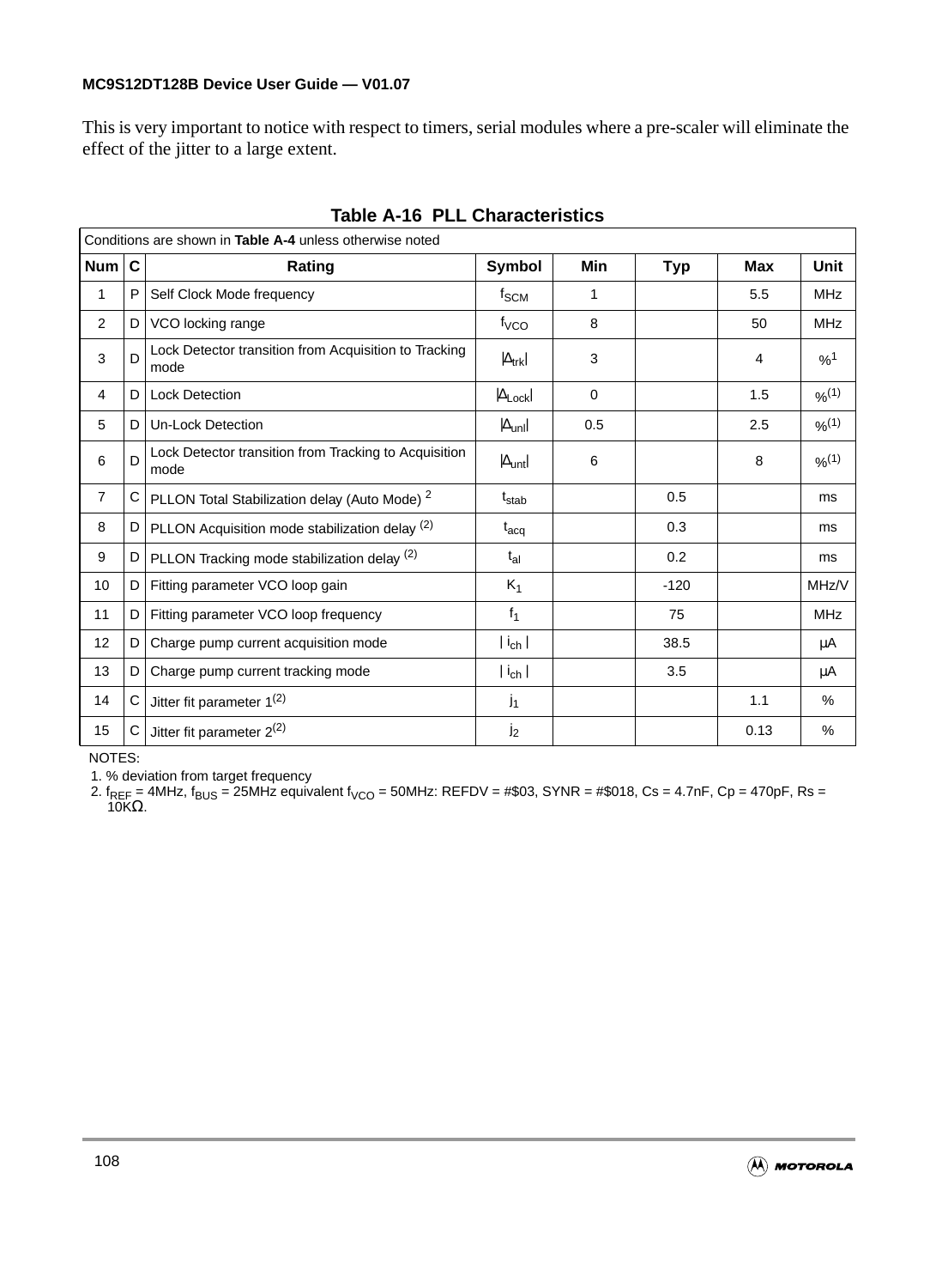This is very important to notice with respect to timers, serial modules where a pre-scaler will eliminate the effect of the jitter to a large extent.

**Table A-16 PLL Characteristics**

| Conditions are shown in **Table A-4** unless otherwise noted | | | | | | | |
|---|---|---|---|---|---|---|---|
| **Num** | **C** | **Rating** | **Symbol** | **Min** | **Typ** | **Max** | **Unit** |
| 1 | P | Self Clock Mode frequency | $f_{SCM}$ | 1 | | 5.5 | MHz |
| 2 | D | VCO locking range | $f_{VCO}$ | 8 | | 50 | MHz |
| 3 | D | Lock Detector transition from Acquisition to Tracking mode | $\|\Delta_{trk}\|$ | 3 | | 4 | %[1] |
| 4 | D | Lock Detection | $\|\Delta_{Lock}\|$ | 0 | | 1.5 | %[(1)] |
| 5 | D | Un-Lock Detection | $\|\Delta_{unl}\|$ | 0.5 | | 2.5 | %[(1)] |
| 6 | D | Lock Detector transition from Tracking to Acquisition mode | $\|\Delta_{unt}\|$ | 6 | | 8 | %[(1)] |
| 7 | C | PLLON Total Stabilization delay (Auto Mode) [2] | $t_{stab}$ | | 0.5 | | ms |
| 8 | D | PLLON Acquisition mode stabilization delay [(2)] | $t_{acq}$ | | 0.3 | | ms |
| 9 | D | PLLON Tracking mode stabilization delay [(2)] | $t_{al}$ | | 0.2 | | ms |
| 10 | D | Fitting parameter VCO loop gain | $K_1$ | | -120 | | MHz/V |
| 11 | D | Fitting parameter VCO loop frequency | $f_1$ | | 75 | | MHz |
| 12 | D | Charge pump current acquisition mode | $\| i_{ch} \|$ | | 38.5 | | µA |
| 13 | D | Charge pump current tracking mode | $\| i_{ch} \|$ | | 3.5 | | µA |
| 14 | C | Jitter fit parameter 1[(2)] | $j_1$ | | | 1.1 | % |
| 15 | C | Jitter fit parameter 2[(2)] | $j_2$ | | | 0.13 | % |

NOTES:

1. % deviation from target frequency
2. $f_{REF}$ = 4MHz, $f_{BUS}$ = 25MHz equivalent $f_{VCO}$ = 50MHz: REFDV = #$03, SYNR = #$018, Cs = 4.7nF, Cp = 470pF, Rs = 10KΩ.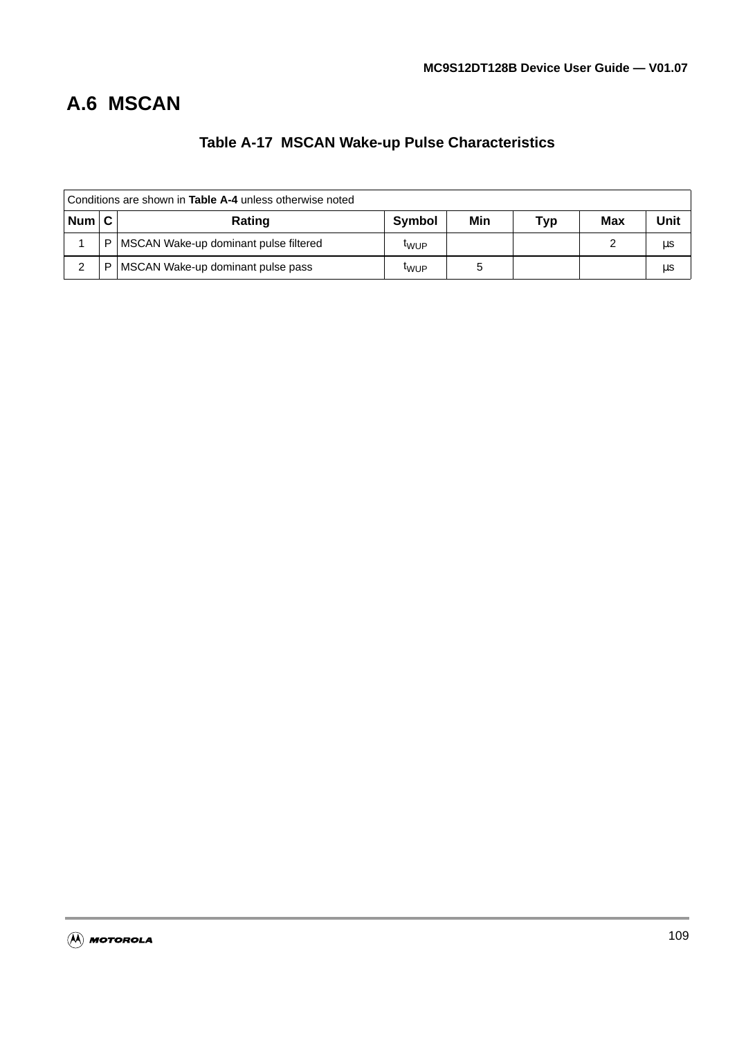## A.6 MSCAN

**Table A-17 MSCAN Wake-up Pulse Characteristics**

| Conditions are shown in **Table A-4** unless otherwise noted | | | | | | | |
|---|---|---|---|---|---|---|---|
| **Num** | **C** | **Rating** | **Symbol** | **Min** | **Typ** | **Max** | **Unit** |
| 1 | P | MSCAN Wake-up dominant pulse filtered | $t_{WUP}$ | | | 2 | µs |
| 2 | P | MSCAN Wake-up dominant pulse pass | $t_{WUP}$ | 5 | | | µs |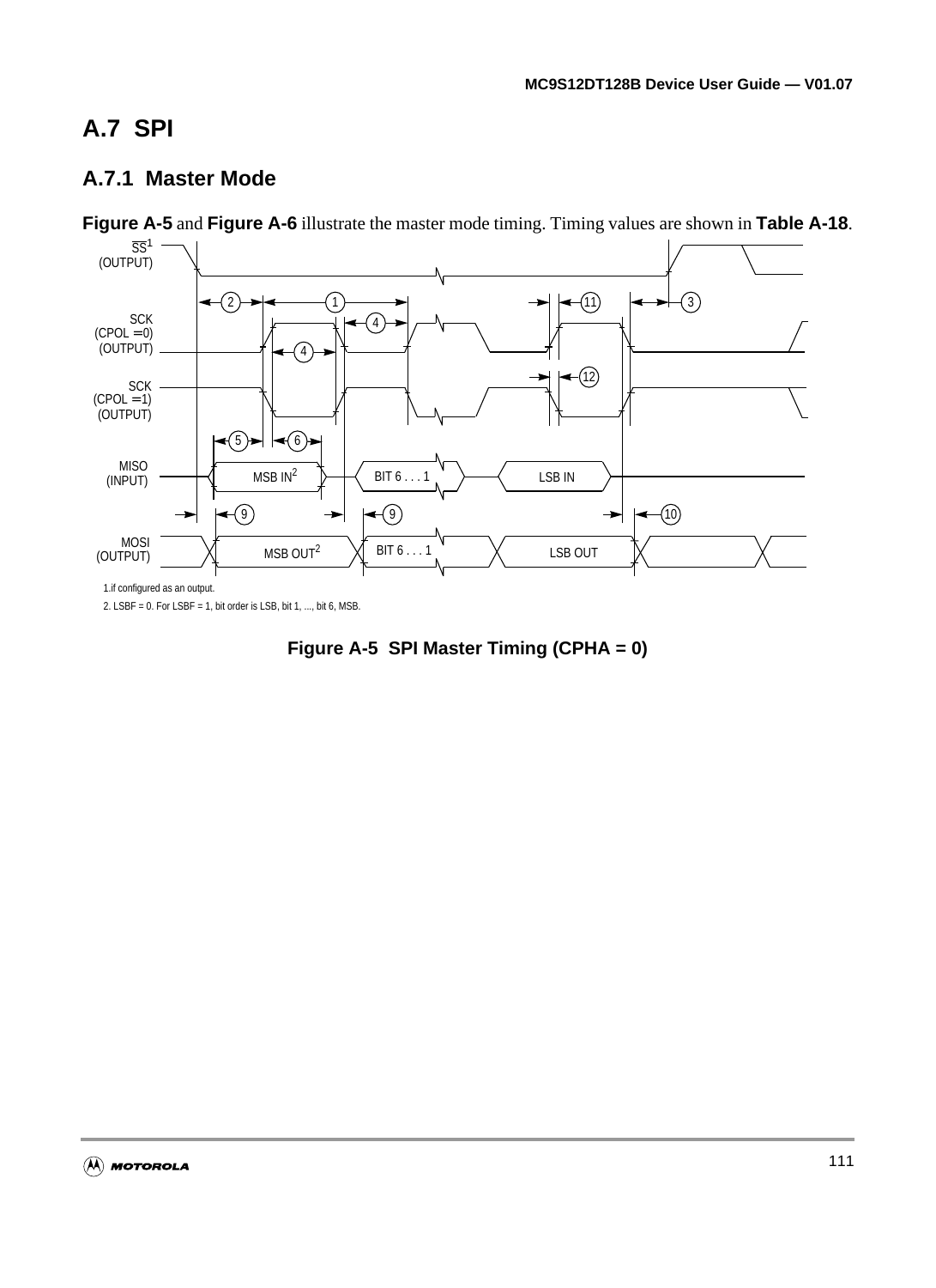## A.7 SPI

### A.7.1 Master Mode

**Figure A-5** and **Figure A-6** illustrate the master mode timing. Timing values are shown in **Table A-18**.

SS[1] (OUTPUT)

SCK (CPOL = 0) (OUTPUT)

SCK (CPOL = 1) (OUTPUT)

MISO (INPUT) — MSB IN[2] — BIT 6 . . . 1 — LSB IN

MOSI (OUTPUT) — MSB OUT[2] — BIT 6 . . . 1 — LSB OUT

1.if configured as an output.

2. LSBF = 0. For LSBF = 1, bit order is LSB, bit 1, ..., bit 6, MSB.

**Figure A-5 SPI Master Timing (CPHA = 0)**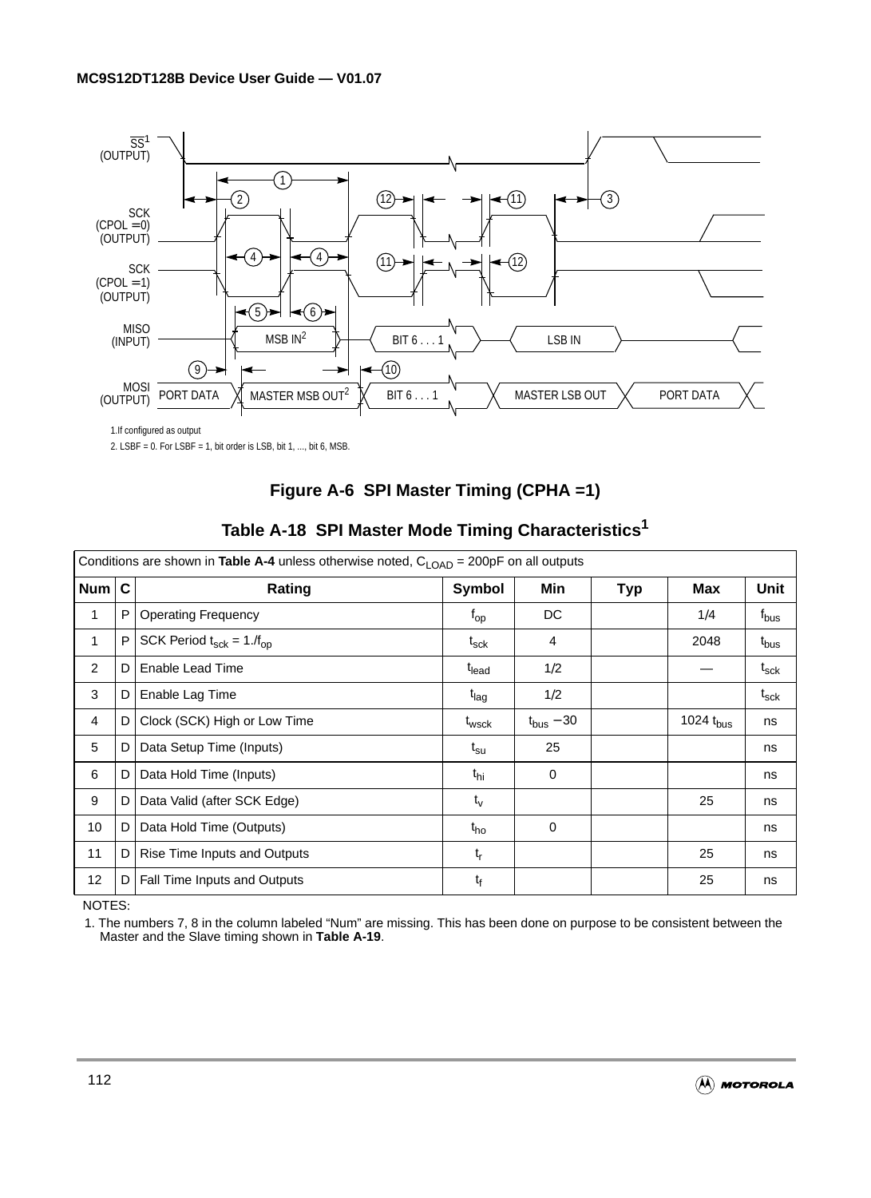1.If configured as output

2. LSBF = 0. For LSBF = 1, bit order is LSB, bit 1, ..., bit 6, MSB.

**Figure A-6 SPI Master Timing (CPHA =1)**

## Table A-18 SPI Master Mode Timing Characteristics[1]

| Conditions are shown in **Table A-4** unless otherwise noted, $C_{LOAD}$ = 200pF on all outputs | | | | | | | |
|---|---|---|---|---|---|---|---|
| **Num** | **C** | **Rating** | **Symbol** | **Min** | **Typ** | **Max** | **Unit** |
| 1 | P | Operating Frequency | $f_{op}$ | DC | | 1/4 | $f_{bus}$ |
| 1 | P | SCK Period $t_{sck} = 1./f_{op}$ | $t_{sck}$ | 4 | | 2048 | $t_{bus}$ |
| 2 | D | Enable Lead Time | $t_{lead}$ | 1/2 | | — | $t_{sck}$ |
| 3 | D | Enable Lag Time | $t_{lag}$ | 1/2 | | | $t_{sck}$ |
| 4 | D | Clock (SCK) High or Low Time | $t_{wsck}$ | $t_{bus}$ −30 | | 1024 $t_{bus}$ | ns |
| 5 | D | Data Setup Time (Inputs) | $t_{su}$ | 25 | | | ns |
| 6 | D | Data Hold Time (Inputs) | $t_{hi}$ | 0 | | | ns |
| 9 | D | Data Valid (after SCK Edge) | $t_v$ | | | 25 | ns |
| 10 | D | Data Hold Time (Outputs) | $t_{ho}$ | 0 | | | ns |
| 11 | D | Rise Time Inputs and Outputs | $t_r$ | | | 25 | ns |
| 12 | D | Fall Time Inputs and Outputs | $t_f$ | | | 25 | ns |

NOTES:

1. The numbers 7, 8 in the column labeled “Num” are missing. This has been done on purpose to be consistent between the Master and the Slave timing shown in **Table A-19**.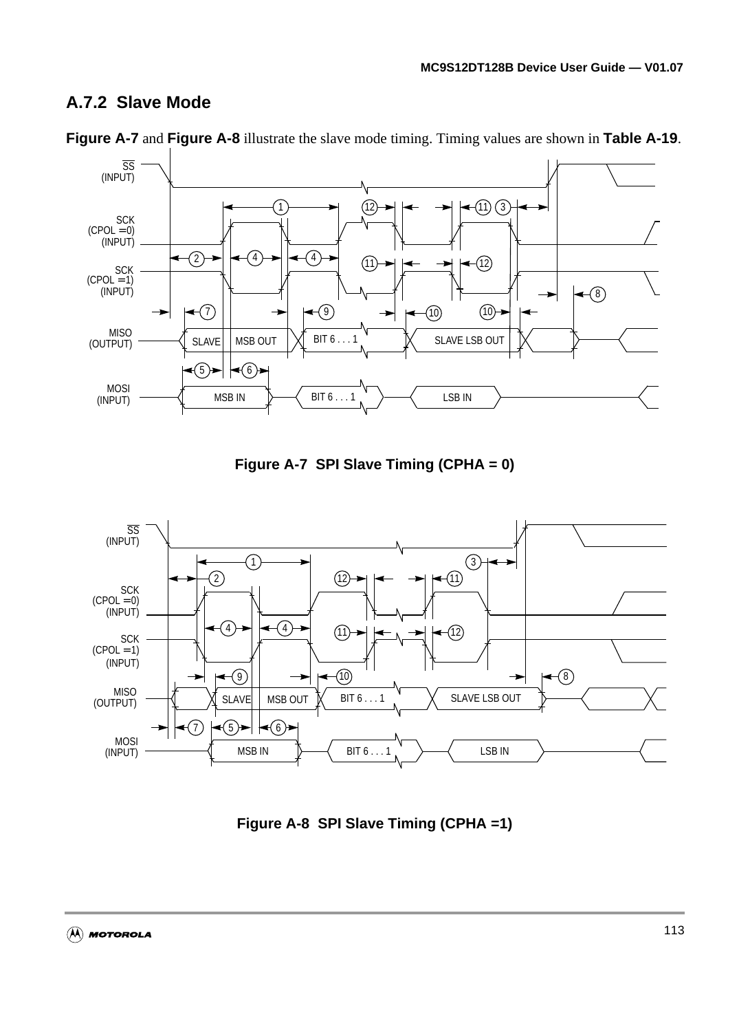## A.7.2 Slave Mode

**Figure A-7** and **Figure A-8** illustrate the slave mode timing. Timing values are shown in **Table A-19**.

**Figure A-7 SPI Slave Timing (CPHA = 0)**

**Figure A-8 SPI Slave Timing (CPHA =1)**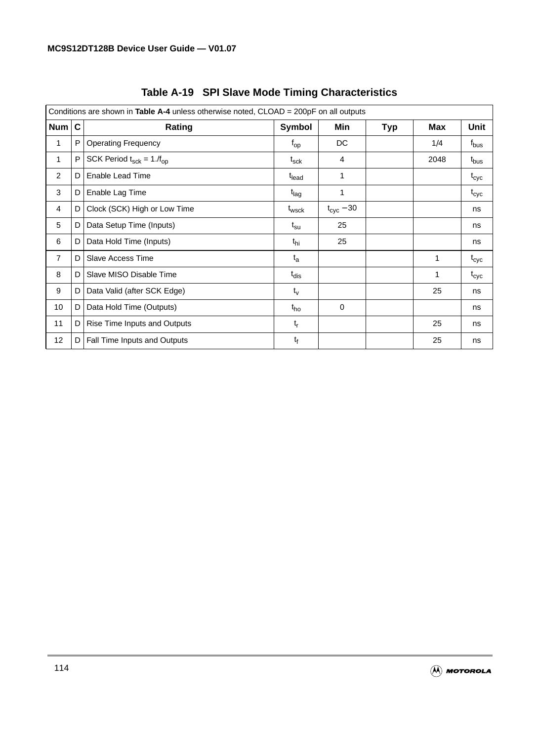**Table A-19 SPI Slave Mode Timing Characteristics**

| Conditions are shown in **Table A-4** unless otherwise noted, CLOAD = 200pF on all outputs | | | | | | | |
|---|---|---|---|---|---|---|---|
| **Num** | **C** | **Rating** | **Symbol** | **Min** | **Typ** | **Max** | **Unit** |
| 1 | P | Operating Frequency | $f_{op}$ | DC | | 1/4 | $f_{bus}$ |
| 1 | P | SCK Period $t_{sck} = 1./f_{op}$ | $t_{sck}$ | 4 | | 2048 | $t_{bus}$ |
| 2 | D | Enable Lead Time | $t_{lead}$ | 1 | | | $t_{cyc}$ |
| 3 | D | Enable Lag Time | $t_{lag}$ | 1 | | | $t_{cyc}$ |
| 4 | D | Clock (SCK) High or Low Time | $t_{wsck}$ | $t_{cyc} - 30$ | | | ns |
| 5 | D | Data Setup Time (Inputs) | $t_{su}$ | 25 | | | ns |
| 6 | D | Data Hold Time (Inputs) | $t_{hi}$ | 25 | | | ns |
| 7 | D | Slave Access Time | $t_a$ | | | 1 | $t_{cyc}$ |
| 8 | D | Slave MISO Disable Time | $t_{dis}$ | | | 1 | $t_{cyc}$ |
| 9 | D | Data Valid (after SCK Edge) | $t_v$ | | | 25 | ns |
| 10 | D | Data Hold Time (Outputs) | $t_{ho}$ | 0 | | | ns |
| 11 | D | Rise Time Inputs and Outputs | $t_r$ | | | 25 | ns |
| 12 | D | Fall Time Inputs and Outputs | $t_f$ | | | 25 | ns |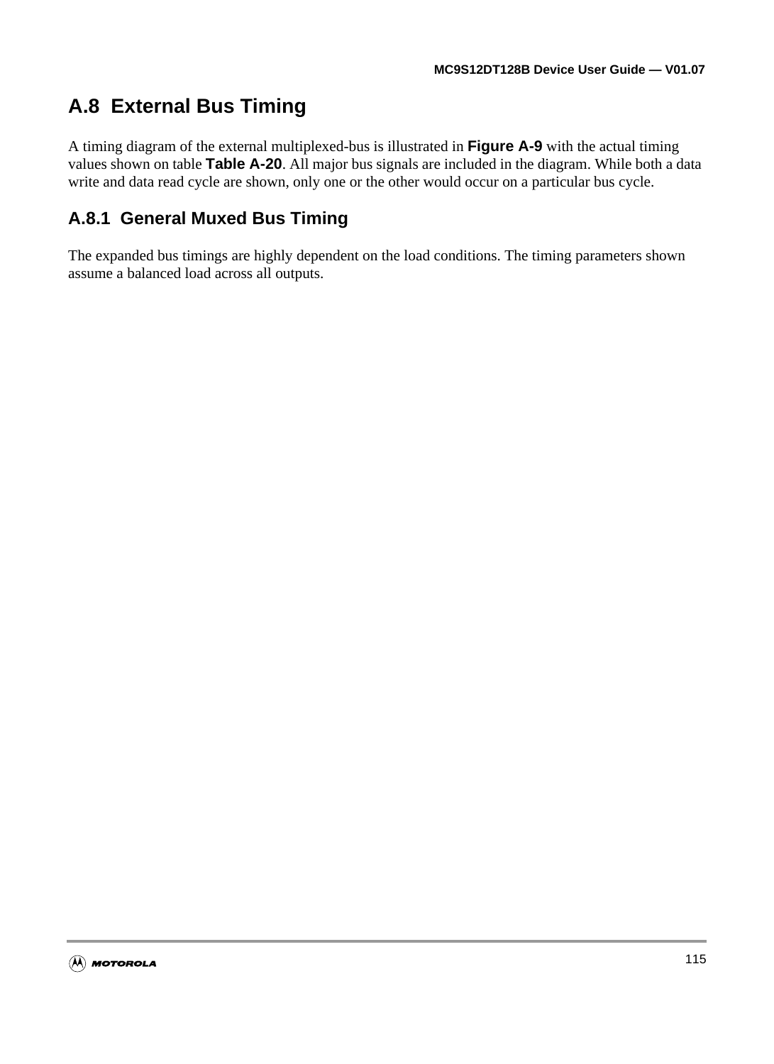## A.8 External Bus Timing

A timing diagram of the external multiplexed-bus is illustrated in **Figure A-9** with the actual timing values shown on table **Table A-20**. All major bus signals are included in the diagram. While both a data write and data read cycle are shown, only one or the other would occur on a particular bus cycle.

### A.8.1 General Muxed Bus Timing

The expanded bus timings are highly dependent on the load conditions. The timing parameters shown assume a balanced load across all outputs.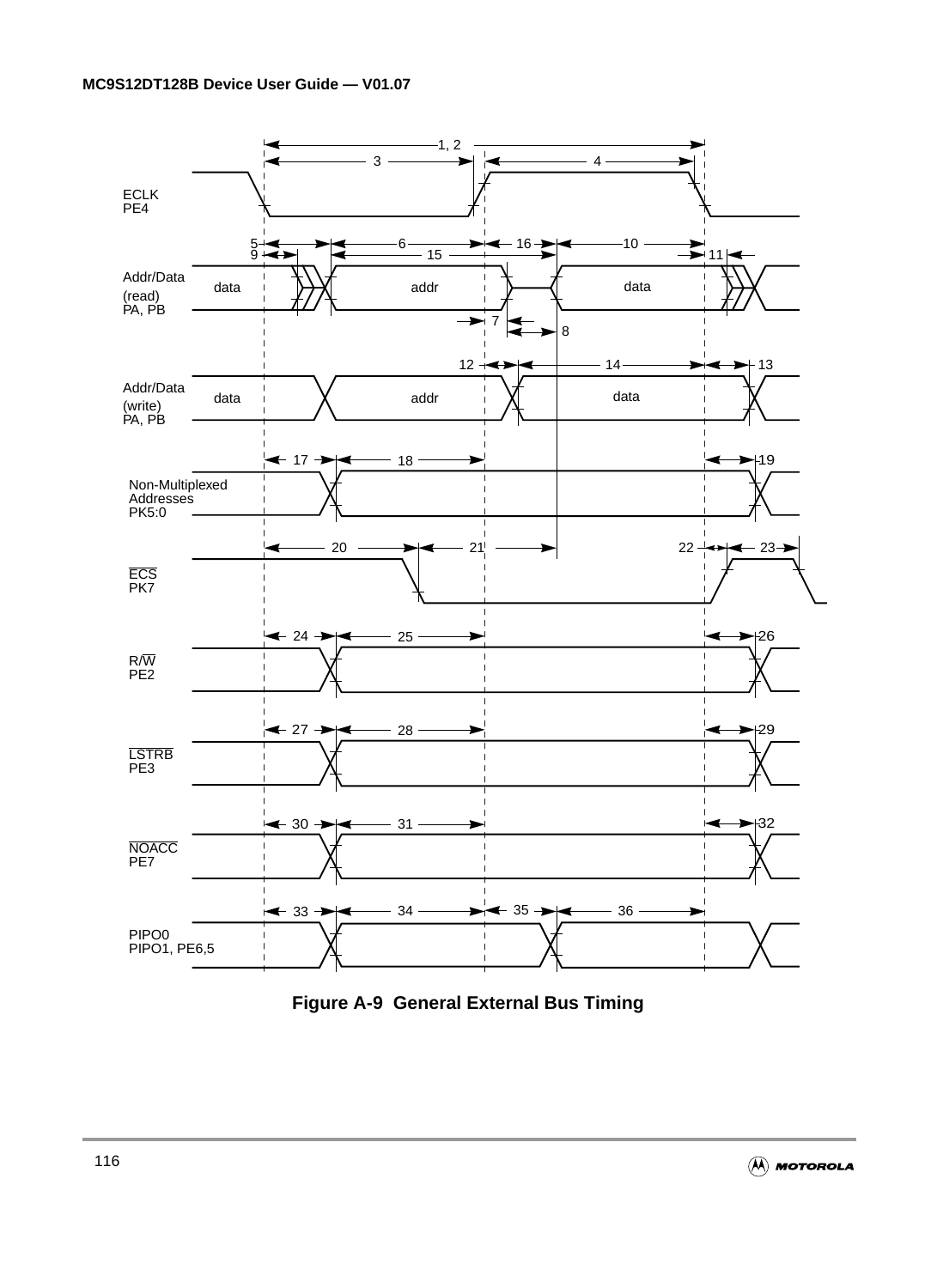ECLK
PE4

Addr/Data
(read)
PA, PB

Addr/Data
(write)
PA, PB

Non-Multiplexed
Addresses
PK5:0

ECS
PK7

R/W
PE2

LSTRB
PE3

NOACC
PE7

PIPO0
PIPO1, PE6,5

**Figure A-9 General External Bus Timing**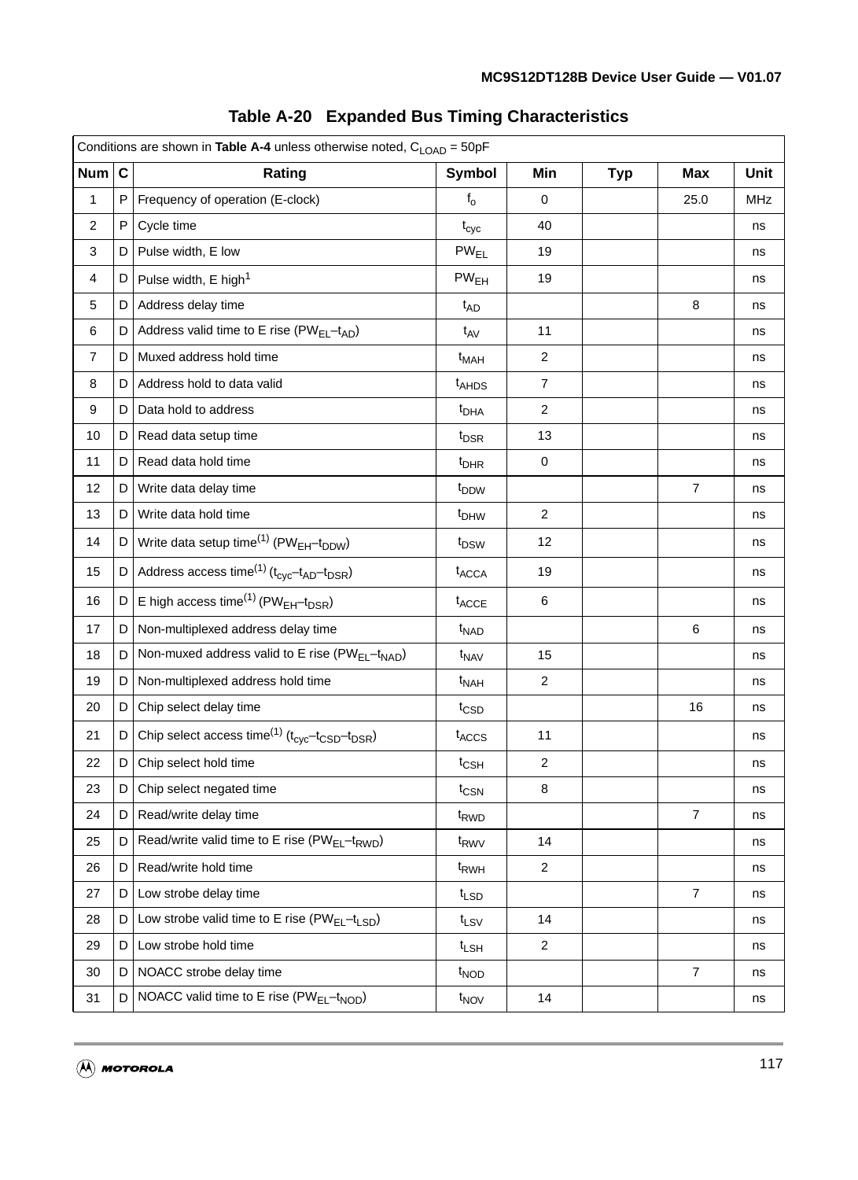**Table A-20 Expanded Bus Timing Characteristics**

| Conditions are shown in **Table A-4** unless otherwise noted, $C_{LOAD}$ = 50pF | | | | | | | |
|---|---|---|---|---|---|---|---|
| **Num** | **C** | **Rating** | **Symbol** | **Min** | **Typ** | **Max** | **Unit** |
| 1 | P | Frequency of operation (E-clock) | $f_o$ | 0 | | 25.0 | MHz |
| 2 | P | Cycle time | $t_{cyc}$ | 40 | | | ns |
| 3 | D | Pulse width, E low | $PW_{EL}$ | 19 | | | ns |
| 4 | D | Pulse width, E high[1] | $PW_{EH}$ | 19 | | | ns |
| 5 | D | Address delay time | $t_{AD}$ | | | 8 | ns |
| 6 | D | Address valid time to E rise ($PW_{EL}$–$t_{AD}$) | $t_{AV}$ | 11 | | | ns |
| 7 | D | Muxed address hold time | $t_{MAH}$ | 2 | | | ns |
| 8 | D | Address hold to data valid | $t_{AHDS}$ | 7 | | | ns |
| 9 | D | Data hold to address | $t_{DHA}$ | 2 | | | ns |
| 10 | D | Read data setup time | $t_{DSR}$ | 13 | | | ns |
| 11 | D | Read data hold time | $t_{DHR}$ | 0 | | | ns |
| 12 | D | Write data delay time | $t_{DDW}$ | | | 7 | ns |
| 13 | D | Write data hold time | $t_{DHW}$ | 2 | | | ns |
| 14 | D | Write data setup time(1) ($PW_{EH}$–$t_{DDW}$) | $t_{DSW}$ | 12 | | | ns |
| 15 | D | Address access time(1) ($t_{cyc}$–$t_{AD}$–$t_{DSR}$) | $t_{ACCA}$ | 19 | | | ns |
| 16 | D | E high access time(1) ($PW_{EH}$–$t_{DSR}$) | $t_{ACCE}$ | 6 | | | ns |
| 17 | D | Non-multiplexed address delay time | $t_{NAD}$ | | | 6 | ns |
| 18 | D | Non-muxed address valid to E rise ($PW_{EL}$–$t_{NAD}$) | $t_{NAV}$ | 15 | | | ns |
| 19 | D | Non-multiplexed address hold time | $t_{NAH}$ | 2 | | | ns |
| 20 | D | Chip select delay time | $t_{CSD}$ | | | 16 | ns |
| 21 | D | Chip select access time(1) ($t_{cyc}$–$t_{CSD}$–$t_{DSR}$) | $t_{ACCS}$ | 11 | | | ns |
| 22 | D | Chip select hold time | $t_{CSH}$ | 2 | | | ns |
| 23 | D | Chip select negated time | $t_{CSN}$ | 8 | | | ns |
| 24 | D | Read/write delay time | $t_{RWD}$ | | | 7 | ns |
| 25 | D | Read/write valid time to E rise ($PW_{EL}$–$t_{RWD}$) | $t_{RWV}$ | 14 | | | ns |
| 26 | D | Read/write hold time | $t_{RWH}$ | 2 | | | ns |
| 27 | D | Low strobe delay time | $t_{LSD}$ | | | 7 | ns |
| 28 | D | Low strobe valid time to E rise ($PW_{EL}$–$t_{LSD}$) | $t_{LSV}$ | 14 | | | ns |
| 29 | D | Low strobe hold time | $t_{LSH}$ | 2 | | | ns |
| 30 | D | NOACC strobe delay time | $t_{NOD}$ | | | 7 | ns |
| 31 | D | NOACC valid time to E rise ($PW_{EL}$–$t_{NOD}$) | $t_{NOV}$ | 14 | | | ns |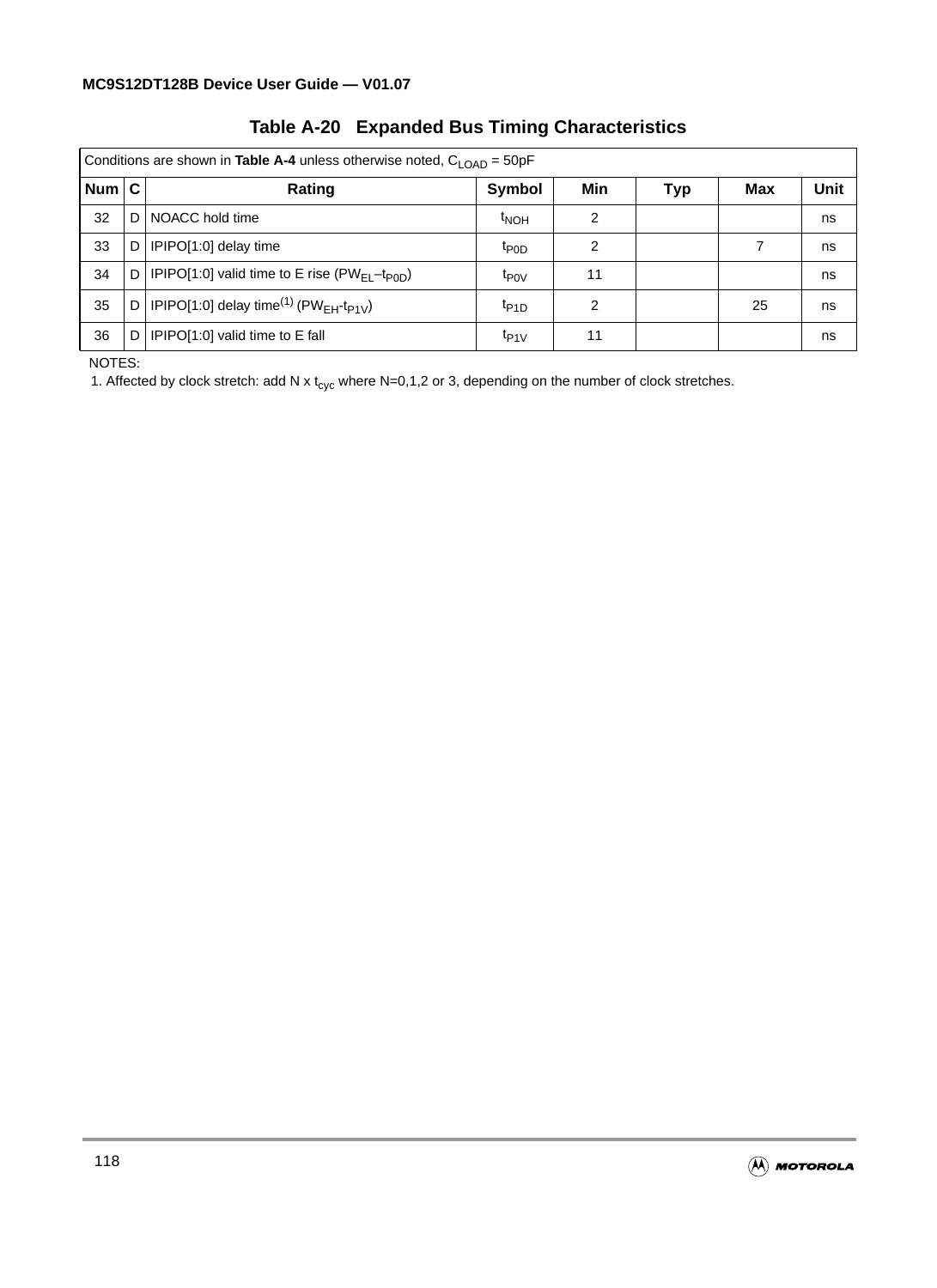**Table A-20 Expanded Bus Timing Characteristics**

| Conditions are shown in **Table A-4** unless otherwise noted, $C_{LOAD}$ = 50pF | | | | | | | |
|---|---|---|---|---|---|---|---|
| **Num** | **C** | **Rating** | **Symbol** | **Min** | **Typ** | **Max** | **Unit** |
| 32 | D | NOACC hold time | $t_{NOH}$ | 2 | | | ns |
| 33 | D | IPIPO[1:0] delay time | $t_{P0D}$ | 2 | | 7 | ns |
| 34 | D | IPIPO[1:0] valid time to E rise ($PW_{EL}$–$t_{P0D}$) | $t_{P0V}$ | 11 | | | ns |
| 35 | D | IPIPO[1:0] delay time(1) ($PW_{EH}$-$t_{P1V}$) | $t_{P1D}$ | 2 | | 25 | ns |
| 36 | D | IPIPO[1:0] valid time to E fall | $t_{P1V}$ | 11 | | | ns |

NOTES:

1. Affected by clock stretch: add N x $t_{cyc}$ where N=0,1,2 or 3, depending on the number of clock stretches.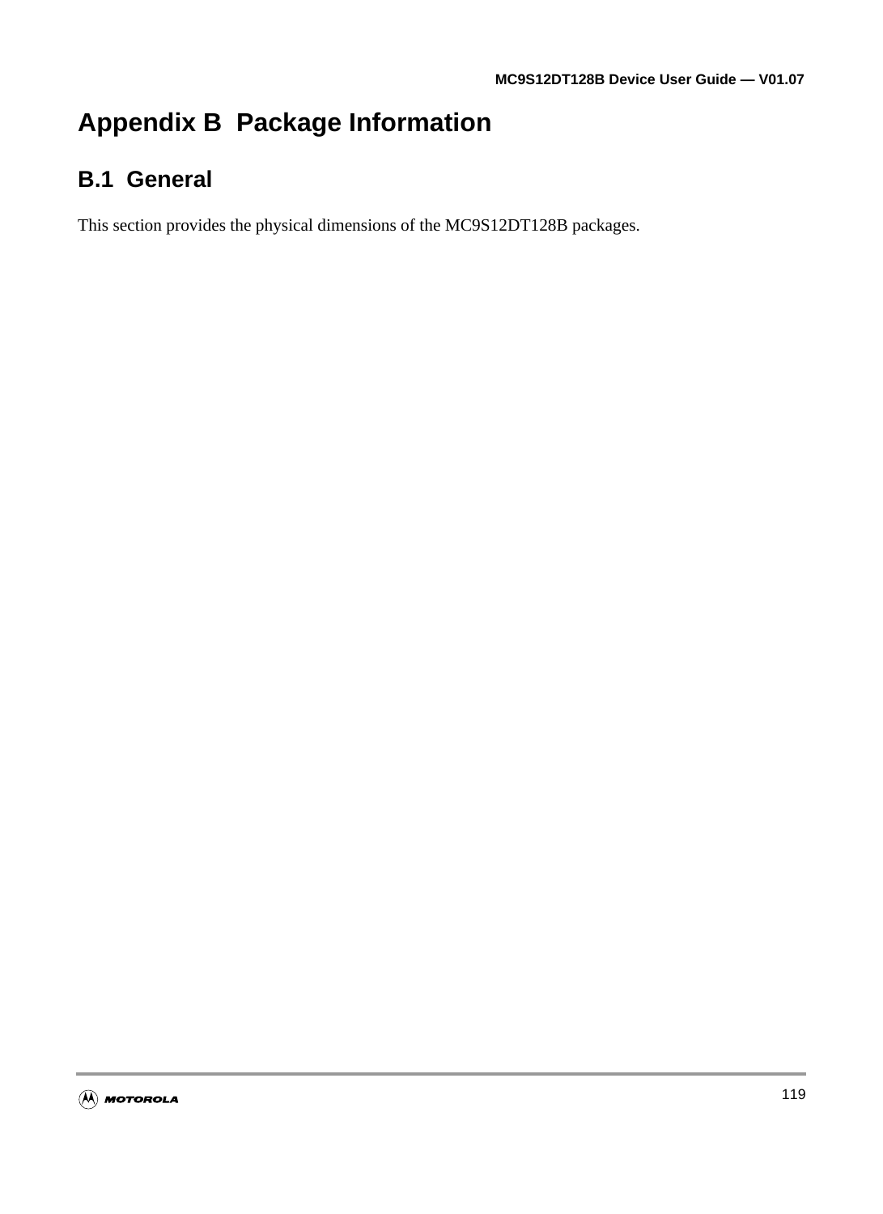# Appendix B  Package Information

## B.1  General

This section provides the physical dimensions of the MC9S12DT128B packages.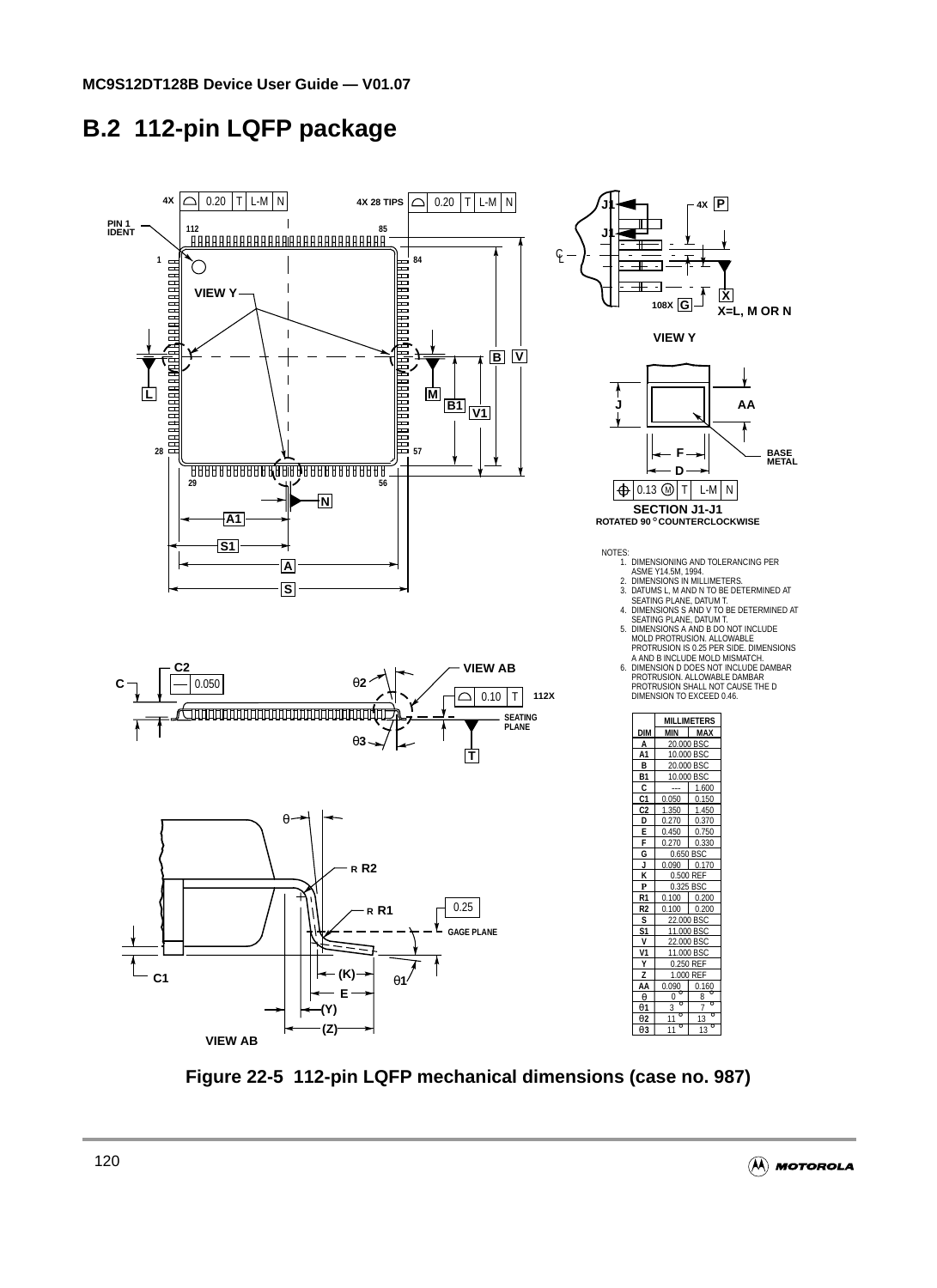## B.2 112-pin LQFP package

NOTES:
1. DIMENSIONING AND TOLERANCING PER ASME Y14.5M, 1994.
2. DIMENSIONS IN MILLIMETERS.
3. DATUMS L, M AND N TO BE DETERMINED AT SEATING PLANE, DATUM T.
4. DIMENSIONS S AND V TO BE DETERMINED AT SEATING PLANE, DATUM T.
5. DIMENSIONS A AND B DO NOT INCLUDE MOLD PROTRUSION. ALLOWABLE PROTRUSION IS 0.25 PER SIDE. DIMENSIONS A AND B INCLUDE MOLD MISMATCH.
6. DIMENSION D DOES NOT INCLUDE DAMBAR PROTRUSION. ALLOWABLE DAMBAR PROTRUSION SHALL NOT CAUSE THE D DIMENSION TO EXCEED 0.46.

| DIM | MILLIMETERS MIN | MILLIMETERS MAX |
|---|---|---|
| A | 20.000 BSC | |
| A1 | 10.000 BSC | |
| B | 20.000 BSC | |
| B1 | 10.000 BSC | |
| C | --- | 1.600 |
| C1 | 0.050 | 0.150 |
| C2 | 1.350 | 1.450 |
| D | 0.270 | 0.370 |
| E | 0.450 | 0.750 |
| F | 0.270 | 0.330 |
| G | 0.650 BSC | |
| J | 0.090 | 0.170 |
| K | 0.500 REF | |
| P | 0.325 BSC | |
| R1 | 0.100 | 0.200 |
| R2 | 0.100 | 0.200 |
| S | 22.000 BSC | |
| S1 | 11.000 BSC | |
| V | 22.000 BSC | |
| V1 | 11.000 BSC | |
| Y | 0.250 REF | |
| Z | 1.000 REF | |
| AA | 0.090 | 0.160 |
| θ | 0° | 8° |
| θ1 | 3° | 7° |
| θ2 | 11° | 13° |
| θ3 | 11° | 13° |

Figure 22-5 112-pin LQFP mechanical dimensions (case no. 987)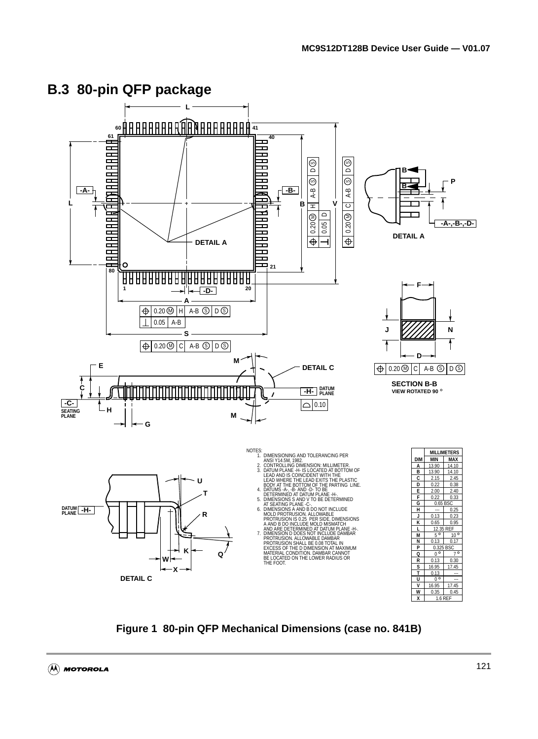## B.3 80-pin QFP package

NOTES:
1. DIMENSIONING AND TOLERANCING PER ANSI Y14.5M, 1982.
2. CONTROLLING DIMENSION: MILLIMETER.
3. DATUM PLANE -H- IS LOCATED AT BOTTOM OF LEAD AND IS COINCIDENT WITH THE LEAD WHERE THE LEAD EXITS THE PLASTIC BODY AT THE BOTTOM OF THE PARTING LINE.
4. DATUMS -A-, -B- AND -D- TO BE DETERMINED AT DATUM PLANE -H-.
5. DIMENSIONS S AND V TO BE DETERMINED AT SEATING PLANE -C-.
6. DIMENSIONS A AND B DO NOT INCLUDE MOLD PROTRUSION. ALLOWABLE PROTRUSION IS 0.25 PER SIDE. DIMENSIONS A AND B DO INCLUDE MOLD MISMATCH AND ARE DETERMINED AT DATUM PLANE -H-.
7. DIMENSION D DOES NOT INCLUDE DAMBAR PROTRUSION. ALLOWABLE DAMBAR PROTRUSION SHALL BE 0.08 TOTAL IN EXCESS OF THE D DIMENSION AT MAXIMUM MATERIAL CONDITION. DAMBAR CANNOT BE LOCATED ON THE LOWER RADIUS OR THE FOOT.

| DIM | MILLIMETERS MIN | MILLIMETERS MAX |
|---|---|---|
| A | 13.90 | 14.10 |
| B | 13.90 | 14.10 |
| C | 2.15 | 2.45 |
| D | 0.22 | 0.38 |
| E | 2.00 | 2.40 |
| F | 0.22 | 0.33 |
| G | 0.65 BSC | |
| H | --- | 0.25 |
| J | 0.13 | 0.23 |
| K | 0.65 | 0.95 |
| L | 12.35 REF | |
| M | 5° | 10° |
| N | 0.13 | 0.17 |
| P | 0.325 BSC | |
| Q | 0° | 7° |
| R | 0.13 | 0.30 |
| S | 16.95 | 17.45 |
| T | 0.13 | --- |
| U | 0° | --- |
| V | 16.95 | 17.45 |
| W | 0.35 | 0.45 |
| X | 1.6 REF | |

**Figure 1 80-pin QFP Mechanical Dimensions (case no. 841B)**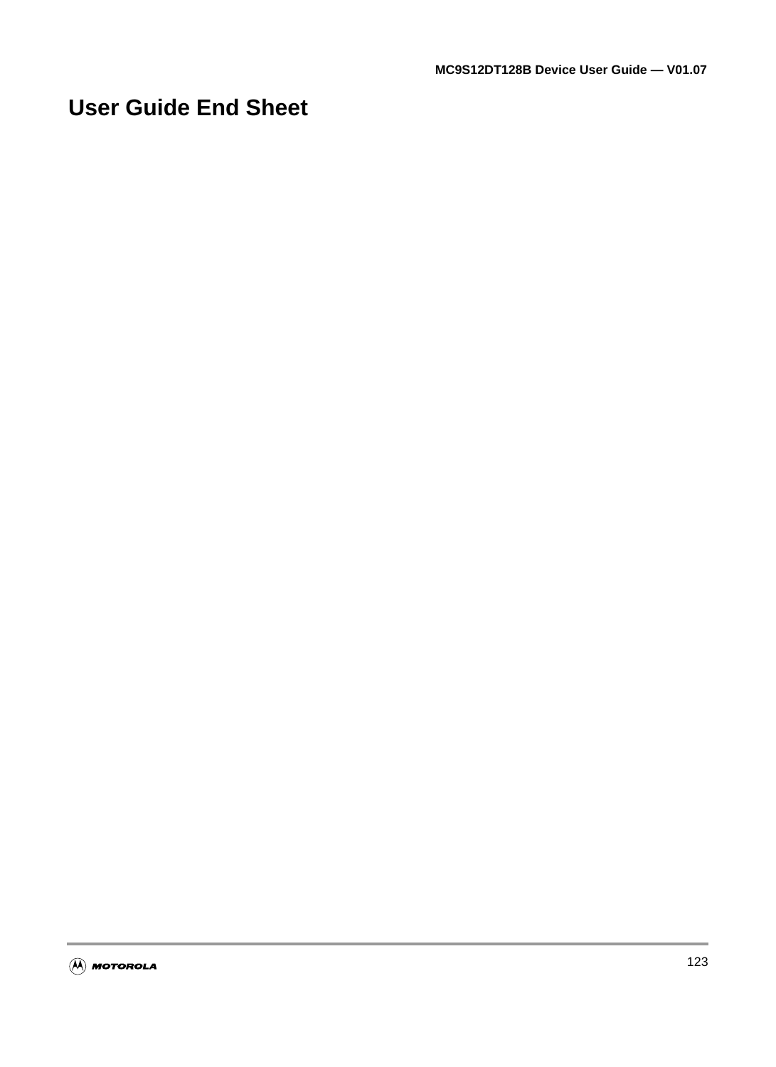# User Guide End Sheet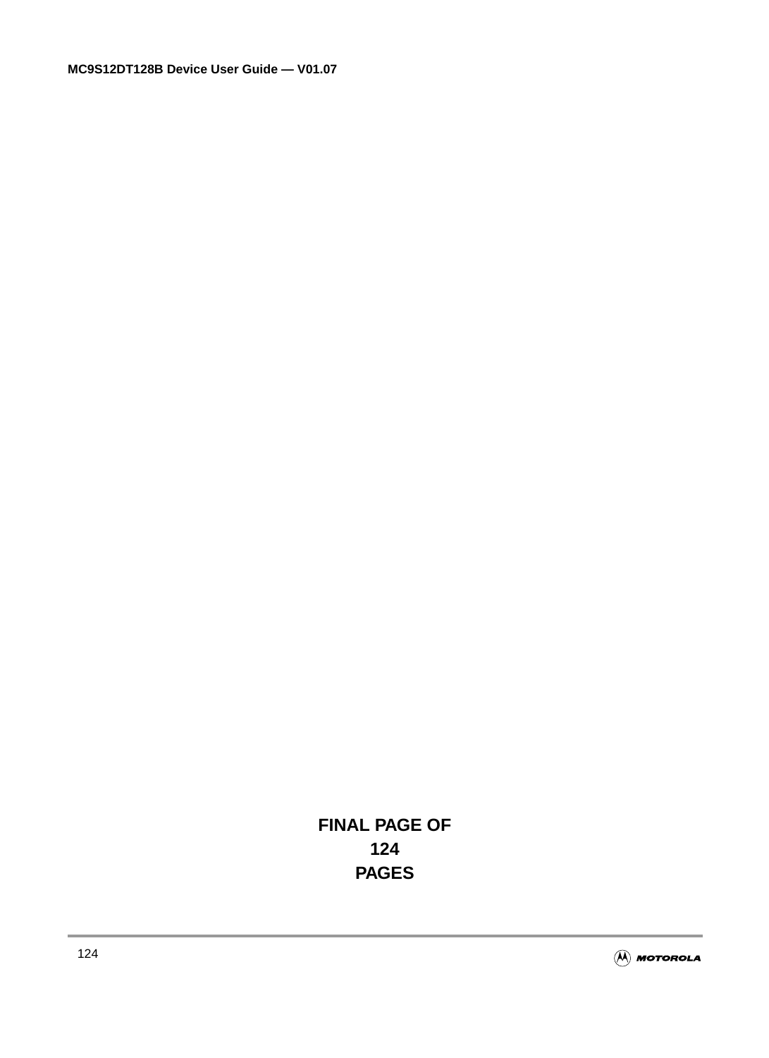**FINAL PAGE OF**
**124**
**PAGES**